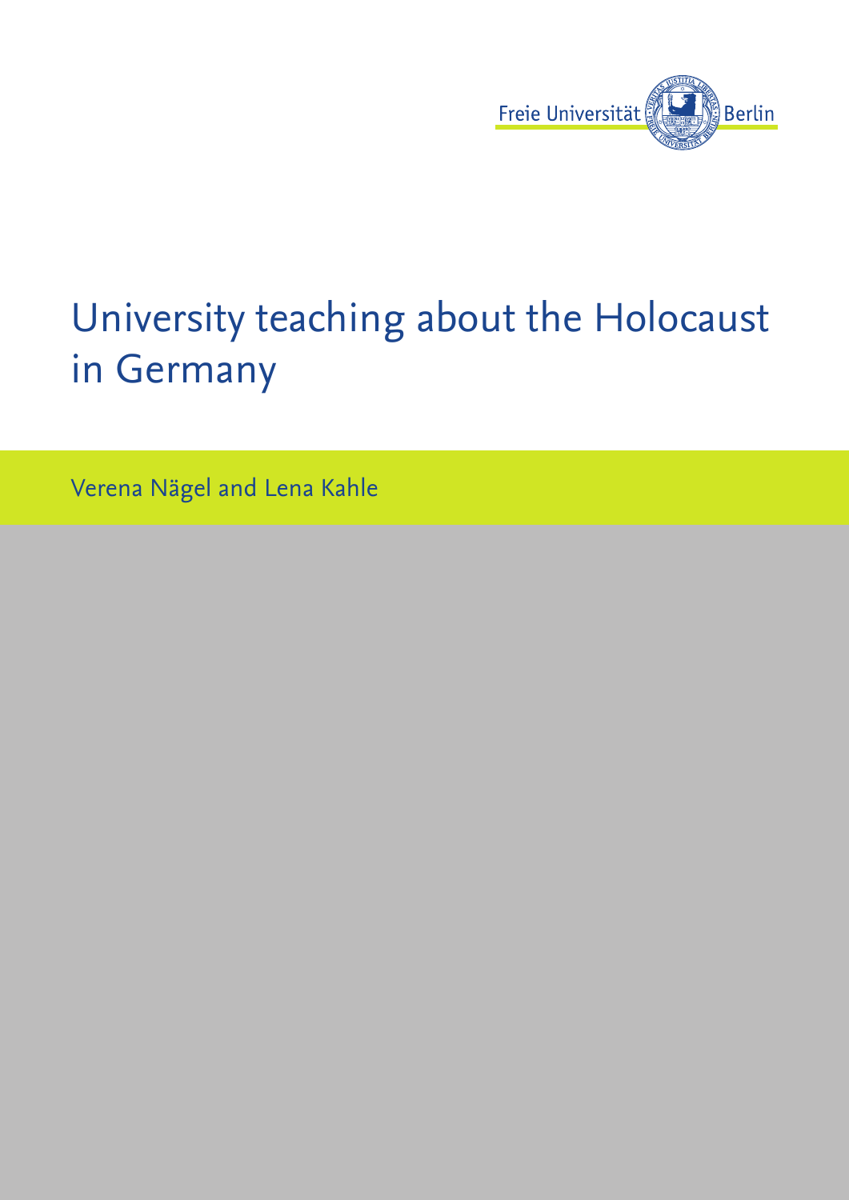Freie Universität Berlin

# University teaching about the Holocaust in Germany

Verena Nägel and Lena Kahle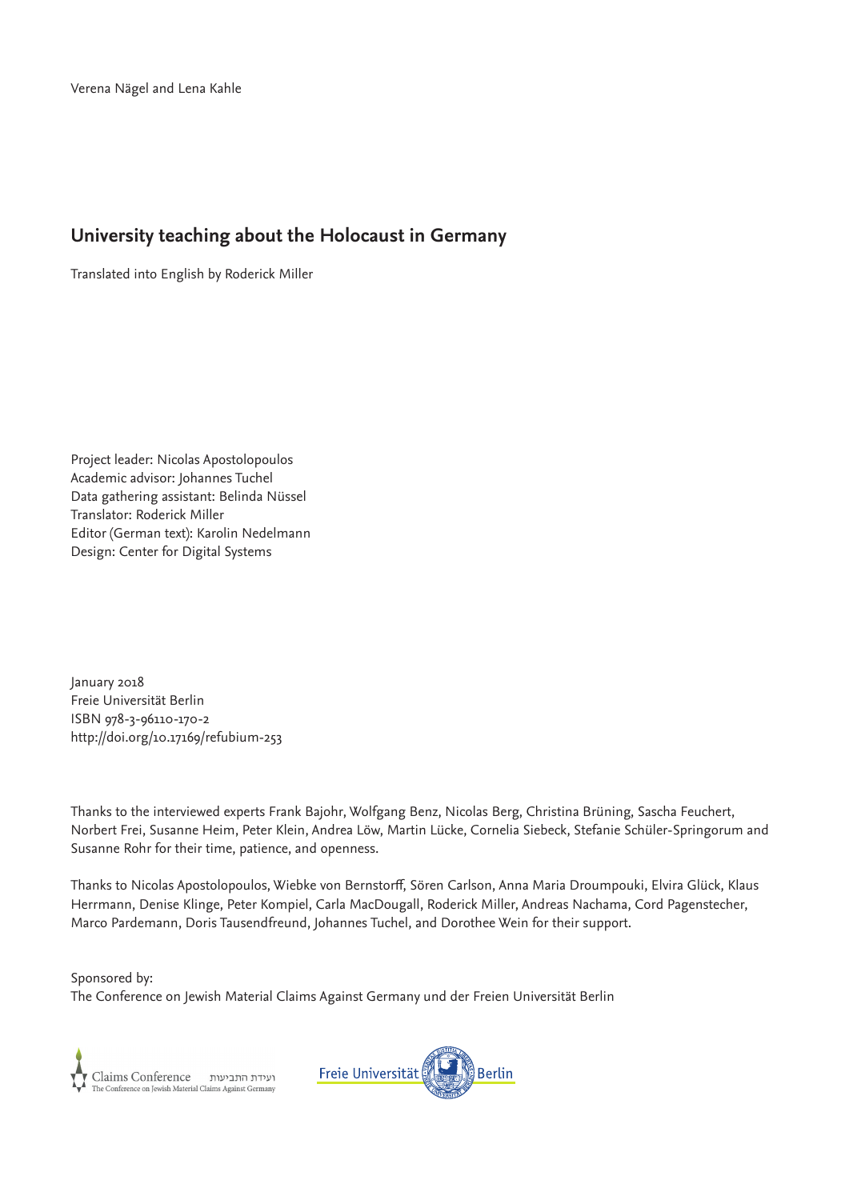Verena Nägel and Lena Kahle

# University teaching about the Holocaust in Germany

Translated into English by Roderick Miller

Project leader: Nicolas Apostolopoulos
Academic advisor: Johannes Tuchel
Data gathering assistant: Belinda Nüssel
Translator: Roderick Miller
Editor (German text): Karolin Nedelmann
Design: Center for Digital Systems

January 2018
Freie Universität Berlin
ISBN 978-3-96110-170-2
http://doi.org/10.17169/refubium-253

Thanks to the interviewed experts Frank Bajohr, Wolfgang Benz, Nicolas Berg, Christina Brüning, Sascha Feuchert, Norbert Frei, Susanne Heim, Peter Klein, Andrea Löw, Martin Lücke, Cornelia Siebeck, Stefanie Schüler-Springorum and Susanne Rohr for their time, patience, and openness.

Thanks to Nicolas Apostolopoulos, Wiebke von Bernstorff, Sören Carlson, Anna Maria Droumpouki, Elvira Glück, Klaus Herrmann, Denise Klinge, Peter Kompiel, Carla MacDougall, Roderick Miller, Andreas Nachama, Cord Pagenstecher, Marco Pardemann, Doris Tausendfreund, Johannes Tuchel, and Dorothee Wein for their support.

Sponsored by:
The Conference on Jewish Material Claims Against Germany und der Freien Universität Berlin

Claims Conference ועידת התביעות
The Conference on Jewish Material Claims Against Germany

Freie Universität Berlin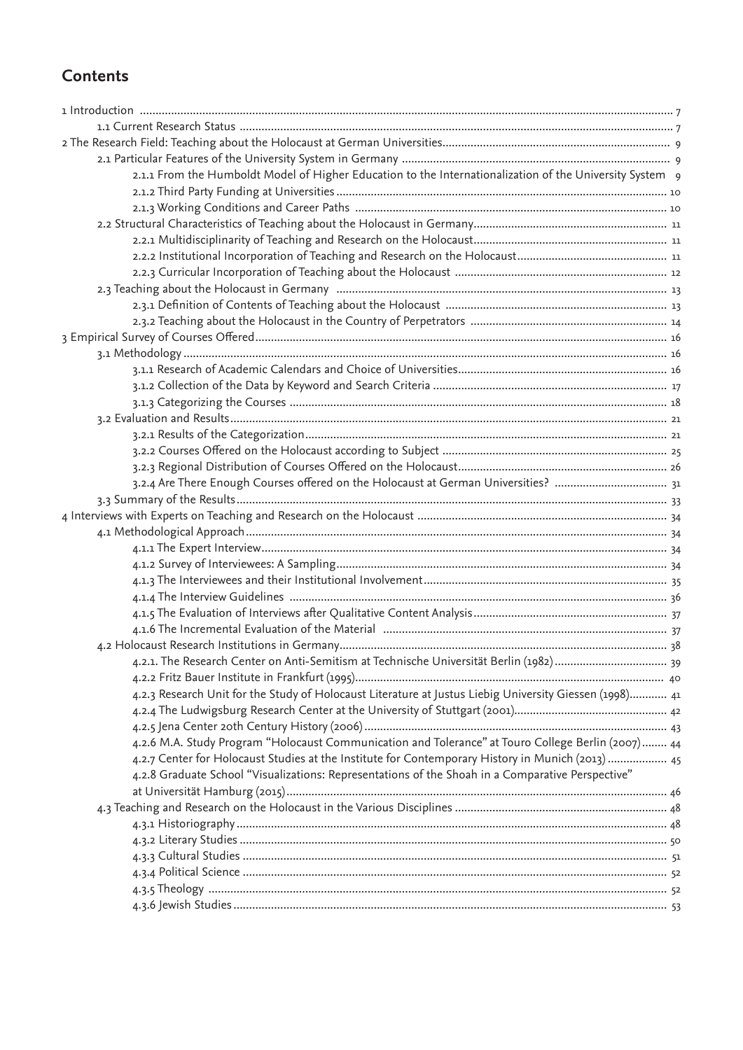## Contents

1 Introduction ..... 7
  1.1 Current Research Status ..... 7
2 The Research Field: Teaching about the Holocaust at German Universities ..... 9
  2.1 Particular Features of the University System in Germany ..... 9
    2.1.1 From the Humboldt Model of Higher Education to the Internationalization of the University System ..... 9
    2.1.2 Third Party Funding at Universities ..... 10
    2.1.3 Working Conditions and Career Paths ..... 10
  2.2 Structural Characteristics of Teaching about the Holocaust in Germany ..... 11
    2.2.1 Multidisciplinarity of Teaching and Research on the Holocaust ..... 11
    2.2.2 Institutional Incorporation of Teaching and Research on the Holocaust ..... 11
    2.2.3 Curricular Incorporation of Teaching about the Holocaust ..... 12
  2.3 Teaching about the Holocaust in Germany ..... 13
    2.3.1 Definition of Contents of Teaching about the Holocaust ..... 13
    2.3.2 Teaching about the Holocaust in the Country of Perpetrators ..... 14
3 Empirical Survey of Courses Offered ..... 16
  3.1 Methodology ..... 16
    3.1.1 Research of Academic Calendars and Choice of Universities ..... 16
    3.1.2 Collection of the Data by Keyword and Search Criteria ..... 17
    3.1.3 Categorizing the Courses ..... 18
  3.2 Evaluation and Results ..... 21
    3.2.1 Results of the Categorization ..... 21
    3.2.2 Courses Offered on the Holocaust according to Subject ..... 25
    3.2.3 Regional Distribution of Courses Offered on the Holocaust ..... 26
    3.2.4 Are There Enough Courses offered on the Holocaust at German Universities? ..... 31
  3.3 Summary of the Results ..... 33
4 Interviews with Experts on Teaching and Research on the Holocaust ..... 34
  4.1 Methodological Approach ..... 34
    4.1.1 The Expert Interview ..... 34
    4.1.2 Survey of Interviewees: A Sampling ..... 34
    4.1.3 The Interviewees and their Institutional Involvement ..... 35
    4.1.4 The Interview Guidelines ..... 36
    4.1.5 The Evaluation of Interviews after Qualitative Content Analysis ..... 37
    4.1.6 The Incremental Evaluation of the Material ..... 37
  4.2 Holocaust Research Institutions in Germany ..... 38
    4.2.1. The Research Center on Anti-Semitism at Technische Universität Berlin (1982) ..... 39
    4.2.2 Fritz Bauer Institute in Frankfurt (1995) ..... 40
    4.2.3 Research Unit for the Study of Holocaust Literature at Justus Liebig University Giessen (1998) ..... 41
    4.2.4 The Ludwigsburg Research Center at the University of Stuttgart (2001) ..... 42
    4.2.5 Jena Center 20th Century History (2006) ..... 43
    4.2.6 M.A. Study Program "Holocaust Communication and Tolerance" at Touro College Berlin (2007) ..... 44
    4.2.7 Center for Holocaust Studies at the Institute for Contemporary History in Munich (2013) ..... 45
    4.2.8 Graduate School "Visualizations: Representations of the Shoah in a Comparative Perspective" at Universität Hamburg (2015) ..... 46
  4.3 Teaching and Research on the Holocaust in the Various Disciplines ..... 48
    4.3.1 Historiography ..... 48
    4.3.2 Literary Studies ..... 50
    4.3.3 Cultural Studies ..... 51
    4.3.4 Political Science ..... 52
    4.3.5 Theology ..... 52
    4.3.6 Jewish Studies ..... 53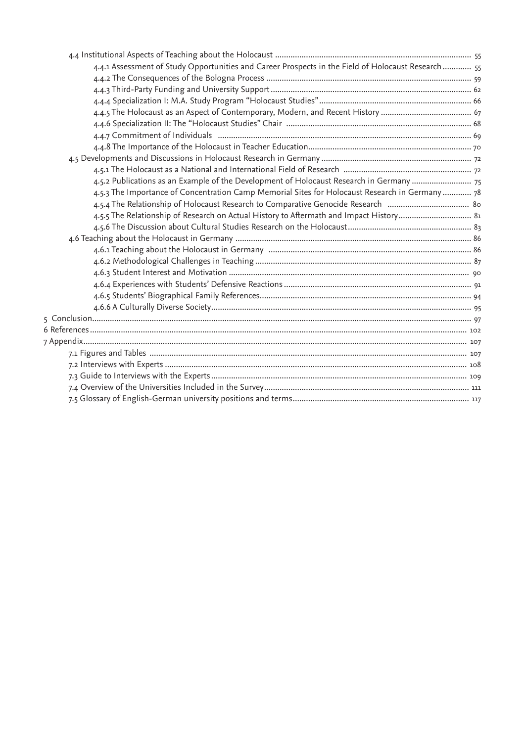4.4 Institutional Aspects of Teaching about the Holocaust ........................................................................................ 55

4.4.1 Assessment of Study Opportunities and Career Prospects in the Field of Holocaust Research ............ 55

4.4.2 The Consequences of the Bologna Process ............................................................................................ 59

4.4.3 Third-Party Funding and University Support .......................................................................................... 62

4.4.4 Specialization I: M.A. Study Program "Holocaust Studies" .................................................................... 66

4.4.5 The Holocaust as an Aspect of Contemporary, Modern, and Recent History ......................................... 67

4.4.6 Specialization II: The "Holocaust Studies" Chair ................................................................................... 68

4.4.7 Commitment of Individuals .................................................................................................................. 69

4.4.8 The Importance of the Holocaust in Teacher Education......................................................................... 70

4.5 Developments and Discussions in Holocaust Research in Germany ................................................................... 72

4.5.1 The Holocaust as a National and International Field of Research .......................................................... 72

4.5.2 Publications as an Example of the Development of Holocaust Research in Germany ........................... 75

4.5.3 The Importance of Concentration Camp Memorial Sites for Holocaust Research in Germany ............. 78

4.5.4 The Relationship of Holocaust Research to Comparative Genocide Research ..................................... 80

4.5.5 The Relationship of Research on Actual History to Aftermath and Impact History................................ 81

4.5.6 The Discussion about Cultural Studies Research on the Holocaust........................................................ 83

4.6 Teaching about the Holocaust in Germany .......................................................................................... 86

4.6.1 Teaching about the Holocaust in Germany ........................................................................................... 86

4.6.2 Methodological Challenges in Teaching ................................................................................................. 87

4.6.3 Student Interest and Motivation ............................................................................................................ 90

4.6.4 Experiences with Students' Defensive Reactions .................................................................................... 91

4.6.5 Students' Biographical Family References............................................................................................... 94

4.6.6 A Culturally Diverse Society..................................................................................................................... 95

5 Conclusion......................................................................................................................................................... 97

6 References ......................................................................................................................................................... 102

7 Appendix............................................................................................................................................................ 107

7.1 Figures and Tables ..................................................................................................................................... 107

7.2 Interviews with Experts ............................................................................................................................. 108

7.3 Guide to Interviews with the Experts.......................................................................................................... 109

7.4 Overview of the Universities Included in the Survey.................................................................................. 111

7.5 Glossary of English-German university positions and terms..................................................................... 117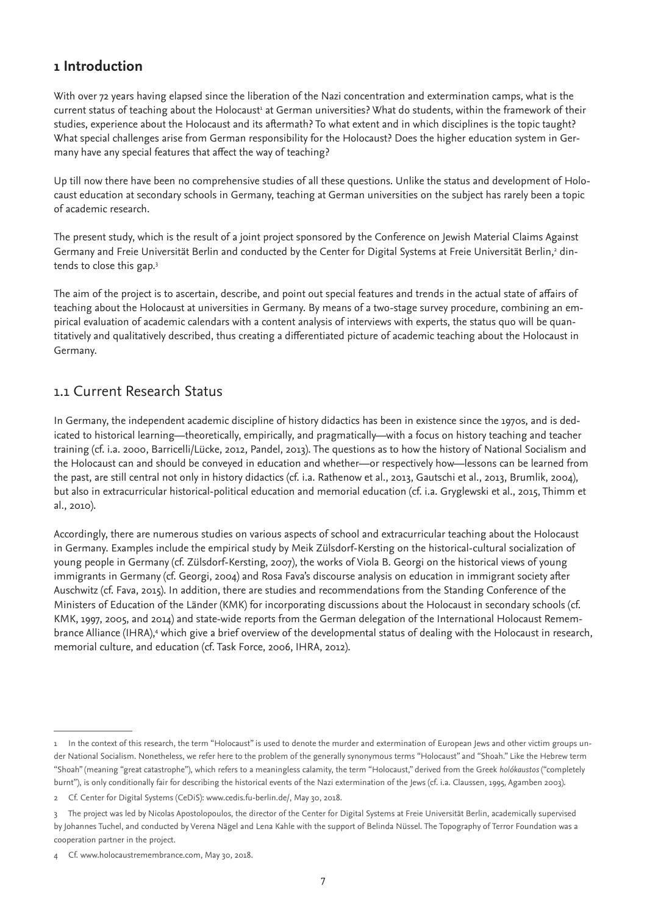## 1 Introduction

With over 72 years having elapsed since the liberation of the Nazi concentration and extermination camps, what is the current status of teaching about the Holocaust[1] at German universities? What do students, within the framework of their studies, experience about the Holocaust and its aftermath? To what extent and in which disciplines is the topic taught? What special challenges arise from German responsibility for the Holocaust? Does the higher education system in Germany have any special features that affect the way of teaching?

Up till now there have been no comprehensive studies of all these questions. Unlike the status and development of Holocaust education at secondary schools in Germany, teaching at German universities on the subject has rarely been a topic of academic research.

The present study, which is the result of a joint project sponsored by the Conference on Jewish Material Claims Against Germany and Freie Universität Berlin and conducted by the Center for Digital Systems at Freie Universität Berlin,[2] dintends to close this gap.[3]

The aim of the project is to ascertain, describe, and point out special features and trends in the actual state of affairs of teaching about the Holocaust at universities in Germany. By means of a two-stage survey procedure, combining an empirical evaluation of academic calendars with a content analysis of interviews with experts, the status quo will be quantitatively and qualitatively described, thus creating a differentiated picture of academic teaching about the Holocaust in Germany.

## 1.1 Current Research Status

In Germany, the independent academic discipline of history didactics has been in existence since the 1970s, and is dedicated to historical learning—theoretically, empirically, and pragmatically—with a focus on history teaching and teacher training (cf. i.a. 2000, Barricelli/Lücke, 2012, Pandel, 2013). The questions as to how the history of National Socialism and the Holocaust can and should be conveyed in education and whether—or respectively how—lessons can be learned from the past, are still central not only in history didactics (cf. i.a. Rathenow et al., 2013, Gautschi et al., 2013, Brumlik, 2004), but also in extracurricular historical-political education and memorial education (cf. i.a. Gryglewski et al., 2015, Thimm et al., 2010).

Accordingly, there are numerous studies on various aspects of school and extracurricular teaching about the Holocaust in Germany. Examples include the empirical study by Meik Zülsdorf-Kersting on the historical-cultural socialization of young people in Germany (cf. Zülsdorf-Kersting, 2007), the works of Viola B. Georgi on the historical views of young immigrants in Germany (cf. Georgi, 2004) and Rosa Fava's discourse analysis on education in immigrant society after Auschwitz (cf. Fava, 2015). In addition, there are studies and recommendations from the Standing Conference of the Ministers of Education of the Länder (KMK) for incorporating discussions about the Holocaust in secondary schools (cf. KMK, 1997, 2005, and 2014) and state-wide reports from the German delegation of the International Holocaust Remembrance Alliance (IHRA),[4] which give a brief overview of the developmental status of dealing with the Holocaust in research, memorial culture, and education (cf. Task Force, 2006, IHRA, 2012).

---

1 In the context of this research, the term "Holocaust" is used to denote the murder and extermination of European Jews and other victim groups under National Socialism. Nonetheless, we refer here to the problem of the generally synonymous terms "Holocaust" and "Shoah." Like the Hebrew term "Shoah" (meaning "great catastrophe"), which refers to a meaningless calamity, the term "Holocaust," derived from the Greek *holókaustos* ("completely burnt"), is only conditionally fair for describing the historical events of the Nazi extermination of the Jews (cf. i.a. Claussen, 1995, Agamben 2003).

2 Cf. Center for Digital Systems (CeDiS): www.cedis.fu-berlin.de/, May 30, 2018.

3 The project was led by Nicolas Apostolopoulos, the director of the Center for Digital Systems at Freie Universität Berlin, academically supervised by Johannes Tuchel, and conducted by Verena Nägel and Lena Kahle with the support of Belinda Nüssel. The Topography of Terror Foundation was a cooperation partner in the project.

4 Cf. www.holocaustremembrance.com, May 30, 2018.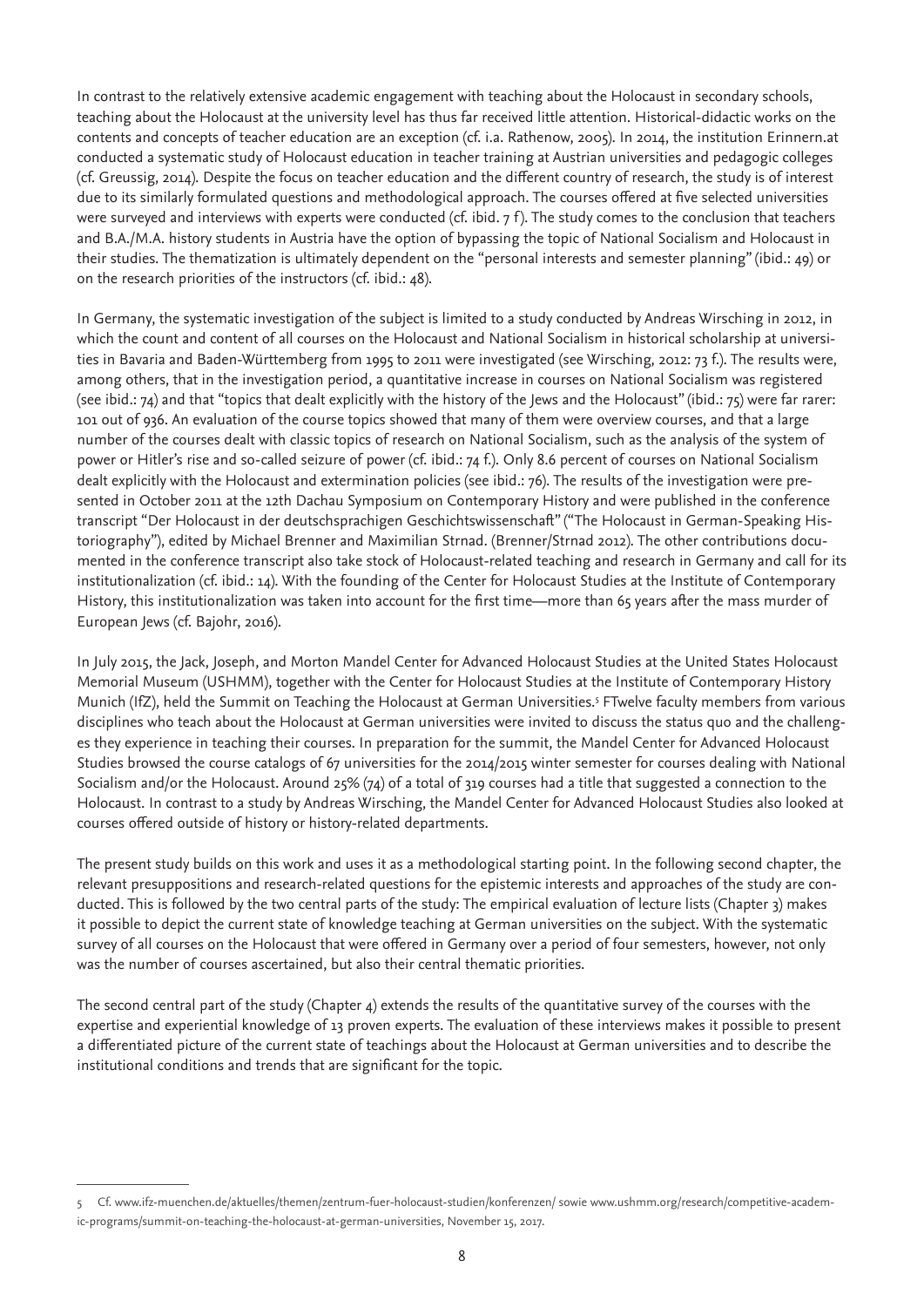In contrast to the relatively extensive academic engagement with teaching about the Holocaust in secondary schools, teaching about the Holocaust at the university level has thus far received little attention. Historical-didactic works on the contents and concepts of teacher education are an exception (cf. i.a. Rathenow, 2005). In 2014, the institution Erinnern.at conducted a systematic study of Holocaust education in teacher training at Austrian universities and pedagogic colleges (cf. Greussig, 2014). Despite the focus on teacher education and the different country of research, the study is of interest due to its similarly formulated questions and methodological approach. The courses offered at five selected universities were surveyed and interviews with experts were conducted (cf. ibid. 7 f). The study comes to the conclusion that teachers and B.A./M.A. history students in Austria have the option of bypassing the topic of National Socialism and Holocaust in their studies. The thematization is ultimately dependent on the "personal interests and semester planning" (ibid.: 49) or on the research priorities of the instructors (cf. ibid.: 48).

In Germany, the systematic investigation of the subject is limited to a study conducted by Andreas Wirsching in 2012, in which the count and content of all courses on the Holocaust and National Socialism in historical scholarship at universities in Bavaria and Baden-Württemberg from 1995 to 2011 were investigated (see Wirsching, 2012: 73 f.). The results were, among others, that in the investigation period, a quantitative increase in courses on National Socialism was registered (see ibid.: 74) and that "topics that dealt explicitly with the history of the Jews and the Holocaust" (ibid.: 75) were far rarer: 101 out of 936. An evaluation of the course topics showed that many of them were overview courses, and that a large number of the courses dealt with classic topics of research on National Socialism, such as the analysis of the system of power or Hitler's rise and so-called seizure of power (cf. ibid.: 74 f.). Only 8.6 percent of courses on National Socialism dealt explicitly with the Holocaust and extermination policies (see ibid.: 76). The results of the investigation were presented in October 2011 at the 12th Dachau Symposium on Contemporary History and were published in the conference transcript "Der Holocaust in der deutschsprachigen Geschichtswissenschaft" ("The Holocaust in German-Speaking Historiography"), edited by Michael Brenner and Maximilian Strnad. (Brenner/Strnad 2012). The other contributions documented in the conference transcript also take stock of Holocaust-related teaching and research in Germany and call for its institutionalization (cf. ibid.: 14). With the founding of the Center for Holocaust Studies at the Institute of Contemporary History, this institutionalization was taken into account for the first time—more than 65 years after the mass murder of European Jews (cf. Bajohr, 2016).

In July 2015, the Jack, Joseph, and Morton Mandel Center for Advanced Holocaust Studies at the United States Holocaust Memorial Museum (USHMM), together with the Center for Holocaust Studies at the Institute of Contemporary History Munich (IfZ), held the Summit on Teaching the Holocaust at German Universities.[5] FTwelve faculty members from various disciplines who teach about the Holocaust at German universities were invited to discuss the status quo and the challenges they experience in teaching their courses. In preparation for the summit, the Mandel Center for Advanced Holocaust Studies browsed the course catalogs of 67 universities for the 2014/2015 winter semester for courses dealing with National Socialism and/or the Holocaust. Around 25% (74) of a total of 319 courses had a title that suggested a connection to the Holocaust. In contrast to a study by Andreas Wirsching, the Mandel Center for Advanced Holocaust Studies also looked at courses offered outside of history or history-related departments.

The present study builds on this work and uses it as a methodological starting point. In the following second chapter, the relevant presuppositions and research-related questions for the epistemic interests and approaches of the study are conducted. This is followed by the two central parts of the study: The empirical evaluation of lecture lists (Chapter 3) makes it possible to depict the current state of knowledge teaching at German universities on the subject. With the systematic survey of all courses on the Holocaust that were offered in Germany over a period of four semesters, however, not only was the number of courses ascertained, but also their central thematic priorities.

The second central part of the study (Chapter 4) extends the results of the quantitative survey of the courses with the expertise and experiential knowledge of 13 proven experts. The evaluation of these interviews makes it possible to present a differentiated picture of the current state of teachings about the Holocaust at German universities and to describe the institutional conditions and trends that are significant for the topic.

---

5 Cf. www.ifz-muenchen.de/aktuelles/themen/zentrum-fuer-holocaust-studien/konferenzen/ sowie www.ushmm.org/research/competitive-academic-programs/summit-on-teaching-the-holocaust-at-german-universities, November 15, 2017.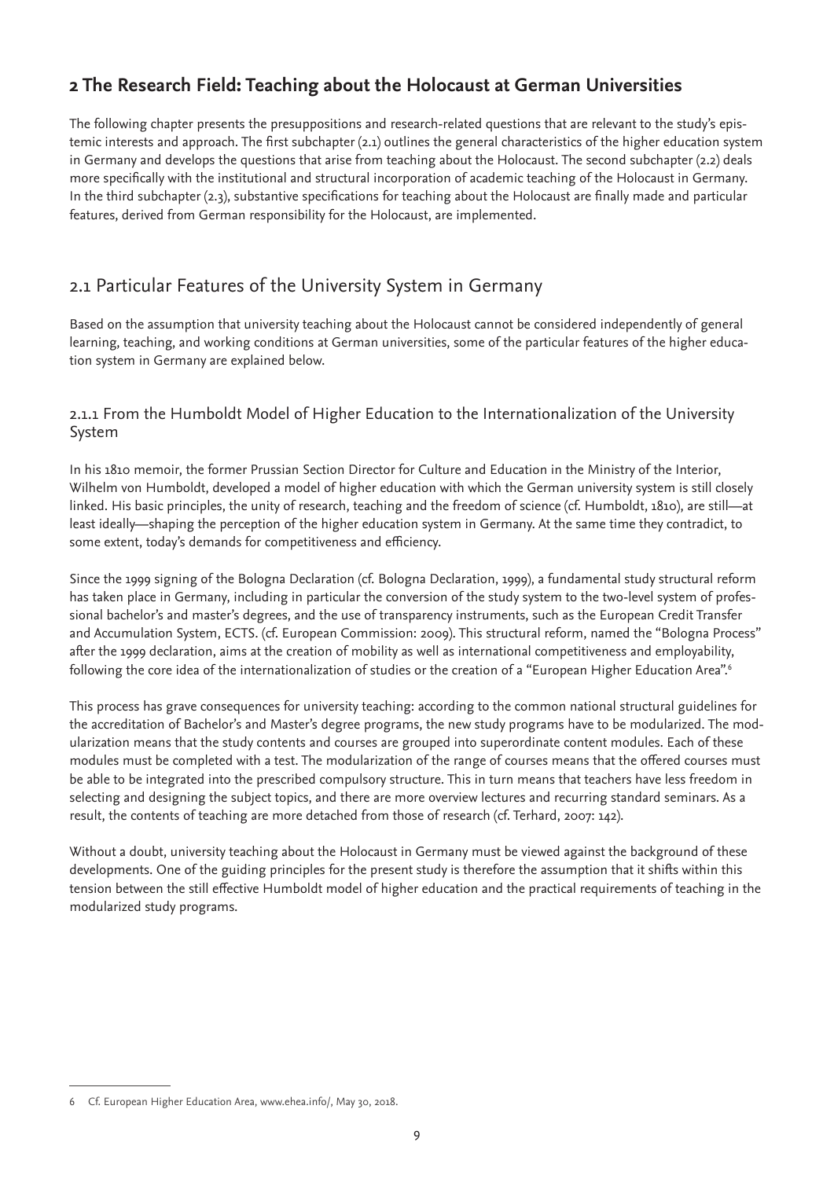## 2 The Research Field: Teaching about the Holocaust at German Universities

The following chapter presents the presuppositions and research-related questions that are relevant to the study's epistemic interests and approach. The first subchapter (2.1) outlines the general characteristics of the higher education system in Germany and develops the questions that arise from teaching about the Holocaust. The second subchapter (2.2) deals more specifically with the institutional and structural incorporation of academic teaching of the Holocaust in Germany. In the third subchapter (2.3), substantive specifications for teaching about the Holocaust are finally made and particular features, derived from German responsibility for the Holocaust, are implemented.

### 2.1 Particular Features of the University System in Germany

Based on the assumption that university teaching about the Holocaust cannot be considered independently of general learning, teaching, and working conditions at German universities, some of the particular features of the higher education system in Germany are explained below.

#### 2.1.1 From the Humboldt Model of Higher Education to the Internationalization of the University System

In his 1810 memoir, the former Prussian Section Director for Culture and Education in the Ministry of the Interior, Wilhelm von Humboldt, developed a model of higher education with which the German university system is still closely linked. His basic principles, the unity of research, teaching and the freedom of science (cf. Humboldt, 1810), are still—at least ideally—shaping the perception of the higher education system in Germany. At the same time they contradict, to some extent, today's demands for competitiveness and efficiency.

Since the 1999 signing of the Bologna Declaration (cf. Bologna Declaration, 1999), a fundamental study structural reform has taken place in Germany, including in particular the conversion of the study system to the two-level system of professional bachelor's and master's degrees, and the use of transparency instruments, such as the European Credit Transfer and Accumulation System, ECTS. (cf. European Commission: 2009). This structural reform, named the "Bologna Process" after the 1999 declaration, aims at the creation of mobility as well as international competitiveness and employability, following the core idea of the internationalization of studies or the creation of a "European Higher Education Area".[6]

This process has grave consequences for university teaching: according to the common national structural guidelines for the accreditation of Bachelor's and Master's degree programs, the new study programs have to be modularized. The modularization means that the study contents and courses are grouped into superordinate content modules. Each of these modules must be completed with a test. The modularization of the range of courses means that the offered courses must be able to be integrated into the prescribed compulsory structure. This in turn means that teachers have less freedom in selecting and designing the subject topics, and there are more overview lectures and recurring standard seminars. As a result, the contents of teaching are more detached from those of research (cf. Terhard, 2007: 142).

Without a doubt, university teaching about the Holocaust in Germany must be viewed against the background of these developments. One of the guiding principles for the present study is therefore the assumption that it shifts within this tension between the still effective Humboldt model of higher education and the practical requirements of teaching in the modularized study programs.

---

6 Cf. European Higher Education Area, www.ehea.info/, May 30, 2018.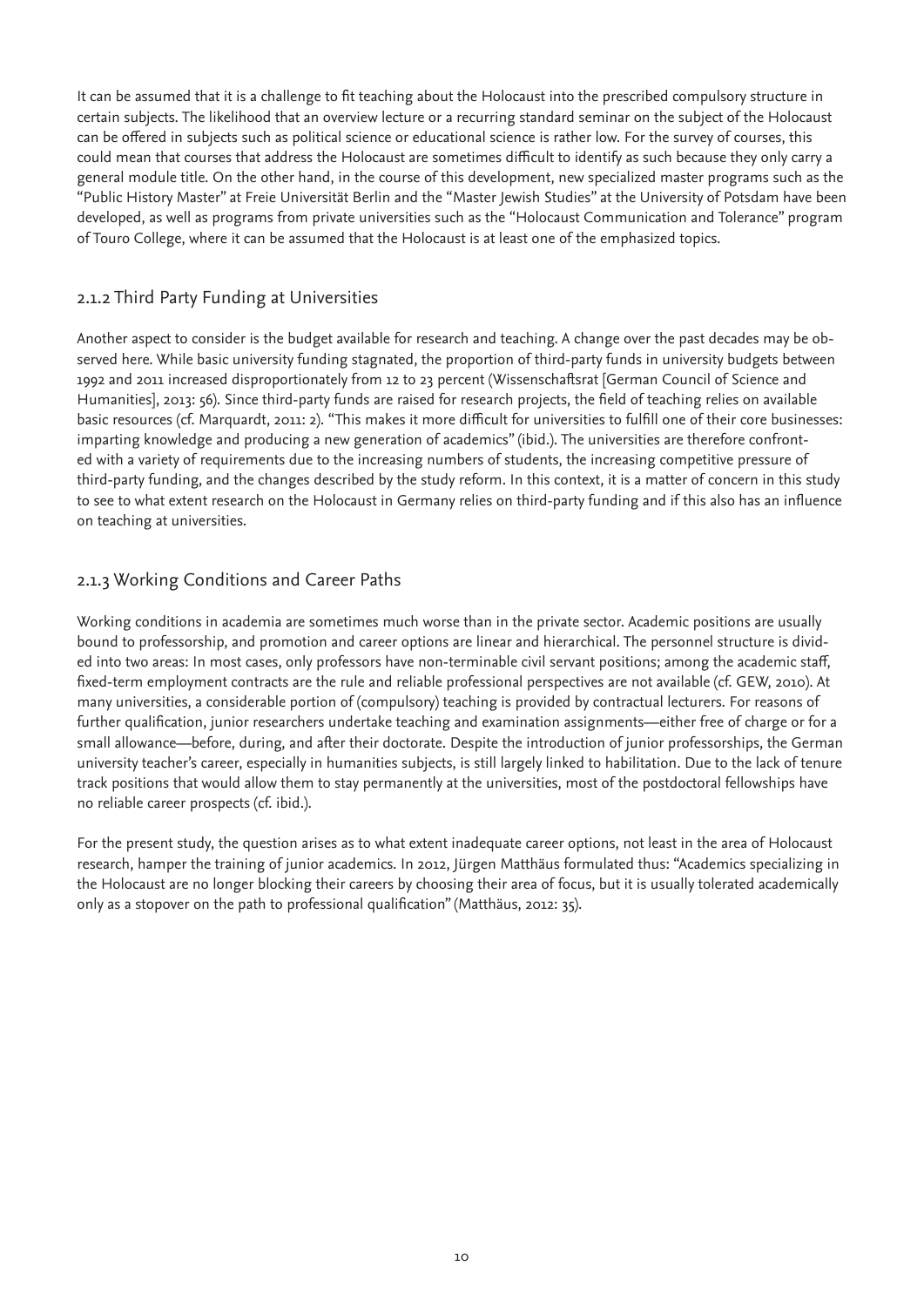It can be assumed that it is a challenge to fit teaching about the Holocaust into the prescribed compulsory structure in certain subjects. The likelihood that an overview lecture or a recurring standard seminar on the subject of the Holocaust can be offered in subjects such as political science or educational science is rather low. For the survey of courses, this could mean that courses that address the Holocaust are sometimes difficult to identify as such because they only carry a general module title. On the other hand, in the course of this development, new specialized master programs such as the "Public History Master" at Freie Universität Berlin and the "Master Jewish Studies" at the University of Potsdam have been developed, as well as programs from private universities such as the "Holocaust Communication and Tolerance" program of Touro College, where it can be assumed that the Holocaust is at least one of the emphasized topics.

### 2.1.2 Third Party Funding at Universities

Another aspect to consider is the budget available for research and teaching. A change over the past decades may be observed here. While basic university funding stagnated, the proportion of third-party funds in university budgets between 1992 and 2011 increased disproportionately from 12 to 23 percent (Wissenschaftsrat [German Council of Science and Humanities], 2013: 56). Since third-party funds are raised for research projects, the field of teaching relies on available basic resources (cf. Marquardt, 2011: 2). "This makes it more difficult for universities to fulfill one of their core businesses: imparting knowledge and producing a new generation of academics" (ibid.). The universities are therefore confronted with a variety of requirements due to the increasing numbers of students, the increasing competitive pressure of third-party funding, and the changes described by the study reform. In this context, it is a matter of concern in this study to see to what extent research on the Holocaust in Germany relies on third-party funding and if this also has an influence on teaching at universities.

### 2.1.3 Working Conditions and Career Paths

Working conditions in academia are sometimes much worse than in the private sector. Academic positions are usually bound to professorship, and promotion and career options are linear and hierarchical. The personnel structure is divided into two areas: In most cases, only professors have non-terminable civil servant positions; among the academic staff, fixed-term employment contracts are the rule and reliable professional perspectives are not available (cf. GEW, 2010). At many universities, a considerable portion of (compulsory) teaching is provided by contractual lecturers. For reasons of further qualification, junior researchers undertake teaching and examination assignments—either free of charge or for a small allowance—before, during, and after their doctorate. Despite the introduction of junior professorships, the German university teacher's career, especially in humanities subjects, is still largely linked to habilitation. Due to the lack of tenure track positions that would allow them to stay permanently at the universities, most of the postdoctoral fellowships have no reliable career prospects (cf. ibid.).

For the present study, the question arises as to what extent inadequate career options, not least in the area of Holocaust research, hamper the training of junior academics. In 2012, Jürgen Matthäus formulated thus: "Academics specializing in the Holocaust are no longer blocking their careers by choosing their area of focus, but it is usually tolerated academically only as a stopover on the path to professional qualification" (Matthäus, 2012: 35).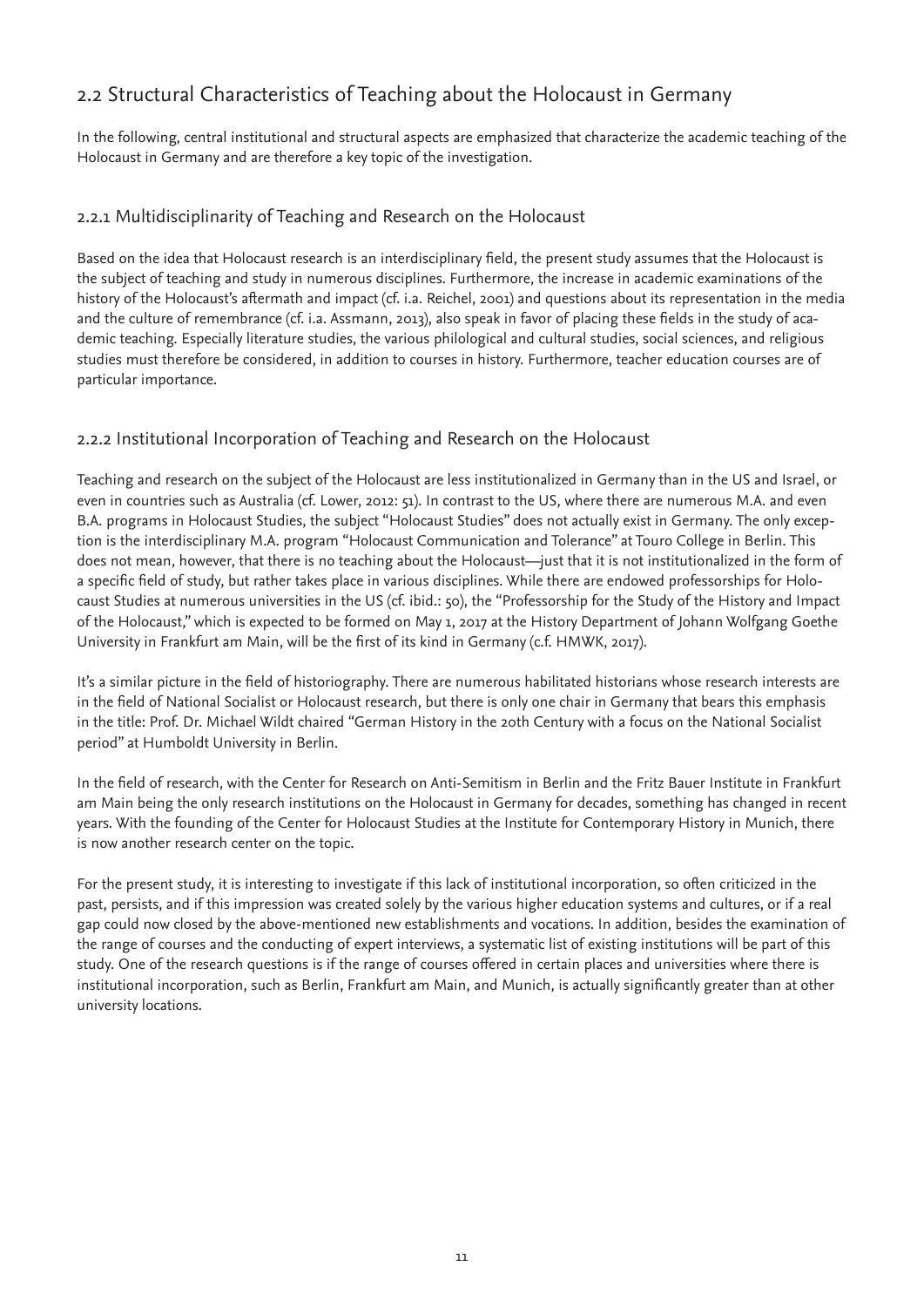## 2.2 Structural Characteristics of Teaching about the Holocaust in Germany

In the following, central institutional and structural aspects are emphasized that characterize the academic teaching of the Holocaust in Germany and are therefore a key topic of the investigation.

### 2.2.1 Multidisciplinarity of Teaching and Research on the Holocaust

Based on the idea that Holocaust research is an interdisciplinary field, the present study assumes that the Holocaust is the subject of teaching and study in numerous disciplines. Furthermore, the increase in academic examinations of the history of the Holocaust's aftermath and impact (cf. i.a. Reichel, 2001) and questions about its representation in the media and the culture of remembrance (cf. i.a. Assmann, 2013), also speak in favor of placing these fields in the study of academic teaching. Especially literature studies, the various philological and cultural studies, social sciences, and religious studies must therefore be considered, in addition to courses in history. Furthermore, teacher education courses are of particular importance.

### 2.2.2 Institutional Incorporation of Teaching and Research on the Holocaust

Teaching and research on the subject of the Holocaust are less institutionalized in Germany than in the US and Israel, or even in countries such as Australia (cf. Lower, 2012: 51). In contrast to the US, where there are numerous M.A. and even B.A. programs in Holocaust Studies, the subject "Holocaust Studies" does not actually exist in Germany. The only exception is the interdisciplinary M.A. program "Holocaust Communication and Tolerance" at Touro College in Berlin. This does not mean, however, that there is no teaching about the Holocaust—just that it is not institutionalized in the form of a specific field of study, but rather takes place in various disciplines. While there are endowed professorships for Holocaust Studies at numerous universities in the US (cf. ibid.: 50), the "Professorship for the Study of the History and Impact of the Holocaust," which is expected to be formed on May 1, 2017 at the History Department of Johann Wolfgang Goethe University in Frankfurt am Main, will be the first of its kind in Germany (c.f. HMWK, 2017).

It's a similar picture in the field of historiography. There are numerous habilitated historians whose research interests are in the field of National Socialist or Holocaust research, but there is only one chair in Germany that bears this emphasis in the title: Prof. Dr. Michael Wildt chaired "German History in the 20th Century with a focus on the National Socialist period" at Humboldt University in Berlin.

In the field of research, with the Center for Research on Anti-Semitism in Berlin and the Fritz Bauer Institute in Frankfurt am Main being the only research institutions on the Holocaust in Germany for decades, something has changed in recent years. With the founding of the Center for Holocaust Studies at the Institute for Contemporary History in Munich, there is now another research center on the topic.

For the present study, it is interesting to investigate if this lack of institutional incorporation, so often criticized in the past, persists, and if this impression was created solely by the various higher education systems and cultures, or if a real gap could now closed by the above-mentioned new establishments and vocations. In addition, besides the examination of the range of courses and the conducting of expert interviews, a systematic list of existing institutions will be part of this study. One of the research questions is if the range of courses offered in certain places and universities where there is institutional incorporation, such as Berlin, Frankfurt am Main, and Munich, is actually significantly greater than at other university locations.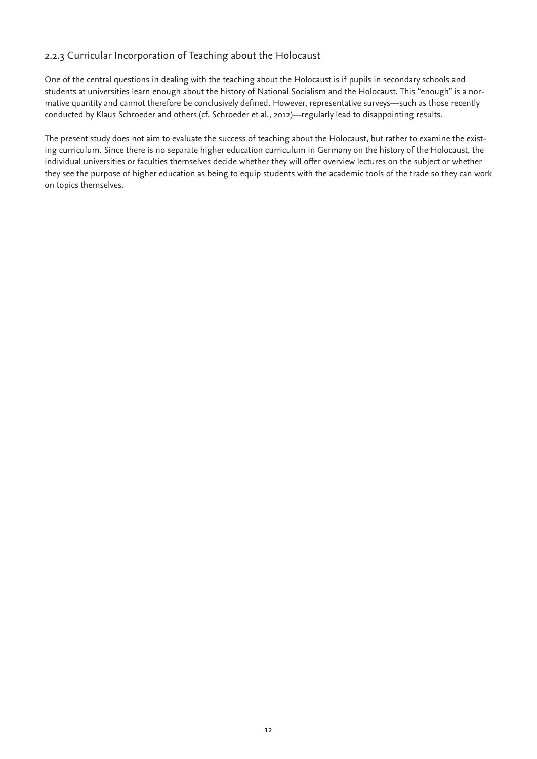### 2.2.3 Curricular Incorporation of Teaching about the Holocaust

One of the central questions in dealing with the teaching about the Holocaust is if pupils in secondary schools and students at universities learn enough about the history of National Socialism and the Holocaust. This "enough" is a normative quantity and cannot therefore be conclusively defined. However, representative surveys—such as those recently conducted by Klaus Schroeder and others (cf. Schroeder et al., 2012)—regularly lead to disappointing results.

The present study does not aim to evaluate the success of teaching about the Holocaust, but rather to examine the existing curriculum. Since there is no separate higher education curriculum in Germany on the history of the Holocaust, the individual universities or faculties themselves decide whether they will offer overview lectures on the subject or whether they see the purpose of higher education as being to equip students with the academic tools of the trade so they can work on topics themselves.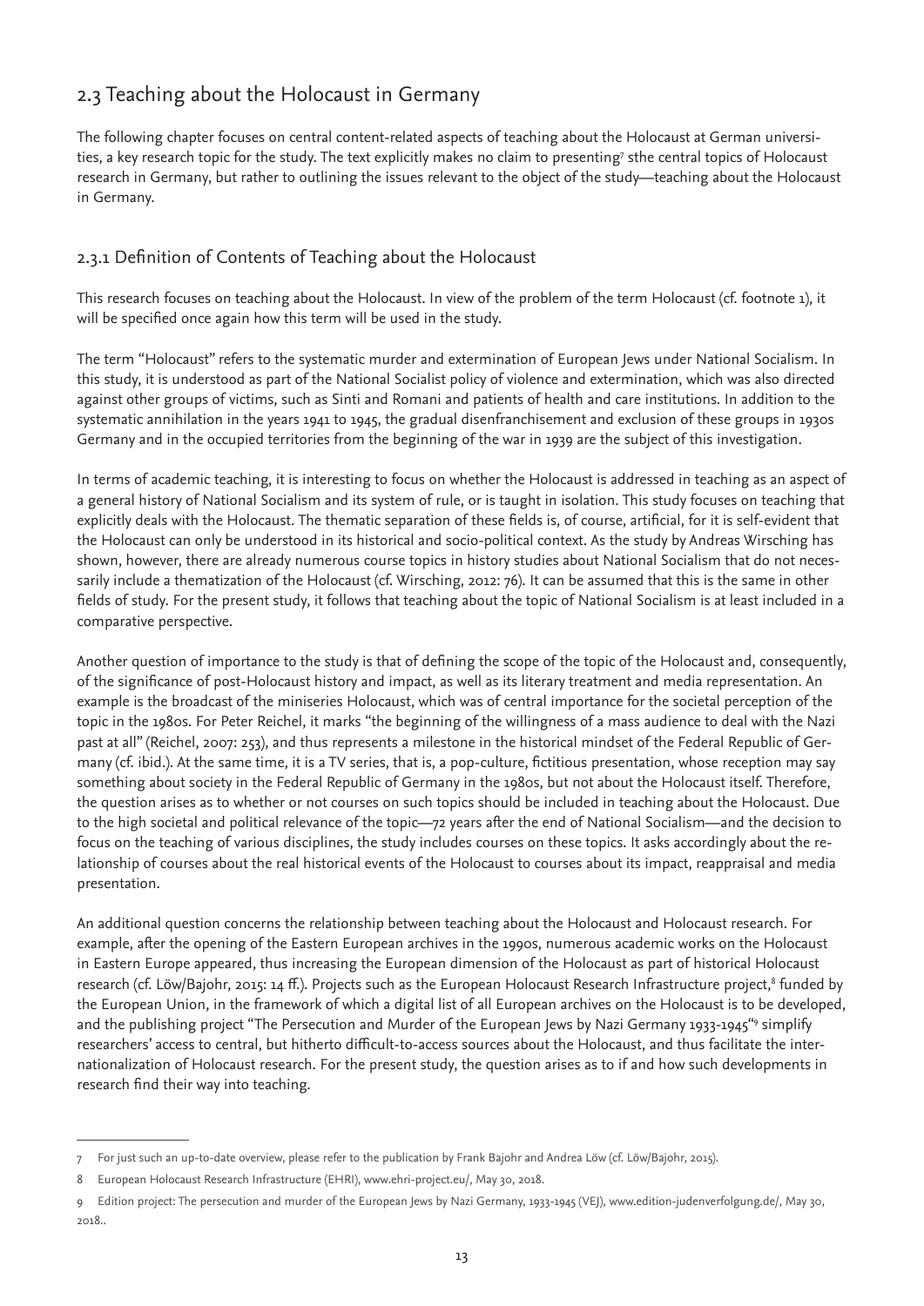## 2.3 Teaching about the Holocaust in Germany

The following chapter focuses on central content-related aspects of teaching about the Holocaust at German universities, a key research topic for the study. The text explicitly makes no claim to presenting[7] sthe central topics of Holocaust research in Germany, but rather to outlining the issues relevant to the object of the study—teaching about the Holocaust in Germany.

### 2.3.1 Definition of Contents of Teaching about the Holocaust

This research focuses on teaching about the Holocaust. In view of the problem of the term Holocaust (cf. footnote 1), it will be specified once again how this term will be used in the study.

The term "Holocaust" refers to the systematic murder and extermination of European Jews under National Socialism. In this study, it is understood as part of the National Socialist policy of violence and extermination, which was also directed against other groups of victims, such as Sinti and Romani and patients of health and care institutions. In addition to the systematic annihilation in the years 1941 to 1945, the gradual disenfranchisement and exclusion of these groups in 1930s Germany and in the occupied territories from the beginning of the war in 1939 are the subject of this investigation.

In terms of academic teaching, it is interesting to focus on whether the Holocaust is addressed in teaching as an aspect of a general history of National Socialism and its system of rule, or is taught in isolation. This study focuses on teaching that explicitly deals with the Holocaust. The thematic separation of these fields is, of course, artificial, for it is self-evident that the Holocaust can only be understood in its historical and socio-political context. As the study by Andreas Wirsching has shown, however, there are already numerous course topics in history studies about National Socialism that do not necessarily include a thematization of the Holocaust (cf. Wirsching, 2012: 76). It can be assumed that this is the same in other fields of study. For the present study, it follows that teaching about the topic of National Socialism is at least included in a comparative perspective.

Another question of importance to the study is that of defining the scope of the topic of the Holocaust and, consequently, of the significance of post-Holocaust history and impact, as well as its literary treatment and media representation. An example is the broadcast of the miniseries Holocaust, which was of central importance for the societal perception of the topic in the 1980s. For Peter Reichel, it marks "the beginning of the willingness of a mass audience to deal with the Nazi past at all" (Reichel, 2007: 253), and thus represents a milestone in the historical mindset of the Federal Republic of Germany (cf. ibid.). At the same time, it is a TV series, that is, a pop-culture, fictitious presentation, whose reception may say something about society in the Federal Republic of Germany in the 1980s, but not about the Holocaust itself. Therefore, the question arises as to whether or not courses on such topics should be included in teaching about the Holocaust. Due to the high societal and political relevance of the topic—72 years after the end of National Socialism—and the decision to focus on the teaching of various disciplines, the study includes courses on these topics. It asks accordingly about the relationship of courses about the real historical events of the Holocaust to courses about its impact, reappraisal and media presentation.

An additional question concerns the relationship between teaching about the Holocaust and Holocaust research. For example, after the opening of the Eastern European archives in the 1990s, numerous academic works on the Holocaust in Eastern Europe appeared, thus increasing the European dimension of the Holocaust as part of historical Holocaust research (cf. Löw/Bajohr, 2015: 14 ff.). Projects such as the European Holocaust Research Infrastructure project,[8] funded by the European Union, in the framework of which a digital list of all European archives on the Holocaust is to be developed, and the publishing project "The Persecution and Murder of the European Jews by Nazi Germany 1933-1945"[9] simplify researchers' access to central, but hitherto difficult-to-access sources about the Holocaust, and thus facilitate the internationalization of Holocaust research. For the present study, the question arises as to if and how such developments in research find their way into teaching.

---

7 For just such an up-to-date overview, please refer to the publication by Frank Bajohr and Andrea Löw (cf. Löw/Bajohr, 2015).

8 European Holocaust Research Infrastructure (EHRI), www.ehri-project.eu/, May 30, 2018.

9 Edition project: The persecution and murder of the European Jews by Nazi Germany, 1933-1945 (VEJ), www.edition-judenverfolgung.de/, May 30, 2018..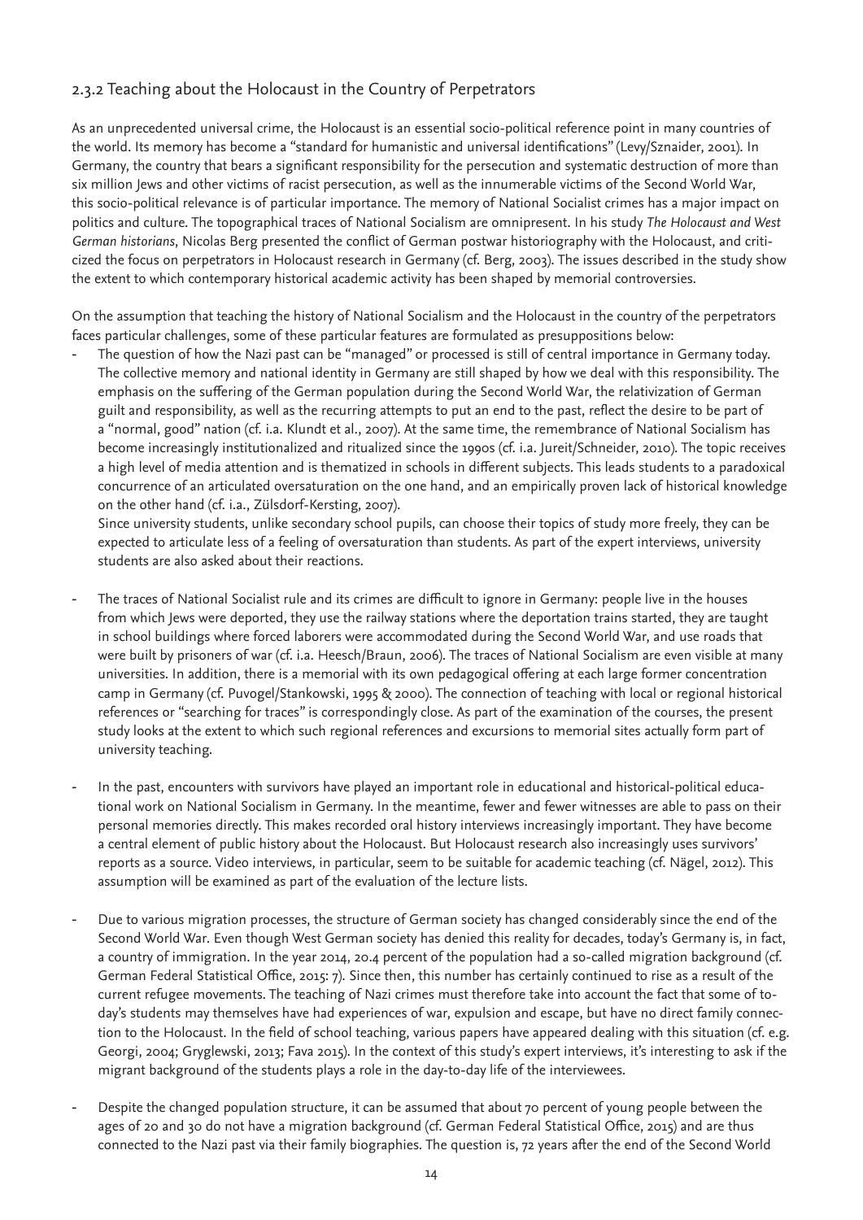### 2.3.2 Teaching about the Holocaust in the Country of Perpetrators

As an unprecedented universal crime, the Holocaust is an essential socio-political reference point in many countries of the world. Its memory has become a "standard for humanistic and universal identifications" (Levy/Sznaider, 2001). In Germany, the country that bears a significant responsibility for the persecution and systematic destruction of more than six million Jews and other victims of racist persecution, as well as the innumerable victims of the Second World War, this socio-political relevance is of particular importance. The memory of National Socialist crimes has a major impact on politics and culture. The topographical traces of National Socialism are omnipresent. In his study *The Holocaust and West German historians*, Nicolas Berg presented the conflict of German postwar historiography with the Holocaust, and criticized the focus on perpetrators in Holocaust research in Germany (cf. Berg, 2003). The issues described in the study show the extent to which contemporary historical academic activity has been shaped by memorial controversies.

On the assumption that teaching the history of National Socialism and the Holocaust in the country of the perpetrators faces particular challenges, some of these particular features are formulated as presuppositions below:

- The question of how the Nazi past can be "managed" or processed is still of central importance in Germany today. The collective memory and national identity in Germany are still shaped by how we deal with this responsibility. The emphasis on the suffering of the German population during the Second World War, the relativization of German guilt and responsibility, as well as the recurring attempts to put an end to the past, reflect the desire to be part of a "normal, good" nation (cf. i.a. Klundt et al., 2007). At the same time, the remembrance of National Socialism has become increasingly institutionalized and ritualized since the 1990s (cf. i.a. Jureit/Schneider, 2010). The topic receives a high level of media attention and is thematized in schools in different subjects. This leads students to a paradoxical concurrence of an articulated oversaturation on the one hand, and an empirically proven lack of historical knowledge on the other hand (cf. i.a., Zülsdorf-Kersting, 2007).
  Since university students, unlike secondary school pupils, can choose their topics of study more freely, they can be expected to articulate less of a feeling of oversaturation than students. As part of the expert interviews, university students are also asked about their reactions.

- The traces of National Socialist rule and its crimes are difficult to ignore in Germany: people live in the houses from which Jews were deported, they use the railway stations where the deportation trains started, they are taught in school buildings where forced laborers were accommodated during the Second World War, and use roads that were built by prisoners of war (cf. i.a. Heesch/Braun, 2006). The traces of National Socialism are even visible at many universities. In addition, there is a memorial with its own pedagogical offering at each large former concentration camp in Germany (cf. Puvogel/Stankowski, 1995 & 2000). The connection of teaching with local or regional historical references or "searching for traces" is correspondingly close. As part of the examination of the courses, the present study looks at the extent to which such regional references and excursions to memorial sites actually form part of university teaching.

- In the past, encounters with survivors have played an important role in educational and historical-political educational work on National Socialism in Germany. In the meantime, fewer and fewer witnesses are able to pass on their personal memories directly. This makes recorded oral history interviews increasingly important. They have become a central element of public history about the Holocaust. But Holocaust research also increasingly uses survivors' reports as a source. Video interviews, in particular, seem to be suitable for academic teaching (cf. Nägel, 2012). This assumption will be examined as part of the evaluation of the lecture lists.

- Due to various migration processes, the structure of German society has changed considerably since the end of the Second World War. Even though West German society has denied this reality for decades, today's Germany is, in fact, a country of immigration. In the year 2014, 20.4 percent of the population had a so-called migration background (cf. German Federal Statistical Office, 2015: 7). Since then, this number has certainly continued to rise as a result of the current refugee movements. The teaching of Nazi crimes must therefore take into account the fact that some of today's students may themselves have had experiences of war, expulsion and escape, but have no direct family connection to the Holocaust. In the field of school teaching, various papers have appeared dealing with this situation (cf. e.g. Georgi, 2004; Gryglewski, 2013; Fava 2015). In the context of this study's expert interviews, it's interesting to ask if the migrant background of the students plays a role in the day-to-day life of the interviewees.

- Despite the changed population structure, it can be assumed that about 70 percent of young people between the ages of 20 and 30 do not have a migration background (cf. German Federal Statistical Office, 2015) and are thus connected to the Nazi past via their family biographies. The question is, 72 years after the end of the Second World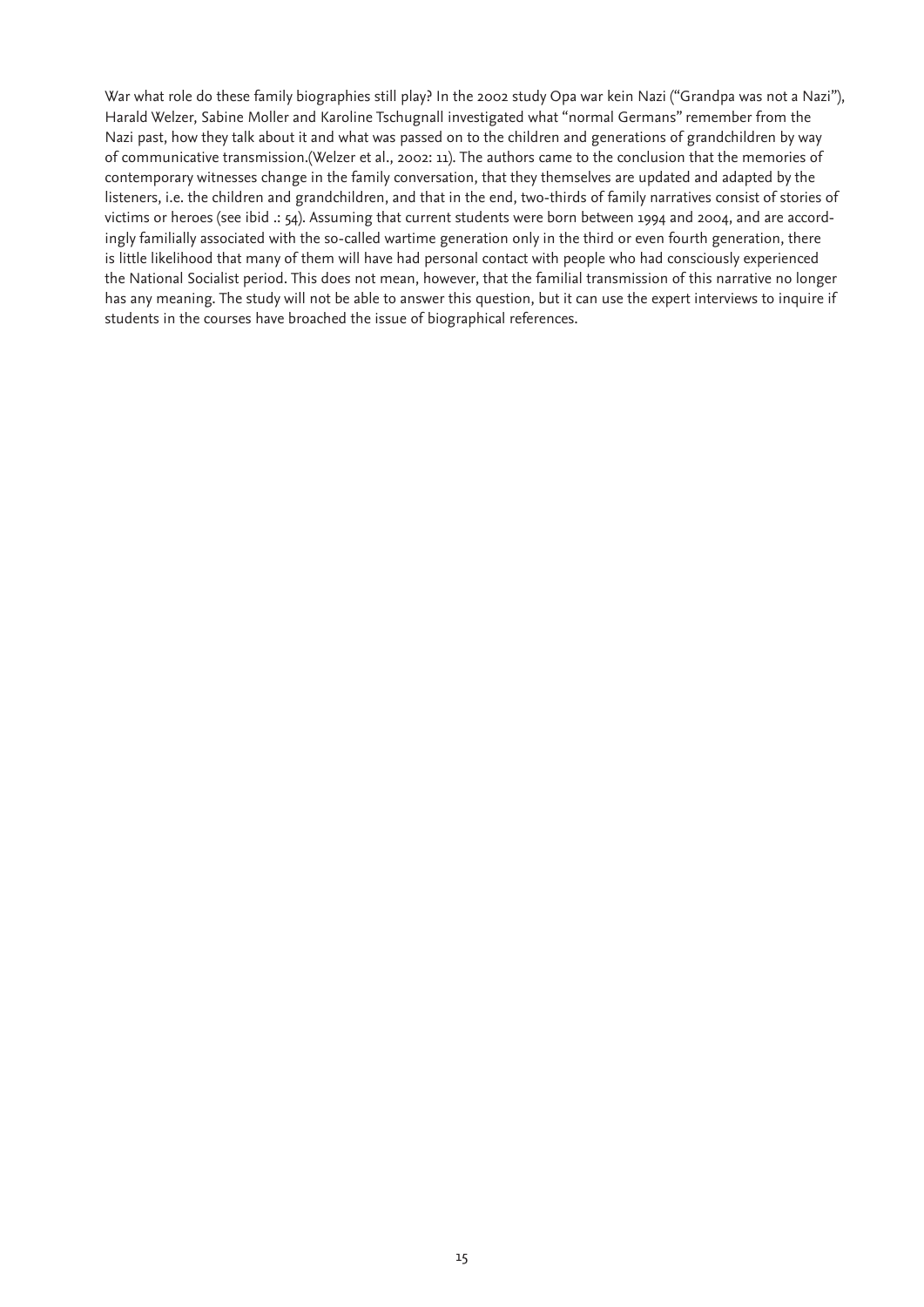War what role do these family biographies still play? In the 2002 study Opa war kein Nazi ("Grandpa was not a Nazi"), Harald Welzer, Sabine Moller and Karoline Tschugnall investigated what "normal Germans" remember from the Nazi past, how they talk about it and what was passed on to the children and generations of grandchildren by way of communicative transmission.(Welzer et al., 2002: 11). The authors came to the conclusion that the memories of contemporary witnesses change in the family conversation, that they themselves are updated and adapted by the listeners, i.e. the children and grandchildren, and that in the end, two-thirds of family narratives consist of stories of victims or heroes (see ibid .: 54). Assuming that current students were born between 1994 and 2004, and are accordingly familially associated with the so-called wartime generation only in the third or even fourth generation, there is little likelihood that many of them will have had personal contact with people who had consciously experienced the National Socialist period. This does not mean, however, that the familial transmission of this narrative no longer has any meaning. The study will not be able to answer this question, but it can use the expert interviews to inquire if students in the courses have broached the issue of biographical references.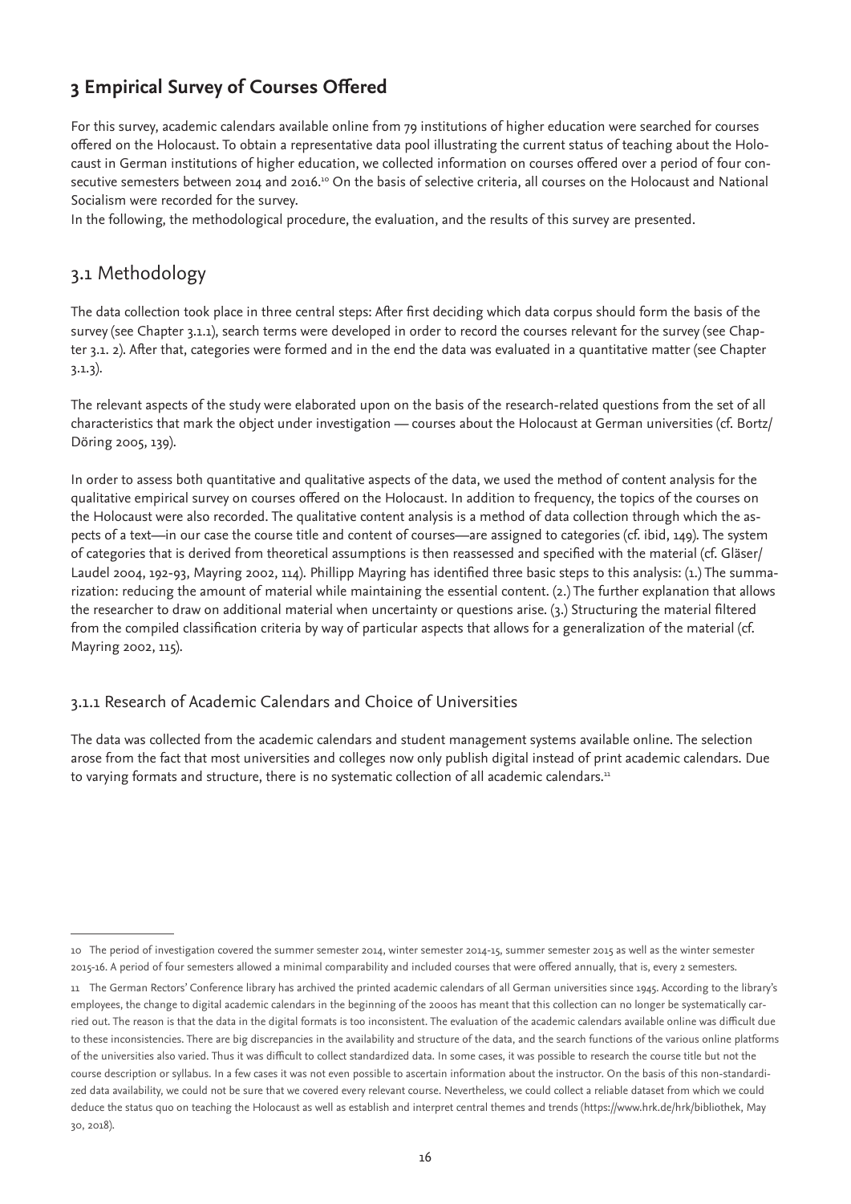# 3 Empirical Survey of Courses Offered

For this survey, academic calendars available online from 79 institutions of higher education were searched for courses offered on the Holocaust. To obtain a representative data pool illustrating the current status of teaching about the Holocaust in German institutions of higher education, we collected information on courses offered over a period of four consecutive semesters between 2014 and 2016.[10] On the basis of selective criteria, all courses on the Holocaust and National Socialism were recorded for the survey.

In the following, the methodological procedure, the evaluation, and the results of this survey are presented.

## 3.1 Methodology

The data collection took place in three central steps: After first deciding which data corpus should form the basis of the survey (see Chapter 3.1.1), search terms were developed in order to record the courses relevant for the survey (see Chapter 3.1. 2). After that, categories were formed and in the end the data was evaluated in a quantitative matter (see Chapter 3.1.3).

The relevant aspects of the study were elaborated upon on the basis of the research-related questions from the set of all characteristics that mark the object under investigation — courses about the Holocaust at German universities (cf. Bortz/ Döring 2005, 139).

In order to assess both quantitative and qualitative aspects of the data, we used the method of content analysis for the qualitative empirical survey on courses offered on the Holocaust. In addition to frequency, the topics of the courses on the Holocaust were also recorded. The qualitative content analysis is a method of data collection through which the aspects of a text—in our case the course title and content of courses—are assigned to categories (cf. ibid, 149). The system of categories that is derived from theoretical assumptions is then reassessed and specified with the material (cf. Gläser/ Laudel 2004, 192-93, Mayring 2002, 114). Phillipp Mayring has identified three basic steps to this analysis: (1.) The summarization: reducing the amount of material while maintaining the essential content. (2.) The further explanation that allows the researcher to draw on additional material when uncertainty or questions arise. (3.) Structuring the material filtered from the compiled classification criteria by way of particular aspects that allows for a generalization of the material (cf. Mayring 2002, 115).

### 3.1.1 Research of Academic Calendars and Choice of Universities

The data was collected from the academic calendars and student management systems available online. The selection arose from the fact that most universities and colleges now only publish digital instead of print academic calendars. Due to varying formats and structure, there is no systematic collection of all academic calendars.[11]

---

10 The period of investigation covered the summer semester 2014, winter semester 2014-15, summer semester 2015 as well as the winter semester 2015-16. A period of four semesters allowed a minimal comparability and included courses that were offered annually, that is, every 2 semesters.

11 The German Rectors' Conference library has archived the printed academic calendars of all German universities since 1945. According to the library's employees, the change to digital academic calendars in the beginning of the 2000s has meant that this collection can no longer be systematically carried out. The reason is that the data in the digital formats is too inconsistent. The evaluation of the academic calendars available online was difficult due to these inconsistencies. There are big discrepancies in the availability and structure of the data, and the search functions of the various online platforms of the universities also varied. Thus it was difficult to collect standardized data. In some cases, it was possible to research the course title but not the course description or syllabus. In a few cases it was not even possible to ascertain information about the instructor. On the basis of this non-standardized data availability, we could not be sure that we covered every relevant course. Nevertheless, we could collect a reliable dataset from which we could deduce the status quo on teaching the Holocaust as well as establish and interpret central themes and trends (https://www.hrk.de/hrk/bibliothek, May 30, 2018).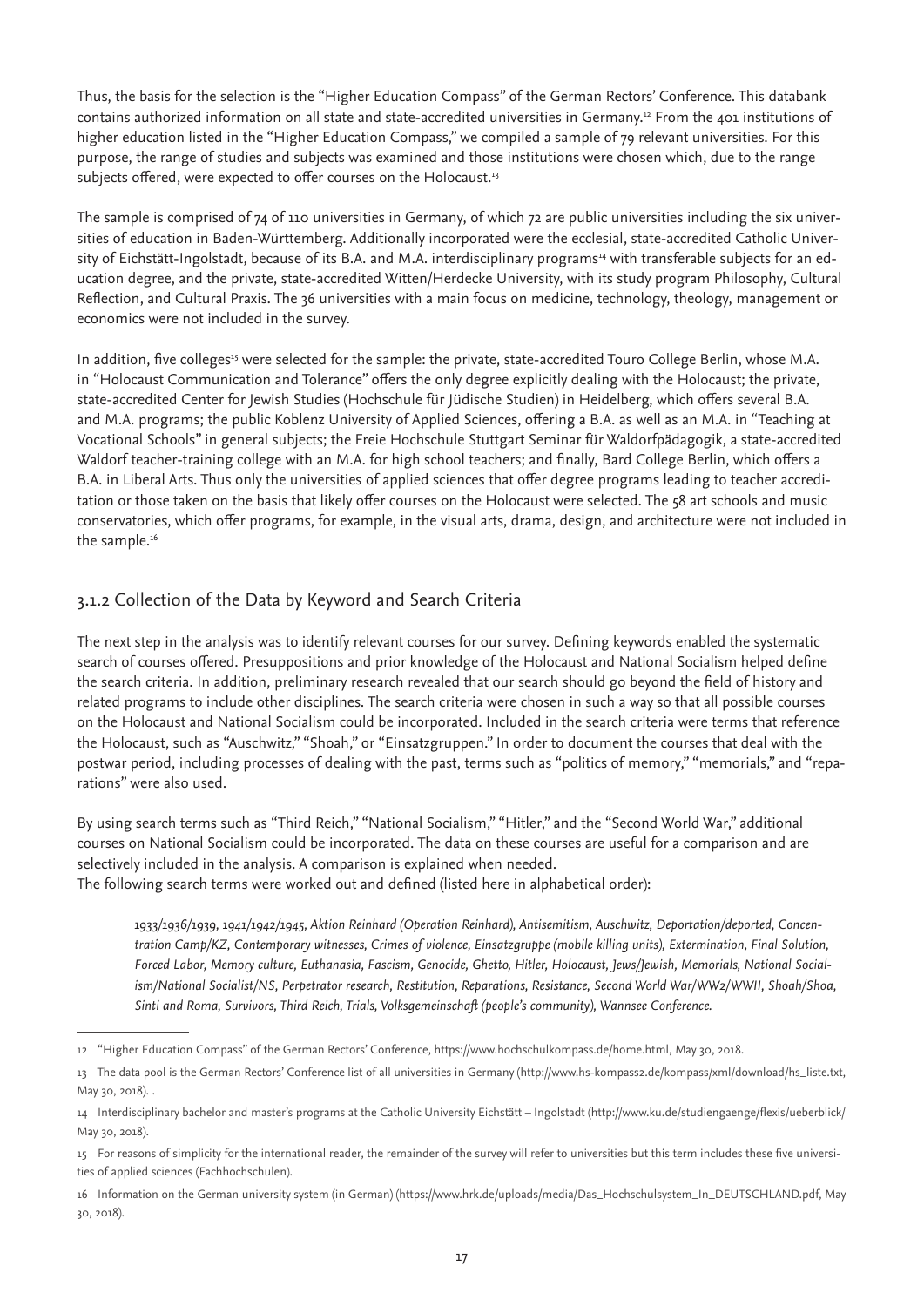Thus, the basis for the selection is the "Higher Education Compass" of the German Rectors' Conference. This databank contains authorized information on all state and state-accredited universities in Germany.[12] From the 401 institutions of higher education listed in the "Higher Education Compass," we compiled a sample of 79 relevant universities. For this purpose, the range of studies and subjects was examined and those institutions were chosen which, due to the range subjects offered, were expected to offer courses on the Holocaust.[13]

The sample is comprised of 74 of 110 universities in Germany, of which 72 are public universities including the six universities of education in Baden-Württemberg. Additionally incorporated were the ecclesial, state-accredited Catholic University of Eichstätt-Ingolstadt, because of its B.A. and M.A. interdisciplinary programs[14] with transferable subjects for an education degree, and the private, state-accredited Witten/Herdecke University, with its study program Philosophy, Cultural Reflection, and Cultural Praxis. The 36 universities with a main focus on medicine, technology, theology, management or economics were not included in the survey.

In addition, five colleges[15] were selected for the sample: the private, state-accredited Touro College Berlin, whose M.A. in "Holocaust Communication and Tolerance" offers the only degree explicitly dealing with the Holocaust; the private, state-accredited Center for Jewish Studies (Hochschule für Jüdische Studien) in Heidelberg, which offers several B.A. and M.A. programs; the public Koblenz University of Applied Sciences, offering a B.A. as well as an M.A. in "Teaching at Vocational Schools" in general subjects; the Freie Hochschule Stuttgart Seminar für Waldorfpädagogik, a state-accredited Waldorf teacher-training college with an M.A. for high school teachers; and finally, Bard College Berlin, which offers a B.A. in Liberal Arts. Thus only the universities of applied sciences that offer degree programs leading to teacher accreditation or those taken on the basis that likely offer courses on the Holocaust were selected. The 58 art schools and music conservatories, which offer programs, for example, in the visual arts, drama, design, and architecture were not included in the sample.[16]

### 3.1.2 Collection of the Data by Keyword and Search Criteria

The next step in the analysis was to identify relevant courses for our survey. Defining keywords enabled the systematic search of courses offered. Presuppositions and prior knowledge of the Holocaust and National Socialism helped define the search criteria. In addition, preliminary research revealed that our search should go beyond the field of history and related programs to include other disciplines. The search criteria were chosen in such a way so that all possible courses on the Holocaust and National Socialism could be incorporated. Included in the search criteria were terms that reference the Holocaust, such as "Auschwitz," "Shoah," or "Einsatzgruppen." In order to document the courses that deal with the postwar period, including processes of dealing with the past, terms such as "politics of memory," "memorials," and "reparations" were also used.

By using search terms such as "Third Reich," "National Socialism," "Hitler," and the "Second World War," additional courses on National Socialism could be incorporated. The data on these courses are useful for a comparison and are selectively included in the analysis. A comparison is explained when needed.
The following search terms were worked out and defined (listed here in alphabetical order):

> *1933/1936/1939, 1941/1942/1945, Aktion Reinhard (Operation Reinhard), Antisemitism, Auschwitz, Deportation/deported, Concentration Camp/KZ, Contemporary witnesses, Crimes of violence, Einsatzgruppe (mobile killing units), Extermination, Final Solution, Forced Labor, Memory culture, Euthanasia, Fascism, Genocide, Ghetto, Hitler, Holocaust, Jews/Jewish, Memorials, National Socialism/National Socialist/NS, Perpetrator research, Restitution, Reparations, Resistance, Second World War/WW2/WWII, Shoah/Shoa, Sinti and Roma, Survivors, Third Reich, Trials, Volksgemeinschaft (people's community), Wannsee Conference.*

---

12 "Higher Education Compass" of the German Rectors' Conference, https://www.hochschulkompass.de/home.html, May 30, 2018.

13 The data pool is the German Rectors' Conference list of all universities in Germany (http://www.hs-kompass2.de/kompass/xml/download/hs_liste.txt, May 30, 2018). .

14 Interdisciplinary bachelor and master's programs at the Catholic University Eichstätt – Ingolstadt (http://www.ku.de/studiengaenge/flexis/ueberblick/ May 30, 2018).

15 For reasons of simplicity for the international reader, the remainder of the survey will refer to universities but this term includes these five universities of applied sciences (Fachhochschulen).

16 Information on the German university system (in German) (https://www.hrk.de/uploads/media/Das_Hochschulsystem_In_DEUTSCHLAND.pdf, May 30, 2018).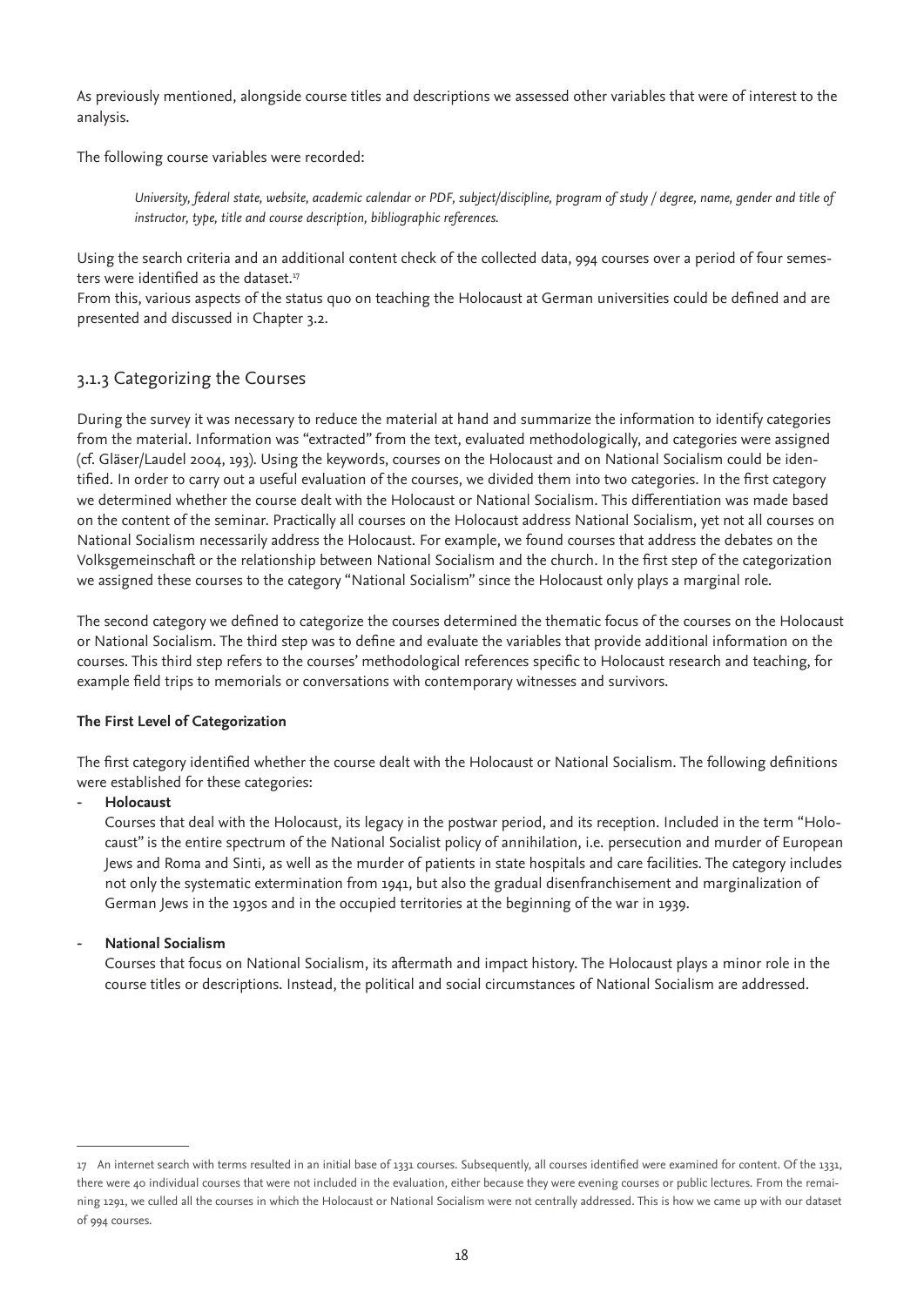As previously mentioned, alongside course titles and descriptions we assessed other variables that were of interest to the analysis.

The following course variables were recorded:

> *University, federal state, website, academic calendar or PDF, subject/discipline, program of study / degree, name, gender and title of instructor, type, title and course description, bibliographic references.*

Using the search criteria and an additional content check of the collected data, 994 courses over a period of four semesters were identified as the dataset.[17]
From this, various aspects of the status quo on teaching the Holocaust at German universities could be defined and are presented and discussed in Chapter 3.2.

### 3.1.3 Categorizing the Courses

During the survey it was necessary to reduce the material at hand and summarize the information to identify categories from the material. Information was "extracted" from the text, evaluated methodologically, and categories were assigned (cf. Gläser/Laudel 2004, 193). Using the keywords, courses on the Holocaust and on National Socialism could be identified. In order to carry out a useful evaluation of the courses, we divided them into two categories. In the first category we determined whether the course dealt with the Holocaust or National Socialism. This differentiation was made based on the content of the seminar. Practically all courses on the Holocaust address National Socialism, yet not all courses on National Socialism necessarily address the Holocaust. For example, we found courses that address the debates on the Volksgemeinschaft or the relationship between National Socialism and the church. In the first step of the categorization we assigned these courses to the category "National Socialism" since the Holocaust only plays a marginal role.

The second category we defined to categorize the courses determined the thematic focus of the courses on the Holocaust or National Socialism. The third step was to define and evaluate the variables that provide additional information on the courses. This third step refers to the courses' methodological references specific to Holocaust research and teaching, for example field trips to memorials or conversations with contemporary witnesses and survivors.

**The First Level of Categorization**

The first category identified whether the course dealt with the Holocaust or National Socialism. The following definitions were established for these categories:

- **Holocaust**
  Courses that deal with the Holocaust, its legacy in the postwar period, and its reception. Included in the term "Holocaust" is the entire spectrum of the National Socialist policy of annihilation, i.e. persecution and murder of European Jews and Roma and Sinti, as well as the murder of patients in state hospitals and care facilities. The category includes not only the systematic extermination from 1941, but also the gradual disenfranchisement and marginalization of German Jews in the 1930s and in the occupied territories at the beginning of the war in 1939.

- **National Socialism**
  Courses that focus on National Socialism, its aftermath and impact history. The Holocaust plays a minor role in the course titles or descriptions. Instead, the political and social circumstances of National Socialism are addressed.

---

[17] An internet search with terms resulted in an initial base of 1331 courses. Subsequently, all courses identified were examined for content. Of the 1331, there were 40 individual courses that were not included in the evaluation, either because they were evening courses or public lectures. From the remaining 1291, we culled all the courses in which the Holocaust or National Socialism were not centrally addressed. This is how we came up with our dataset of 994 courses.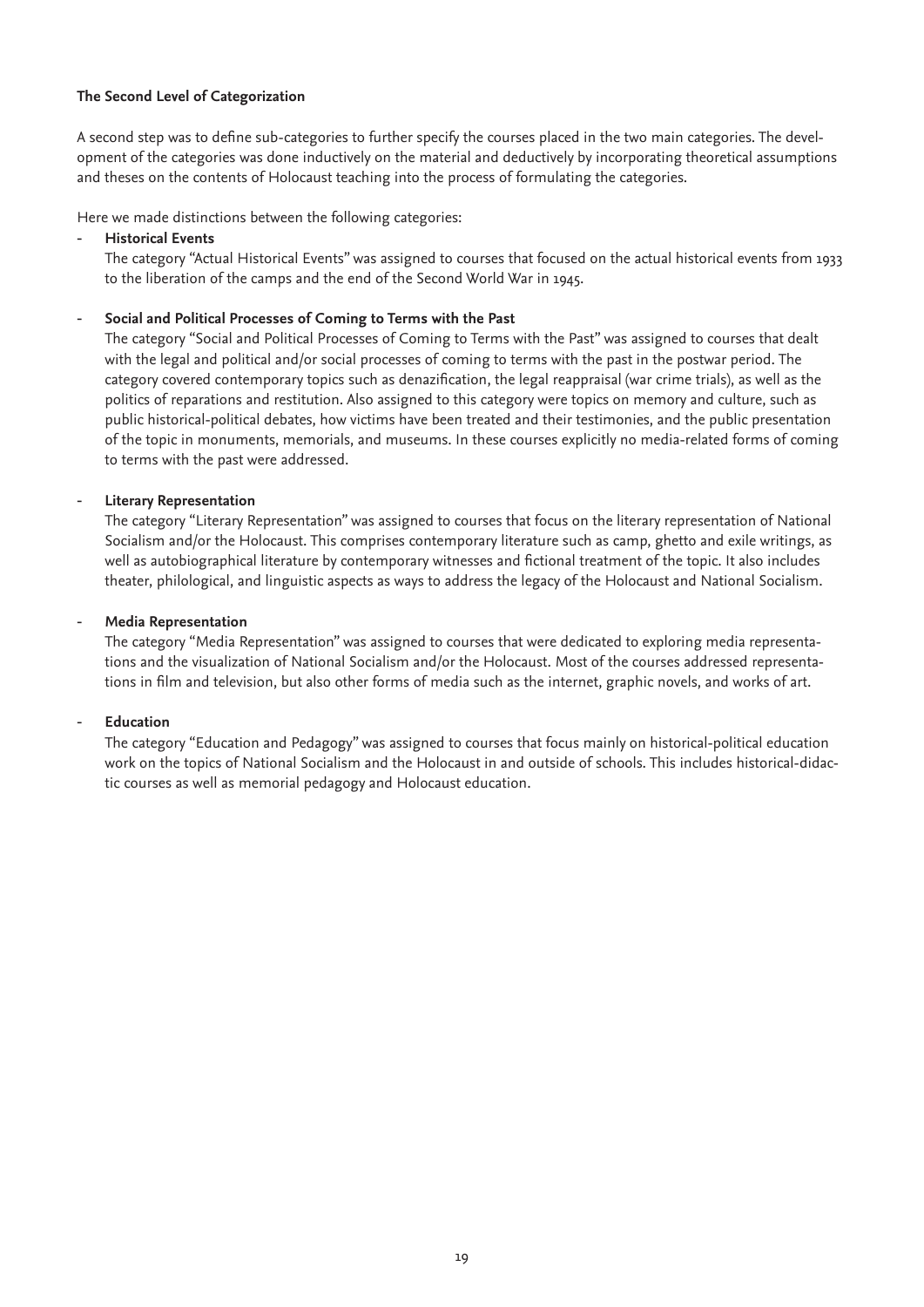### The Second Level of Categorization

A second step was to define sub-categories to further specify the courses placed in the two main categories. The development of the categories was done inductively on the material and deductively by incorporating theoretical assumptions and theses on the contents of Holocaust teaching into the process of formulating the categories.

Here we made distinctions between the following categories:

- **Historical Events**
  The category "Actual Historical Events" was assigned to courses that focused on the actual historical events from 1933 to the liberation of the camps and the end of the Second World War in 1945.

- **Social and Political Processes of Coming to Terms with the Past**
  The category "Social and Political Processes of Coming to Terms with the Past" was assigned to courses that dealt with the legal and political and/or social processes of coming to terms with the past in the postwar period. The category covered contemporary topics such as denazification, the legal reappraisal (war crime trials), as well as the politics of reparations and restitution. Also assigned to this category were topics on memory and culture, such as public historical-political debates, how victims have been treated and their testimonies, and the public presentation of the topic in monuments, memorials, and museums. In these courses explicitly no media-related forms of coming to terms with the past were addressed.

- **Literary Representation**
  The category "Literary Representation" was assigned to courses that focus on the literary representation of National Socialism and/or the Holocaust. This comprises contemporary literature such as camp, ghetto and exile writings, as well as autobiographical literature by contemporary witnesses and fictional treatment of the topic. It also includes theater, philological, and linguistic aspects as ways to address the legacy of the Holocaust and National Socialism.

- **Media Representation**
  The category "Media Representation" was assigned to courses that were dedicated to exploring media representations and the visualization of National Socialism and/or the Holocaust. Most of the courses addressed representations in film and television, but also other forms of media such as the internet, graphic novels, and works of art.

- **Education**
  The category "Education and Pedagogy" was assigned to courses that focus mainly on historical-political education work on the topics of National Socialism and the Holocaust in and outside of schools. This includes historical-didactic courses as well as memorial pedagogy and Holocaust education.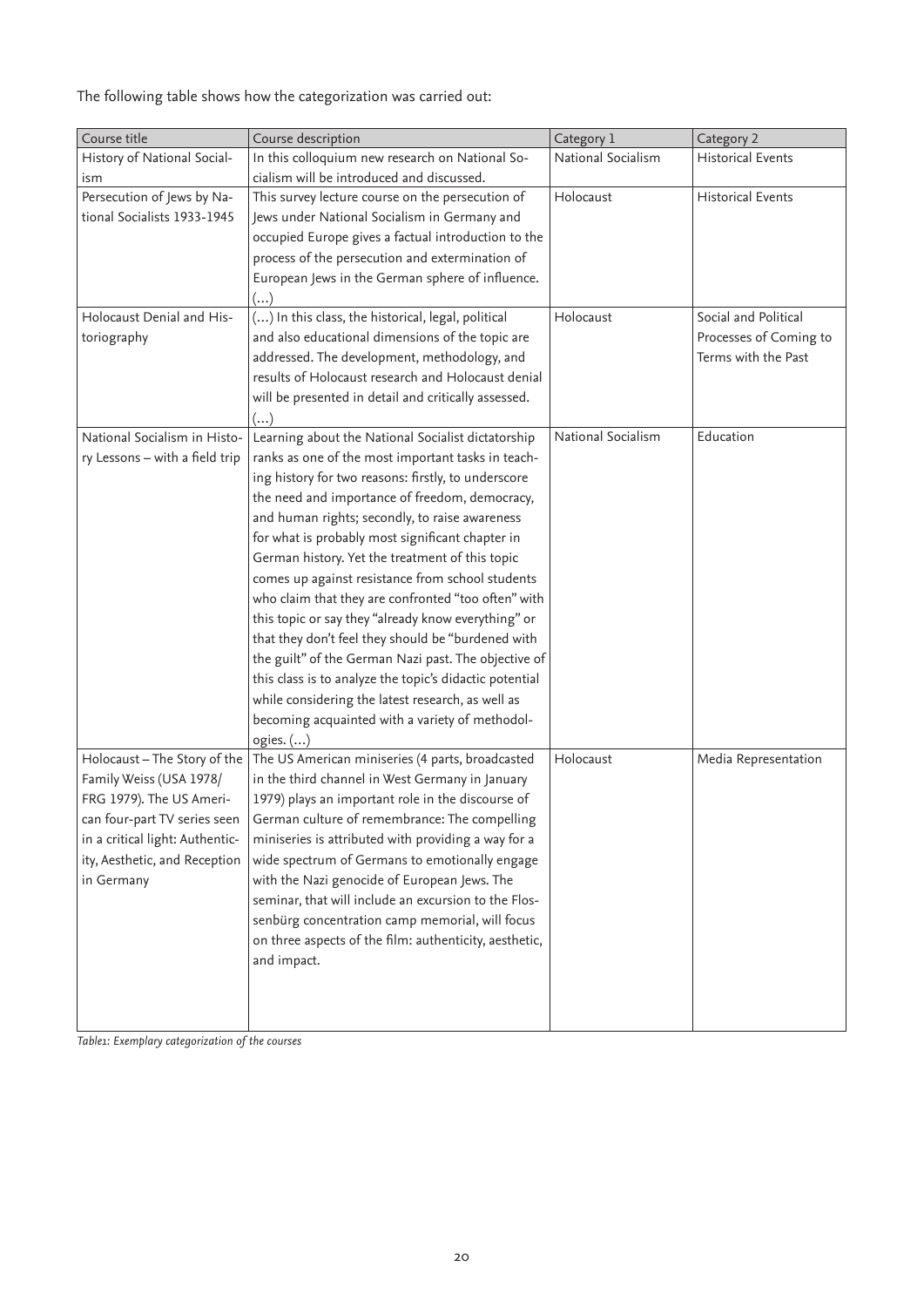The following table shows how the categorization was carried out:

| Course title | Course description | Category 1 | Category 2 |
|---|---|---|---|
| History of National Socialism | In this colloquium new research on National Socialism will be introduced and discussed. | National Socialism | Historical Events |
| Persecution of Jews by National Socialists 1933-1945 | This survey lecture course on the persecution of Jews under National Socialism in Germany and occupied Europe gives a factual introduction to the process of the persecution and extermination of European Jews in the German sphere of influence. (…) | Holocaust | Historical Events |
| Holocaust Denial and Historiography | (…) In this class, the historical, legal, political and also educational dimensions of the topic are addressed. The development, methodology, and results of Holocaust research and Holocaust denial will be presented in detail and critically assessed. (…) | Holocaust | Social and Political Processes of Coming to Terms with the Past |
| National Socialism in History Lessons – with a field trip | Learning about the National Socialist dictatorship ranks as one of the most important tasks in teaching history for two reasons: firstly, to underscore the need and importance of freedom, democracy, and human rights; secondly, to raise awareness for what is probably most significant chapter in German history. Yet the treatment of this topic comes up against resistance from school students who claim that they are confronted "too often" with this topic or say they "already know everything" or that they don't feel they should be "burdened with the guilt" of the German Nazi past. The objective of this class is to analyze the topic's didactic potential while considering the latest research, as well as becoming acquainted with a variety of methodologies. (…) | National Socialism | Education |
| Holocaust – The Story of the Family Weiss (USA 1978/ FRG 1979). The US American four-part TV series seen in a critical light: Authenticity, Aesthetic, and Reception in Germany | The US American miniseries (4 parts, broadcasted in the third channel in West Germany in January 1979) plays an important role in the discourse of German culture of remembrance: The compelling miniseries is attributed with providing a way for a wide spectrum of Germans to emotionally engage with the Nazi genocide of European Jews. The seminar, that will include an excursion to the Flossenbürg concentration camp memorial, will focus on three aspects of the film: authenticity, aesthetic, and impact. | Holocaust | Media Representation |

*Table1: Exemplary categorization of the courses*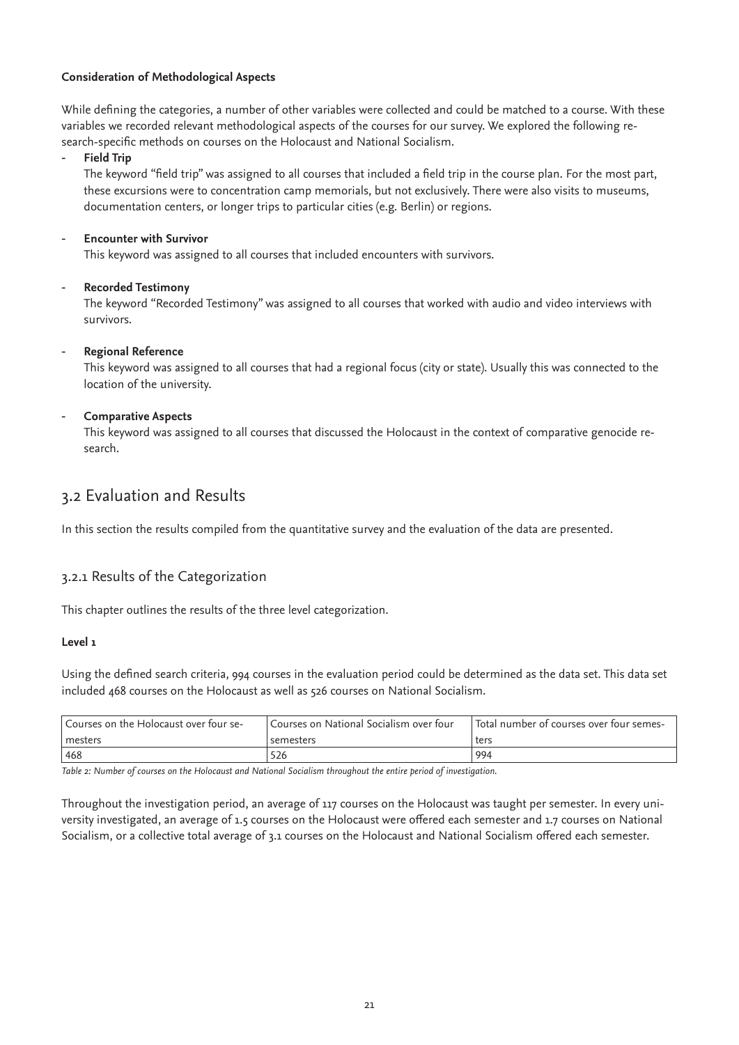**Consideration of Methodological Aspects**

While defining the categories, a number of other variables were collected and could be matched to a course. With these variables we recorded relevant methodological aspects of the courses for our survey. We explored the following research-specific methods on courses on the Holocaust and National Socialism.

- **Field Trip**
  The keyword "field trip" was assigned to all courses that included a field trip in the course plan. For the most part, these excursions were to concentration camp memorials, but not exclusively. There were also visits to museums, documentation centers, or longer trips to particular cities (e.g. Berlin) or regions.

- **Encounter with Survivor**
  This keyword was assigned to all courses that included encounters with survivors.

- **Recorded Testimony**
  The keyword "Recorded Testimony" was assigned to all courses that worked with audio and video interviews with survivors.

- **Regional Reference**
  This keyword was assigned to all courses that had a regional focus (city or state). Usually this was connected to the location of the university.

- **Comparative Aspects**
  This keyword was assigned to all courses that discussed the Holocaust in the context of comparative genocide research.

## 3.2 Evaluation and Results

In this section the results compiled from the quantitative survey and the evaluation of the data are presented.

### 3.2.1 Results of the Categorization

This chapter outlines the results of the three level categorization.

**Level 1**

Using the defined search criteria, 994 courses in the evaluation period could be determined as the data set. This data set included 468 courses on the Holocaust as well as 526 courses on National Socialism.

| Courses on the Holocaust over four semesters | Courses on National Socialism over four semesters | Total number of courses over four semesters |
|---|---|---|
| 468 | 526 | 994 |

*Table 2: Number of courses on the Holocaust and National Socialism throughout the entire period of investigation.*

Throughout the investigation period, an average of 117 courses on the Holocaust was taught per semester. In every university investigated, an average of 1.5 courses on the Holocaust were offered each semester and 1.7 courses on National Socialism, or a collective total average of 3.1 courses on the Holocaust and National Socialism offered each semester.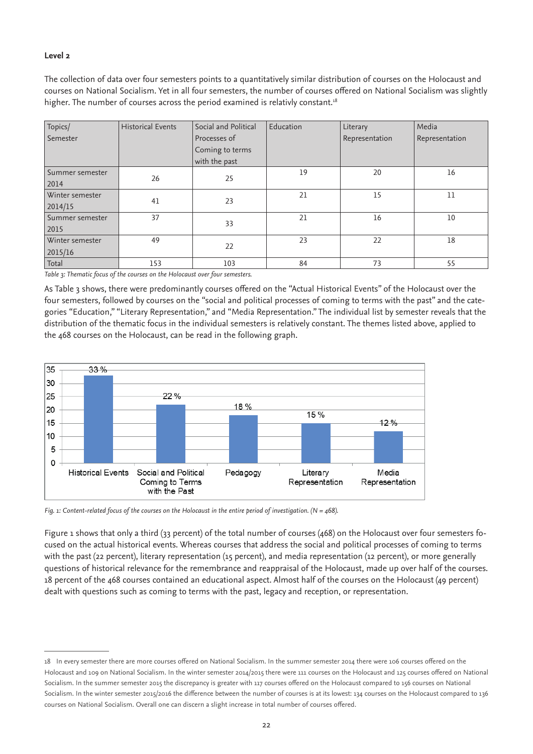**Level 2**

The collection of data over four semesters points to a quantitatively similar distribution of courses on the Holocaust and courses on National Socialism. Yet in all four semesters, the number of courses offered on National Socialism was slightly higher. The number of courses across the period examined is relativly constant.[18]

| Topics/ Semester | Historical Events | Social and Political Processes of Coming to terms with the past | Education | Literary Representation | Media Representation |
|---|---|---|---|---|---|
| Summer semester 2014 | 26 | 25 | 19 | 20 | 16 |
| Winter semester 2014/15 | 41 | 23 | 21 | 15 | 11 |
| Summer semester 2015 | 37 | 33 | 21 | 16 | 10 |
| Winter semester 2015/16 | 49 | 22 | 23 | 22 | 18 |
| Total | 153 | 103 | 84 | 73 | 55 |

*Table 3: Thematic focus of the courses on the Holocaust over four semesters.*

As Table 3 shows, there were predominantly courses offered on the "Actual Historical Events" of the Holocaust over the four semesters, followed by courses on the "social and political processes of coming to terms with the past" and the categories "Education," "Literary Representation," and "Media Representation." The individual list by semester reveals that the distribution of the thematic focus in the individual semesters is relatively constant. The themes listed above, applied to the 468 courses on the Holocaust, can be read in the following graph.

| | Historical Events | Social and Political Coming to Terms with the Past | Pedagogy | Literary Representation | Media Representation |
|---|---|---|---|---|---|
| % | 33 % | 22 % | 18 % | 15 % | 12 % |

*Fig. 1: Content-related focus of the courses on the Holocaust in the entire period of investigation. (N = 468).*

Figure 1 shows that only a third (33 percent) of the total number of courses (468) on the Holocaust over four semesters focused on the actual historical events. Whereas courses that address the social and political processes of coming to terms with the past (22 percent), literary representation (15 percent), and media representation (12 percent), or more generally questions of historical relevance for the remembrance and reappraisal of the Holocaust, made up over half of the courses. 18 percent of the 468 courses contained an educational aspect. Almost half of the courses on the Holocaust (49 percent) dealt with questions such as coming to terms with the past, legacy and reception, or representation.

---

18 In every semester there are more courses offered on National Socialism. In the summer semester 2014 there were 106 courses offered on the Holocaust and 109 on National Socialism. In the winter semester 2014/2015 there were 111 courses on the Holocaust and 125 courses offered on National Socialism. In the summer semester 2015 the discrepancy is greater with 117 courses offered on the Holocaust compared to 156 courses on National Socialism. In the winter semester 2015/2016 the difference between the number of courses is at its lowest: 134 courses on the Holocaust compared to 136 courses on National Socialism. Overall one can discern a slight increase in total number of courses offered.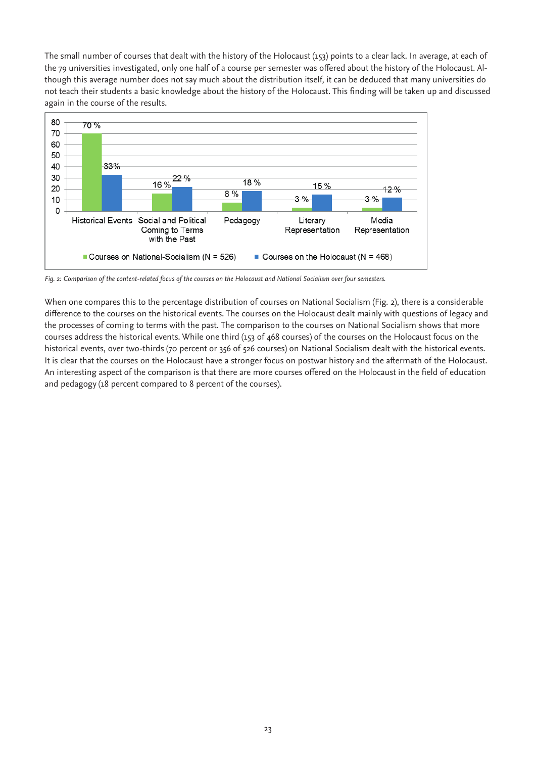The small number of courses that dealt with the history of the Holocaust (153) points to a clear lack. In average, at each of the 79 universities investigated, only one half of a course per semester was offered about the history of the Holocaust. Although this average number does not say much about the distribution itself, it can be deduced that many universities do not teach their students a basic knowledge about the history of the Holocaust. This finding will be taken up and discussed again in the course of the results.

| | Courses on National-Socialism (N = 526) | Courses on the Holocaust (N = 468) |
|---|---|---|
| Historical Events | 70 % | 33% |
| Social and Political Coming to Terms with the Past | 16 % | 22 % |
| Pedagogy | 8 % | 18 % |
| Literary Representation | 3 % | 15 % |
| Media Representation | 3 % | 12 % |

*Fig. 2: Comparison of the content-related focus of the courses on the Holocaust and National Socialism over four semesters.*

When one compares this to the percentage distribution of courses on National Socialism (Fig. 2), there is a considerable difference to the courses on the historical events. The courses on the Holocaust dealt mainly with questions of legacy and the processes of coming to terms with the past. The comparison to the courses on National Socialism shows that more courses address the historical events. While one third (153 of 468 courses) of the courses on the Holocaust focus on the historical events, over two-thirds (70 percent or 356 of 526 courses) on National Socialism dealt with the historical events. It is clear that the courses on the Holocaust have a stronger focus on postwar history and the aftermath of the Holocaust. An interesting aspect of the comparison is that there are more courses offered on the Holocaust in the field of education and pedagogy (18 percent compared to 8 percent of the courses).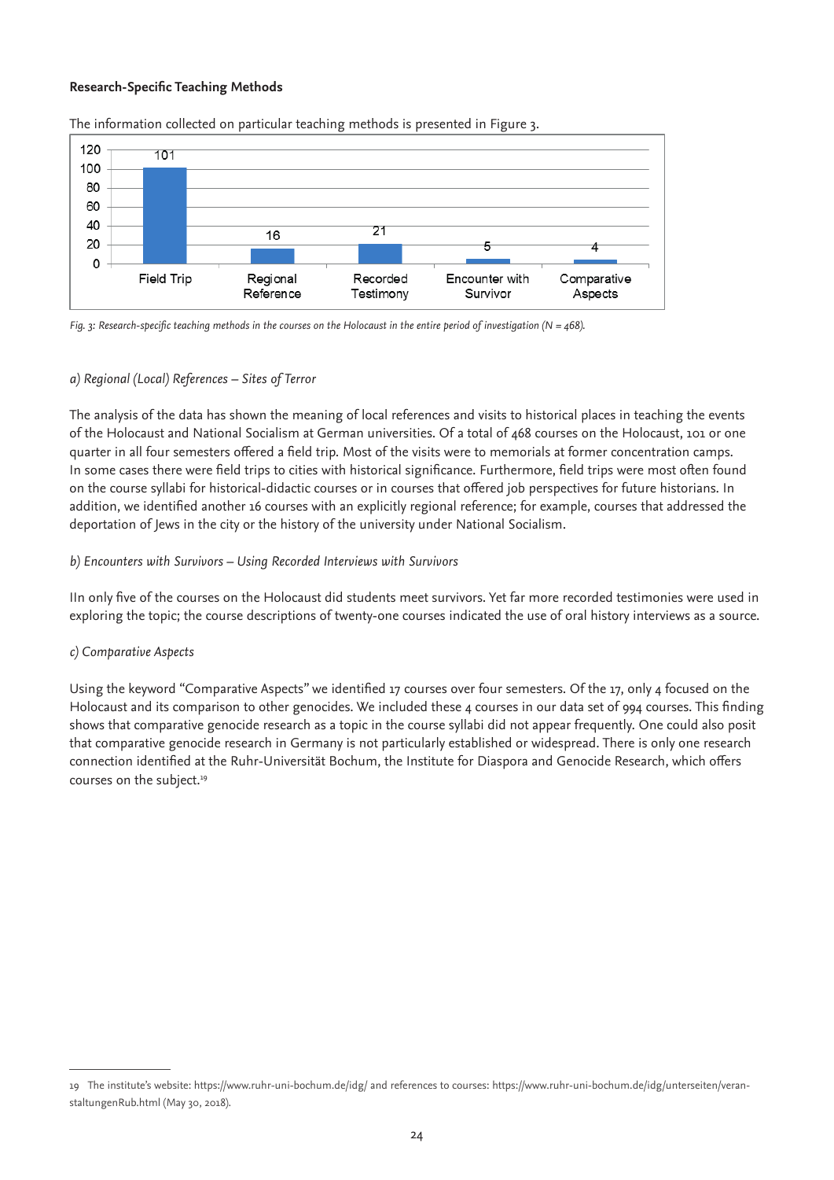**Research-Specific Teaching Methods**

The information collected on particular teaching methods is presented in Figure 3.

| Field Trip | Regional Reference | Recorded Testimony | Encounter with Survivor | Comparative Aspects |
|---|---|---|---|---|
| 101 | 16 | 21 | 5 | 4 |

*Fig. 3: Research-specific teaching methods in the courses on the Holocaust in the entire period of investigation (N = 468).*

*a) Regional (Local) References – Sites of Terror*

The analysis of the data has shown the meaning of local references and visits to historical places in teaching the events of the Holocaust and National Socialism at German universities. Of a total of 468 courses on the Holocaust, 101 or one quarter in all four semesters offered a field trip. Most of the visits were to memorials at former concentration camps. In some cases there were field trips to cities with historical significance. Furthermore, field trips were most often found on the course syllabi for historical-didactic courses or in courses that offered job perspectives for future historians. In addition, we identified another 16 courses with an explicitly regional reference; for example, courses that addressed the deportation of Jews in the city or the history of the university under National Socialism.

*b) Encounters with Survivors – Using Recorded Interviews with Survivors*

IIn only five of the courses on the Holocaust did students meet survivors. Yet far more recorded testimonies were used in exploring the topic; the course descriptions of twenty-one courses indicated the use of oral history interviews as a source.

*c) Comparative Aspects*

Using the keyword "Comparative Aspects" we identified 17 courses over four semesters. Of the 17, only 4 focused on the Holocaust and its comparison to other genocides. We included these 4 courses in our data set of 994 courses. This finding shows that comparative genocide research as a topic in the course syllabi did not appear frequently. One could also posit that comparative genocide research in Germany is not particularly established or widespread. There is only one research connection identified at the Ruhr-Universität Bochum, the Institute for Diaspora and Genocide Research, which offers courses on the subject.[19]

---

19 The institute's website: https://www.ruhr-uni-bochum.de/idg/ and references to courses: https://www.ruhr-uni-bochum.de/idg/unterseiten/veranstaltungenRub.html (May 30, 2018).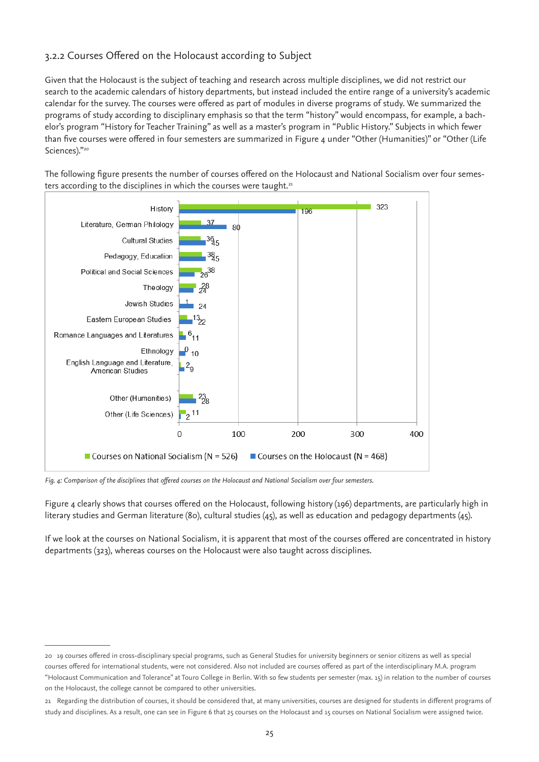### 3.2.2 Courses Offered on the Holocaust according to Subject

Given that the Holocaust is the subject of teaching and research across multiple disciplines, we did not restrict our search to the academic calendars of history departments, but instead included the entire range of a university's academic calendar for the survey. The courses were offered as part of modules in diverse programs of study. We summarized the programs of study according to disciplinary emphasis so that the term "history" would encompass, for example, a bachelor's program "History for Teacher Training" as well as a master's program in "Public History." Subjects in which fewer than five courses were offered in four semesters are summarized in Figure 4 under "Other (Humanities)" or "Other (Life Sciences)."[20]

The following figure presents the number of courses offered on the Holocaust and National Socialism over four semesters according to the disciplines in which the courses were taught.[21]

| Discipline | Courses on National Socialism (N = 526) | Courses on the Holocaust (N = 468) |
|---|---|---|
| History | 323 | 196 |
| Literature, German Philology | 37 | 80 |
| Cultural Studies | 36 | 45 |
| Pedagogy, Education | 38 | 45 |
| Political and Social Sciences | 38 | 26 |
| Theology | 28 | 24 |
| Jewish Studies | 1 | 24 |
| Eastern European Studies | 13 | 22 |
| Romance Languages and Literatures | 6 | 11 |
| Ethnology | 0 | 10 |
| English Language and Literature, American Studies | 2 | 9 |
| Other (Humanities) | 23 | 28 |
| Other (Life Sciences) | 11 | 2 |

*Fig. 4: Comparison of the disciplines that offered courses on the Holocaust and National Socialism over four semesters.*

Figure 4 clearly shows that courses offered on the Holocaust, following history (196) departments, are particularly high in literary studies and German literature (80), cultural studies (45), as well as education and pedagogy departments (45).

If we look at the courses on National Socialism, it is apparent that most of the courses offered are concentrated in history departments (323), whereas courses on the Holocaust were also taught across disciplines.

---

20 19 courses offered in cross-disciplinary special programs, such as General Studies for university beginners or senior citizens as well as special courses offered for international students, were not considered. Also not included are courses offered as part of the interdisciplinary M.A. program "Holocaust Communication and Tolerance" at Touro College in Berlin. With so few students per semester (max. 15) in relation to the number of courses on the Holocaust, the college cannot be compared to other universities.

21 Regarding the distribution of courses, it should be considered that, at many universities, courses are designed for students in different programs of study and disciplines. As a result, one can see in Figure 6 that 25 courses on the Holocaust and 15 courses on National Socialism were assigned twice.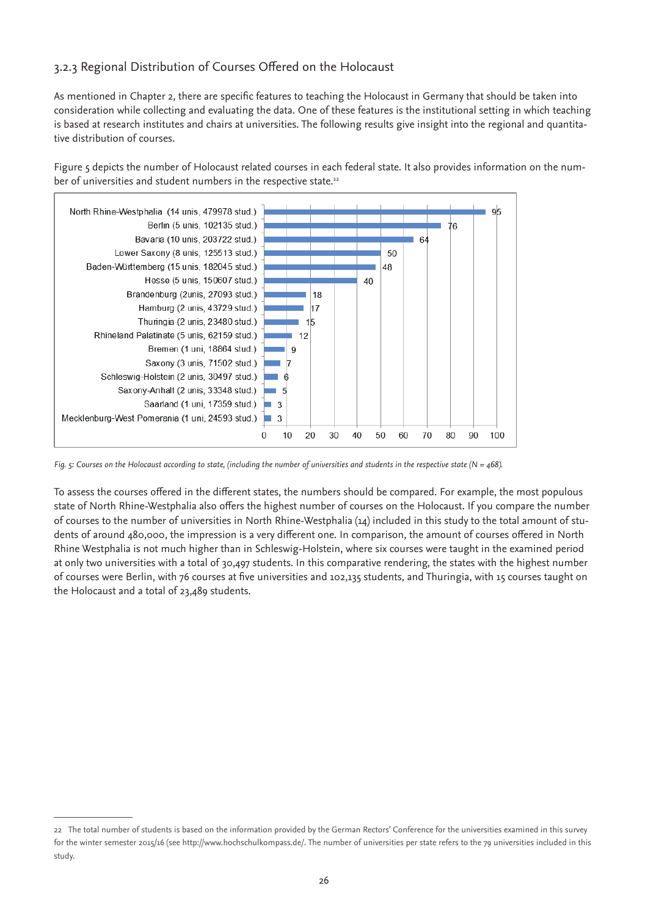### 3.2.3 Regional Distribution of Courses Offered on the Holocaust

As mentioned in Chapter 2, there are specific features to teaching the Holocaust in Germany that should be taken into consideration while collecting and evaluating the data. One of these features is the institutional setting in which teaching is based at research institutes and chairs at universities. The following results give insight into the regional and quantitative distribution of courses.

Figure 5 depicts the number of Holocaust related courses in each federal state. It also provides information on the number of universities and student numbers in the respective state.[22]

| State | Courses |
|---|---|
| North Rhine-Westphalia (14 unis, 479978 stud.) | 95 |
| Berlin (5 unis, 102135 stud.) | 76 |
| Bavaria (10 unis, 203722 stud.) | 64 |
| Lower Saxony (8 unis, 125513 stud.) | 50 |
| Baden-Württemberg (15 unis, 182045 stud.) | 48 |
| Hesse (5 unis, 150607 stud.) | 40 |
| Brandenburg (2unis, 27093 stud.) | 18 |
| Hamburg (2 unis, 43729 stud.) | 17 |
| Thuringia (2 unis, 23480 stud.) | 15 |
| Rhineland Palatinate (5 unis, 62159 stud.) | 12 |
| Bremen (1 uni, 18864 stud.) | 9 |
| Saxony (3 unis, 71502 stud.) | 7 |
| Schleswig-Holstein (2 unis, 30497 stud.) | 6 |
| Saxony-Anhalt (2 unis, 33348 stud.) | 5 |
| Saarland (1 uni, 17359 stud.) | 3 |
| Mecklenburg-West Pomerania (1 uni, 24593 stud.) | 3 |

*Fig. 5: Courses on the Holocaust according to state, (including the number of universities and students in the respective state (N = 468).*

To assess the courses offered in the different states, the numbers should be compared. For example, the most populous state of North Rhine-Westphalia also offers the highest number of courses on the Holocaust. If you compare the number of courses to the number of universities in North Rhine-Westphalia (14) included in this study to the total amount of students of around 480,000, the impression is a very different one. In comparison, the amount of courses offered in North Rhine Westphalia is not much higher than in Schleswig-Holstein, where six courses were taught in the examined period at only two universities with a total of 30,497 students. In this comparative rendering, the states with the highest number of courses were Berlin, with 76 courses at five universities and 102,135 students, and Thuringia, with 15 courses taught on the Holocaust and a total of 23,489 students.

---

22 The total number of students is based on the information provided by the German Rectors' Conference for the universities examined in this survey for the winter semester 2015/16 (see http://www.hochschulkompass.de/. The number of universities per state refers to the 79 universities included in this study.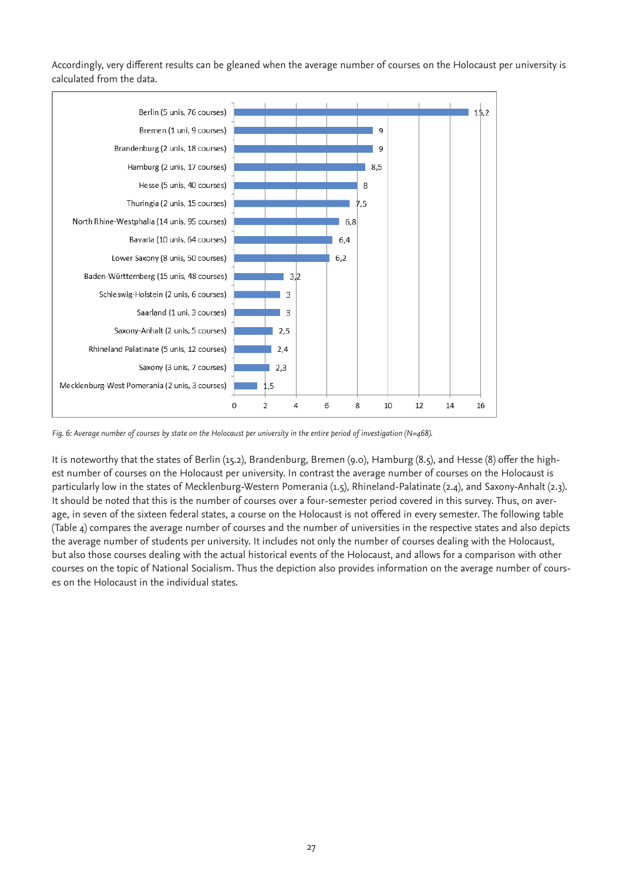Accordingly, very different results can be gleaned when the average number of courses on the Holocaust per university is calculated from the data.

| State | Average number of courses per university |
|---|---|
| Berlin (5 unis, 76 courses) | 15,2 |
| Bremen (1 uni, 9 courses) | 9 |
| Brandenburg (2 unis, 18 courses) | 9 |
| Hamburg (2 unis, 17 courses) | 8,5 |
| Hesse (5 unis, 40 courses) | 8 |
| Thuringia (2 unis, 15 courses) | 7,5 |
| North Rhine-Westphalia (14 unis, 95 courses) | 6,8 |
| Bavaria (10 unis, 64 courses) | 6,4 |
| Lower Saxony (8 unis, 50 courses) | 6,2 |
| Baden-Württemberg (15 unis, 48 courses) | 3,2 |
| Schleswig-Holstein (2 unis, 6 courses) | 3 |
| Saarland (1 uni, 3 courses) | 3 |
| Saxony-Anhalt (2 unis, 5 courses) | 2,5 |
| Rhineland Palatinate (5 unis, 12 courses) | 2,4 |
| Saxony (3 unis, 7 courses) | 2,3 |
| Mecklenburg-West Pomerania (2 unis, 3 courses) | 1,5 |

*Fig. 6: Average number of courses by state on the Holocaust per university in the entire period of investigation (N=468).*

It is noteworthy that the states of Berlin (15.2), Brandenburg, Bremen (9.0), Hamburg (8.5), and Hesse (8) offer the highest number of courses on the Holocaust per university. In contrast the average number of courses on the Holocaust is particularly low in the states of Mecklenburg-Western Pomerania (1.5), Rhineland-Palatinate (2.4), and Saxony-Anhalt (2.3). It should be noted that this is the number of courses over a four-semester period covered in this survey. Thus, on average, in seven of the sixteen federal states, a course on the Holocaust is not offered in every semester. The following table (Table 4) compares the average number of courses and the number of universities in the respective states and also depicts the average number of students per university. It includes not only the number of courses dealing with the Holocaust, but also those courses dealing with the actual historical events of the Holocaust, and allows for a comparison with other courses on the topic of National Socialism. Thus the depiction also provides information on the average number of courses on the Holocaust in the individual states.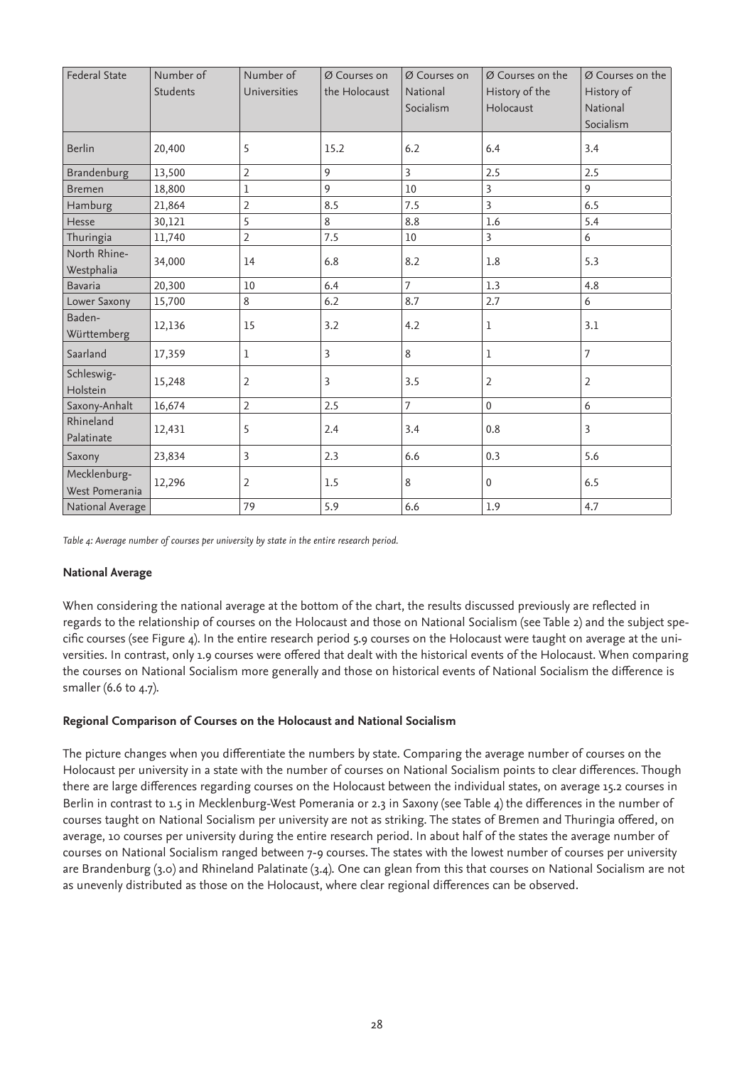| Federal State | Number of Students | Number of Universities | Ø Courses on the Holocaust | Ø Courses on National Socialism | Ø Courses on the History of the Holocaust | Ø Courses on the History of National Socialism |
|---|---|---|---|---|---|---|
| Berlin | 20,400 | 5 | 15.2 | 6.2 | 6.4 | 3.4 |
| Brandenburg | 13,500 | 2 | 9 | 3 | 2.5 | 2.5 |
| Bremen | 18,800 | 1 | 9 | 10 | 3 | 9 |
| Hamburg | 21,864 | 2 | 8.5 | 7.5 | 3 | 6.5 |
| Hesse | 30,121 | 5 | 8 | 8.8 | 1.6 | 5.4 |
| Thuringia | 11,740 | 2 | 7.5 | 10 | 3 | 6 |
| North Rhine-Westphalia | 34,000 | 14 | 6.8 | 8.2 | 1.8 | 5.3 |
| Bavaria | 20,300 | 10 | 6.4 | 7 | 1.3 | 4.8 |
| Lower Saxony | 15,700 | 8 | 6.2 | 8.7 | 2.7 | 6 |
| Baden-Württemberg | 12,136 | 15 | 3.2 | 4.2 | 1 | 3.1 |
| Saarland | 17,359 | 1 | 3 | 8 | 1 | 7 |
| Schleswig-Holstein | 15,248 | 2 | 3 | 3.5 | 2 | 2 |
| Saxony-Anhalt | 16,674 | 2 | 2.5 | 7 | 0 | 6 |
| Rhineland Palatinate | 12,431 | 5 | 2.4 | 3.4 | 0.8 | 3 |
| Saxony | 23,834 | 3 | 2.3 | 6.6 | 0.3 | 5.6 |
| Mecklenburg-West Pomerania | 12,296 | 2 | 1.5 | 8 | 0 | 6.5 |
| National Average | | 79 | 5.9 | 6.6 | 1.9 | 4.7 |

*Table 4: Average number of courses per university by state in the entire research period.*

**National Average**

When considering the national average at the bottom of the chart, the results discussed previously are reflected in regards to the relationship of courses on the Holocaust and those on National Socialism (see Table 2) and the subject specific courses (see Figure 4). In the entire research period 5.9 courses on the Holocaust were taught on average at the universities. In contrast, only 1.9 courses were offered that dealt with the historical events of the Holocaust. When comparing the courses on National Socialism more generally and those on historical events of National Socialism the difference is smaller (6.6 to 4.7).

**Regional Comparison of Courses on the Holocaust and National Socialism**

The picture changes when you differentiate the numbers by state. Comparing the average number of courses on the Holocaust per university in a state with the number of courses on National Socialism points to clear differences. Though there are large differences regarding courses on the Holocaust between the individual states, on average 15.2 courses in Berlin in contrast to 1.5 in Mecklenburg-West Pomerania or 2.3 in Saxony (see Table 4) the differences in the number of courses taught on National Socialism per university are not as striking. The states of Bremen and Thuringia offered, on average, 10 courses per university during the entire research period. In about half of the states the average number of courses on National Socialism ranged between 7-9 courses. The states with the lowest number of courses per university are Brandenburg (3.0) and Rhineland Palatinate (3.4). One can glean from this that courses on National Socialism are not as unevenly distributed as those on the Holocaust, where clear regional differences can be observed.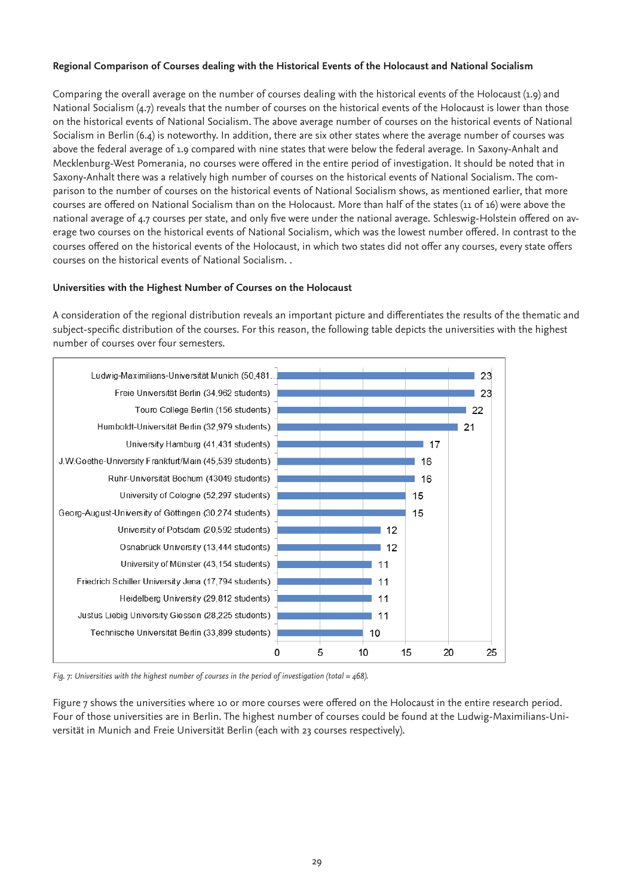**Regional Comparison of Courses dealing with the Historical Events of the Holocaust and National Socialism**

Comparing the overall average on the number of courses dealing with the historical events of the Holocaust (1.9) and National Socialism (4.7) reveals that the number of courses on the historical events of the Holocaust is lower than those on the historical events of National Socialism. The above average number of courses on the historical events of National Socialism in Berlin (6.4) is noteworthy. In addition, there are six other states where the average number of courses was above the federal average of 1.9 compared with nine states that were below the federal average. In Saxony-Anhalt and Mecklenburg-West Pomerania, no courses were offered in the entire period of investigation. It should be noted that in Saxony-Anhalt there was a relatively high number of courses on the historical events of National Socialism. The comparison to the number of courses on the historical events of National Socialism shows, as mentioned earlier, that more courses are offered on National Socialism than on the Holocaust. More than half of the states (11 of 16) were above the national average of 4.7 courses per state, and only five were under the national average. Schleswig-Holstein offered on average two courses on the historical events of National Socialism, which was the lowest number offered. In contrast to the courses offered on the historical events of the Holocaust, in which two states did not offer any courses, every state offers courses on the historical events of National Socialism. .

**Universities with the Highest Number of Courses on the Holocaust**

A consideration of the regional distribution reveals an important picture and differentiates the results of the thematic and subject-specific distribution of the courses. For this reason, the following table depicts the universities with the highest number of courses over four semesters.

| University | Courses |
|---|---|
| Ludwig-Maximilians-Universität Munich (50,481.. | 23 |
| Freie Universität Berlin (34,962 students) | 23 |
| Touro College Berlin (156 students) | 22 |
| Humboldt-Universität Berlin (32,979 students) | 21 |
| University Hamburg (41,431 students) | 17 |
| J.W.Goethe-University Frankfurt/Main (45,539 students) | 16 |
| Ruhr-Universität Bochum (43049 students) | 16 |
| University of Cologne (52,297 students) | 15 |
| Georg-August-University of Göttingen (30,274 students) | 15 |
| University of Potsdam (20,592 students) | 12 |
| Osnabrück University (13,444 students) | 12 |
| University of Münster (43,154 students) | 11 |
| Friedrich Schiller University Jena (17,794 students) | 11 |
| Heidelberg University (29,812 students) | 11 |
| Justus Liebig University Giessen (28,225 students) | 11 |
| Technische Universität Berlin (33,899 students) | 10 |

*Fig. 7: Universities with the highest number of courses in the period of investigation (total = 468).*

Figure 7 shows the universities where 10 or more courses were offered on the Holocaust in the entire research period. Four of those universities are in Berlin. The highest number of courses could be found at the Ludwig-Maximilians-Universität in Munich and Freie Universität Berlin (each with 23 courses respectively).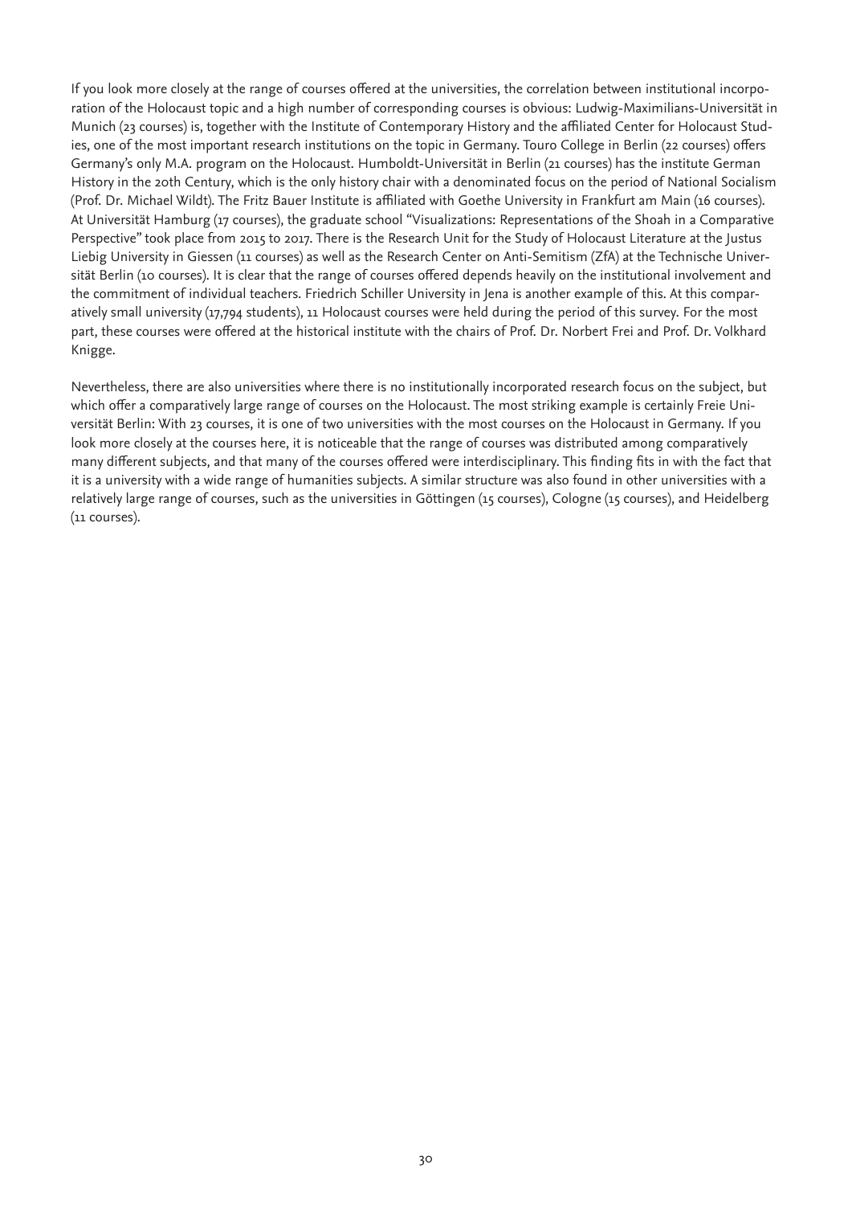If you look more closely at the range of courses offered at the universities, the correlation between institutional incorporation of the Holocaust topic and a high number of corresponding courses is obvious: Ludwig-Maximilians-Universität in Munich (23 courses) is, together with the Institute of Contemporary History and the affiliated Center for Holocaust Studies, one of the most important research institutions on the topic in Germany. Touro College in Berlin (22 courses) offers Germany's only M.A. program on the Holocaust. Humboldt-Universität in Berlin (21 courses) has the institute German History in the 20th Century, which is the only history chair with a denominated focus on the period of National Socialism (Prof. Dr. Michael Wildt). The Fritz Bauer Institute is affiliated with Goethe University in Frankfurt am Main (16 courses). At Universität Hamburg (17 courses), the graduate school "Visualizations: Representations of the Shoah in a Comparative Perspective" took place from 2015 to 2017. There is the Research Unit for the Study of Holocaust Literature at the Justus Liebig University in Giessen (11 courses) as well as the Research Center on Anti-Semitism (ZfA) at the Technische Universität Berlin (10 courses). It is clear that the range of courses offered depends heavily on the institutional involvement and the commitment of individual teachers. Friedrich Schiller University in Jena is another example of this. At this comparatively small university (17,794 students), 11 Holocaust courses were held during the period of this survey. For the most part, these courses were offered at the historical institute with the chairs of Prof. Dr. Norbert Frei and Prof. Dr. Volkhard Knigge.

Nevertheless, there are also universities where there is no institutionally incorporated research focus on the subject, but which offer a comparatively large range of courses on the Holocaust. The most striking example is certainly Freie Universität Berlin: With 23 courses, it is one of two universities with the most courses on the Holocaust in Germany. If you look more closely at the courses here, it is noticeable that the range of courses was distributed among comparatively many different subjects, and that many of the courses offered were interdisciplinary. This finding fits in with the fact that it is a university with a wide range of humanities subjects. A similar structure was also found in other universities with a relatively large range of courses, such as the universities in Göttingen (15 courses), Cologne (15 courses), and Heidelberg (11 courses).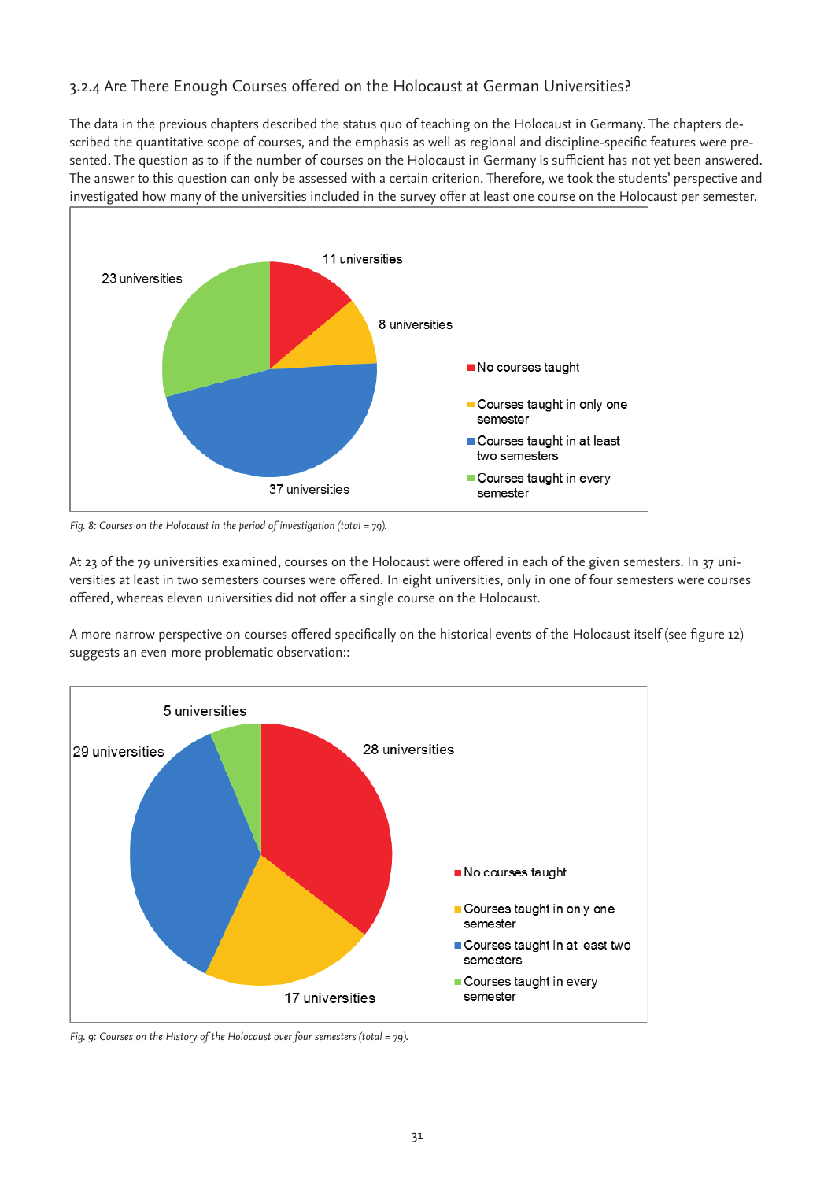### 3.2.4 Are There Enough Courses offered on the Holocaust at German Universities?

The data in the previous chapters described the status quo of teaching on the Holocaust in Germany. The chapters described the quantitative scope of courses, and the emphasis as well as regional and discipline-specific features were presented. The question as to if the number of courses on the Holocaust in Germany is sufficient has not yet been answered. The answer to this question can only be assessed with a certain criterion. Therefore, we took the students' perspective and investigated how many of the universities included in the survey offer at least one course on the Holocaust per semester.

*Fig. 8: Courses on the Holocaust in the period of investigation (total = 79).*

At 23 of the 79 universities examined, courses on the Holocaust were offered in each of the given semesters. In 37 universities at least in two semesters courses were offered. In eight universities, only in one of four semesters were courses offered, whereas eleven universities did not offer a single course on the Holocaust.

A more narrow perspective on courses offered specifically on the historical events of the Holocaust itself (see figure 12) suggests an even more problematic observation::

*Fig. 9: Courses on the History of the Holocaust over four semesters (total = 79).*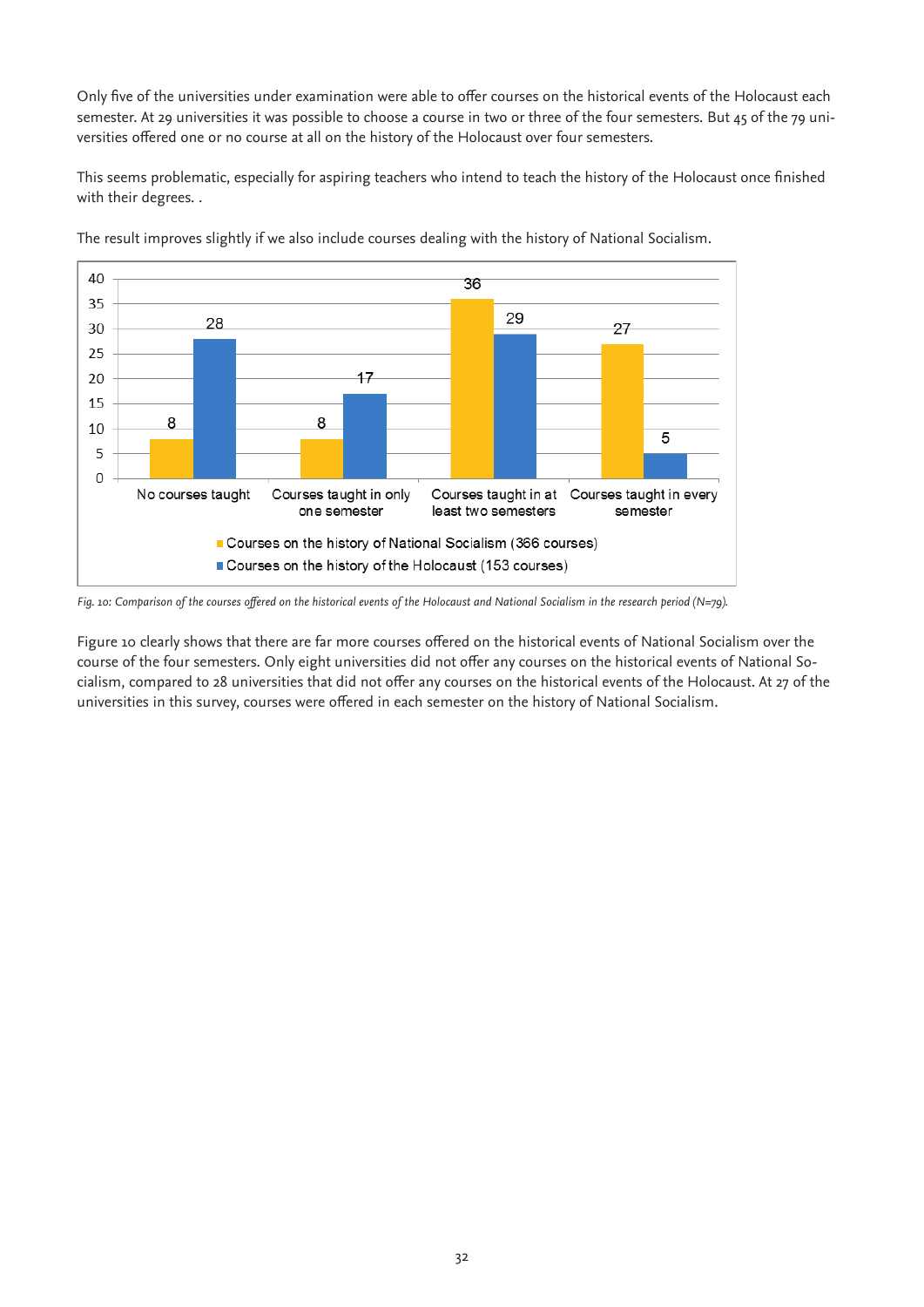Only five of the universities under examination were able to offer courses on the historical events of the Holocaust each semester. At 29 universities it was possible to choose a course in two or three of the four semesters. But 45 of the 79 universities offered one or no course at all on the history of the Holocaust over four semesters.

This seems problematic, especially for aspiring teachers who intend to teach the history of the Holocaust once finished with their degrees. .

The result improves slightly if we also include courses dealing with the history of National Socialism.

| | No courses taught | Courses taught in only one semester | Courses taught in at least two semesters | Courses taught in every semester |
|---|---|---|---|---|
| Courses on the history of National Socialism (366 courses) | 8 | 8 | 36 | 27 |
| Courses on the history of the Holocaust (153 courses) | 28 | 17 | 29 | 5 |

*Fig. 10: Comparison of the courses offered on the historical events of the Holocaust and National Socialism in the research period (N=79).*

Figure 10 clearly shows that there are far more courses offered on the historical events of National Socialism over the course of the four semesters. Only eight universities did not offer any courses on the historical events of National Socialism, compared to 28 universities that did not offer any courses on the historical events of the Holocaust. At 27 of the universities in this survey, courses were offered in each semester on the history of National Socialism.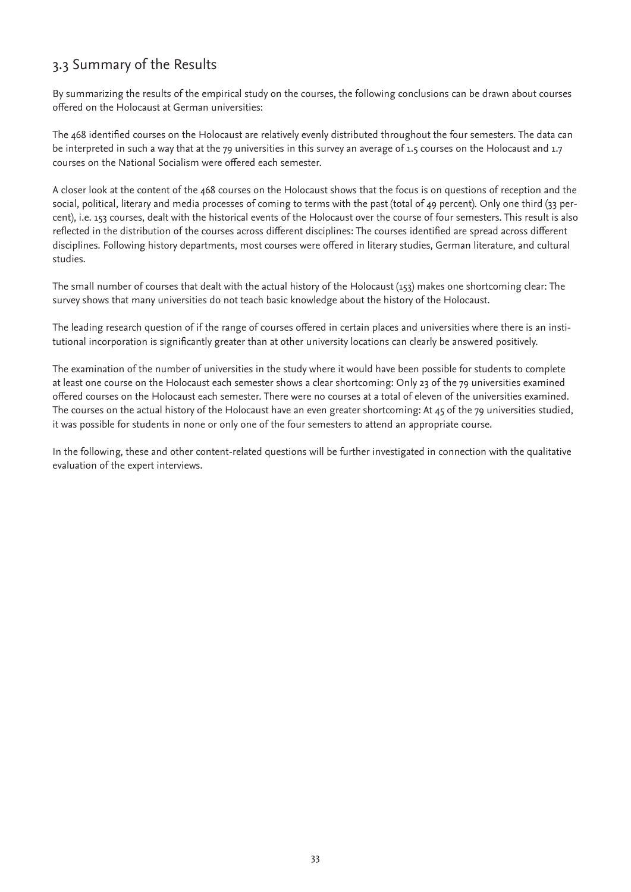## 3.3 Summary of the Results

By summarizing the results of the empirical study on the courses, the following conclusions can be drawn about courses offered on the Holocaust at German universities:

The 468 identified courses on the Holocaust are relatively evenly distributed throughout the four semesters. The data can be interpreted in such a way that at the 79 universities in this survey an average of 1.5 courses on the Holocaust and 1.7 courses on the National Socialism were offered each semester.

A closer look at the content of the 468 courses on the Holocaust shows that the focus is on questions of reception and the social, political, literary and media processes of coming to terms with the past (total of 49 percent). Only one third (33 percent), i.e. 153 courses, dealt with the historical events of the Holocaust over the course of four semesters. This result is also reflected in the distribution of the courses across different disciplines: The courses identified are spread across different disciplines. Following history departments, most courses were offered in literary studies, German literature, and cultural studies.

The small number of courses that dealt with the actual history of the Holocaust (153) makes one shortcoming clear: The survey shows that many universities do not teach basic knowledge about the history of the Holocaust.

The leading research question of if the range of courses offered in certain places and universities where there is an institutional incorporation is significantly greater than at other university locations can clearly be answered positively.

The examination of the number of universities in the study where it would have been possible for students to complete at least one course on the Holocaust each semester shows a clear shortcoming: Only 23 of the 79 universities examined offered courses on the Holocaust each semester. There were no courses at a total of eleven of the universities examined. The courses on the actual history of the Holocaust have an even greater shortcoming: At 45 of the 79 universities studied, it was possible for students in none or only one of the four semesters to attend an appropriate course.

In the following, these and other content-related questions will be further investigated in connection with the qualitative evaluation of the expert interviews.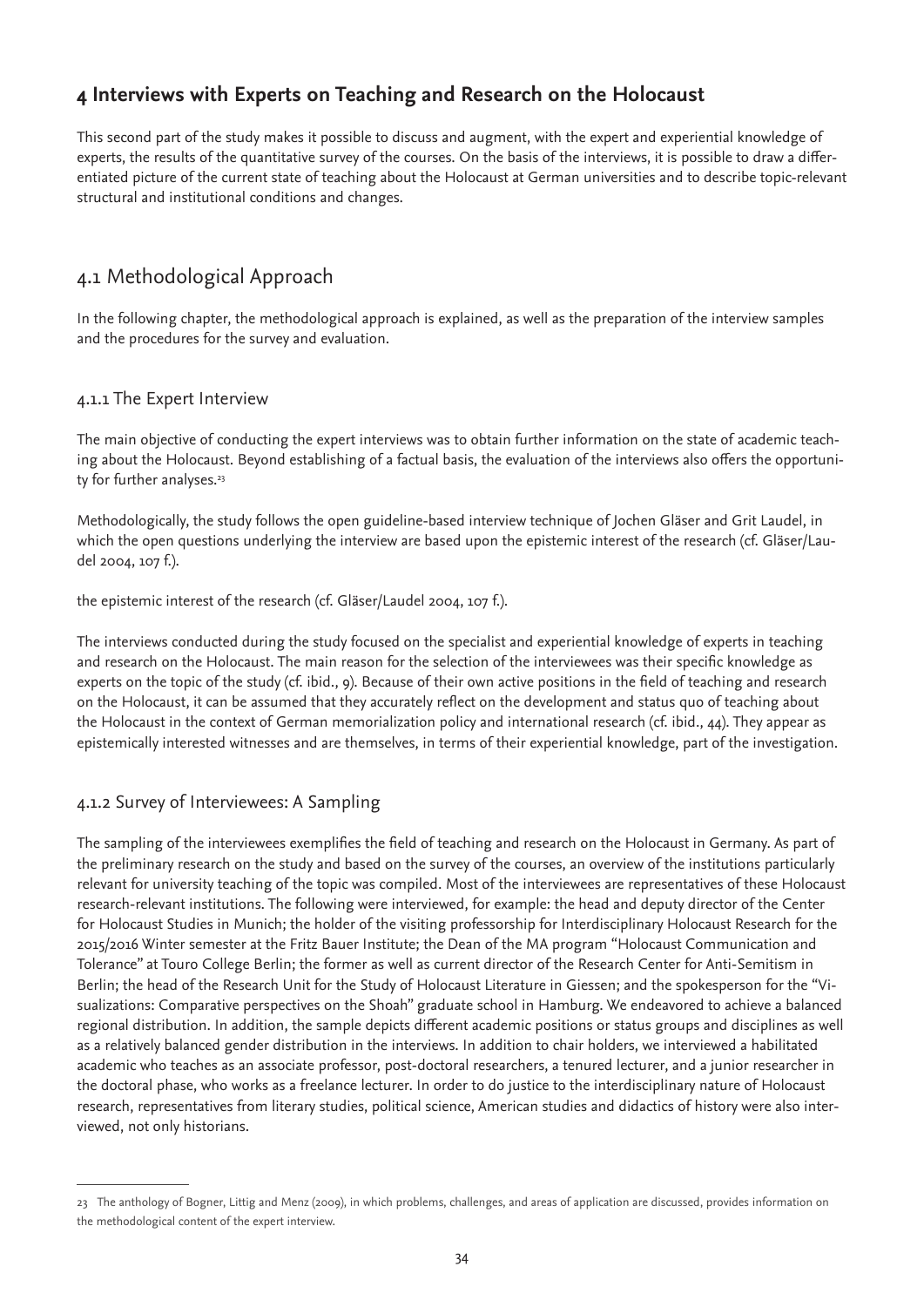## 4 Interviews with Experts on Teaching and Research on the Holocaust

This second part of the study makes it possible to discuss and augment, with the expert and experiential knowledge of experts, the results of the quantitative survey of the courses. On the basis of the interviews, it is possible to draw a differentiated picture of the current state of teaching about the Holocaust at German universities and to describe topic-relevant structural and institutional conditions and changes.

## 4.1 Methodological Approach

In the following chapter, the methodological approach is explained, as well as the preparation of the interview samples and the procedures for the survey and evaluation.

### 4.1.1 The Expert Interview

The main objective of conducting the expert interviews was to obtain further information on the state of academic teaching about the Holocaust. Beyond establishing of a factual basis, the evaluation of the interviews also offers the opportunity for further analyses.[23]

Methodologically, the study follows the open guideline-based interview technique of Jochen Gläser and Grit Laudel, in which the open questions underlying the interview are based upon the epistemic interest of the research (cf. Gläser/Laudel 2004, 107 f.).

the epistemic interest of the research (cf. Gläser/Laudel 2004, 107 f.).

The interviews conducted during the study focused on the specialist and experiential knowledge of experts in teaching and research on the Holocaust. The main reason for the selection of the interviewees was their specific knowledge as experts on the topic of the study (cf. ibid., 9). Because of their own active positions in the field of teaching and research on the Holocaust, it can be assumed that they accurately reflect on the development and status quo of teaching about the Holocaust in the context of German memorialization policy and international research (cf. ibid., 44). They appear as epistemically interested witnesses and are themselves, in terms of their experiential knowledge, part of the investigation.

### 4.1.2 Survey of Interviewees: A Sampling

The sampling of the interviewees exemplifies the field of teaching and research on the Holocaust in Germany. As part of the preliminary research on the study and based on the survey of the courses, an overview of the institutions particularly relevant for university teaching of the topic was compiled. Most of the interviewees are representatives of these Holocaust research-relevant institutions. The following were interviewed, for example: the head and deputy director of the Center for Holocaust Studies in Munich; the holder of the visiting professorship for Interdisciplinary Holocaust Research for the 2015/2016 Winter semester at the Fritz Bauer Institute; the Dean of the MA program "Holocaust Communication and Tolerance" at Touro College Berlin; the former as well as current director of the Research Center for Anti-Semitism in Berlin; the head of the Research Unit for the Study of Holocaust Literature in Giessen; and the spokesperson for the "Visualizations: Comparative perspectives on the Shoah" graduate school in Hamburg. We endeavored to achieve a balanced regional distribution. In addition, the sample depicts different academic positions or status groups and disciplines as well as a relatively balanced gender distribution in the interviews. In addition to chair holders, we interviewed a habilitated academic who teaches as an associate professor, post-doctoral researchers, a tenured lecturer, and a junior researcher in the doctoral phase, who works as a freelance lecturer. In order to do justice to the interdisciplinary nature of Holocaust research, representatives from literary studies, political science, American studies and didactics of history were also interviewed, not only historians.

---

23 The anthology of Bogner, Littig and Menz (2009), in which problems, challenges, and areas of application are discussed, provides information on the methodological content of the expert interview.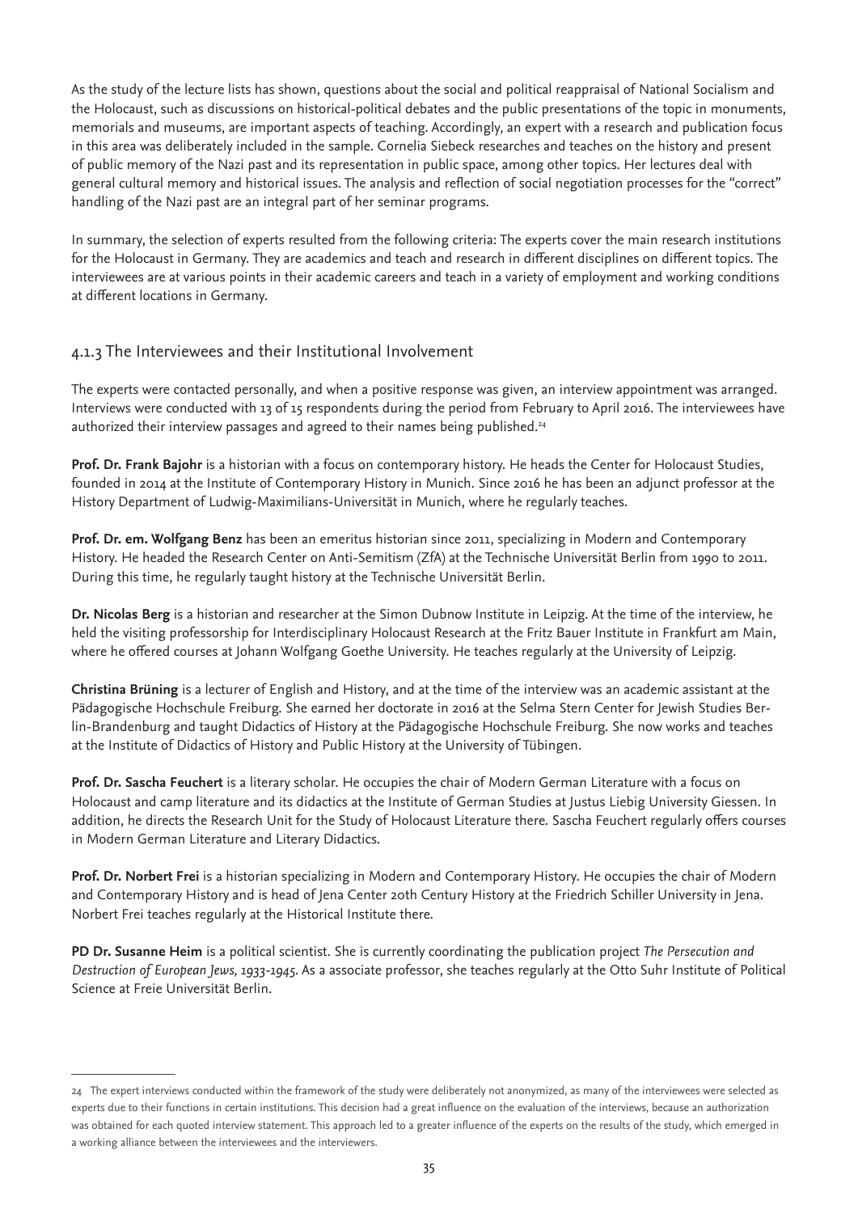As the study of the lecture lists has shown, questions about the social and political reappraisal of National Socialism and the Holocaust, such as discussions on historical-political debates and the public presentations of the topic in monuments, memorials and museums, are important aspects of teaching. Accordingly, an expert with a research and publication focus in this area was deliberately included in the sample. Cornelia Siebeck researches and teaches on the history and present of public memory of the Nazi past and its representation in public space, among other topics. Her lectures deal with general cultural memory and historical issues. The analysis and reflection of social negotiation processes for the "correct" handling of the Nazi past are an integral part of her seminar programs.

In summary, the selection of experts resulted from the following criteria: The experts cover the main research institutions for the Holocaust in Germany. They are academics and teach and research in different disciplines on different topics. The interviewees are at various points in their academic careers and teach in a variety of employment and working conditions at different locations in Germany.

### 4.1.3 The Interviewees and their Institutional Involvement

The experts were contacted personally, and when a positive response was given, an interview appointment was arranged. Interviews were conducted with 13 of 15 respondents during the period from February to April 2016. The interviewees have authorized their interview passages and agreed to their names being published.[24]

**Prof. Dr. Frank Bajohr** is a historian with a focus on contemporary history. He heads the Center for Holocaust Studies, founded in 2014 at the Institute of Contemporary History in Munich. Since 2016 he has been an adjunct professor at the History Department of Ludwig-Maximilians-Universität in Munich, where he regularly teaches.

**Prof. Dr. em. Wolfgang Benz** has been an emeritus historian since 2011, specializing in Modern and Contemporary History. He headed the Research Center on Anti-Semitism (ZfA) at the Technische Universität Berlin from 1990 to 2011. During this time, he regularly taught history at the Technische Universität Berlin.

**Dr. Nicolas Berg** is a historian and researcher at the Simon Dubnow Institute in Leipzig. At the time of the interview, he held the visiting professorship for Interdisciplinary Holocaust Research at the Fritz Bauer Institute in Frankfurt am Main, where he offered courses at Johann Wolfgang Goethe University. He teaches regularly at the University of Leipzig.

**Christina Brüning** is a lecturer of English and History, and at the time of the interview was an academic assistant at the Pädagogische Hochschule Freiburg. She earned her doctorate in 2016 at the Selma Stern Center for Jewish Studies Berlin-Brandenburg and taught Didactics of History at the Pädagogische Hochschule Freiburg. She now works and teaches at the Institute of Didactics of History and Public History at the University of Tübingen.

**Prof. Dr. Sascha Feuchert** is a literary scholar. He occupies the chair of Modern German Literature with a focus on Holocaust and camp literature and its didactics at the Institute of German Studies at Justus Liebig University Giessen. In addition, he directs the Research Unit for the Study of Holocaust Literature there. Sascha Feuchert regularly offers courses in Modern German Literature and Literary Didactics.

**Prof. Dr. Norbert Frei** is a historian specializing in Modern and Contemporary History. He occupies the chair of Modern and Contemporary History and is head of Jena Center 20th Century History at the Friedrich Schiller University in Jena. Norbert Frei teaches regularly at the Historical Institute there.

**PD Dr. Susanne Heim** is a political scientist. She is currently coordinating the publication project *The Persecution and Destruction of European Jews, 1933-1945*. As a associate professor, she teaches regularly at the Otto Suhr Institute of Political Science at Freie Universität Berlin.

---

24 The expert interviews conducted within the framework of the study were deliberately not anonymized, as many of the interviewees were selected as experts due to their functions in certain institutions. This decision had a great influence on the evaluation of the interviews, because an authorization was obtained for each quoted interview statement. This approach led to a greater influence of the experts on the results of the study, which emerged in a working alliance between the interviewees and the interviewers.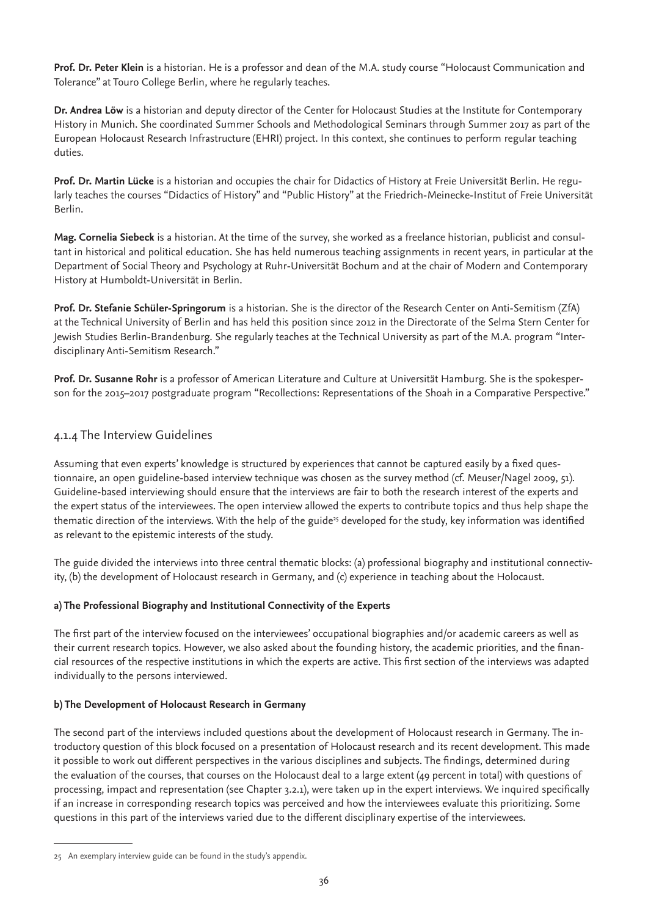**Prof. Dr. Peter Klein** is a historian. He is a professor and dean of the M.A. study course "Holocaust Communication and Tolerance" at Touro College Berlin, where he regularly teaches.

**Dr. Andrea Löw** is a historian and deputy director of the Center for Holocaust Studies at the Institute for Contemporary History in Munich. She coordinated Summer Schools and Methodological Seminars through Summer 2017 as part of the European Holocaust Research Infrastructure (EHRI) project. In this context, she continues to perform regular teaching duties.

**Prof. Dr. Martin Lücke** is a historian and occupies the chair for Didactics of History at Freie Universität Berlin. He regularly teaches the courses "Didactics of History" and "Public History" at the Friedrich-Meinecke-Institut of Freie Universität Berlin.

**Mag. Cornelia Siebeck** is a historian. At the time of the survey, she worked as a freelance historian, publicist and consultant in historical and political education. She has held numerous teaching assignments in recent years, in particular at the Department of Social Theory and Psychology at Ruhr-Universität Bochum and at the chair of Modern and Contemporary History at Humboldt-Universität in Berlin.

**Prof. Dr. Stefanie Schüler-Springorum** is a historian. She is the director of the Research Center on Anti-Semitism (ZfA) at the Technical University of Berlin and has held this position since 2012 in the Directorate of the Selma Stern Center for Jewish Studies Berlin-Brandenburg. She regularly teaches at the Technical University as part of the M.A. program "Interdisciplinary Anti-Semitism Research."

**Prof. Dr. Susanne Rohr** is a professor of American Literature and Culture at Universität Hamburg. She is the spokesperson for the 2015–2017 postgraduate program "Recollections: Representations of the Shoah in a Comparative Perspective."

### 4.1.4 The Interview Guidelines

Assuming that even experts' knowledge is structured by experiences that cannot be captured easily by a fixed questionnaire, an open guideline-based interview technique was chosen as the survey method (cf. Meuser/Nagel 2009, 51). Guideline-based interviewing should ensure that the interviews are fair to both the research interest of the experts and the expert status of the interviewees. The open interview allowed the experts to contribute topics and thus help shape the thematic direction of the interviews. With the help of the guide[25] developed for the study, key information was identified as relevant to the epistemic interests of the study.

The guide divided the interviews into three central thematic blocks: (a) professional biography and institutional connectivity, (b) the development of Holocaust research in Germany, and (c) experience in teaching about the Holocaust.

**a) The Professional Biography and Institutional Connectivity of the Experts**

The first part of the interview focused on the interviewees' occupational biographies and/or academic careers as well as their current research topics. However, we also asked about the founding history, the academic priorities, and the financial resources of the respective institutions in which the experts are active. This first section of the interviews was adapted individually to the persons interviewed.

**b) The Development of Holocaust Research in Germany**

The second part of the interviews included questions about the development of Holocaust research in Germany. The introductory question of this block focused on a presentation of Holocaust research and its recent development. This made it possible to work out different perspectives in the various disciplines and subjects. The findings, determined during the evaluation of the courses, that courses on the Holocaust deal to a large extent (49 percent in total) with questions of processing, impact and representation (see Chapter 3.2.1), were taken up in the expert interviews. We inquired specifically if an increase in corresponding research topics was perceived and how the interviewees evaluate this prioritizing. Some questions in this part of the interviews varied due to the different disciplinary expertise of the interviewees.

---

25 An exemplary interview guide can be found in the study's appendix.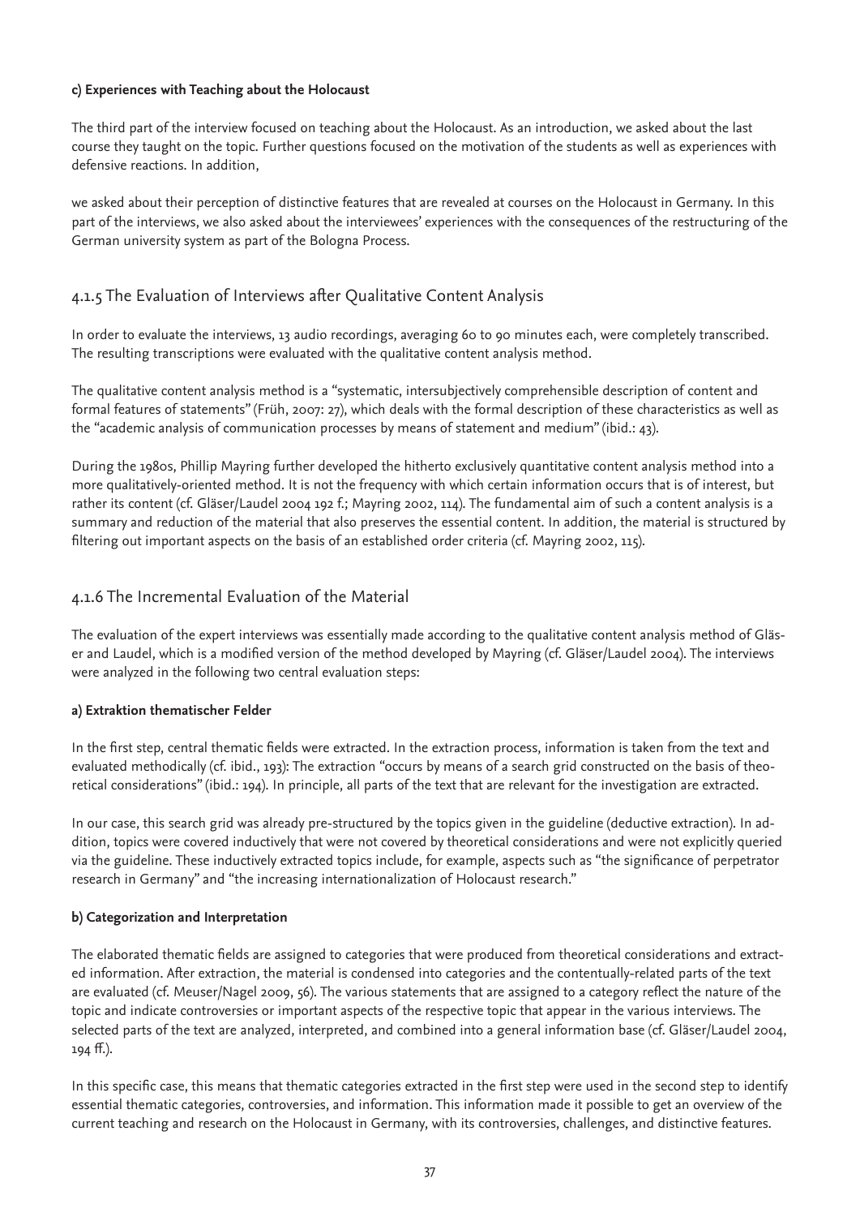**c) Experiences with Teaching about the Holocaust**

The third part of the interview focused on teaching about the Holocaust. As an introduction, we asked about the last course they taught on the topic. Further questions focused on the motivation of the students as well as experiences with defensive reactions. In addition,

we asked about their perception of distinctive features that are revealed at courses on the Holocaust in Germany. In this part of the interviews, we also asked about the interviewees' experiences with the consequences of the restructuring of the German university system as part of the Bologna Process.

## 4.1.5 The Evaluation of Interviews after Qualitative Content Analysis

In order to evaluate the interviews, 13 audio recordings, averaging 60 to 90 minutes each, were completely transcribed. The resulting transcriptions were evaluated with the qualitative content analysis method.

The qualitative content analysis method is a "systematic, intersubjectively comprehensible description of content and formal features of statements" (Früh, 2007: 27), which deals with the formal description of these characteristics as well as the "academic analysis of communication processes by means of statement and medium" (ibid.: 43).

During the 1980s, Phillip Mayring further developed the hitherto exclusively quantitative content analysis method into a more qualitatively-oriented method. It is not the frequency with which certain information occurs that is of interest, but rather its content (cf. Gläser/Laudel 2004 192 f.; Mayring 2002, 114). The fundamental aim of such a content analysis is a summary and reduction of the material that also preserves the essential content. In addition, the material is structured by filtering out important aspects on the basis of an established order criteria (cf. Mayring 2002, 115).

## 4.1.6 The Incremental Evaluation of the Material

The evaluation of the expert interviews was essentially made according to the qualitative content analysis method of Gläser and Laudel, which is a modified version of the method developed by Mayring (cf. Gläser/Laudel 2004). The interviews were analyzed in the following two central evaluation steps:

**a) Extraktion thematischer Felder**

In the first step, central thematic fields were extracted. In the extraction process, information is taken from the text and evaluated methodically (cf. ibid., 193): The extraction "occurs by means of a search grid constructed on the basis of theoretical considerations" (ibid.: 194). In principle, all parts of the text that are relevant for the investigation are extracted.

In our case, this search grid was already pre-structured by the topics given in the guideline (deductive extraction). In addition, topics were covered inductively that were not covered by theoretical considerations and were not explicitly queried via the guideline. These inductively extracted topics include, for example, aspects such as "the significance of perpetrator research in Germany" and "the increasing internationalization of Holocaust research."

**b) Categorization and Interpretation**

The elaborated thematic fields are assigned to categories that were produced from theoretical considerations and extracted information. After extraction, the material is condensed into categories and the contentually-related parts of the text are evaluated (cf. Meuser/Nagel 2009, 56). The various statements that are assigned to a category reflect the nature of the topic and indicate controversies or important aspects of the respective topic that appear in the various interviews. The selected parts of the text are analyzed, interpreted, and combined into a general information base (cf. Gläser/Laudel 2004, 194 ff.).

In this specific case, this means that thematic categories extracted in the first step were used in the second step to identify essential thematic categories, controversies, and information. This information made it possible to get an overview of the current teaching and research on the Holocaust in Germany, with its controversies, challenges, and distinctive features.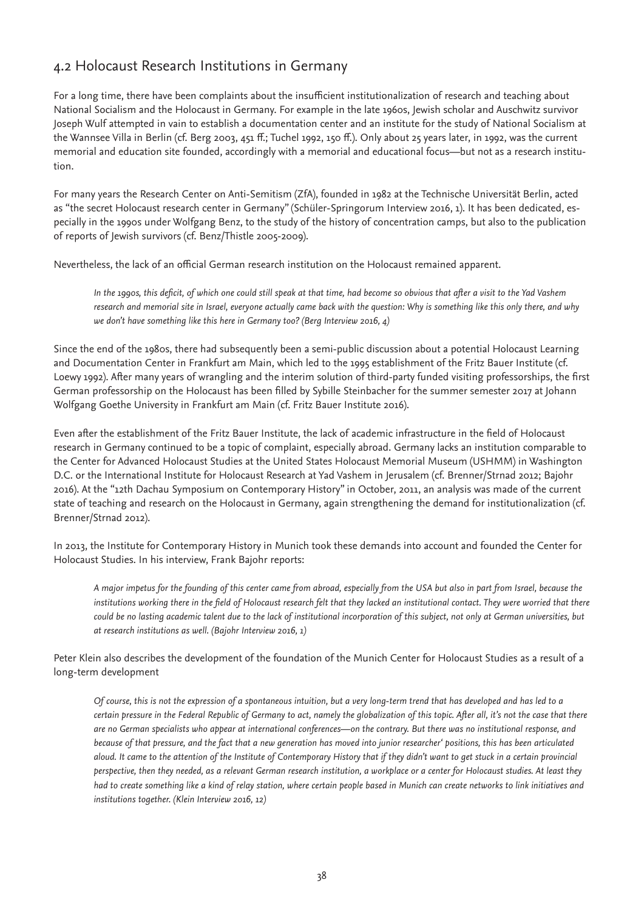## 4.2 Holocaust Research Institutions in Germany

For a long time, there have been complaints about the insufficient institutionalization of research and teaching about National Socialism and the Holocaust in Germany. For example in the late 1960s, Jewish scholar and Auschwitz survivor Joseph Wulf attempted in vain to establish a documentation center and an institute for the study of National Socialism at the Wannsee Villa in Berlin (cf. Berg 2003, 451 ff.; Tuchel 1992, 150 ff.). Only about 25 years later, in 1992, was the current memorial and education site founded, accordingly with a memorial and educational focus—but not as a research institution.

For many years the Research Center on Anti-Semitism (ZfA), founded in 1982 at the Technische Universität Berlin, acted as "the secret Holocaust research center in Germany" (Schüler-Springorum Interview 2016, 1). It has been dedicated, especially in the 1990s under Wolfgang Benz, to the study of the history of concentration camps, but also to the publication of reports of Jewish survivors (cf. Benz/Thistle 2005-2009).

Nevertheless, the lack of an official German research institution on the Holocaust remained apparent.

> *In the 1990s, this deficit, of which one could still speak at that time, had become so obvious that after a visit to the Yad Vashem research and memorial site in Israel, everyone actually came back with the question: Why is something like this only there, and why we don't have something like this here in Germany too? (Berg Interview 2016, 4)*

Since the end of the 1980s, there had subsequently been a semi-public discussion about a potential Holocaust Learning and Documentation Center in Frankfurt am Main, which led to the 1995 establishment of the Fritz Bauer Institute (cf. Loewy 1992). After many years of wrangling and the interim solution of third-party funded visiting professorships, the first German professorship on the Holocaust has been filled by Sybille Steinbacher for the summer semester 2017 at Johann Wolfgang Goethe University in Frankfurt am Main (cf. Fritz Bauer Institute 2016).

Even after the establishment of the Fritz Bauer Institute, the lack of academic infrastructure in the field of Holocaust research in Germany continued to be a topic of complaint, especially abroad. Germany lacks an institution comparable to the Center for Advanced Holocaust Studies at the United States Holocaust Memorial Museum (USHMM) in Washington D.C. or the International Institute for Holocaust Research at Yad Vashem in Jerusalem (cf. Brenner/Strnad 2012; Bajohr 2016). At the "12th Dachau Symposium on Contemporary History" in October, 2011, an analysis was made of the current state of teaching and research on the Holocaust in Germany, again strengthening the demand for institutionalization (cf. Brenner/Strnad 2012).

In 2013, the Institute for Contemporary History in Munich took these demands into account and founded the Center for Holocaust Studies. In his interview, Frank Bajohr reports:

> *A major impetus for the founding of this center came from abroad, especially from the USA but also in part from Israel, because the institutions working there in the field of Holocaust research felt that they lacked an institutional contact. They were worried that there could be no lasting academic talent due to the lack of institutional incorporation of this subject, not only at German universities, but at research institutions as well. (Bajohr Interview 2016, 1)*

Peter Klein also describes the development of the foundation of the Munich Center for Holocaust Studies as a result of a long-term development

> *Of course, this is not the expression of a spontaneous intuition, but a very long-term trend that has developed and has led to a certain pressure in the Federal Republic of Germany to act, namely the globalization of this topic. After all, it's not the case that there are no German specialists who appear at international conferences—on the contrary. But there was no institutional response, and because of that pressure, and the fact that a new generation has moved into junior researcher' positions, this has been articulated aloud. It came to the attention of the Institute of Contemporary History that if they didn't want to get stuck in a certain provincial perspective, then they needed, as a relevant German research institution, a workplace or a center for Holocaust studies. At least they had to create something like a kind of relay station, where certain people based in Munich can create networks to link initiatives and institutions together. (Klein Interview 2016, 12)*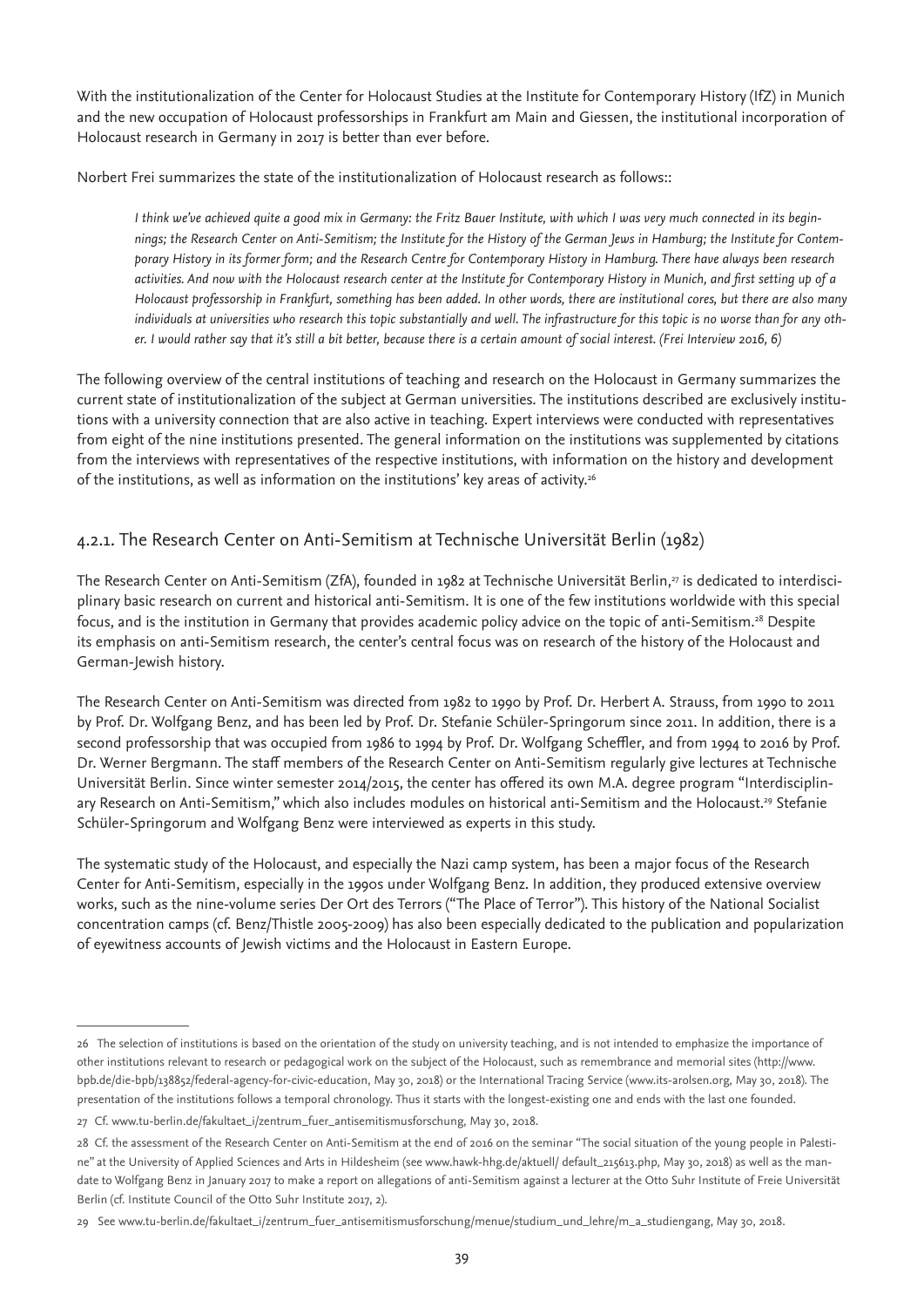With the institutionalization of the Center for Holocaust Studies at the Institute for Contemporary History (IfZ) in Munich and the new occupation of Holocaust professorships in Frankfurt am Main and Giessen, the institutional incorporation of Holocaust research in Germany in 2017 is better than ever before.

Norbert Frei summarizes the state of the institutionalization of Holocaust research as follows::

> *I think we've achieved quite a good mix in Germany: the Fritz Bauer Institute, with which I was very much connected in its beginnings; the Research Center on Anti-Semitism; the Institute for the History of the German Jews in Hamburg; the Institute for Contemporary History in its former form; and the Research Centre for Contemporary History in Hamburg. There have always been research activities. And now with the Holocaust research center at the Institute for Contemporary History in Munich, and first setting up of a Holocaust professorship in Frankfurt, something has been added. In other words, there are institutional cores, but there are also many individuals at universities who research this topic substantially and well. The infrastructure for this topic is no worse than for any other. I would rather say that it's still a bit better, because there is a certain amount of social interest. (Frei Interview 2016, 6)*

The following overview of the central institutions of teaching and research on the Holocaust in Germany summarizes the current state of institutionalization of the subject at German universities. The institutions described are exclusively institutions with a university connection that are also active in teaching. Expert interviews were conducted with representatives from eight of the nine institutions presented. The general information on the institutions was supplemented by citations from the interviews with representatives of the respective institutions, with information on the history and development of the institutions, as well as information on the institutions' key areas of activity.[26]

### 4.2.1. The Research Center on Anti-Semitism at Technische Universität Berlin (1982)

The Research Center on Anti-Semitism (ZfA), founded in 1982 at Technische Universität Berlin,[27] is dedicated to interdisciplinary basic research on current and historical anti-Semitism. It is one of the few institutions worldwide with this special focus, and is the institution in Germany that provides academic policy advice on the topic of anti-Semitism.[28] Despite its emphasis on anti-Semitism research, the center's central focus was on research of the history of the Holocaust and German-Jewish history.

The Research Center on Anti-Semitism was directed from 1982 to 1990 by Prof. Dr. Herbert A. Strauss, from 1990 to 2011 by Prof. Dr. Wolfgang Benz, and has been led by Prof. Dr. Stefanie Schüler-Springorum since 2011. In addition, there is a second professorship that was occupied from 1986 to 1994 by Prof. Dr. Wolfgang Scheffler, and from 1994 to 2016 by Prof. Dr. Werner Bergmann. The staff members of the Research Center on Anti-Semitism regularly give lectures at Technische Universität Berlin. Since winter semester 2014/2015, the center has offered its own M.A. degree program "Interdisciplinary Research on Anti-Semitism," which also includes modules on historical anti-Semitism and the Holocaust.[29] Stefanie Schüler-Springorum and Wolfgang Benz were interviewed as experts in this study.

The systematic study of the Holocaust, and especially the Nazi camp system, has been a major focus of the Research Center for Anti-Semitism, especially in the 1990s under Wolfgang Benz. In addition, they produced extensive overview works, such as the nine-volume series Der Ort des Terrors ("The Place of Terror"). This history of the National Socialist concentration camps (cf. Benz/Thistle 2005-2009) has also been especially dedicated to the publication and popularization of eyewitness accounts of Jewish victims and the Holocaust in Eastern Europe.

---

26 The selection of institutions is based on the orientation of the study on university teaching, and is not intended to emphasize the importance of other institutions relevant to research or pedagogical work on the subject of the Holocaust, such as remembrance and memorial sites (http://www.bpb.de/die-bpb/138852/federal-agency-for-civic-education, May 30, 2018) or the International Tracing Service (www.its-arolsen.org, May 30, 2018). The presentation of the institutions follows a temporal chronology. Thus it starts with the longest-existing one and ends with the last one founded.

27 Cf. www.tu-berlin.de/fakultaet_i/zentrum_fuer_antisemitismusforschung, May 30, 2018.

28 Cf. the assessment of the Research Center on Anti-Semitism at the end of 2016 on the seminar "The social situation of the young people in Palestine" at the University of Applied Sciences and Arts in Hildesheim (see www.hawk-hhg.de/aktuell/ default_215613.php, May 30, 2018) as well as the mandate to Wolfgang Benz in January 2017 to make a report on allegations of anti-Semitism against a lecturer at the Otto Suhr Institute of Freie Universität Berlin (cf. Institute Council of the Otto Suhr Institute 2017, 2).

29 See www.tu-berlin.de/fakultaet_i/zentrum_fuer_antisemitismusforschung/menue/studium_und_lehre/m_a_studiengang, May 30, 2018.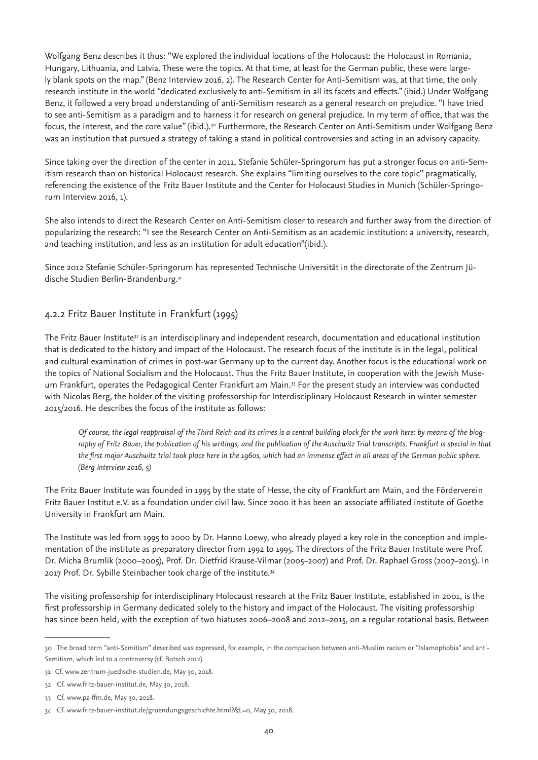Wolfgang Benz describes it thus: "We explored the individual locations of the Holocaust: the Holocaust in Romania, Hungary, Lithuania, and Latvia. These were the topics. At that time, at least for the German public, these were largely blank spots on the map." (Benz Interview 2016, 2). The Research Center for Anti-Semitism was, at that time, the only research institute in the world "dedicated exclusively to anti-Semitism in all its facets and effects." (ibid.) Under Wolfgang Benz, it followed a very broad understanding of anti-Semitism research as a general research on prejudice. "I have tried to see anti-Semitism as a paradigm and to harness it for research on general prejudice. In my term of office, that was the focus, the interest, and the core value" (ibid.).[30] Furthermore, the Research Center on Anti-Semitism under Wolfgang Benz was an institution that pursued a strategy of taking a stand in political controversies and acting in an advisory capacity.

Since taking over the direction of the center in 2011, Stefanie Schüler-Springorum has put a stronger focus on anti-Semitism research than on historical Holocaust research. She explains "limiting ourselves to the core topic" pragmatically, referencing the existence of the Fritz Bauer Institute and the Center for Holocaust Studies in Munich (Schüler-Springorum Interview 2016, 1).

She also intends to direct the Research Center on Anti-Semitism closer to research and further away from the direction of popularizing the research: "I see the Research Center on Anti-Semitism as an academic institution: a university, research, and teaching institution, and less as an institution for adult education"(ibid.).

Since 2012 Stefanie Schüler-Springorum has represented Technische Universität in the directorate of the Zentrum Jüdische Studien Berlin-Brandenburg.[31]

### 4.2.2 Fritz Bauer Institute in Frankfurt (1995)

The Fritz Bauer Institute[32] is an interdisciplinary and independent research, documentation and educational institution that is dedicated to the history and impact of the Holocaust. The research focus of the institute is in the legal, political and cultural examination of crimes in post-war Germany up to the current day. Another focus is the educational work on the topics of National Socialism and the Holocaust. Thus the Fritz Bauer Institute, in cooperation with the Jewish Museum Frankfurt, operates the Pedagogical Center Frankfurt am Main.[33] For the present study an interview was conducted with Nicolas Berg, the holder of the visiting professorship for Interdisciplinary Holocaust Research in winter semester 2015/2016. He describes the focus of the institute as follows:

> *Of course, the legal reappraisal of the Third Reich and its crimes is a central building block for the work here: by means of the biography of Fritz Bauer, the publication of his writings, and the publication of the Auschwitz Trial transcripts. Frankfurt is special in that the first major Auschwitz trial took place here in the 1960s, which had an immense effect in all areas of the German public sphere. (Berg Interview 2016, 5)*

The Fritz Bauer Institute was founded in 1995 by the state of Hesse, the city of Frankfurt am Main, and the Förderverein Fritz Bauer Institut e.V. as a foundation under civil law. Since 2000 it has been an associate affiliated institute of Goethe University in Frankfurt am Main.

The Institute was led from 1995 to 2000 by Dr. Hanno Loewy, who already played a key role in the conception and implementation of the institute as preparatory director from 1992 to 1995. The directors of the Fritz Bauer Institute were Prof. Dr. Micha Brumlik (2000–2005), Prof. Dr. Dietfrid Krause-Vilmar (2005–2007) and Prof. Dr. Raphael Gross (2007–2015). In 2017 Prof. Dr. Sybille Steinbacher took charge of the institute.[34]

The visiting professorship for interdisciplinary Holocaust research at the Fritz Bauer Institute, established in 2001, is the first professorship in Germany dedicated solely to the history and impact of the Holocaust. The visiting professorship has since been held, with the exception of two hiatuses 2006–2008 and 2012–2015, on a regular rotational basis. Between

---

30 The broad term "anti-Semitism" described was expressed, for example, in the comparison between anti-Muslim racism or "Islamophobia" and anti-Semitism, which led to a controversy (cf. Botsch 2012).

31 Cf. www.zentrum-juedische-studien.de, May 30, 2018.

32 Cf. www.fritz-bauer-institut.de, May 30, 2018.

33 Cf. www.pz-ffm.de, May 30, 2018.

34 Cf. www.fritz-bauer-institut.de/gruendungsgeschichte.html?&L=0, May 30, 2018.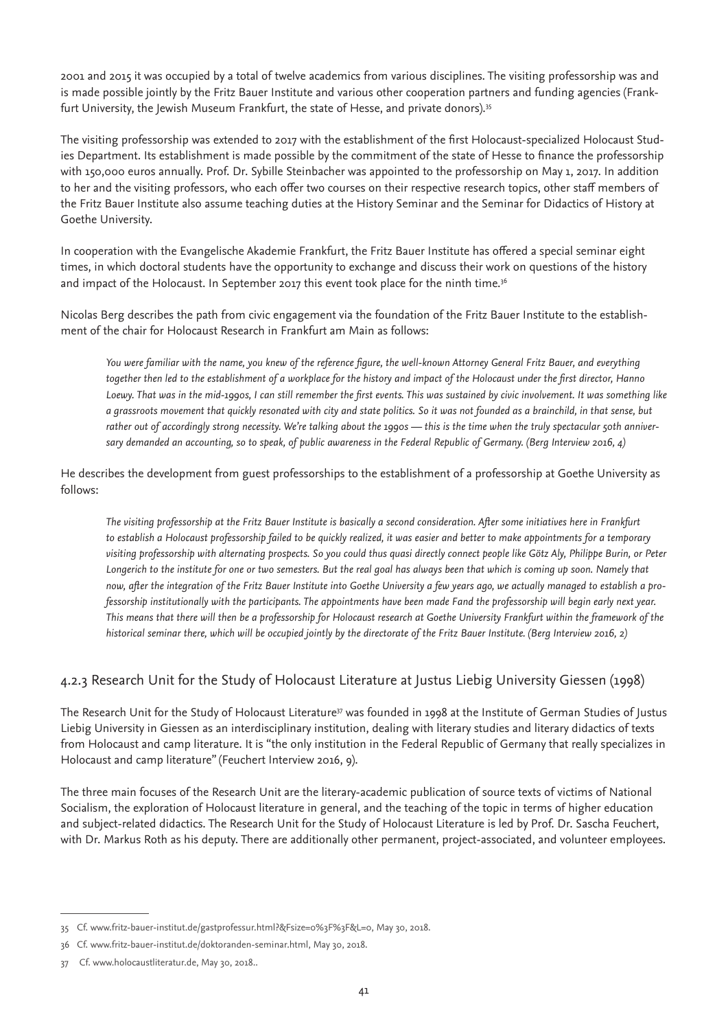2001 and 2015 it was occupied by a total of twelve academics from various disciplines. The visiting professorship was and is made possible jointly by the Fritz Bauer Institute and various other cooperation partners and funding agencies (Frankfurt University, the Jewish Museum Frankfurt, the state of Hesse, and private donors).[35]

The visiting professorship was extended to 2017 with the establishment of the first Holocaust-specialized Holocaust Studies Department. Its establishment is made possible by the commitment of the state of Hesse to finance the professorship with 150,000 euros annually. Prof. Dr. Sybille Steinbacher was appointed to the professorship on May 1, 2017. In addition to her and the visiting professors, who each offer two courses on their respective research topics, other staff members of the Fritz Bauer Institute also assume teaching duties at the History Seminar and the Seminar for Didactics of History at Goethe University.

In cooperation with the Evangelische Akademie Frankfurt, the Fritz Bauer Institute has offered a special seminar eight times, in which doctoral students have the opportunity to exchange and discuss their work on questions of the history and impact of the Holocaust. In September 2017 this event took place for the ninth time.[36]

Nicolas Berg describes the path from civic engagement via the foundation of the Fritz Bauer Institute to the establishment of the chair for Holocaust Research in Frankfurt am Main as follows:

> *You were familiar with the name, you knew of the reference figure, the well-known Attorney General Fritz Bauer, and everything together then led to the establishment of a workplace for the history and impact of the Holocaust under the first director, Hanno Loewy. That was in the mid-1990s, I can still remember the first events. This was sustained by civic involvement. It was something like a grassroots movement that quickly resonated with city and state politics. So it was not founded as a brainchild, in that sense, but rather out of accordingly strong necessity. We're talking about the 1990s — this is the time when the truly spectacular 50th anniversary demanded an accounting, so to speak, of public awareness in the Federal Republic of Germany. (Berg Interview 2016, 4)*

He describes the development from guest professorships to the establishment of a professorship at Goethe University as follows:

> *The visiting professorship at the Fritz Bauer Institute is basically a second consideration. After some initiatives here in Frankfurt to establish a Holocaust professorship failed to be quickly realized, it was easier and better to make appointments for a temporary visiting professorship with alternating prospects. So you could thus quasi directly connect people like Götz Aly, Philippe Burin, or Peter Longerich to the institute for one or two semesters. But the real goal has always been that which is coming up soon. Namely that now, after the integration of the Fritz Bauer Institute into Goethe University a few years ago, we actually managed to establish a professorship institutionally with the participants. The appointments have been made Fand the professorship will begin early next year. This means that there will then be a professorship for Holocaust research at Goethe University Frankfurt within the framework of the historical seminar there, which will be occupied jointly by the directorate of the Fritz Bauer Institute. (Berg Interview 2016, 2)*

### 4.2.3 Research Unit for the Study of Holocaust Literature at Justus Liebig University Giessen (1998)

The Research Unit for the Study of Holocaust Literature[37] was founded in 1998 at the Institute of German Studies of Justus Liebig University in Giessen as an interdisciplinary institution, dealing with literary studies and literary didactics of texts from Holocaust and camp literature. It is "the only institution in the Federal Republic of Germany that really specializes in Holocaust and camp literature" (Feuchert Interview 2016, 9).

The three main focuses of the Research Unit are the literary-academic publication of source texts of victims of National Socialism, the exploration of Holocaust literature in general, and the teaching of the topic in terms of higher education and subject-related didactics. The Research Unit for the Study of Holocaust Literature is led by Prof. Dr. Sascha Feuchert, with Dr. Markus Roth as his deputy. There are additionally other permanent, project-associated, and volunteer employees.

---

35 Cf. www.fritz-bauer-institut.de/gastprofessur.html?&Fsize=0%3F%3F&L=0, May 30, 2018.

36 Cf. www.fritz-bauer-institut.de/doktoranden-seminar.html, May 30, 2018.

37 Cf. www.holocaustliteratur.de, May 30, 2018..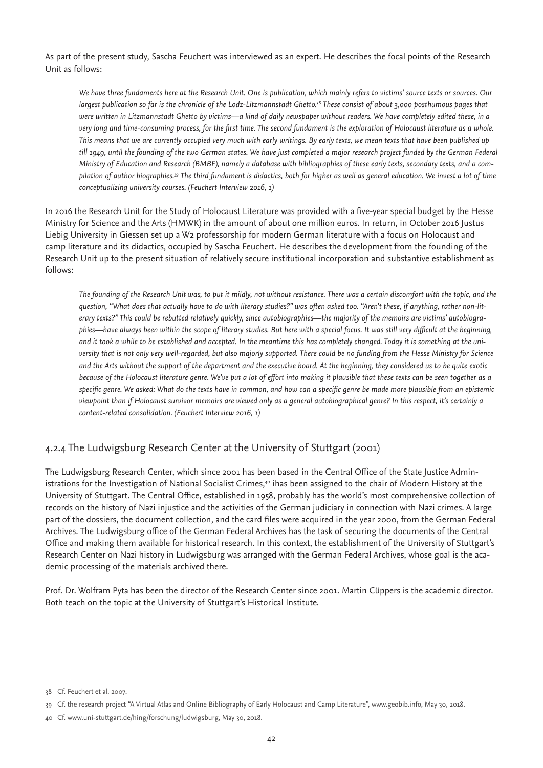As part of the present study, Sascha Feuchert was interviewed as an expert. He describes the focal points of the Research Unit as follows:

> *We have three fundaments here at the Research Unit. One is publication, which mainly refers to victims' source texts or sources. Our largest publication so far is the chronicle of the Lodz-Litzmannstadt Ghetto.*[38] *These consist of about 3,000 posthumous pages that were written in Litzmannstadt Ghetto by victims—a kind of daily newspaper without readers. We have completely edited these, in a very long and time-consuming process, for the first time. The second fundament is the exploration of Holocaust literature as a whole. This means that we are currently occupied very much with early writings. By early texts, we mean texts that have been published up till 1949, until the founding of the two German states. We have just completed a major research project funded by the German Federal Ministry of Education and Research (BMBF), namely a database with bibliographies of these early texts, secondary texts, and a compilation of author biographies.*[39] *The third fundament is didactics, both for higher as well as general education. We invest a lot of time conceptualizing university courses. (Feuchert Interview 2016, 1)*

In 2016 the Research Unit for the Study of Holocaust Literature was provided with a five-year special budget by the Hesse Ministry for Science and the Arts (HMWK) in the amount of about one million euros. In return, in October 2016 Justus Liebig University in Giessen set up a W2 professorship for modern German literature with a focus on Holocaust and camp literature and its didactics, occupied by Sascha Feuchert. He describes the development from the founding of the Research Unit up to the present situation of relatively secure institutional incorporation and substantive establishment as follows:

> *The founding of the Research Unit was, to put it mildly, not without resistance. There was a certain discomfort with the topic, and the question, "What does that actually have to do with literary studies?" was often asked too. "Aren't these, if anything, rather non-literary texts?" This could be rebutted relatively quickly, since autobiographies—the majority of the memoirs are victims' autobiographies—have always been within the scope of literary studies. But here with a special focus. It was still very difficult at the beginning, and it took a while to be established and accepted. In the meantime this has completely changed. Today it is something at the university that is not only very well-regarded, but also majorly supported. There could be no funding from the Hesse Ministry for Science and the Arts without the support of the department and the executive board. At the beginning, they considered us to be quite exotic because of the Holocaust literature genre. We've put a lot of effort into making it plausible that these texts can be seen together as a specific genre. We asked: What do the texts have in common, and how can a specific genre be made more plausible from an epistemic viewpoint than if Holocaust survivor memoirs are viewed only as a general autobiographical genre? In this respect, it's certainly a content-related consolidation. (Feuchert Interview 2016, 1)*

### 4.2.4 The Ludwigsburg Research Center at the University of Stuttgart (2001)

The Ludwigsburg Research Center, which since 2001 has been based in the Central Office of the State Justice Administrations for the Investigation of National Socialist Crimes,[40] ihas been assigned to the chair of Modern History at the University of Stuttgart. The Central Office, established in 1958, probably has the world's most comprehensive collection of records on the history of Nazi injustice and the activities of the German judiciary in connection with Nazi crimes. A large part of the dossiers, the document collection, and the card files were acquired in the year 2000, from the German Federal Archives. The Ludwigsburg office of the German Federal Archives has the task of securing the documents of the Central Office and making them available for historical research. In this context, the establishment of the University of Stuttgart's Research Center on Nazi history in Ludwigsburg was arranged with the German Federal Archives, whose goal is the academic processing of the materials archived there.

Prof. Dr. Wolfram Pyta has been the director of the Research Center since 2001. Martin Cüppers is the academic director. Both teach on the topic at the University of Stuttgart's Historical Institute.

---

38 Cf. Feuchert et al. 2007.

39 Cf. the research project "A Virtual Atlas and Online Bibliography of Early Holocaust and Camp Literature", www.geobib.info, May 30, 2018.

40 Cf. www.uni-stuttgart.de/hing/forschung/ludwigsburg, May 30, 2018.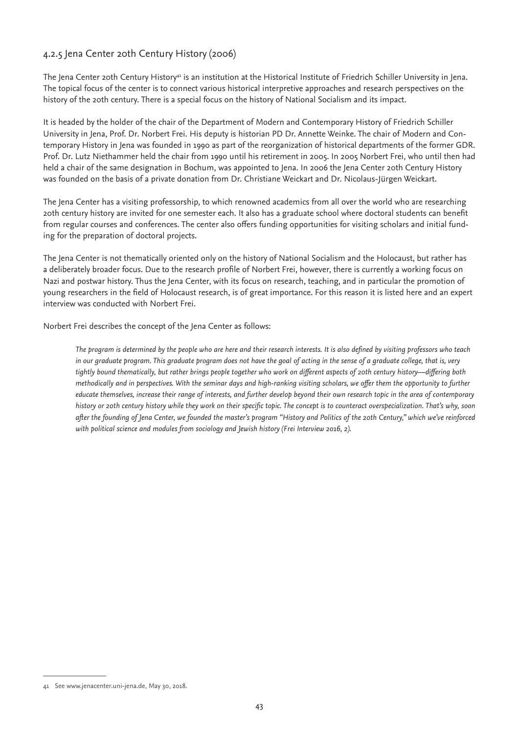### 4.2.5 Jena Center 20th Century History (2006)

The Jena Center 20th Century History[41] is an institution at the Historical Institute of Friedrich Schiller University in Jena. The topical focus of the center is to connect various historical interpretive approaches and research perspectives on the history of the 20th century. There is a special focus on the history of National Socialism and its impact.

It is headed by the holder of the chair of the Department of Modern and Contemporary History of Friedrich Schiller University in Jena, Prof. Dr. Norbert Frei. His deputy is historian PD Dr. Annette Weinke. The chair of Modern and Contemporary History in Jena was founded in 1990 as part of the reorganization of historical departments of the former GDR. Prof. Dr. Lutz Niethammer held the chair from 1990 until his retirement in 2005. In 2005 Norbert Frei, who until then had held a chair of the same designation in Bochum, was appointed to Jena. In 2006 the Jena Center 20th Century History was founded on the basis of a private donation from Dr. Christiane Weickart and Dr. Nicolaus-Jürgen Weickart.

The Jena Center has a visiting professorship, to which renowned academics from all over the world who are researching 20th century history are invited for one semester each. It also has a graduate school where doctoral students can benefit from regular courses and conferences. The center also offers funding opportunities for visiting scholars and initial funding for the preparation of doctoral projects.

The Jena Center is not thematically oriented only on the history of National Socialism and the Holocaust, but rather has a deliberately broader focus. Due to the research profile of Norbert Frei, however, there is currently a working focus on Nazi and postwar history. Thus the Jena Center, with its focus on research, teaching, and in particular the promotion of young researchers in the field of Holocaust research, is of great importance. For this reason it is listed here and an expert interview was conducted with Norbert Frei.

Norbert Frei describes the concept of the Jena Center as follows:

> *The program is determined by the people who are here and their research interests. It is also defined by visiting professors who teach in our graduate program. This graduate program does not have the goal of acting in the sense of a graduate college, that is, very tightly bound thematically, but rather brings people together who work on different aspects of 20th century history—differing both methodically and in perspectives. With the seminar days and high-ranking visiting scholars, we offer them the opportunity to further educate themselves, increase their range of interests, and further develop beyond their own research topic in the area of contemporary history or 20th century history while they work on their specific topic. The concept is to counteract overspecialization. That's why, soon after the founding of Jena Center, we founded the master's program "History and Politics of the 20th Century," which we've reinforced with political science and modules from sociology and Jewish history (Frei Interview 2016, 2).*

---

41 See www.jenacenter.uni-jena.de, May 30, 2018.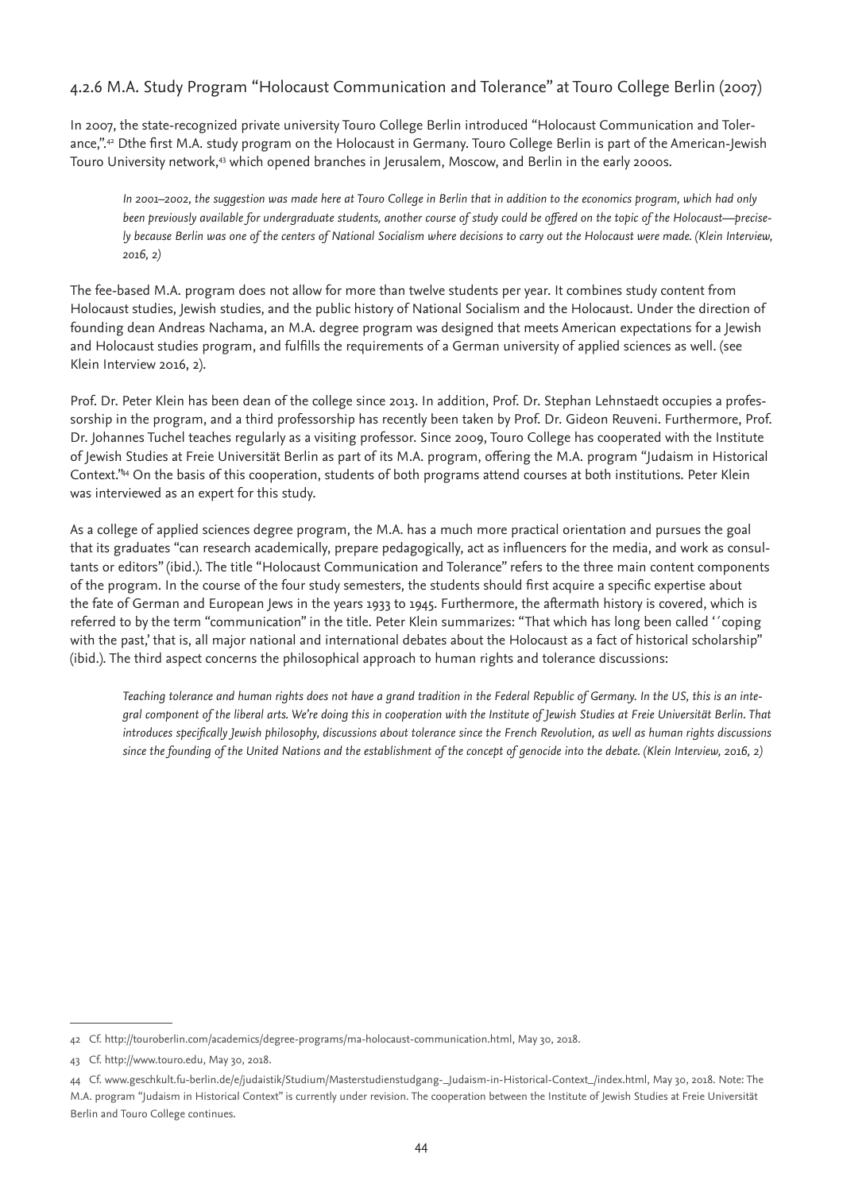### 4.2.6 M.A. Study Program "Holocaust Communication and Tolerance" at Touro College Berlin (2007)

In 2007, the state-recognized private university Touro College Berlin introduced "Holocaust Communication and Tolerance,".[42] Dthe first M.A. study program on the Holocaust in Germany. Touro College Berlin is part of the American-Jewish Touro University network,[43] which opened branches in Jerusalem, Moscow, and Berlin in the early 2000s.

> *In 2001–2002, the suggestion was made here at Touro College in Berlin that in addition to the economics program, which had only been previously available for undergraduate students, another course of study could be offered on the topic of the Holocaust—precisely because Berlin was one of the centers of National Socialism where decisions to carry out the Holocaust were made. (Klein Interview, 2016, 2)*

The fee-based M.A. program does not allow for more than twelve students per year. It combines study content from Holocaust studies, Jewish studies, and the public history of National Socialism and the Holocaust. Under the direction of founding dean Andreas Nachama, an M.A. degree program was designed that meets American expectations for a Jewish and Holocaust studies program, and fulfills the requirements of a German university of applied sciences as well. (see Klein Interview 2016, 2).

Prof. Dr. Peter Klein has been dean of the college since 2013. In addition, Prof. Dr. Stephan Lehnstaedt occupies a professorship in the program, and a third professorship has recently been taken by Prof. Dr. Gideon Reuveni. Furthermore, Prof. Dr. Johannes Tuchel teaches regularly as a visiting professor. Since 2009, Touro College has cooperated with the Institute of Jewish Studies at Freie Universität Berlin as part of its M.A. program, offering the M.A. program "Judaism in Historical Context."[44] On the basis of this cooperation, students of both programs attend courses at both institutions. Peter Klein was interviewed as an expert for this study.

As a college of applied sciences degree program, the M.A. has a much more practical orientation and pursues the goal that its graduates "can research academically, prepare pedagogically, act as influencers for the media, and work as consultants or editors" (ibid.). The title "Holocaust Communication and Tolerance" refers to the three main content components of the program. In the course of the four study semesters, the students should first acquire a specific expertise about the fate of German and European Jews in the years 1933 to 1945. Furthermore, the aftermath history is covered, which is referred to by the term "communication" in the title. Peter Klein summarizes: "That which has long been called '´coping with the past,' that is, all major national and international debates about the Holocaust as a fact of historical scholarship" (ibid.). The third aspect concerns the philosophical approach to human rights and tolerance discussions:

> *Teaching tolerance and human rights does not have a grand tradition in the Federal Republic of Germany. In the US, this is an integral component of the liberal arts. We're doing this in cooperation with the Institute of Jewish Studies at Freie Universität Berlin. That introduces specifically Jewish philosophy, discussions about tolerance since the French Revolution, as well as human rights discussions since the founding of the United Nations and the establishment of the concept of genocide into the debate. (Klein Interview, 2016, 2)*

---

42 Cf. http://touroberlin.com/academics/degree-programs/ma-holocaust-communication.html, May 30, 2018.

43 Cf. http://www.touro.edu, May 30, 2018.

44 Cf. www.geschkult.fu-berlin.de/e/judaistik/Studium/Masterstudienstudgang-_Judaism-in-Historical-Context_/index.html, May 30, 2018. Note: The M.A. program "Judaism in Historical Context" is currently under revision. The cooperation between the Institute of Jewish Studies at Freie Universität Berlin and Touro College continues.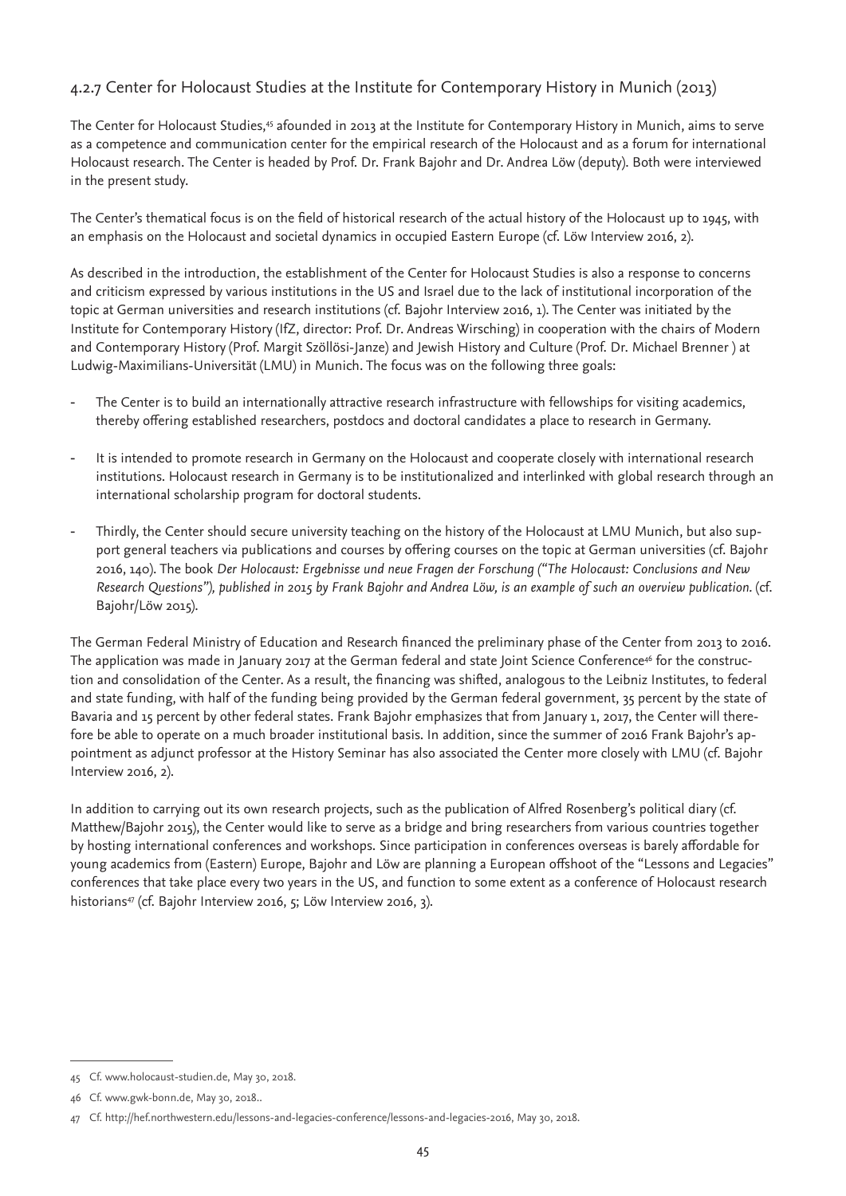### 4.2.7 Center for Holocaust Studies at the Institute for Contemporary History in Munich (2013)

The Center for Holocaust Studies,[45] afounded in 2013 at the Institute for Contemporary History in Munich, aims to serve as a competence and communication center for the empirical research of the Holocaust and as a forum for international Holocaust research. The Center is headed by Prof. Dr. Frank Bajohr and Dr. Andrea Löw (deputy). Both were interviewed in the present study.

The Center's thematical focus is on the field of historical research of the actual history of the Holocaust up to 1945, with an emphasis on the Holocaust and societal dynamics in occupied Eastern Europe (cf. Löw Interview 2016, 2).

As described in the introduction, the establishment of the Center for Holocaust Studies is also a response to concerns and criticism expressed by various institutions in the US and Israel due to the lack of institutional incorporation of the topic at German universities and research institutions (cf. Bajohr Interview 2016, 1). The Center was initiated by the Institute for Contemporary History (IfZ, director: Prof. Dr. Andreas Wirsching) in cooperation with the chairs of Modern and Contemporary History (Prof. Margit Szöllösi-Janze) and Jewish History and Culture (Prof. Dr. Michael Brenner ) at Ludwig-Maximilians-Universität (LMU) in Munich. The focus was on the following three goals:

- The Center is to build an internationally attractive research infrastructure with fellowships for visiting academics, thereby offering established researchers, postdocs and doctoral candidates a place to research in Germany.
- It is intended to promote research in Germany on the Holocaust and cooperate closely with international research institutions. Holocaust research in Germany is to be institutionalized and interlinked with global research through an international scholarship program for doctoral students.
- Thirdly, the Center should secure university teaching on the history of the Holocaust at LMU Munich, but also support general teachers via publications and courses by offering courses on the topic at German universities (cf. Bajohr 2016, 140). The book *Der Holocaust: Ergebnisse und neue Fragen der Forschung ("The Holocaust: Conclusions and New Research Questions"), published in 2015 by Frank Bajohr and Andrea Löw, is an example of such an overview publication.* (cf. Bajohr/Löw 2015).

The German Federal Ministry of Education and Research financed the preliminary phase of the Center from 2013 to 2016. The application was made in January 2017 at the German federal and state Joint Science Conference[46] for the construction and consolidation of the Center. As a result, the financing was shifted, analogous to the Leibniz Institutes, to federal and state funding, with half of the funding being provided by the German federal government, 35 percent by the state of Bavaria and 15 percent by other federal states. Frank Bajohr emphasizes that from January 1, 2017, the Center will therefore be able to operate on a much broader institutional basis. In addition, since the summer of 2016 Frank Bajohr's appointment as adjunct professor at the History Seminar has also associated the Center more closely with LMU (cf. Bajohr Interview 2016, 2).

In addition to carrying out its own research projects, such as the publication of Alfred Rosenberg's political diary (cf. Matthew/Bajohr 2015), the Center would like to serve as a bridge and bring researchers from various countries together by hosting international conferences and workshops. Since participation in conferences overseas is barely affordable for young academics from (Eastern) Europe, Bajohr and Löw are planning a European offshoot of the "Lessons and Legacies" conferences that take place every two years in the US, and function to some extent as a conference of Holocaust research historians[47] (cf. Bajohr Interview 2016, 5; Löw Interview 2016, 3).

---

45 Cf. www.holocaust-studien.de, May 30, 2018.

46 Cf. www.gwk-bonn.de, May 30, 2018..

47 Cf. http://hef.northwestern.edu/lessons-and-legacies-conference/lessons-and-legacies-2016, May 30, 2018.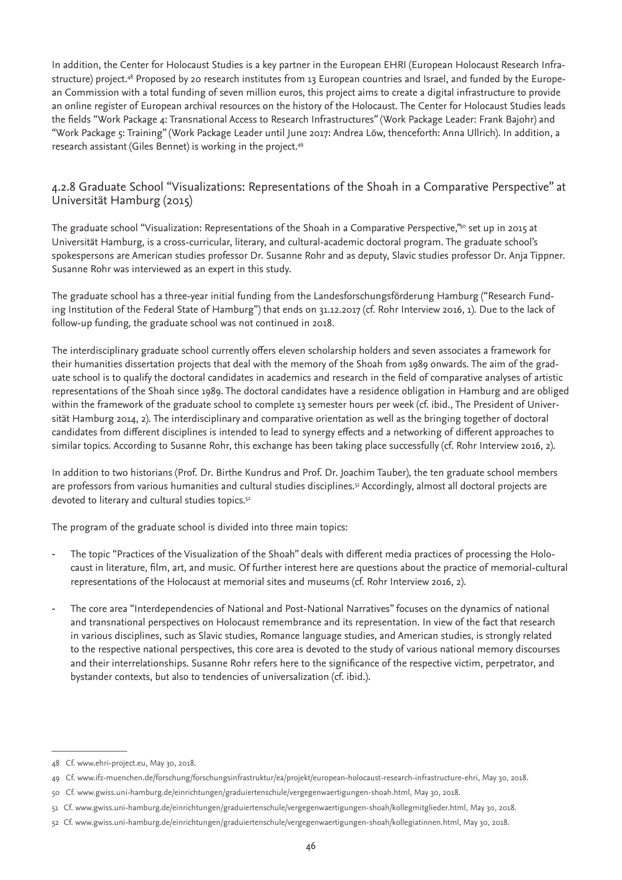In addition, the Center for Holocaust Studies is a key partner in the European EHRI (European Holocaust Research Infrastructure) project.[48] Proposed by 20 research institutes from 13 European countries and Israel, and funded by the European Commission with a total funding of seven million euros, this project aims to create a digital infrastructure to provide an online register of European archival resources on the history of the Holocaust. The Center for Holocaust Studies leads the fields "Work Package 4: Transnational Access to Research Infrastructures" (Work Package Leader: Frank Bajohr) and "Work Package 5: Training" (Work Package Leader until June 2017: Andrea Löw, thenceforth: Anna Ullrich). In addition, a research assistant (Giles Bennet) is working in the project.[49]

### 4.2.8 Graduate School "Visualizations: Representations of the Shoah in a Comparative Perspective" at Universität Hamburg (2015)

The graduate school "Visualization: Representations of the Shoah in a Comparative Perspective,"[50] set up in 2015 at Universität Hamburg, is a cross-curricular, literary, and cultural-academic doctoral program. The graduate school's spokespersons are American studies professor Dr. Susanne Rohr and as deputy, Slavic studies professor Dr. Anja Tippner. Susanne Rohr was interviewed as an expert in this study.

The graduate school has a three-year initial funding from the Landesforschungsförderung Hamburg ("Research Funding Institution of the Federal State of Hamburg") that ends on 31.12.2017 (cf. Rohr Interview 2016, 1). Due to the lack of follow-up funding, the graduate school was not continued in 2018.

The interdisciplinary graduate school currently offers eleven scholarship holders and seven associates a framework for their humanities dissertation projects that deal with the memory of the Shoah from 1989 onwards. The aim of the graduate school is to qualify the doctoral candidates in academics and research in the field of comparative analyses of artistic representations of the Shoah since 1989. The doctoral candidates have a residence obligation in Hamburg and are obliged within the framework of the graduate school to complete 13 semester hours per week (cf. ibid., The President of Universität Hamburg 2014, 2). The interdisciplinary and comparative orientation as well as the bringing together of doctoral candidates from different disciplines is intended to lead to synergy effects and a networking of different approaches to similar topics. According to Susanne Rohr, this exchange has been taking place successfully (cf. Rohr Interview 2016, 2).

In addition to two historians (Prof. Dr. Birthe Kundrus and Prof. Dr. Joachim Tauber), the ten graduate school members are professors from various humanities and cultural studies disciplines.[51] Accordingly, almost all doctoral projects are devoted to literary and cultural studies topics.[52]

The program of the graduate school is divided into three main topics:

- The topic "Practices of the Visualization of the Shoah" deals with different media practices of processing the Holocaust in literature, film, art, and music. Of further interest here are questions about the practice of memorial-cultural representations of the Holocaust at memorial sites and museums (cf. Rohr Interview 2016, 2).
- The core area "Interdependencies of National and Post-National Narratives" focuses on the dynamics of national and transnational perspectives on Holocaust remembrance and its representation. In view of the fact that research in various disciplines, such as Slavic studies, Romance language studies, and American studies, is strongly related to the respective national perspectives, this core area is devoted to the study of various national memory discourses and their interrelationships. Susanne Rohr refers here to the significance of the respective victim, perpetrator, and bystander contexts, but also to tendencies of universalization (cf. ibid.).

---

48 Cf. www.ehri-project.eu, May 30, 2018.

49 Cf. www.ifz-muenchen.de/forschung/forschungsinfrastruktur/ea/projekt/european-holocaust-research-infrastructure-ehri, May 30, 2018.

50 Cf. www.gwiss.uni-hamburg.de/einrichtungen/graduiertenschule/vergegenwaertigungen-shoah.html, May 30, 2018.

51 Cf. www.gwiss.uni-hamburg.de/einrichtungen/graduiertenschule/vergegenwaertigungen-shoah/kollegmitglieder.html, May 30, 2018.

52 Cf. www.gwiss.uni-hamburg.de/einrichtungen/graduiertenschule/vergegenwaertigungen-shoah/kollegiatinnen.html, May 30, 2018.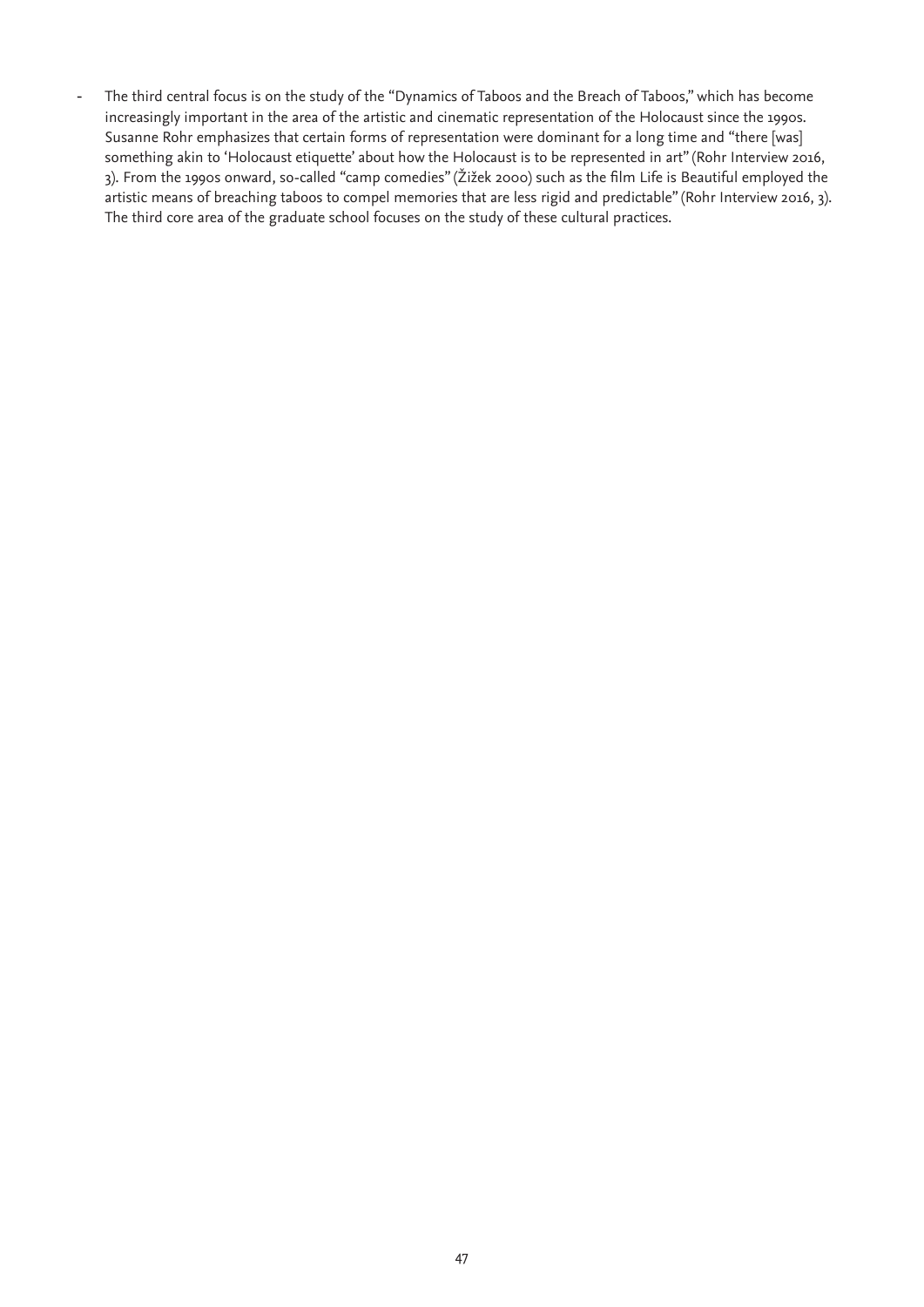- The third central focus is on the study of the "Dynamics of Taboos and the Breach of Taboos," which has become increasingly important in the area of the artistic and cinematic representation of the Holocaust since the 1990s. Susanne Rohr emphasizes that certain forms of representation were dominant for a long time and "there [was] something akin to 'Holocaust etiquette' about how the Holocaust is to be represented in art" (Rohr Interview 2016, 3). From the 1990s onward, so-called "camp comedies" (Žižek 2000) such as the film Life is Beautiful employed the artistic means of breaching taboos to compel memories that are less rigid and predictable" (Rohr Interview 2016, 3). The third core area of the graduate school focuses on the study of these cultural practices.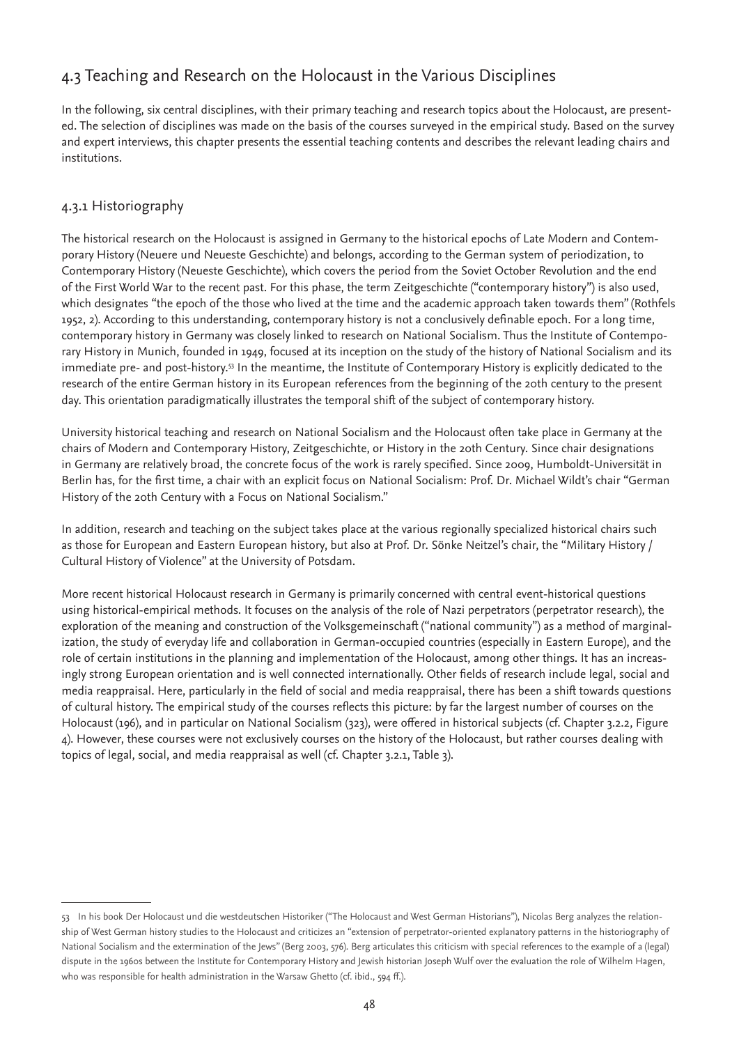## 4.3 Teaching and Research on the Holocaust in the Various Disciplines

In the following, six central disciplines, with their primary teaching and research topics about the Holocaust, are presented. The selection of disciplines was made on the basis of the courses surveyed in the empirical study. Based on the survey and expert interviews, this chapter presents the essential teaching contents and describes the relevant leading chairs and institutions.

### 4.3.1 Historiography

The historical research on the Holocaust is assigned in Germany to the historical epochs of Late Modern and Contemporary History (Neuere und Neueste Geschichte) and belongs, according to the German system of periodization, to Contemporary History (Neueste Geschichte), which covers the period from the Soviet October Revolution and the end of the First World War to the recent past. For this phase, the term Zeitgeschichte ("contemporary history") is also used, which designates "the epoch of the those who lived at the time and the academic approach taken towards them" (Rothfels 1952, 2). According to this understanding, contemporary history is not a conclusively definable epoch. For a long time, contemporary history in Germany was closely linked to research on National Socialism. Thus the Institute of Contemporary History in Munich, founded in 1949, focused at its inception on the study of the history of National Socialism and its immediate pre- and post-history.[53] In the meantime, the Institute of Contemporary History is explicitly dedicated to the research of the entire German history in its European references from the beginning of the 20th century to the present day. This orientation paradigmatically illustrates the temporal shift of the subject of contemporary history.

University historical teaching and research on National Socialism and the Holocaust often take place in Germany at the chairs of Modern and Contemporary History, Zeitgeschichte, or History in the 20th Century. Since chair designations in Germany are relatively broad, the concrete focus of the work is rarely specified. Since 2009, Humboldt-Universität in Berlin has, for the first time, a chair with an explicit focus on National Socialism: Prof. Dr. Michael Wildt's chair "German History of the 20th Century with a Focus on National Socialism."

In addition, research and teaching on the subject takes place at the various regionally specialized historical chairs such as those for European and Eastern European history, but also at Prof. Dr. Sönke Neitzel's chair, the "Military History / Cultural History of Violence" at the University of Potsdam.

More recent historical Holocaust research in Germany is primarily concerned with central event-historical questions using historical-empirical methods. It focuses on the analysis of the role of Nazi perpetrators (perpetrator research), the exploration of the meaning and construction of the Volksgemeinschaft ("national community") as a method of marginalization, the study of everyday life and collaboration in German-occupied countries (especially in Eastern Europe), and the role of certain institutions in the planning and implementation of the Holocaust, among other things. It has an increasingly strong European orientation and is well connected internationally. Other fields of research include legal, social and media reappraisal. Here, particularly in the field of social and media reappraisal, there has been a shift towards questions of cultural history. The empirical study of the courses reflects this picture: by far the largest number of courses on the Holocaust (196), and in particular on National Socialism (323), were offered in historical subjects (cf. Chapter 3.2.2, Figure 4). However, these courses were not exclusively courses on the history of the Holocaust, but rather courses dealing with topics of legal, social, and media reappraisal as well (cf. Chapter 3.2.1, Table 3).

---

53 In his book Der Holocaust und die westdeutschen Historiker ("The Holocaust and West German Historians"), Nicolas Berg analyzes the relationship of West German history studies to the Holocaust and criticizes an "extension of perpetrator-oriented explanatory patterns in the historiography of National Socialism and the extermination of the Jews" (Berg 2003, 576). Berg articulates this criticism with special references to the example of a (legal) dispute in the 1960s between the Institute for Contemporary History and Jewish historian Joseph Wulf over the evaluation the role of Wilhelm Hagen, who was responsible for health administration in the Warsaw Ghetto (cf. ibid., 594 ff.).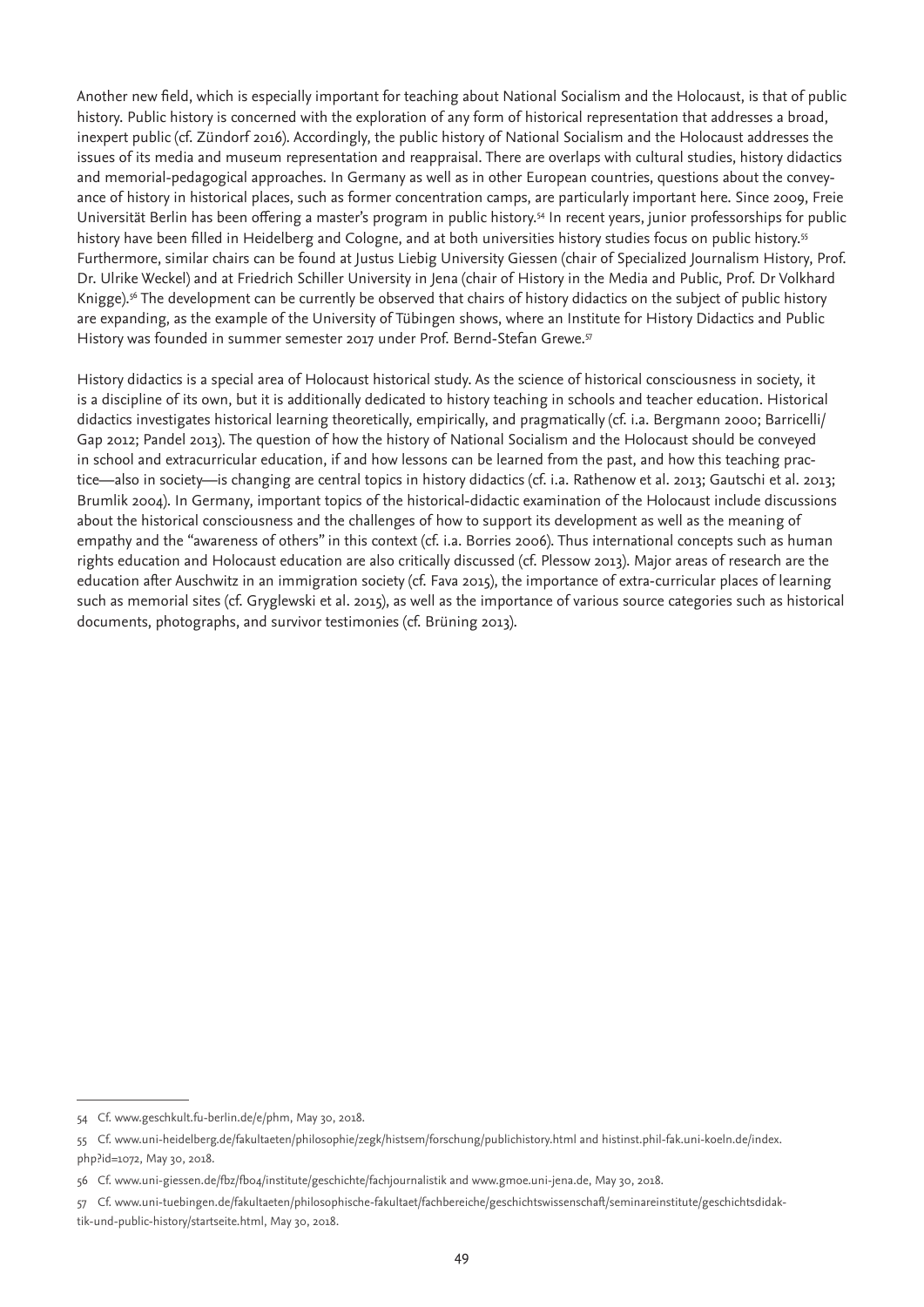Another new field, which is especially important for teaching about National Socialism and the Holocaust, is that of public history. Public history is concerned with the exploration of any form of historical representation that addresses a broad, inexpert public (cf. Zündorf 2016). Accordingly, the public history of National Socialism and the Holocaust addresses the issues of its media and museum representation and reappraisal. There are overlaps with cultural studies, history didactics and memorial-pedagogical approaches. In Germany as well as in other European countries, questions about the conveyance of history in historical places, such as former concentration camps, are particularly important here. Since 2009, Freie Universität Berlin has been offering a master's program in public history.[54] In recent years, junior professorships for public history have been filled in Heidelberg and Cologne, and at both universities history studies focus on public history.[55] Furthermore, similar chairs can be found at Justus Liebig University Giessen (chair of Specialized Journalism History, Prof. Dr. Ulrike Weckel) and at Friedrich Schiller University in Jena (chair of History in the Media and Public, Prof. Dr Volkhard Knigge).[56] The development can be currently be observed that chairs of history didactics on the subject of public history are expanding, as the example of the University of Tübingen shows, where an Institute for History Didactics and Public History was founded in summer semester 2017 under Prof. Bernd-Stefan Grewe.[57]

History didactics is a special area of Holocaust historical study. As the science of historical consciousness in society, it is a discipline of its own, but it is additionally dedicated to history teaching in schools and teacher education. Historical didactics investigates historical learning theoretically, empirically, and pragmatically (cf. i.a. Bergmann 2000; Barricelli/Gap 2012; Pandel 2013). The question of how the history of National Socialism and the Holocaust should be conveyed in school and extracurricular education, if and how lessons can be learned from the past, and how this teaching practice—also in society—is changing are central topics in history didactics (cf. i.a. Rathenow et al. 2013; Gautschi et al. 2013; Brumlik 2004). In Germany, important topics of the historical-didactic examination of the Holocaust include discussions about the historical consciousness and the challenges of how to support its development as well as the meaning of empathy and the "awareness of others" in this context (cf. i.a. Borries 2006). Thus international concepts such as human rights education and Holocaust education are also critically discussed (cf. Plessow 2013). Major areas of research are the education after Auschwitz in an immigration society (cf. Fava 2015), the importance of extra-curricular places of learning such as memorial sites (cf. Gryglewski et al. 2015), as well as the importance of various source categories such as historical documents, photographs, and survivor testimonies (cf. Brüning 2013).

---

54 Cf. www.geschkult.fu-berlin.de/e/phm, May 30, 2018.

55 Cf. www.uni-heidelberg.de/fakultaeten/philosophie/zegk/histsem/forschung/publichistory.html and histinst.phil-fak.uni-koeln.de/index.php?id=1072, May 30, 2018.

56 Cf. www.uni-giessen.de/fbz/fb04/institute/geschichte/fachjournalistik and www.gmoe.uni-jena.de, May 30, 2018.

57 Cf. www.uni-tuebingen.de/fakultaeten/philosophische-fakultaet/fachbereiche/geschichtswissenschaft/seminareinstitute/geschichtsdidaktik-und-public-history/startseite.html, May 30, 2018.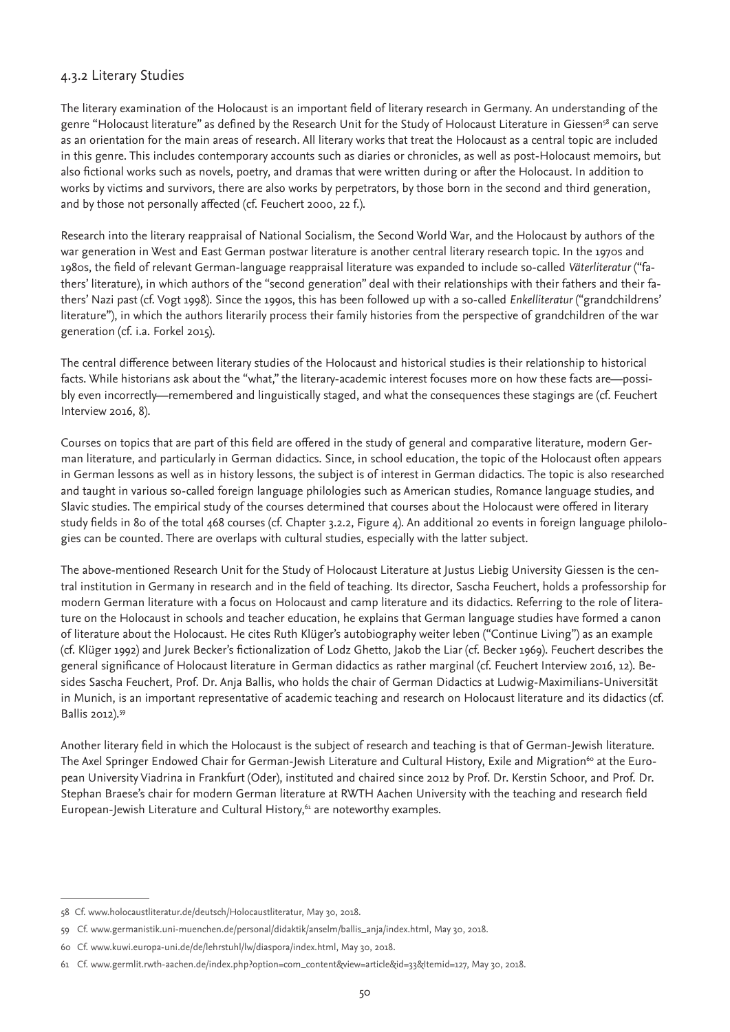### 4.3.2 Literary Studies

The literary examination of the Holocaust is an important field of literary research in Germany. An understanding of the genre "Holocaust literature" as defined by the Research Unit for the Study of Holocaust Literature in Giessen[58] can serve as an orientation for the main areas of research. All literary works that treat the Holocaust as a central topic are included in this genre. This includes contemporary accounts such as diaries or chronicles, as well as post-Holocaust memoirs, but also fictional works such as novels, poetry, and dramas that were written during or after the Holocaust. In addition to works by victims and survivors, there are also works by perpetrators, by those born in the second and third generation, and by those not personally affected (cf. Feuchert 2000, 22 f.).

Research into the literary reappraisal of National Socialism, the Second World War, and the Holocaust by authors of the war generation in West and East German postwar literature is another central literary research topic. In the 1970s and 1980s, the field of relevant German-language reappraisal literature was expanded to include so-called *Väterliteratur* ("fathers' literature), in which authors of the "second generation" deal with their relationships with their fathers and their fathers' Nazi past (cf. Vogt 1998). Since the 1990s, this has been followed up with a so-called *Enkelliteratur* ("grandchildrens' literature"), in which the authors literarily process their family histories from the perspective of grandchildren of the war generation (cf. i.a. Forkel 2015).

The central difference between literary studies of the Holocaust and historical studies is their relationship to historical facts. While historians ask about the "what," the literary-academic interest focuses more on how these facts are—possibly even incorrectly—remembered and linguistically staged, and what the consequences these stagings are (cf. Feuchert Interview 2016, 8).

Courses on topics that are part of this field are offered in the study of general and comparative literature, modern German literature, and particularly in German didactics. Since, in school education, the topic of the Holocaust often appears in German lessons as well as in history lessons, the subject is of interest in German didactics. The topic is also researched and taught in various so-called foreign language philologies such as American studies, Romance language studies, and Slavic studies. The empirical study of the courses determined that courses about the Holocaust were offered in literary study fields in 80 of the total 468 courses (cf. Chapter 3.2.2, Figure 4). An additional 20 events in foreign language philologies can be counted. There are overlaps with cultural studies, especially with the latter subject.

The above-mentioned Research Unit for the Study of Holocaust Literature at Justus Liebig University Giessen is the central institution in Germany in research and in the field of teaching. Its director, Sascha Feuchert, holds a professorship for modern German literature with a focus on Holocaust and camp literature and its didactics. Referring to the role of literature on the Holocaust in schools and teacher education, he explains that German language studies have formed a canon of literature about the Holocaust. He cites Ruth Klüger's autobiography weiter leben ("Continue Living") as an example (cf. Klüger 1992) and Jurek Becker's fictionalization of Lodz Ghetto, Jakob the Liar (cf. Becker 1969). Feuchert describes the general significance of Holocaust literature in German didactics as rather marginal (cf. Feuchert Interview 2016, 12). Besides Sascha Feuchert, Prof. Dr. Anja Ballis, who holds the chair of German Didactics at Ludwig-Maximilians-Universität in Munich, is an important representative of academic teaching and research on Holocaust literature and its didactics (cf. Ballis 2012).[59]

Another literary field in which the Holocaust is the subject of research and teaching is that of German-Jewish literature. The Axel Springer Endowed Chair for German-Jewish Literature and Cultural History, Exile and Migration[60] at the European University Viadrina in Frankfurt (Oder), instituted and chaired since 2012 by Prof. Dr. Kerstin Schoor, and Prof. Dr. Stephan Braese's chair for modern German literature at RWTH Aachen University with the teaching and research field European-Jewish Literature and Cultural History,[61] are noteworthy examples.

---

58 Cf. www.holocaustliteratur.de/deutsch/Holocaustliteratur, May 30, 2018.

59 Cf. www.germanistik.uni-muenchen.de/personal/didaktik/anselm/ballis_anja/index.html, May 30, 2018.

60 Cf. www.kuwi.europa-uni.de/de/lehrstuhl/lw/diaspora/index.html, May 30, 2018.

61 Cf. www.germlit.rwth-aachen.de/index.php?option=com_content&view=article&id=33&Itemid=127, May 30, 2018.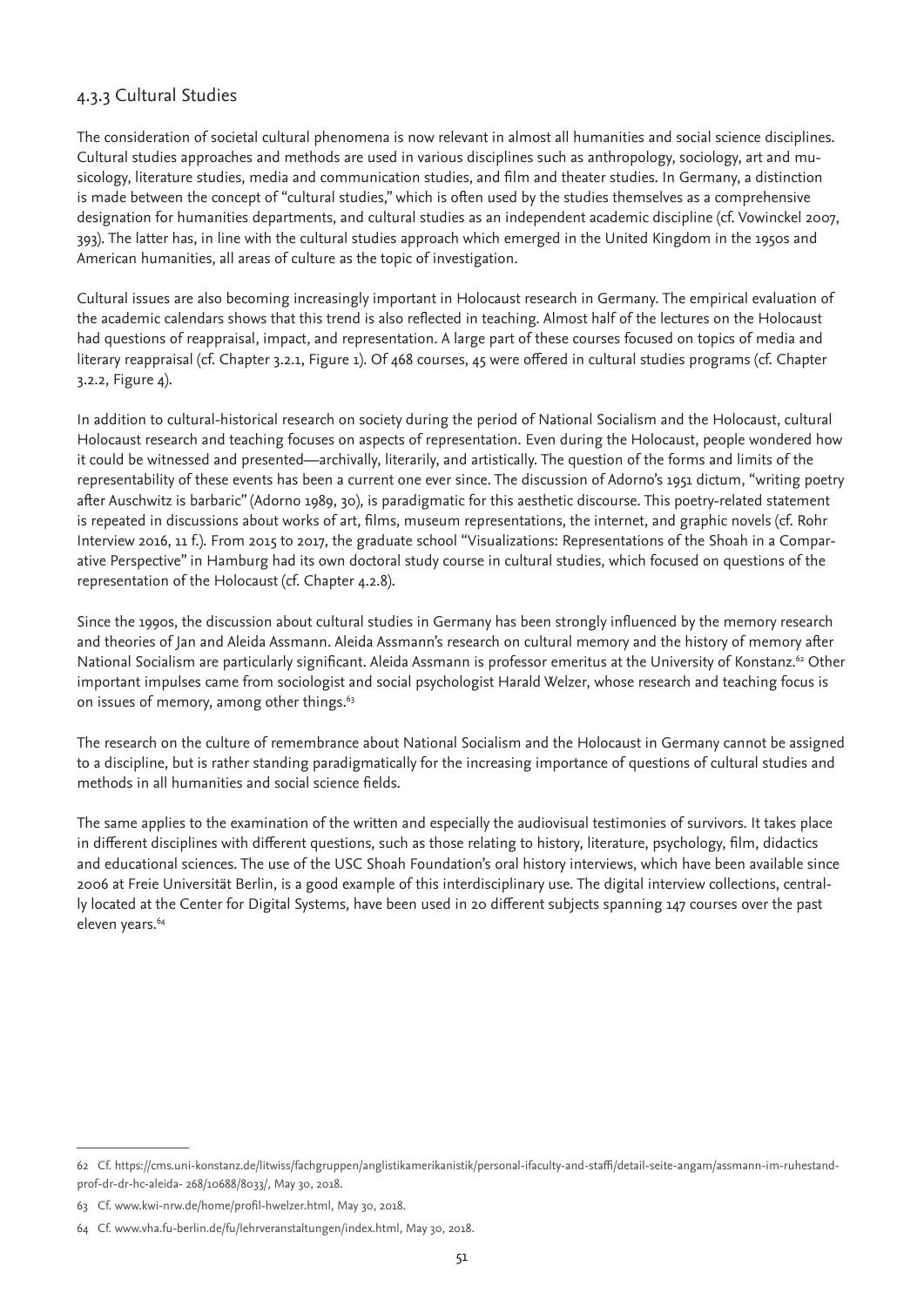### 4.3.3 Cultural Studies

The consideration of societal cultural phenomena is now relevant in almost all humanities and social science disciplines. Cultural studies approaches and methods are used in various disciplines such as anthropology, sociology, art and musicology, literature studies, media and communication studies, and film and theater studies. In Germany, a distinction is made between the concept of "cultural studies," which is often used by the studies themselves as a comprehensive designation for humanities departments, and cultural studies as an independent academic discipline (cf. Vowinckel 2007, 393). The latter has, in line with the cultural studies approach which emerged in the United Kingdom in the 1950s and American humanities, all areas of culture as the topic of investigation.

Cultural issues are also becoming increasingly important in Holocaust research in Germany. The empirical evaluation of the academic calendars shows that this trend is also reflected in teaching. Almost half of the lectures on the Holocaust had questions of reappraisal, impact, and representation. A large part of these courses focused on topics of media and literary reappraisal (cf. Chapter 3.2.1, Figure 1). Of 468 courses, 45 were offered in cultural studies programs (cf. Chapter 3.2.2, Figure 4).

In addition to cultural-historical research on society during the period of National Socialism and the Holocaust, cultural Holocaust research and teaching focuses on aspects of representation. Even during the Holocaust, people wondered how it could be witnessed and presented—archivally, literarily, and artistically. The question of the forms and limits of the representability of these events has been a current one ever since. The discussion of Adorno's 1951 dictum, "writing poetry after Auschwitz is barbaric" (Adorno 1989, 30), is paradigmatic for this aesthetic discourse. This poetry-related statement is repeated in discussions about works of art, films, museum representations, the internet, and graphic novels (cf. Rohr Interview 2016, 11 f.). From 2015 to 2017, the graduate school "Visualizations: Representations of the Shoah in a Comparative Perspective" in Hamburg had its own doctoral study course in cultural studies, which focused on questions of the representation of the Holocaust (cf. Chapter 4.2.8).

Since the 1990s, the discussion about cultural studies in Germany has been strongly influenced by the memory research and theories of Jan and Aleida Assmann. Aleida Assmann's research on cultural memory and the history of memory after National Socialism are particularly significant. Aleida Assmann is professor emeritus at the University of Konstanz.[62] Other important impulses came from sociologist and social psychologist Harald Welzer, whose research and teaching focus is on issues of memory, among other things.[63]

The research on the culture of remembrance about National Socialism and the Holocaust in Germany cannot be assigned to a discipline, but is rather standing paradigmatically for the increasing importance of questions of cultural studies and methods in all humanities and social science fields.

The same applies to the examination of the written and especially the audiovisual testimonies of survivors. It takes place in different disciplines with different questions, such as those relating to history, literature, psychology, film, didactics and educational sciences. The use of the USC Shoah Foundation's oral history interviews, which have been available since 2006 at Freie Universität Berlin, is a good example of this interdisciplinary use. The digital interview collections, centrally located at the Center for Digital Systems, have been used in 20 different subjects spanning 147 courses over the past eleven years.[64]

---

62 Cf. https://cms.uni-konstanz.de/litwiss/fachgruppen/anglistikamerikanistik/personal-ifaculty-and-staffi/detail-seite-angam/assmann-im-ruhestand-prof-dr-dr-hc-aleida- 268/10688/8033/, May 30, 2018.

63 Cf. www.kwi-nrw.de/home/profil-hwelzer.html, May 30, 2018.

64 Cf. www.vha.fu-berlin.de/fu/lehrveranstaltungen/index.html, May 30, 2018.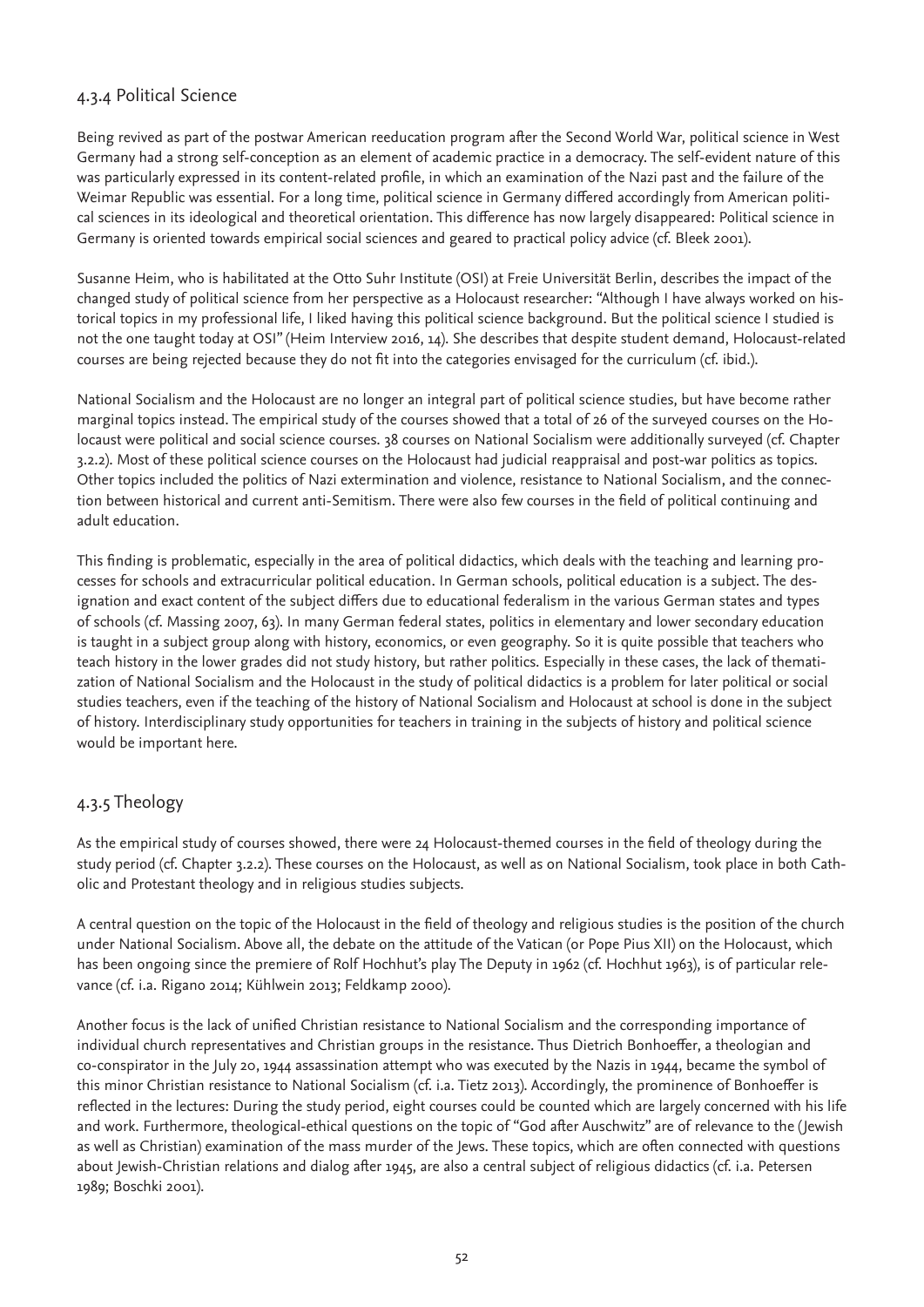### 4.3.4 Political Science

Being revived as part of the postwar American reeducation program after the Second World War, political science in West Germany had a strong self-conception as an element of academic practice in a democracy. The self-evident nature of this was particularly expressed in its content-related profile, in which an examination of the Nazi past and the failure of the Weimar Republic was essential. For a long time, political science in Germany differed accordingly from American political sciences in its ideological and theoretical orientation. This difference has now largely disappeared: Political science in Germany is oriented towards empirical social sciences and geared to practical policy advice (cf. Bleek 2001).

Susanne Heim, who is habilitated at the Otto Suhr Institute (OSI) at Freie Universität Berlin, describes the impact of the changed study of political science from her perspective as a Holocaust researcher: "Although I have always worked on historical topics in my professional life, I liked having this political science background. But the political science I studied is not the one taught today at OSI" (Heim Interview 2016, 14). She describes that despite student demand, Holocaust-related courses are being rejected because they do not fit into the categories envisaged for the curriculum (cf. ibid.).

National Socialism and the Holocaust are no longer an integral part of political science studies, but have become rather marginal topics instead. The empirical study of the courses showed that a total of 26 of the surveyed courses on the Holocaust were political and social science courses. 38 courses on National Socialism were additionally surveyed (cf. Chapter 3.2.2). Most of these political science courses on the Holocaust had judicial reappraisal and post-war politics as topics. Other topics included the politics of Nazi extermination and violence, resistance to National Socialism, and the connection between historical and current anti-Semitism. There were also few courses in the field of political continuing and adult education.

This finding is problematic, especially in the area of political didactics, which deals with the teaching and learning processes for schools and extracurricular political education. In German schools, political education is a subject. The designation and exact content of the subject differs due to educational federalism in the various German states and types of schools (cf. Massing 2007, 63). In many German federal states, politics in elementary and lower secondary education is taught in a subject group along with history, economics, or even geography. So it is quite possible that teachers who teach history in the lower grades did not study history, but rather politics. Especially in these cases, the lack of thematization of National Socialism and the Holocaust in the study of political didactics is a problem for later political or social studies teachers, even if the teaching of the history of National Socialism and Holocaust at school is done in the subject of history. Interdisciplinary study opportunities for teachers in training in the subjects of history and political science would be important here.

### 4.3.5 Theology

As the empirical study of courses showed, there were 24 Holocaust-themed courses in the field of theology during the study period (cf. Chapter 3.2.2). These courses on the Holocaust, as well as on National Socialism, took place in both Catholic and Protestant theology and in religious studies subjects.

A central question on the topic of the Holocaust in the field of theology and religious studies is the position of the church under National Socialism. Above all, the debate on the attitude of the Vatican (or Pope Pius XII) on the Holocaust, which has been ongoing since the premiere of Rolf Hochhut's play The Deputy in 1962 (cf. Hochhut 1963), is of particular relevance (cf. i.a. Rigano 2014; Kühlwein 2013; Feldkamp 2000).

Another focus is the lack of unified Christian resistance to National Socialism and the corresponding importance of individual church representatives and Christian groups in the resistance. Thus Dietrich Bonhoeffer, a theologian and co-conspirator in the July 20, 1944 assassination attempt who was executed by the Nazis in 1944, became the symbol of this minor Christian resistance to National Socialism (cf. i.a. Tietz 2013). Accordingly, the prominence of Bonhoeffer is reflected in the lectures: During the study period, eight courses could be counted which are largely concerned with his life and work. Furthermore, theological-ethical questions on the topic of "God after Auschwitz" are of relevance to the (Jewish as well as Christian) examination of the mass murder of the Jews. These topics, which are often connected with questions about Jewish-Christian relations and dialog after 1945, are also a central subject of religious didactics (cf. i.a. Petersen 1989; Boschki 2001).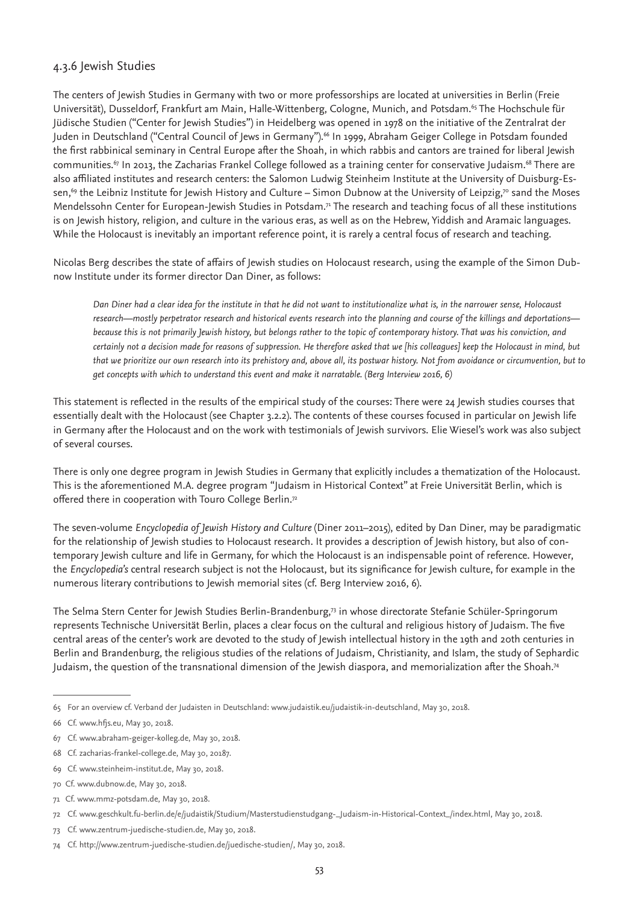### 4.3.6 Jewish Studies

The centers of Jewish Studies in Germany with two or more professorships are located at universities in Berlin (Freie Universität), Dusseldorf, Frankfurt am Main, Halle-Wittenberg, Cologne, Munich, and Potsdam.[65] The Hochschule für Jüdische Studien ("Center for Jewish Studies") in Heidelberg was opened in 1978 on the initiative of the Zentralrat der Juden in Deutschland ("Central Council of Jews in Germany").[66] In 1999, Abraham Geiger College in Potsdam founded the first rabbinical seminary in Central Europe after the Shoah, in which rabbis and cantors are trained for liberal Jewish communities.[67] In 2013, the Zacharias Frankel College followed as a training center for conservative Judaism.[68] There are also affiliated institutes and research centers: the Salomon Ludwig Steinheim Institute at the University of Duisburg-Essen,[69] the Leibniz Institute for Jewish History and Culture – Simon Dubnow at the University of Leipzig,[70] sand the Moses Mendelssohn Center for European-Jewish Studies in Potsdam.[71] The research and teaching focus of all these institutions is on Jewish history, religion, and culture in the various eras, as well as on the Hebrew, Yiddish and Aramaic languages. While the Holocaust is inevitably an important reference point, it is rarely a central focus of research and teaching.

Nicolas Berg describes the state of affairs of Jewish studies on Holocaust research, using the example of the Simon Dubnow Institute under its former director Dan Diner, as follows:

> *Dan Diner had a clear idea for the institute in that he did not want to institutionalize what is, in the narrower sense, Holocaust research—mostly perpetrator research and historical events research into the planning and course of the killings and deportations—because this is not primarily Jewish history, but belongs rather to the topic of contemporary history. That was his conviction, and certainly not a decision made for reasons of suppression. He therefore asked that we [his colleagues] keep the Holocaust in mind, but that we prioritize our own research into its prehistory and, above all, its postwar history. Not from avoidance or circumvention, but to get concepts with which to understand this event and make it narratable. (Berg Interview 2016, 6)*

This statement is reflected in the results of the empirical study of the courses: There were 24 Jewish studies courses that essentially dealt with the Holocaust (see Chapter 3.2.2). The contents of these courses focused in particular on Jewish life in Germany after the Holocaust and on the work with testimonials of Jewish survivors. Elie Wiesel's work was also subject of several courses.

There is only one degree program in Jewish Studies in Germany that explicitly includes a thematization of the Holocaust. This is the aforementioned M.A. degree program "Judaism in Historical Context" at Freie Universität Berlin, which is offered there in cooperation with Touro College Berlin.[72]

The seven-volume *Encyclopedia of Jewish History and Culture* (Diner 2011–2015), edited by Dan Diner, may be paradigmatic for the relationship of Jewish studies to Holocaust research. It provides a description of Jewish history, but also of contemporary Jewish culture and life in Germany, for which the Holocaust is an indispensable point of reference. However, the *Encyclopedia's* central research subject is not the Holocaust, but its significance for Jewish culture, for example in the numerous literary contributions to Jewish memorial sites (cf. Berg Interview 2016, 6).

The Selma Stern Center for Jewish Studies Berlin-Brandenburg,[73] in whose directorate Stefanie Schüler-Springorum represents Technische Universität Berlin, places a clear focus on the cultural and religious history of Judaism. The five central areas of the center's work are devoted to the study of Jewish intellectual history in the 19th and 20th centuries in Berlin and Brandenburg, the religious studies of the relations of Judaism, Christianity, and Islam, the study of Sephardic Judaism, the question of the transnational dimension of the Jewish diaspora, and memorialization after the Shoah.[74]

---

65 For an overview cf. Verband der Judaisten in Deutschland: www.judaistik.eu/judaistik-in-deutschland, May 30, 2018.

66 Cf. www.hfjs.eu, May 30, 2018.

67 Cf. www.abraham-geiger-kolleg.de, May 30, 2018.

68 Cf. zacharias-frankel-college.de, May 30, 20187.

69 Cf. www.steinheim-institut.de, May 30, 2018.

70 Cf. www.dubnow.de, May 30, 2018.

71 Cf. www.mmz-potsdam.de, May 30, 2018.

72 Cf. www.geschkult.fu-berlin.de/e/judaistik/Studium/Masterstudienstudgang-_Judaism-in-Historical-Context_/index.html, May 30, 2018.

73 Cf. www.zentrum-juedische-studien.de, May 30, 2018.

74 Cf. http://www.zentrum-juedische-studien.de/juedische-studien/, May 30, 2018.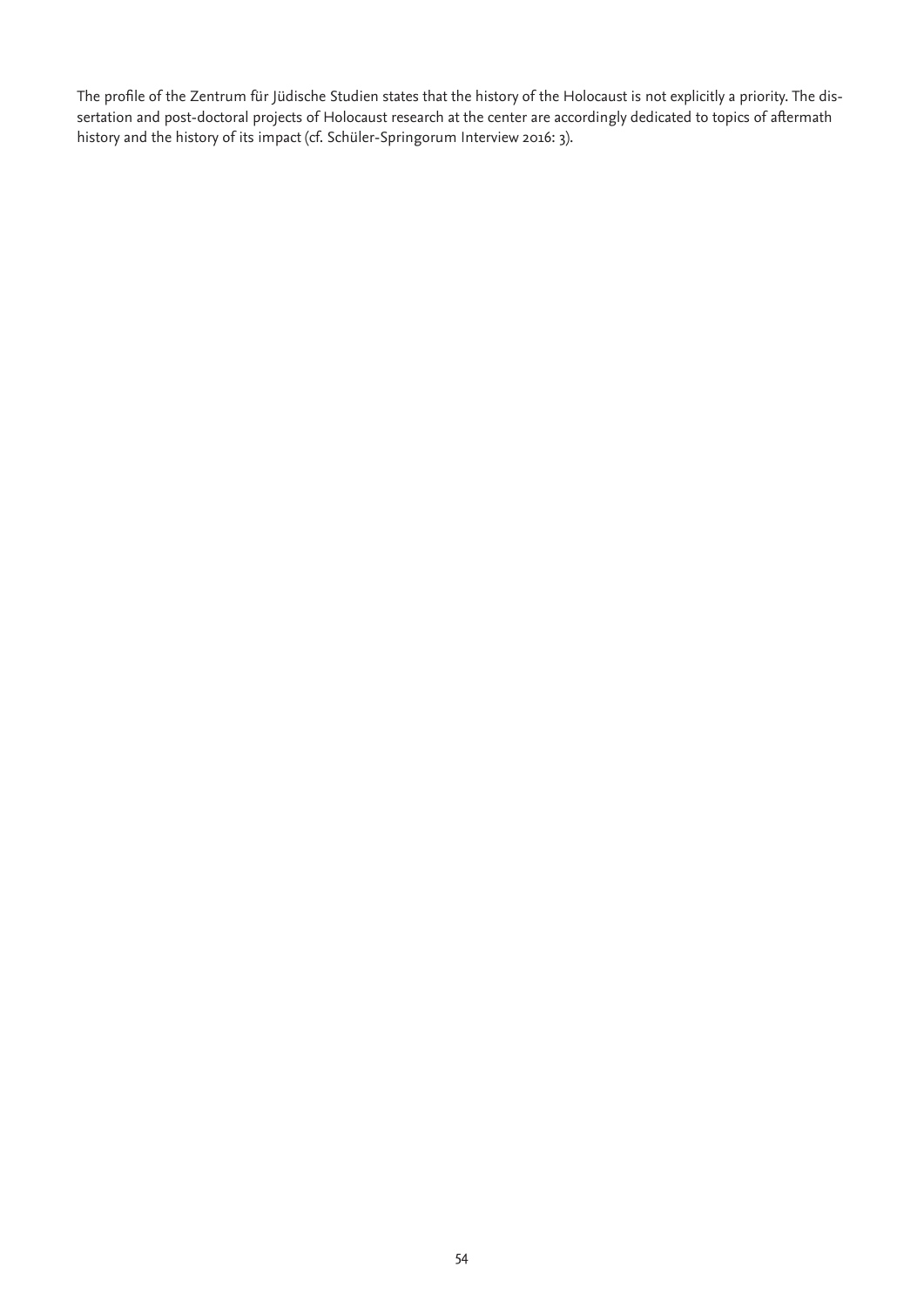The profile of the Zentrum für Jüdische Studien states that the history of the Holocaust is not explicitly a priority. The dissertation and post-doctoral projects of Holocaust research at the center are accordingly dedicated to topics of aftermath history and the history of its impact (cf. Schüler-Springorum Interview 2016: 3).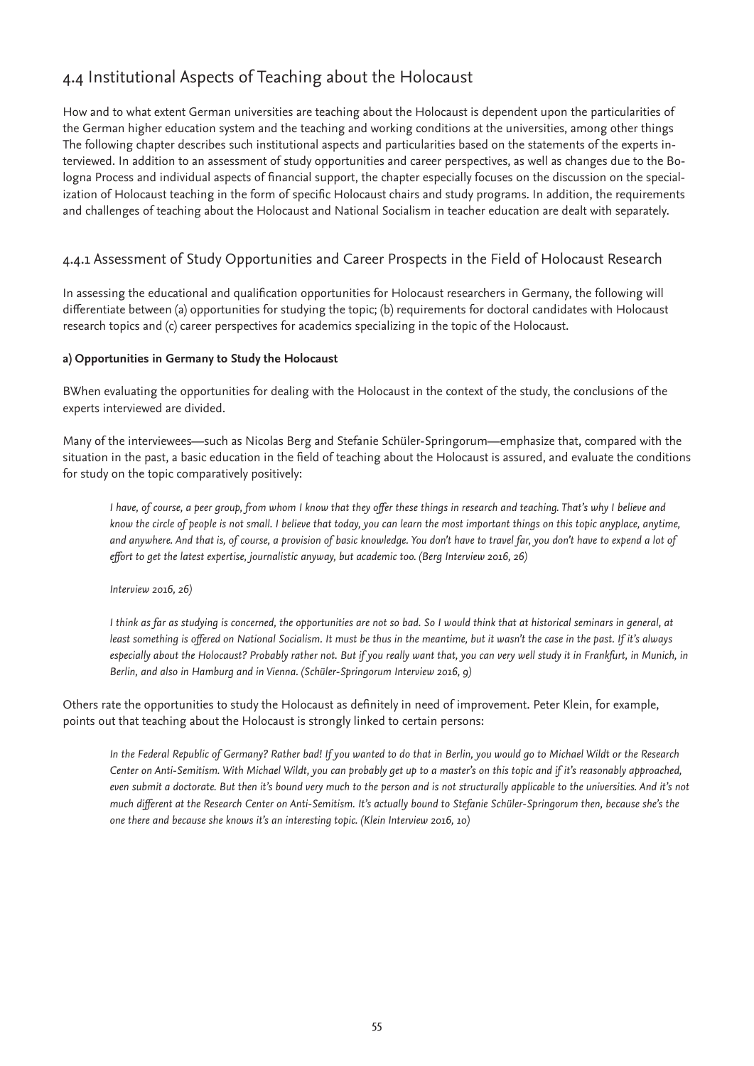## 4.4 Institutional Aspects of Teaching about the Holocaust

How and to what extent German universities are teaching about the Holocaust is dependent upon the particularities of the German higher education system and the teaching and working conditions at the universities, among other things The following chapter describes such institutional aspects and particularities based on the statements of the experts interviewed. In addition to an assessment of study opportunities and career perspectives, as well as changes due to the Bologna Process and individual aspects of financial support, the chapter especially focuses on the discussion on the specialization of Holocaust teaching in the form of specific Holocaust chairs and study programs. In addition, the requirements and challenges of teaching about the Holocaust and National Socialism in teacher education are dealt with separately.

### 4.4.1 Assessment of Study Opportunities and Career Prospects in the Field of Holocaust Research

In assessing the educational and qualification opportunities for Holocaust researchers in Germany, the following will differentiate between (a) opportunities for studying the topic; (b) requirements for doctoral candidates with Holocaust research topics and (c) career perspectives for academics specializing in the topic of the Holocaust.

**a) Opportunities in Germany to Study the Holocaust**

BWhen evaluating the opportunities for dealing with the Holocaust in the context of the study, the conclusions of the experts interviewed are divided.

Many of the interviewees—such as Nicolas Berg and Stefanie Schüler-Springorum—emphasize that, compared with the situation in the past, a basic education in the field of teaching about the Holocaust is assured, and evaluate the conditions for study on the topic comparatively positively:

> *I have, of course, a peer group, from whom I know that they offer these things in research and teaching. That's why I believe and know the circle of people is not small. I believe that today, you can learn the most important things on this topic anyplace, anytime, and anywhere. And that is, of course, a provision of basic knowledge. You don't have to travel far, you don't have to expend a lot of effort to get the latest expertise, journalistic anyway, but academic too. (Berg Interview 2016, 26)*
>
> *Interview 2016, 26)*
>
> *I think as far as studying is concerned, the opportunities are not so bad. So I would think that at historical seminars in general, at least something is offered on National Socialism. It must be thus in the meantime, but it wasn't the case in the past. If it's always especially about the Holocaust? Probably rather not. But if you really want that, you can very well study it in Frankfurt, in Munich, in Berlin, and also in Hamburg and in Vienna. (Schüler-Springorum Interview 2016, 9)*

Others rate the opportunities to study the Holocaust as definitely in need of improvement. Peter Klein, for example, points out that teaching about the Holocaust is strongly linked to certain persons:

> *In the Federal Republic of Germany? Rather bad! If you wanted to do that in Berlin, you would go to Michael Wildt or the Research Center on Anti-Semitism. With Michael Wildt, you can probably get up to a master's on this topic and if it's reasonably approached, even submit a doctorate. But then it's bound very much to the person and is not structurally applicable to the universities. And it's not much different at the Research Center on Anti-Semitism. It's actually bound to Stefanie Schüler-Springorum then, because she's the one there and because she knows it's an interesting topic. (Klein Interview 2016, 10)*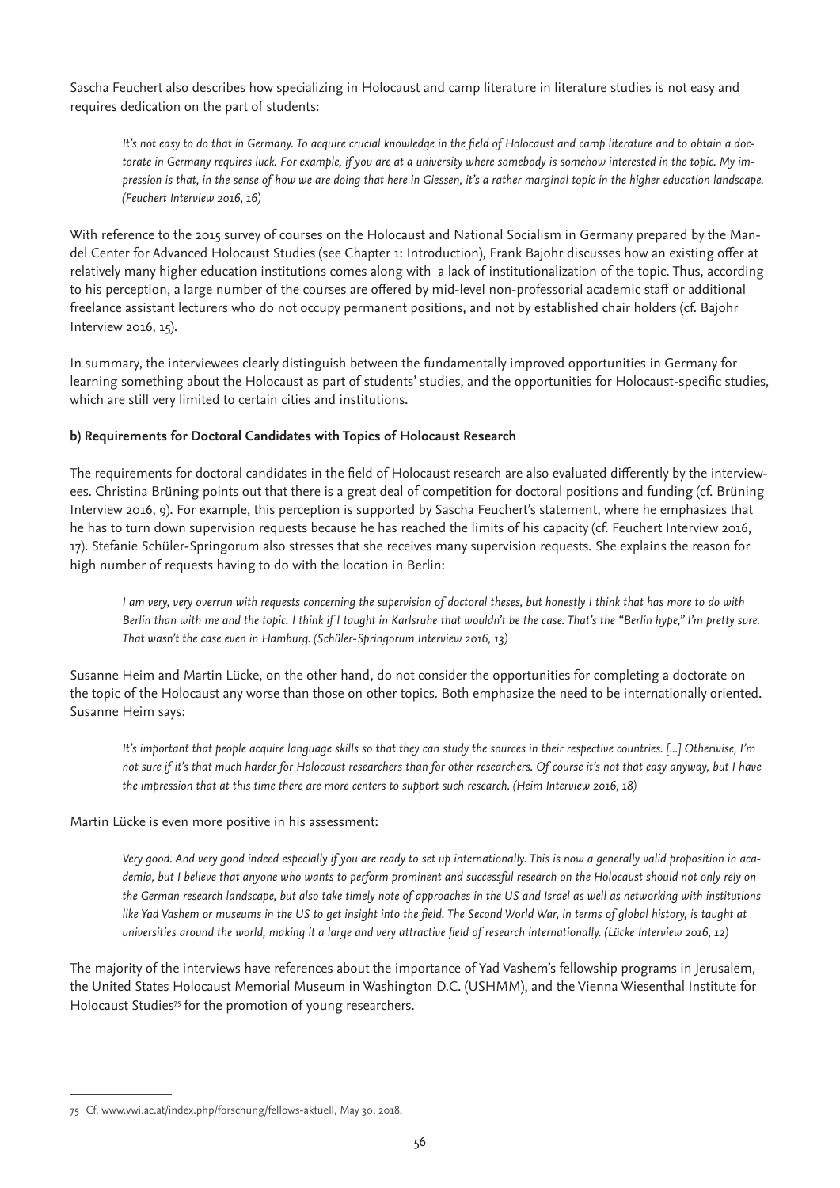Sascha Feuchert also describes how specializing in Holocaust and camp literature in literature studies is not easy and requires dedication on the part of students:

> *It's not easy to do that in Germany. To acquire crucial knowledge in the field of Holocaust and camp literature and to obtain a doctorate in Germany requires luck. For example, if you are at a university where somebody is somehow interested in the topic. My impression is that, in the sense of how we are doing that here in Giessen, it's a rather marginal topic in the higher education landscape. (Feuchert Interview 2016, 16)*

With reference to the 2015 survey of courses on the Holocaust and National Socialism in Germany prepared by the Mandel Center for Advanced Holocaust Studies (see Chapter 1: Introduction), Frank Bajohr discusses how an existing offer at relatively many higher education institutions comes along with a lack of institutionalization of the topic. Thus, according to his perception, a large number of the courses are offered by mid-level non-professorial academic staff or additional freelance assistant lecturers who do not occupy permanent positions, and not by established chair holders (cf. Bajohr Interview 2016, 15).

In summary, the interviewees clearly distinguish between the fundamentally improved opportunities in Germany for learning something about the Holocaust as part of students' studies, and the opportunities for Holocaust-specific studies, which are still very limited to certain cities and institutions.

**b) Requirements for Doctoral Candidates with Topics of Holocaust Research**

The requirements for doctoral candidates in the field of Holocaust research are also evaluated differently by the interviewees. Christina Brüning points out that there is a great deal of competition for doctoral positions and funding (cf. Brüning Interview 2016, 9). For example, this perception is supported by Sascha Feuchert's statement, where he emphasizes that he has to turn down supervision requests because he has reached the limits of his capacity (cf. Feuchert Interview 2016, 17). Stefanie Schüler-Springorum also stresses that she receives many supervision requests. She explains the reason for high number of requests having to do with the location in Berlin:

> *I am very, very overrun with requests concerning the supervision of doctoral theses, but honestly I think that has more to do with Berlin than with me and the topic. I think if I taught in Karlsruhe that wouldn't be the case. That's the "Berlin hype," I'm pretty sure. That wasn't the case even in Hamburg. (Schüler-Springorum Interview 2016, 13)*

Susanne Heim and Martin Lücke, on the other hand, do not consider the opportunities for completing a doctorate on the topic of the Holocaust any worse than those on other topics. Both emphasize the need to be internationally oriented. Susanne Heim says:

> *It's important that people acquire language skills so that they can study the sources in their respective countries. [...] Otherwise, I'm not sure if it's that much harder for Holocaust researchers than for other researchers. Of course it's not that easy anyway, but I have the impression that at this time there are more centers to support such research. (Heim Interview 2016, 18)*

Martin Lücke is even more positive in his assessment:

> *Very good. And very good indeed especially if you are ready to set up internationally. This is now a generally valid proposition in academia, but I believe that anyone who wants to perform prominent and successful research on the Holocaust should not only rely on the German research landscape, but also take timely note of approaches in the US and Israel as well as networking with institutions like Yad Vashem or museums in the US to get insight into the field. The Second World War, in terms of global history, is taught at universities around the world, making it a large and very attractive field of research internationally. (Lücke Interview 2016, 12)*

The majority of the interviews have references about the importance of Yad Vashem's fellowship programs in Jerusalem, the United States Holocaust Memorial Museum in Washington D.C. (USHMM), and the Vienna Wiesenthal Institute for Holocaust Studies[75] for the promotion of young researchers.

---

75 Cf. www.vwi.ac.at/index.php/forschung/fellows-aktuell, May 30, 2018.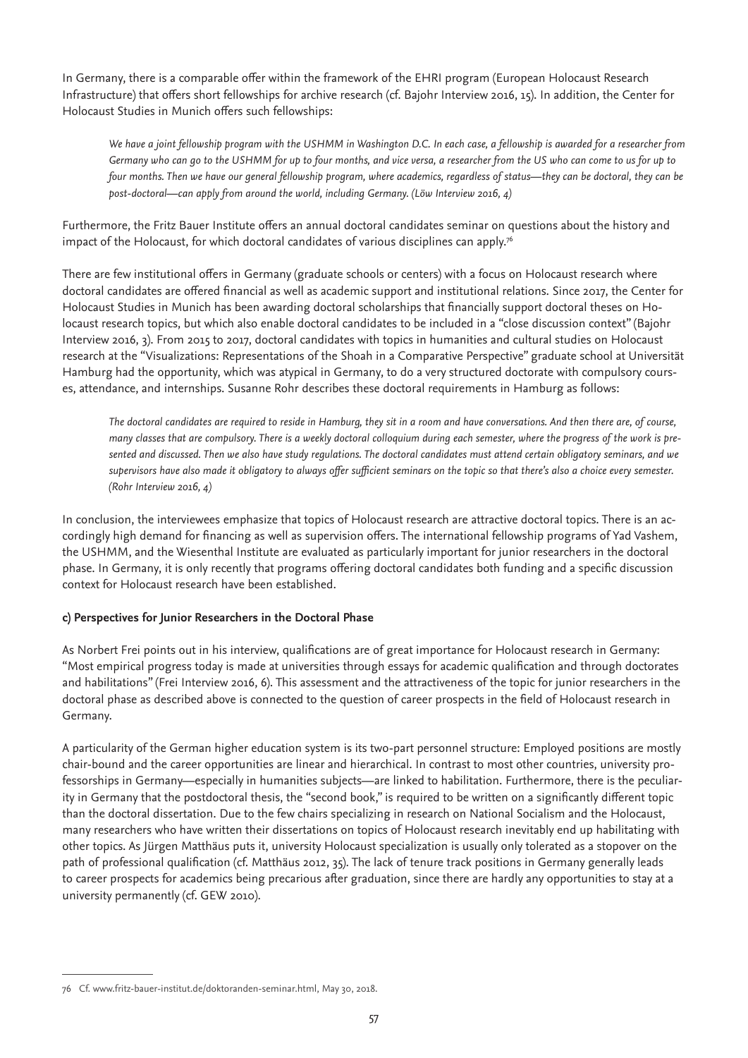In Germany, there is a comparable offer within the framework of the EHRI program (European Holocaust Research Infrastructure) that offers short fellowships for archive research (cf. Bajohr Interview 2016, 15). In addition, the Center for Holocaust Studies in Munich offers such fellowships:

> *We have a joint fellowship program with the USHMM in Washington D.C. In each case, a fellowship is awarded for a researcher from Germany who can go to the USHMM for up to four months, and vice versa, a researcher from the US who can come to us for up to four months. Then we have our general fellowship program, where academics, regardless of status—they can be doctoral, they can be post-doctoral—can apply from around the world, including Germany. (Löw Interview 2016, 4)*

Furthermore, the Fritz Bauer Institute offers an annual doctoral candidates seminar on questions about the history and impact of the Holocaust, for which doctoral candidates of various disciplines can apply.[76]

There are few institutional offers in Germany (graduate schools or centers) with a focus on Holocaust research where doctoral candidates are offered financial as well as academic support and institutional relations. Since 2017, the Center for Holocaust Studies in Munich has been awarding doctoral scholarships that financially support doctoral theses on Holocaust research topics, but which also enable doctoral candidates to be included in a "close discussion context" (Bajohr Interview 2016, 3). From 2015 to 2017, doctoral candidates with topics in humanities and cultural studies on Holocaust research at the "Visualizations: Representations of the Shoah in a Comparative Perspective" graduate school at Universität Hamburg had the opportunity, which was atypical in Germany, to do a very structured doctorate with compulsory courses, attendance, and internships. Susanne Rohr describes these doctoral requirements in Hamburg as follows:

> *The doctoral candidates are required to reside in Hamburg, they sit in a room and have conversations. And then there are, of course, many classes that are compulsory. There is a weekly doctoral colloquium during each semester, where the progress of the work is presented and discussed. Then we also have study regulations. The doctoral candidates must attend certain obligatory seminars, and we supervisors have also made it obligatory to always offer sufficient seminars on the topic so that there's also a choice every semester. (Rohr Interview 2016, 4)*

In conclusion, the interviewees emphasize that topics of Holocaust research are attractive doctoral topics. There is an accordingly high demand for financing as well as supervision offers. The international fellowship programs of Yad Vashem, the USHMM, and the Wiesenthal Institute are evaluated as particularly important for junior researchers in the doctoral phase. In Germany, it is only recently that programs offering doctoral candidates both funding and a specific discussion context for Holocaust research have been established.

**c) Perspectives for Junior Researchers in the Doctoral Phase**

As Norbert Frei points out in his interview, qualifications are of great importance for Holocaust research in Germany: "Most empirical progress today is made at universities through essays for academic qualification and through doctorates and habilitations" (Frei Interview 2016, 6). This assessment and the attractiveness of the topic for junior researchers in the doctoral phase as described above is connected to the question of career prospects in the field of Holocaust research in Germany.

A particularity of the German higher education system is its two-part personnel structure: Employed positions are mostly chair-bound and the career opportunities are linear and hierarchical. In contrast to most other countries, university professorships in Germany—especially in humanities subjects—are linked to habilitation. Furthermore, there is the peculiarity in Germany that the postdoctoral thesis, the "second book," is required to be written on a significantly different topic than the doctoral dissertation. Due to the few chairs specializing in research on National Socialism and the Holocaust, many researchers who have written their dissertations on topics of Holocaust research inevitably end up habilitating with other topics. As Jürgen Matthäus puts it, university Holocaust specialization is usually only tolerated as a stopover on the path of professional qualification (cf. Matthäus 2012, 35). The lack of tenure track positions in Germany generally leads to career prospects for academics being precarious after graduation, since there are hardly any opportunities to stay at a university permanently (cf. GEW 2010).

---

76 Cf. www.fritz-bauer-institut.de/doktoranden-seminar.html, May 30, 2018.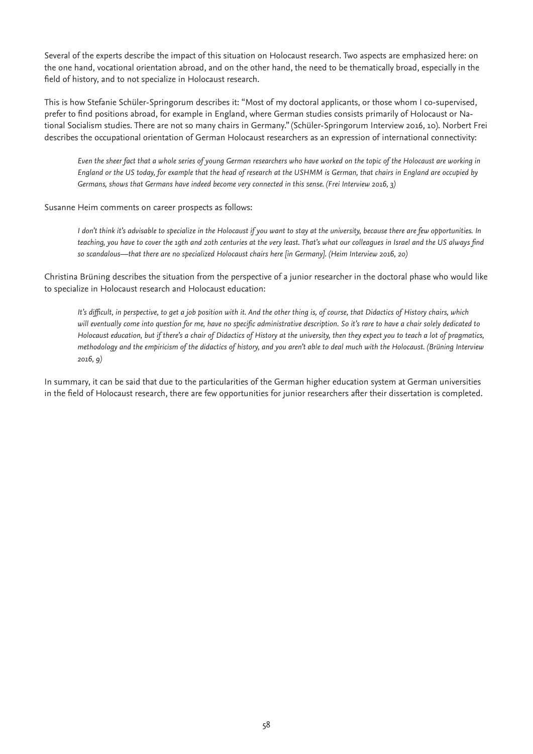Several of the experts describe the impact of this situation on Holocaust research. Two aspects are emphasized here: on the one hand, vocational orientation abroad, and on the other hand, the need to be thematically broad, especially in the field of history, and to not specialize in Holocaust research.

This is how Stefanie Schüler-Springorum describes it: "Most of my doctoral applicants, or those whom I co-supervised, prefer to find positions abroad, for example in England, where German studies consists primarily of Holocaust or National Socialism studies. There are not so many chairs in Germany." (Schüler-Springorum Interview 2016, 10). Norbert Frei describes the occupational orientation of German Holocaust researchers as an expression of international connectivity:

> *Even the sheer fact that a whole series of young German researchers who have worked on the topic of the Holocaust are working in England or the US today, for example that the head of research at the USHMM is German, that chairs in England are occupied by Germans, shows that Germans have indeed become very connected in this sense. (Frei Interview 2016, 3)*

Susanne Heim comments on career prospects as follows:

> *I don't think it's advisable to specialize in the Holocaust if you want to stay at the university, because there are few opportunities. In teaching, you have to cover the 19th and 20th centuries at the very least. That's what our colleagues in Israel and the US always find so scandalous—that there are no specialized Holocaust chairs here [in Germany]. (Heim Interview 2016, 20)*

Christina Brüning describes the situation from the perspective of a junior researcher in the doctoral phase who would like to specialize in Holocaust research and Holocaust education:

> *It's difficult, in perspective, to get a job position with it. And the other thing is, of course, that Didactics of History chairs, which will eventually come into question for me, have no specific administrative description. So it's rare to have a chair solely dedicated to Holocaust education, but if there's a chair of Didactics of History at the university, then they expect you to teach a lot of pragmatics, methodology and the empiricism of the didactics of history, and you aren't able to deal much with the Holocaust. (Brüning Interview 2016, 9)*

In summary, it can be said that due to the particularities of the German higher education system at German universities in the field of Holocaust research, there are few opportunities for junior researchers after their dissertation is completed.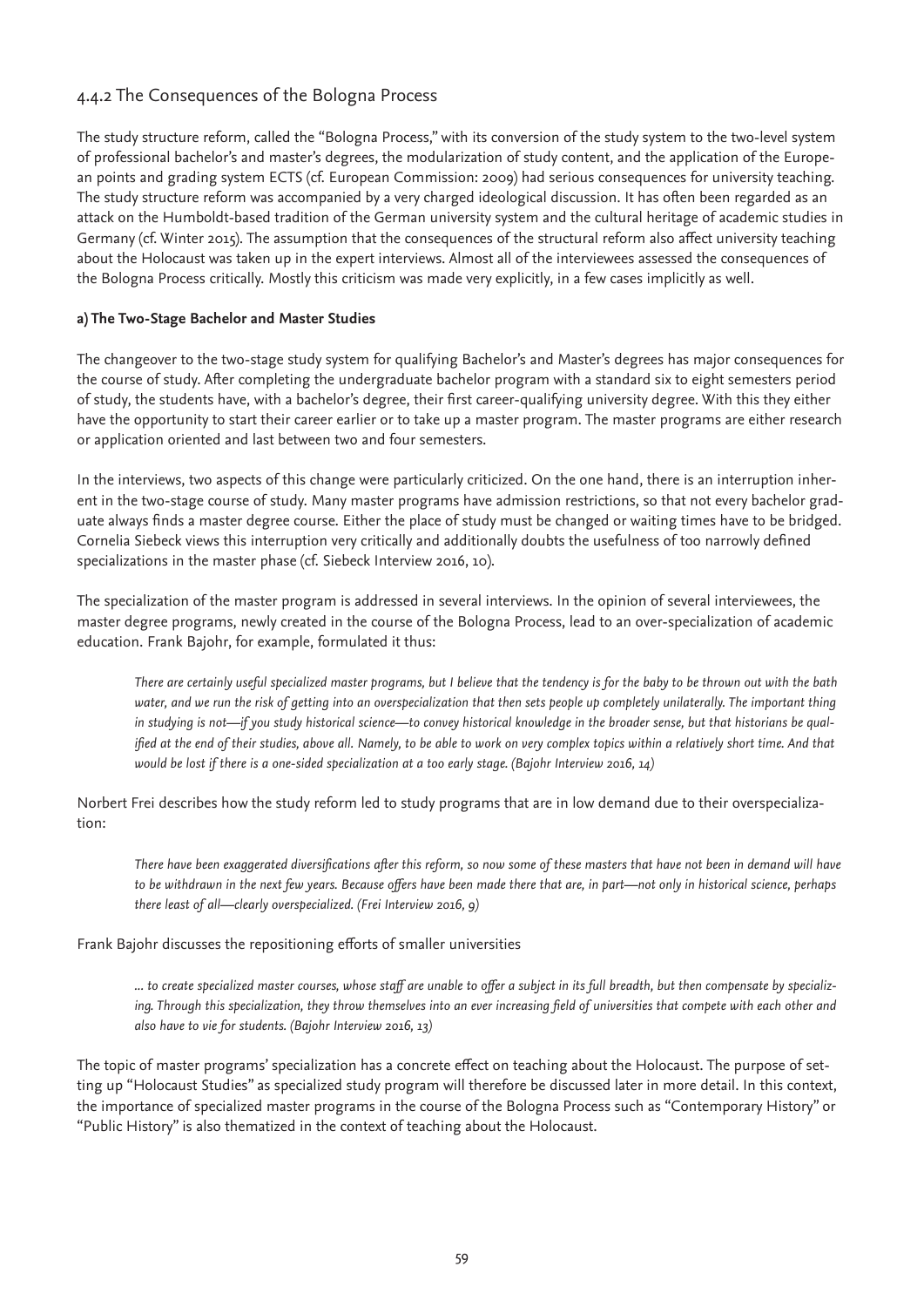## 4.4.2 The Consequences of the Bologna Process

The study structure reform, called the "Bologna Process," with its conversion of the study system to the two-level system of professional bachelor's and master's degrees, the modularization of study content, and the application of the European points and grading system ECTS (cf. European Commission: 2009) had serious consequences for university teaching. The study structure reform was accompanied by a very charged ideological discussion. It has often been regarded as an attack on the Humboldt-based tradition of the German university system and the cultural heritage of academic studies in Germany (cf. Winter 2015). The assumption that the consequences of the structural reform also affect university teaching about the Holocaust was taken up in the expert interviews. Almost all of the interviewees assessed the consequences of the Bologna Process critically. Mostly this criticism was made very explicitly, in a few cases implicitly as well.

**a) The Two-Stage Bachelor and Master Studies**

The changeover to the two-stage study system for qualifying Bachelor's and Master's degrees has major consequences for the course of study. After completing the undergraduate bachelor program with a standard six to eight semesters period of study, the students have, with a bachelor's degree, their first career-qualifying university degree. With this they either have the opportunity to start their career earlier or to take up a master program. The master programs are either research or application oriented and last between two and four semesters.

In the interviews, two aspects of this change were particularly criticized. On the one hand, there is an interruption inherent in the two-stage course of study. Many master programs have admission restrictions, so that not every bachelor graduate always finds a master degree course. Either the place of study must be changed or waiting times have to be bridged. Cornelia Siebeck views this interruption very critically and additionally doubts the usefulness of too narrowly defined specializations in the master phase (cf. Siebeck Interview 2016, 10).

The specialization of the master program is addressed in several interviews. In the opinion of several interviewees, the master degree programs, newly created in the course of the Bologna Process, lead to an over-specialization of academic education. Frank Bajohr, for example, formulated it thus:

> *There are certainly useful specialized master programs, but I believe that the tendency is for the baby to be thrown out with the bath water, and we run the risk of getting into an overspecialization that then sets people up completely unilaterally. The important thing in studying is not—if you study historical science—to convey historical knowledge in the broader sense, but that historians be qualified at the end of their studies, above all. Namely, to be able to work on very complex topics within a relatively short time. And that would be lost if there is a one-sided specialization at a too early stage. (Bajohr Interview 2016, 14)*

Norbert Frei describes how the study reform led to study programs that are in low demand due to their overspecialization:

> *There have been exaggerated diversifications after this reform, so now some of these masters that have not been in demand will have to be withdrawn in the next few years. Because offers have been made there that are, in part—not only in historical science, perhaps there least of all—clearly overspecialized. (Frei Interview 2016, 9)*

Frank Bajohr discusses the repositioning efforts of smaller universities

> *... to create specialized master courses, whose staff are unable to offer a subject in its full breadth, but then compensate by specializing. Through this specialization, they throw themselves into an ever increasing field of universities that compete with each other and also have to vie for students. (Bajohr Interview 2016, 13)*

The topic of master programs' specialization has a concrete effect on teaching about the Holocaust. The purpose of setting up "Holocaust Studies" as specialized study program will therefore be discussed later in more detail. In this context, the importance of specialized master programs in the course of the Bologna Process such as "Contemporary History" or "Public History" is also thematized in the context of teaching about the Holocaust.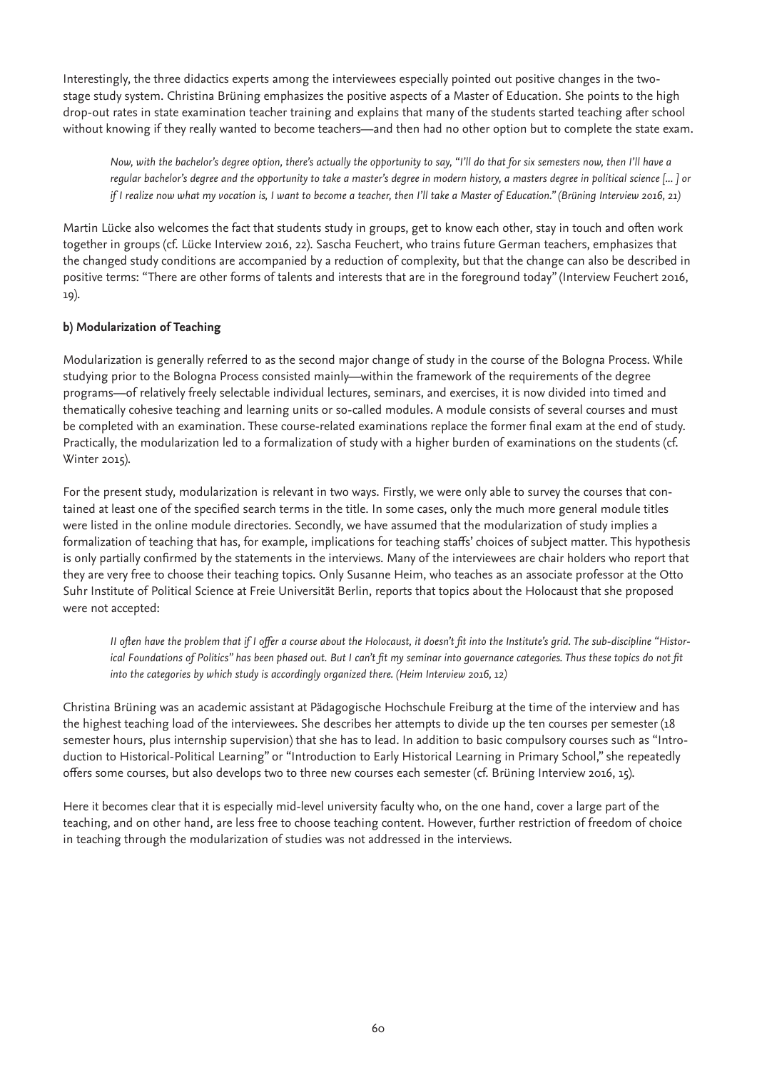Interestingly, the three didactics experts among the interviewees especially pointed out positive changes in the two-stage study system. Christina Brüning emphasizes the positive aspects of a Master of Education. She points to the high drop-out rates in state examination teacher training and explains that many of the students started teaching after school without knowing if they really wanted to become teachers—and then had no other option but to complete the state exam.

> *Now, with the bachelor's degree option, there's actually the opportunity to say, "I'll do that for six semesters now, then I'll have a regular bachelor's degree and the opportunity to take a master's degree in modern history, a masters degree in political science [... ] or if I realize now what my vocation is, I want to become a teacher, then I'll take a Master of Education." (Brüning Interview 2016, 21)*

Martin Lücke also welcomes the fact that students study in groups, get to know each other, stay in touch and often work together in groups (cf. Lücke Interview 2016, 22). Sascha Feuchert, who trains future German teachers, emphasizes that the changed study conditions are accompanied by a reduction of complexity, but that the change can also be described in positive terms: "There are other forms of talents and interests that are in the foreground today" (Interview Feuchert 2016, 19).

**b) Modularization of Teaching**

Modularization is generally referred to as the second major change of study in the course of the Bologna Process. While studying prior to the Bologna Process consisted mainly—within the framework of the requirements of the degree programs—of relatively freely selectable individual lectures, seminars, and exercises, it is now divided into timed and thematically cohesive teaching and learning units or so-called modules. A module consists of several courses and must be completed with an examination. These course-related examinations replace the former final exam at the end of study. Practically, the modularization led to a formalization of study with a higher burden of examinations on the students (cf. Winter 2015).

For the present study, modularization is relevant in two ways. Firstly, we were only able to survey the courses that contained at least one of the specified search terms in the title. In some cases, only the much more general module titles were listed in the online module directories. Secondly, we have assumed that the modularization of study implies a formalization of teaching that has, for example, implications for teaching staffs' choices of subject matter. This hypothesis is only partially confirmed by the statements in the interviews. Many of the interviewees are chair holders who report that they are very free to choose their teaching topics. Only Susanne Heim, who teaches as an associate professor at the Otto Suhr Institute of Political Science at Freie Universität Berlin, reports that topics about the Holocaust that she proposed were not accepted:

> *II often have the problem that if I offer a course about the Holocaust, it doesn't fit into the Institute's grid. The sub-discipline "Historical Foundations of Politics" has been phased out. But I can't fit my seminar into governance categories. Thus these topics do not fit into the categories by which study is accordingly organized there. (Heim Interview 2016, 12)*

Christina Brüning was an academic assistant at Pädagogische Hochschule Freiburg at the time of the interview and has the highest teaching load of the interviewees. She describes her attempts to divide up the ten courses per semester (18 semester hours, plus internship supervision) that she has to lead. In addition to basic compulsory courses such as "Introduction to Historical-Political Learning" or "Introduction to Early Historical Learning in Primary School," she repeatedly offers some courses, but also develops two to three new courses each semester (cf. Brüning Interview 2016, 15).

Here it becomes clear that it is especially mid-level university faculty who, on the one hand, cover a large part of the teaching, and on other hand, are less free to choose teaching content. However, further restriction of freedom of choice in teaching through the modularization of studies was not addressed in the interviews.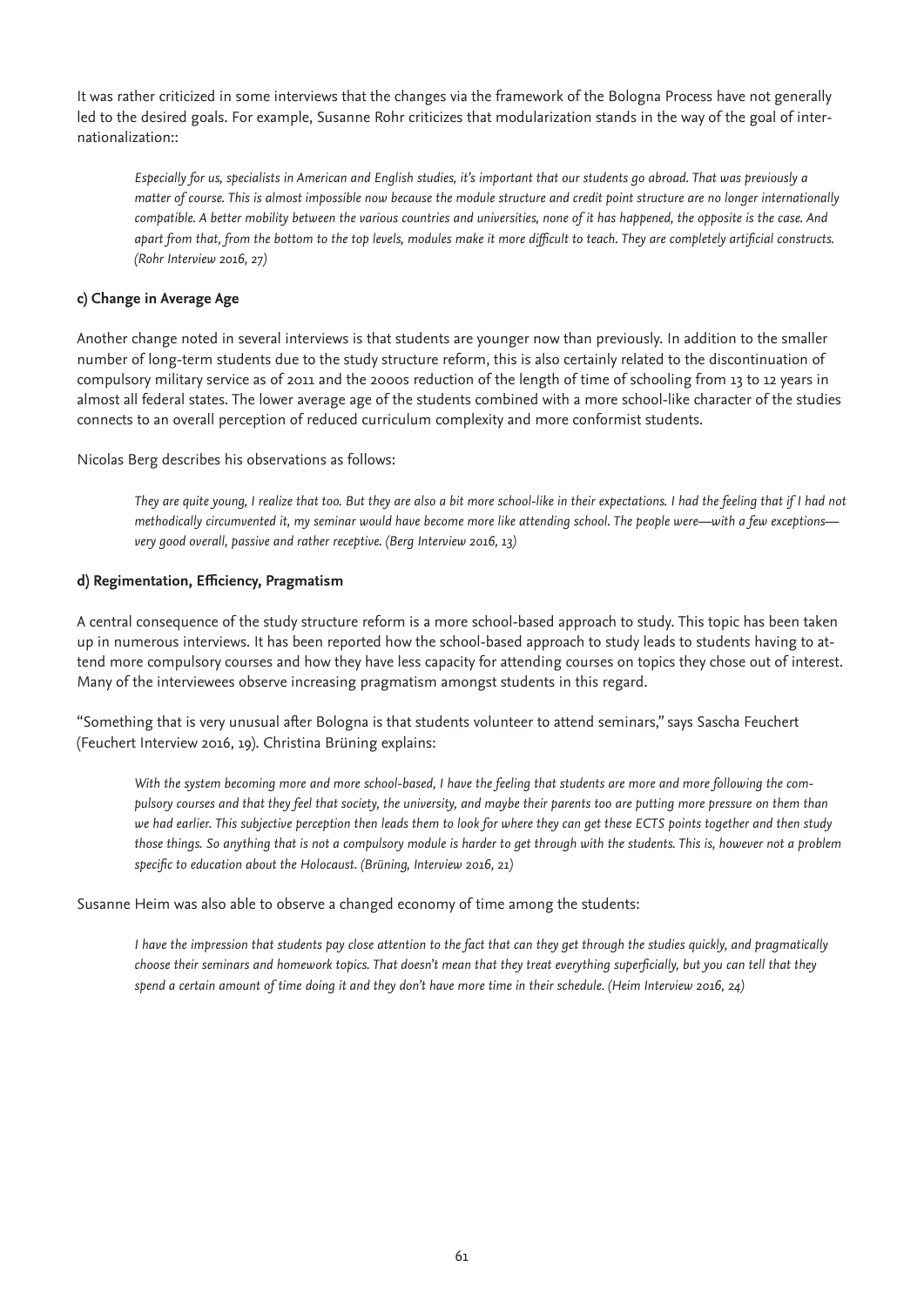It was rather criticized in some interviews that the changes via the framework of the Bologna Process have not generally led to the desired goals. For example, Susanne Rohr criticizes that modularization stands in the way of the goal of internationalization::

> *Especially for us, specialists in American and English studies, it's important that our students go abroad. That was previously a matter of course. This is almost impossible now because the module structure and credit point structure are no longer internationally compatible. A better mobility between the various countries and universities, none of it has happened, the opposite is the case. And apart from that, from the bottom to the top levels, modules make it more difficult to teach. They are completely artificial constructs. (Rohr Interview 2016, 27)*

#### c) Change in Average Age

Another change noted in several interviews is that students are younger now than previously. In addition to the smaller number of long-term students due to the study structure reform, this is also certainly related to the discontinuation of compulsory military service as of 2011 and the 2000s reduction of the length of time of schooling from 13 to 12 years in almost all federal states. The lower average age of the students combined with a more school-like character of the studies connects to an overall perception of reduced curriculum complexity and more conformist students.

Nicolas Berg describes his observations as follows:

> *They are quite young, I realize that too. But they are also a bit more school-like in their expectations. I had the feeling that if I had not methodically circumvented it, my seminar would have become more like attending school. The people were—with a few exceptions—very good overall, passive and rather receptive. (Berg Interview 2016, 13)*

#### d) Regimentation, Efficiency, Pragmatism

A central consequence of the study structure reform is a more school-based approach to study. This topic has been taken up in numerous interviews. It has been reported how the school-based approach to study leads to students having to attend more compulsory courses and how they have less capacity for attending courses on topics they chose out of interest. Many of the interviewees observe increasing pragmatism amongst students in this regard.

"Something that is very unusual after Bologna is that students volunteer to attend seminars," says Sascha Feuchert (Feuchert Interview 2016, 19). Christina Brüning explains:

> *With the system becoming more and more school-based, I have the feeling that students are more and more following the compulsory courses and that they feel that society, the university, and maybe their parents too are putting more pressure on them than we had earlier. This subjective perception then leads them to look for where they can get these ECTS points together and then study those things. So anything that is not a compulsory module is harder to get through with the students. This is, however not a problem specific to education about the Holocaust. (Brüning, Interview 2016, 21)*

Susanne Heim was also able to observe a changed economy of time among the students:

> *I have the impression that students pay close attention to the fact that can they get through the studies quickly, and pragmatically choose their seminars and homework topics. That doesn't mean that they treat everything superficially, but you can tell that they spend a certain amount of time doing it and they don't have more time in their schedule. (Heim Interview 2016, 24)*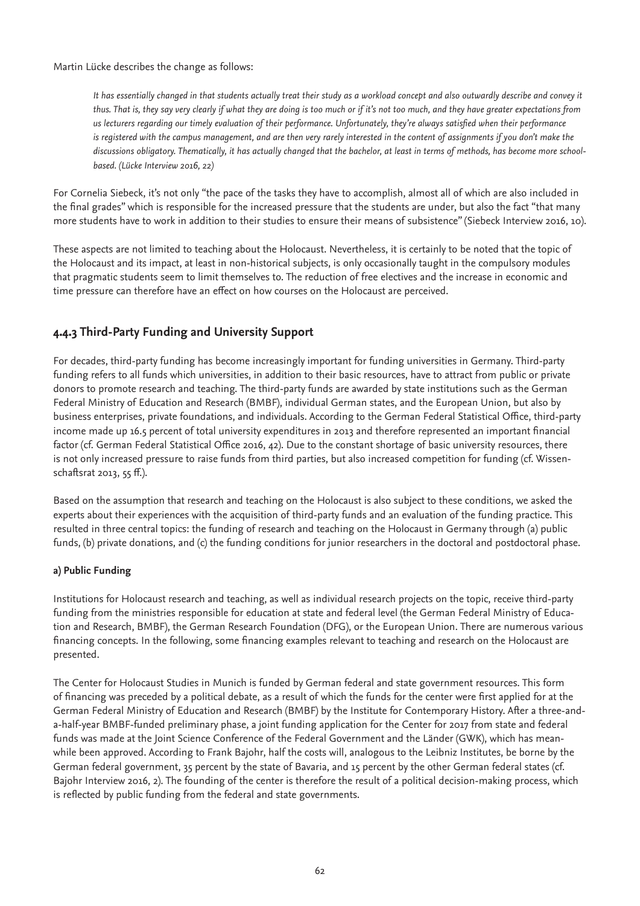Martin Lücke describes the change as follows:

> *It has essentially changed in that students actually treat their study as a workload concept and also outwardly describe and convey it thus. That is, they say very clearly if what they are doing is too much or if it's not too much, and they have greater expectations from us lecturers regarding our timely evaluation of their performance. Unfortunately, they're always satisfied when their performance is registered with the campus management, and are then very rarely interested in the content of assignments if you don't make the discussions obligatory. Thematically, it has actually changed that the bachelor, at least in terms of methods, has become more school-based. (Lücke Interview 2016, 22)*

For Cornelia Siebeck, it's not only "the pace of the tasks they have to accomplish, almost all of which are also included in the final grades" which is responsible for the increased pressure that the students are under, but also the fact "that many more students have to work in addition to their studies to ensure their means of subsistence" (Siebeck Interview 2016, 10).

These aspects are not limited to teaching about the Holocaust. Nevertheless, it is certainly to be noted that the topic of the Holocaust and its impact, at least in non-historical subjects, is only occasionally taught in the compulsory modules that pragmatic students seem to limit themselves to. The reduction of free electives and the increase in economic and time pressure can therefore have an effect on how courses on the Holocaust are perceived.

### 4.4.3 Third-Party Funding and University Support

For decades, third-party funding has become increasingly important for funding universities in Germany. Third-party funding refers to all funds which universities, in addition to their basic resources, have to attract from public or private donors to promote research and teaching. The third-party funds are awarded by state institutions such as the German Federal Ministry of Education and Research (BMBF), individual German states, and the European Union, but also by business enterprises, private foundations, and individuals. According to the German Federal Statistical Office, third-party income made up 16.5 percent of total university expenditures in 2013 and therefore represented an important financial factor (cf. German Federal Statistical Office 2016, 42). Due to the constant shortage of basic university resources, there is not only increased pressure to raise funds from third parties, but also increased competition for funding (cf. Wissenschaftsrat 2013, 55 ff.).

Based on the assumption that research and teaching on the Holocaust is also subject to these conditions, we asked the experts about their experiences with the acquisition of third-party funds and an evaluation of the funding practice. This resulted in three central topics: the funding of research and teaching on the Holocaust in Germany through (a) public funds, (b) private donations, and (c) the funding conditions for junior researchers in the doctoral and postdoctoral phase.

#### a) Public Funding

Institutions for Holocaust research and teaching, as well as individual research projects on the topic, receive third-party funding from the ministries responsible for education at state and federal level (the German Federal Ministry of Education and Research, BMBF), the German Research Foundation (DFG), or the European Union. There are numerous various financing concepts. In the following, some financing examples relevant to teaching and research on the Holocaust are presented.

The Center for Holocaust Studies in Munich is funded by German federal and state government resources. This form of financing was preceded by a political debate, as a result of which the funds for the center were first applied for at the German Federal Ministry of Education and Research (BMBF) by the Institute for Contemporary History. After a three-and-a-half-year BMBF-funded preliminary phase, a joint funding application for the Center for 2017 from state and federal funds was made at the Joint Science Conference of the Federal Government and the Länder (GWK), which has meanwhile been approved. According to Frank Bajohr, half the costs will, analogous to the Leibniz Institutes, be borne by the German federal government, 35 percent by the state of Bavaria, and 15 percent by the other German federal states (cf. Bajohr Interview 2016, 2). The founding of the center is therefore the result of a political decision-making process, which is reflected by public funding from the federal and state governments.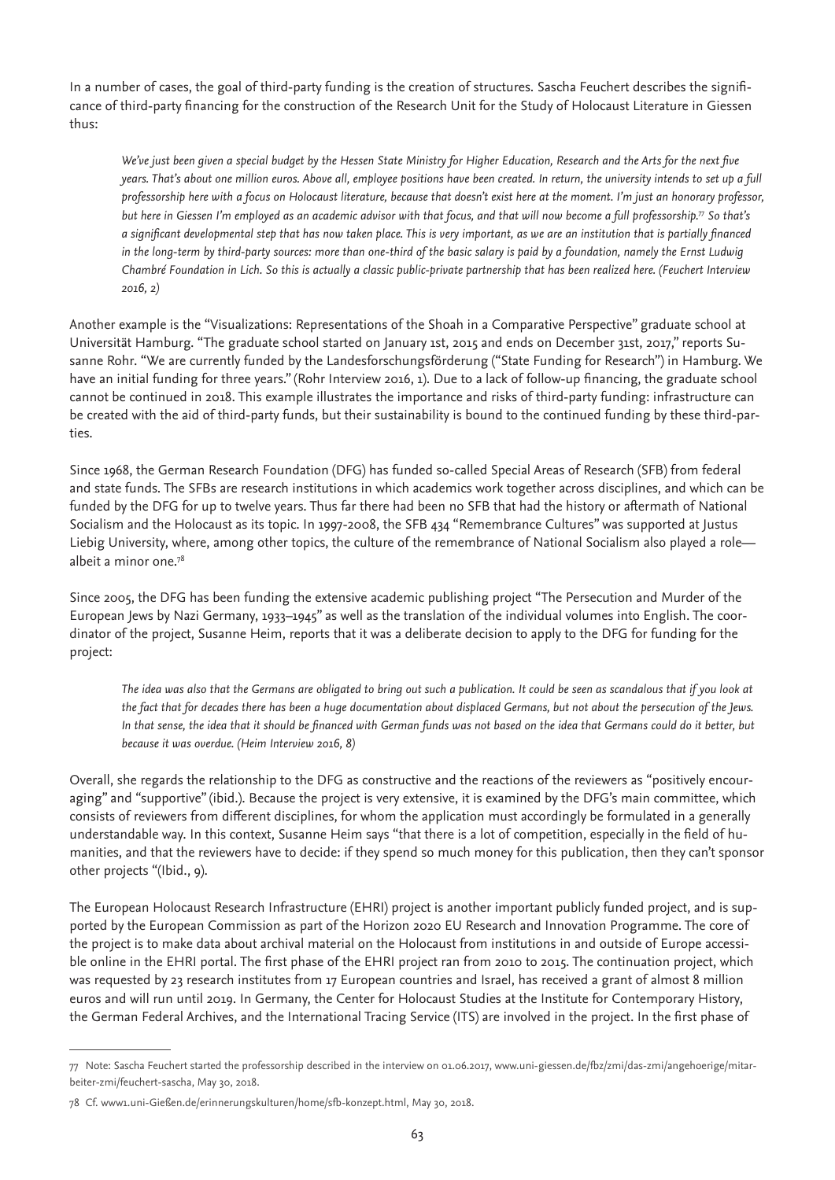In a number of cases, the goal of third-party funding is the creation of structures. Sascha Feuchert describes the significance of third-party financing for the construction of the Research Unit for the Study of Holocaust Literature in Giessen thus:

> *We've just been given a special budget by the Hessen State Ministry for Higher Education, Research and the Arts for the next five years. That's about one million euros. Above all, employee positions have been created. In return, the university intends to set up a full professorship here with a focus on Holocaust literature, because that doesn't exist here at the moment. I'm just an honorary professor, but here in Giessen I'm employed as an academic advisor with that focus, and that will now become a full professorship.*[77] *So that's a significant developmental step that has now taken place. This is very important, as we are an institution that is partially financed in the long-term by third-party sources: more than one-third of the basic salary is paid by a foundation, namely the Ernst Ludwig Chambré Foundation in Lich. So this is actually a classic public-private partnership that has been realized here. (Feuchert Interview 2016, 2)*

Another example is the "Visualizations: Representations of the Shoah in a Comparative Perspective" graduate school at Universität Hamburg. "The graduate school started on January 1st, 2015 and ends on December 31st, 2017," reports Susanne Rohr. "We are currently funded by the Landesforschungsförderung ("State Funding for Research") in Hamburg. We have an initial funding for three years." (Rohr Interview 2016, 1). Due to a lack of follow-up financing, the graduate school cannot be continued in 2018. This example illustrates the importance and risks of third-party funding: infrastructure can be created with the aid of third-party funds, but their sustainability is bound to the continued funding by these third-parties.

Since 1968, the German Research Foundation (DFG) has funded so-called Special Areas of Research (SFB) from federal and state funds. The SFBs are research institutions in which academics work together across disciplines, and which can be funded by the DFG for up to twelve years. Thus far there had been no SFB that had the history or aftermath of National Socialism and the Holocaust as its topic. In 1997-2008, the SFB 434 "Remembrance Cultures" was supported at Justus Liebig University, where, among other topics, the culture of the remembrance of National Socialism also played a role—albeit a minor one.[78]

Since 2005, the DFG has been funding the extensive academic publishing project "The Persecution and Murder of the European Jews by Nazi Germany, 1933–1945" as well as the translation of the individual volumes into English. The coordinator of the project, Susanne Heim, reports that it was a deliberate decision to apply to the DFG for funding for the project:

> *The idea was also that the Germans are obligated to bring out such a publication. It could be seen as scandalous that if you look at the fact that for decades there has been a huge documentation about displaced Germans, but not about the persecution of the Jews. In that sense, the idea that it should be financed with German funds was not based on the idea that Germans could do it better, but because it was overdue. (Heim Interview 2016, 8)*

Overall, she regards the relationship to the DFG as constructive and the reactions of the reviewers as "positively encouraging" and "supportive" (ibid.). Because the project is very extensive, it is examined by the DFG's main committee, which consists of reviewers from different disciplines, for whom the application must accordingly be formulated in a generally understandable way. In this context, Susanne Heim says "that there is a lot of competition, especially in the field of humanities, and that the reviewers have to decide: if they spend so much money for this publication, then they can't sponsor other projects "(Ibid., 9).

The European Holocaust Research Infrastructure (EHRI) project is another important publicly funded project, and is supported by the European Commission as part of the Horizon 2020 EU Research and Innovation Programme. The core of the project is to make data about archival material on the Holocaust from institutions in and outside of Europe accessible online in the EHRI portal. The first phase of the EHRI project ran from 2010 to 2015. The continuation project, which was requested by 23 research institutes from 17 European countries and Israel, has received a grant of almost 8 million euros and will run until 2019. In Germany, the Center for Holocaust Studies at the Institute for Contemporary History, the German Federal Archives, and the International Tracing Service (ITS) are involved in the project. In the first phase of

---

77 Note: Sascha Feuchert started the professorship described in the interview on 01.06.2017, www.uni-giessen.de/fbz/zmi/das-zmi/angehoerige/mitarbeiter-zmi/feuchert-sascha, May 30, 2018.

78 Cf. www1.uni-Gießen.de/erinnerungskulturen/home/sfb-konzept.html, May 30, 2018.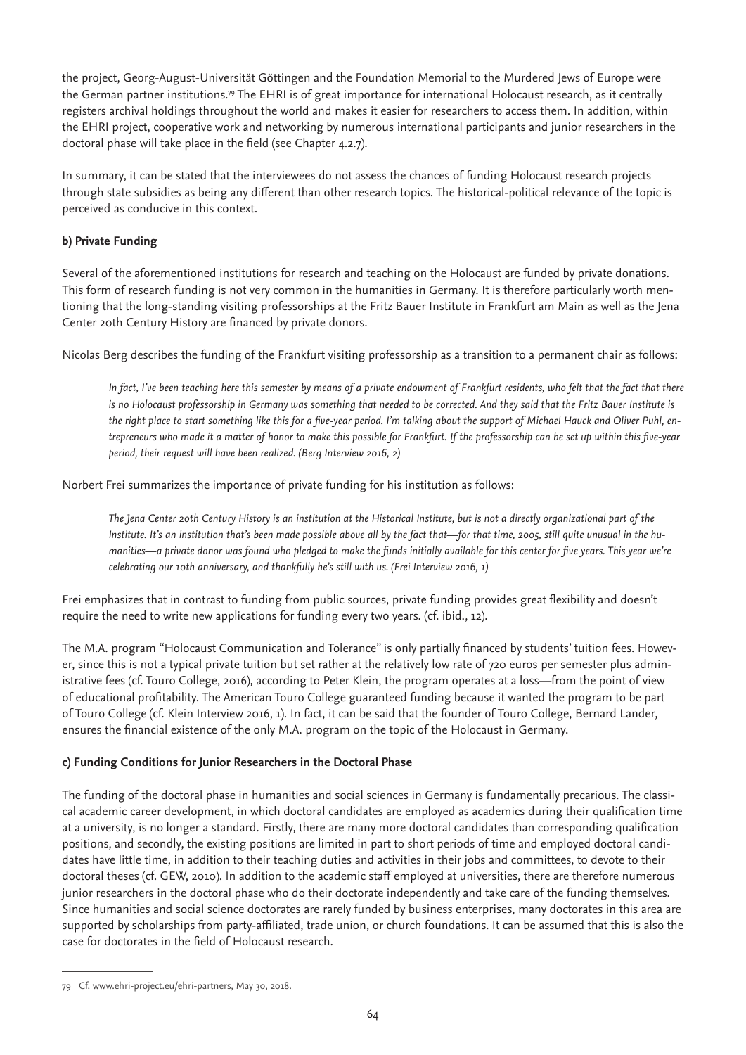the project, Georg-August-Universität Göttingen and the Foundation Memorial to the Murdered Jews of Europe were the German partner institutions.[79] The EHRI is of great importance for international Holocaust research, as it centrally registers archival holdings throughout the world and makes it easier for researchers to access them. In addition, within the EHRI project, cooperative work and networking by numerous international participants and junior researchers in the doctoral phase will take place in the field (see Chapter 4.2.7).

In summary, it can be stated that the interviewees do not assess the chances of funding Holocaust research projects through state subsidies as being any different than other research topics. The historical-political relevance of the topic is perceived as conducive in this context.

**b) Private Funding**

Several of the aforementioned institutions for research and teaching on the Holocaust are funded by private donations. This form of research funding is not very common in the humanities in Germany. It is therefore particularly worth mentioning that the long-standing visiting professorships at the Fritz Bauer Institute in Frankfurt am Main as well as the Jena Center 20th Century History are financed by private donors.

Nicolas Berg describes the funding of the Frankfurt visiting professorship as a transition to a permanent chair as follows:

> *In fact, I've been teaching here this semester by means of a private endowment of Frankfurt residents, who felt that the fact that there is no Holocaust professorship in Germany was something that needed to be corrected. And they said that the Fritz Bauer Institute is the right place to start something like this for a five-year period. I'm talking about the support of Michael Hauck and Oliver Puhl, entrepreneurs who made it a matter of honor to make this possible for Frankfurt. If the professorship can be set up within this five-year period, their request will have been realized. (Berg Interview 2016, 2)*

Norbert Frei summarizes the importance of private funding for his institution as follows:

> *The Jena Center 20th Century History is an institution at the Historical Institute, but is not a directly organizational part of the Institute. It's an institution that's been made possible above all by the fact that—for that time, 2005, still quite unusual in the humanities—a private donor was found who pledged to make the funds initially available for this center for five years. This year we're celebrating our 10th anniversary, and thankfully he's still with us. (Frei Interview 2016, 1)*

Frei emphasizes that in contrast to funding from public sources, private funding provides great flexibility and doesn't require the need to write new applications for funding every two years. (cf. ibid., 12).

The M.A. program "Holocaust Communication and Tolerance" is only partially financed by students' tuition fees. However, since this is not a typical private tuition but set rather at the relatively low rate of 720 euros per semester plus administrative fees (cf. Touro College, 2016), according to Peter Klein, the program operates at a loss—from the point of view of educational profitability. The American Touro College guaranteed funding because it wanted the program to be part of Touro College (cf. Klein Interview 2016, 1). In fact, it can be said that the founder of Touro College, Bernard Lander, ensures the financial existence of the only M.A. program on the topic of the Holocaust in Germany.

**c) Funding Conditions for Junior Researchers in the Doctoral Phase**

The funding of the doctoral phase in humanities and social sciences in Germany is fundamentally precarious. The classical academic career development, in which doctoral candidates are employed as academics during their qualification time at a university, is no longer a standard. Firstly, there are many more doctoral candidates than corresponding qualification positions, and secondly, the existing positions are limited in part to short periods of time and employed doctoral candidates have little time, in addition to their teaching duties and activities in their jobs and committees, to devote to their doctoral theses (cf. GEW, 2010). In addition to the academic staff employed at universities, there are therefore numerous junior researchers in the doctoral phase who do their doctorate independently and take care of the funding themselves. Since humanities and social science doctorates are rarely funded by business enterprises, many doctorates in this area are supported by scholarships from party-affiliated, trade union, or church foundations. It can be assumed that this is also the case for doctorates in the field of Holocaust research.

---

[79] Cf. www.ehri-project.eu/ehri-partners, May 30, 2018.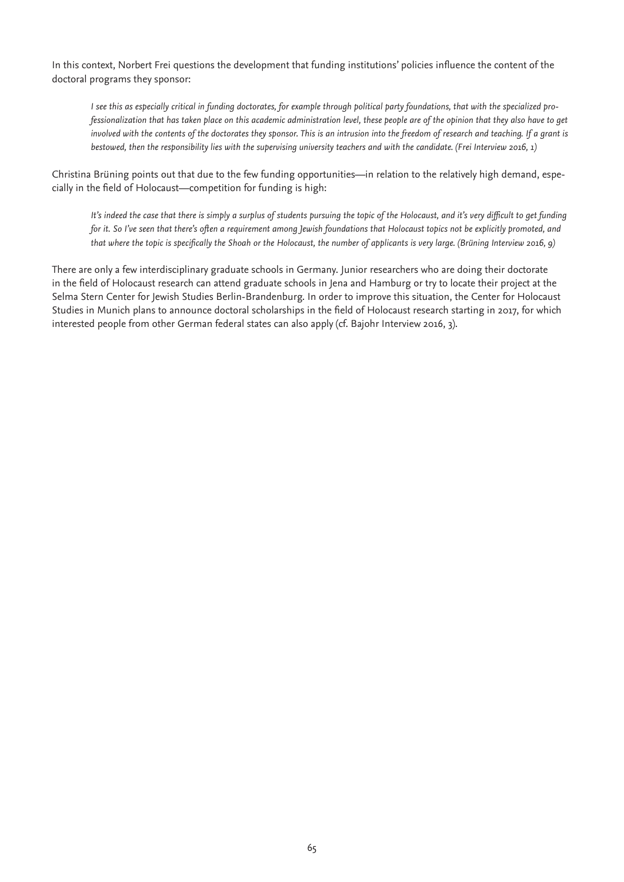In this context, Norbert Frei questions the development that funding institutions' policies influence the content of the doctoral programs they sponsor:

> *I see this as especially critical in funding doctorates, for example through political party foundations, that with the specialized professionalization that has taken place on this academic administration level, these people are of the opinion that they also have to get involved with the contents of the doctorates they sponsor. This is an intrusion into the freedom of research and teaching. If a grant is bestowed, then the responsibility lies with the supervising university teachers and with the candidate. (Frei Interview 2016, 1)*

Christina Brüning points out that due to the few funding opportunities—in relation to the relatively high demand, especially in the field of Holocaust—competition for funding is high:

> *It's indeed the case that there is simply a surplus of students pursuing the topic of the Holocaust, and it's very difficult to get funding for it. So I've seen that there's often a requirement among Jewish foundations that Holocaust topics not be explicitly promoted, and that where the topic is specifically the Shoah or the Holocaust, the number of applicants is very large. (Brüning Interview 2016, 9)*

There are only a few interdisciplinary graduate schools in Germany. Junior researchers who are doing their doctorate in the field of Holocaust research can attend graduate schools in Jena and Hamburg or try to locate their project at the Selma Stern Center for Jewish Studies Berlin-Brandenburg. In order to improve this situation, the Center for Holocaust Studies in Munich plans to announce doctoral scholarships in the field of Holocaust research starting in 2017, for which interested people from other German federal states can also apply (cf. Bajohr Interview 2016, 3).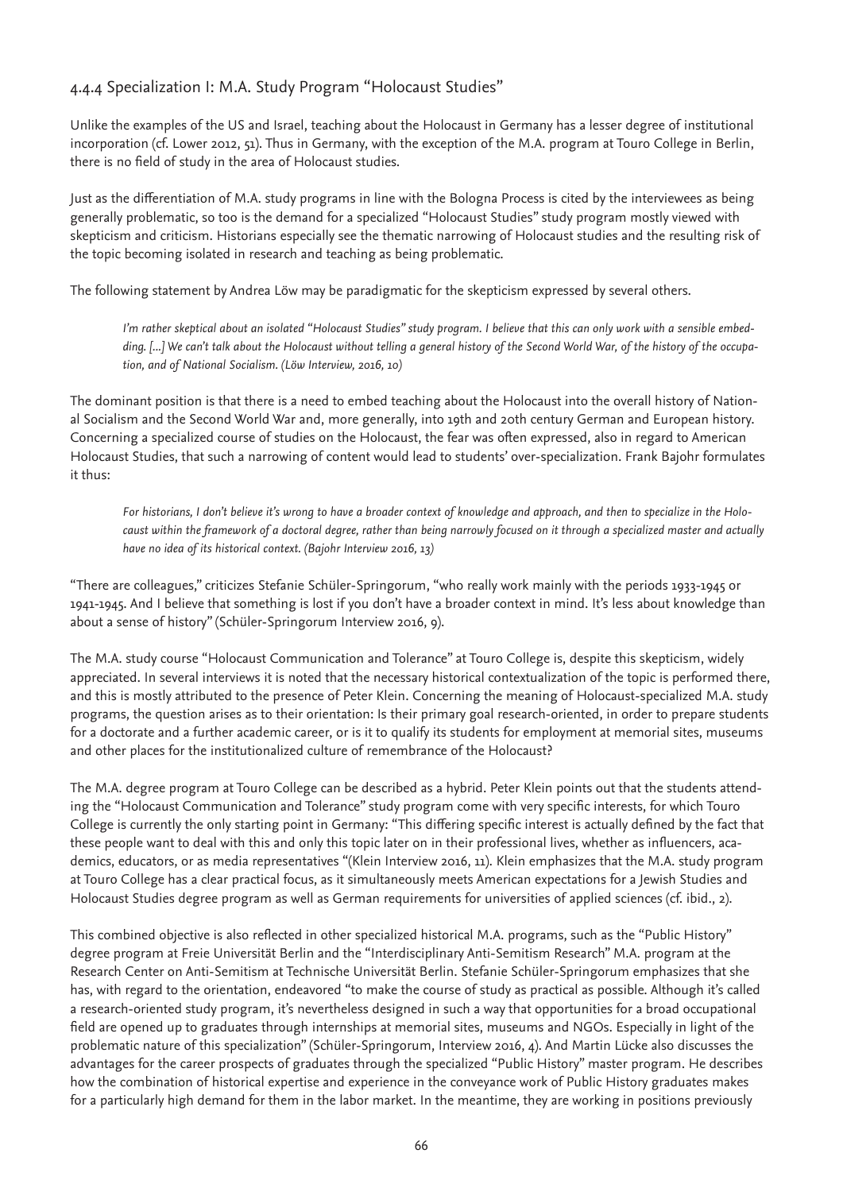### 4.4.4 Specialization I: M.A. Study Program "Holocaust Studies"

Unlike the examples of the US and Israel, teaching about the Holocaust in Germany has a lesser degree of institutional incorporation (cf. Lower 2012, 51). Thus in Germany, with the exception of the M.A. program at Touro College in Berlin, there is no field of study in the area of Holocaust studies.

Just as the differentiation of M.A. study programs in line with the Bologna Process is cited by the interviewees as being generally problematic, so too is the demand for a specialized "Holocaust Studies" study program mostly viewed with skepticism and criticism. Historians especially see the thematic narrowing of Holocaust studies and the resulting risk of the topic becoming isolated in research and teaching as being problematic.

The following statement by Andrea Löw may be paradigmatic for the skepticism expressed by several others.

> *I'm rather skeptical about an isolated "Holocaust Studies" study program. I believe that this can only work with a sensible embedding. [...] We can't talk about the Holocaust without telling a general history of the Second World War, of the history of the occupation, and of National Socialism. (Löw Interview, 2016, 10)*

The dominant position is that there is a need to embed teaching about the Holocaust into the overall history of National Socialism and the Second World War and, more generally, into 19th and 20th century German and European history. Concerning a specialized course of studies on the Holocaust, the fear was often expressed, also in regard to American Holocaust Studies, that such a narrowing of content would lead to students' over-specialization. Frank Bajohr formulates it thus:

> *For historians, I don't believe it's wrong to have a broader context of knowledge and approach, and then to specialize in the Holocaust within the framework of a doctoral degree, rather than being narrowly focused on it through a specialized master and actually have no idea of its historical context. (Bajohr Interview 2016, 13)*

"There are colleagues," criticizes Stefanie Schüler-Springorum, "who really work mainly with the periods 1933-1945 or 1941-1945. And I believe that something is lost if you don't have a broader context in mind. It's less about knowledge than about a sense of history" (Schüler-Springorum Interview 2016, 9).

The M.A. study course "Holocaust Communication and Tolerance" at Touro College is, despite this skepticism, widely appreciated. In several interviews it is noted that the necessary historical contextualization of the topic is performed there, and this is mostly attributed to the presence of Peter Klein. Concerning the meaning of Holocaust-specialized M.A. study programs, the question arises as to their orientation: Is their primary goal research-oriented, in order to prepare students for a doctorate and a further academic career, or is it to qualify its students for employment at memorial sites, museums and other places for the institutionalized culture of remembrance of the Holocaust?

The M.A. degree program at Touro College can be described as a hybrid. Peter Klein points out that the students attending the "Holocaust Communication and Tolerance" study program come with very specific interests, for which Touro College is currently the only starting point in Germany: "This differing specific interest is actually defined by the fact that these people want to deal with this and only this topic later on in their professional lives, whether as influencers, academics, educators, or as media representatives "(Klein Interview 2016, 11). Klein emphasizes that the M.A. study program at Touro College has a clear practical focus, as it simultaneously meets American expectations for a Jewish Studies and Holocaust Studies degree program as well as German requirements for universities of applied sciences (cf. ibid., 2).

This combined objective is also reflected in other specialized historical M.A. programs, such as the "Public History" degree program at Freie Universität Berlin and the "Interdisciplinary Anti-Semitism Research" M.A. program at the Research Center on Anti-Semitism at Technische Universität Berlin. Stefanie Schüler-Springorum emphasizes that she has, with regard to the orientation, endeavored "to make the course of study as practical as possible. Although it's called a research-oriented study program, it's nevertheless designed in such a way that opportunities for a broad occupational field are opened up to graduates through internships at memorial sites, museums and NGOs. Especially in light of the problematic nature of this specialization" (Schüler-Springorum, Interview 2016, 4). And Martin Lücke also discusses the advantages for the career prospects of graduates through the specialized "Public History" master program. He describes how the combination of historical expertise and experience in the conveyance work of Public History graduates makes for a particularly high demand for them in the labor market. In the meantime, they are working in positions previously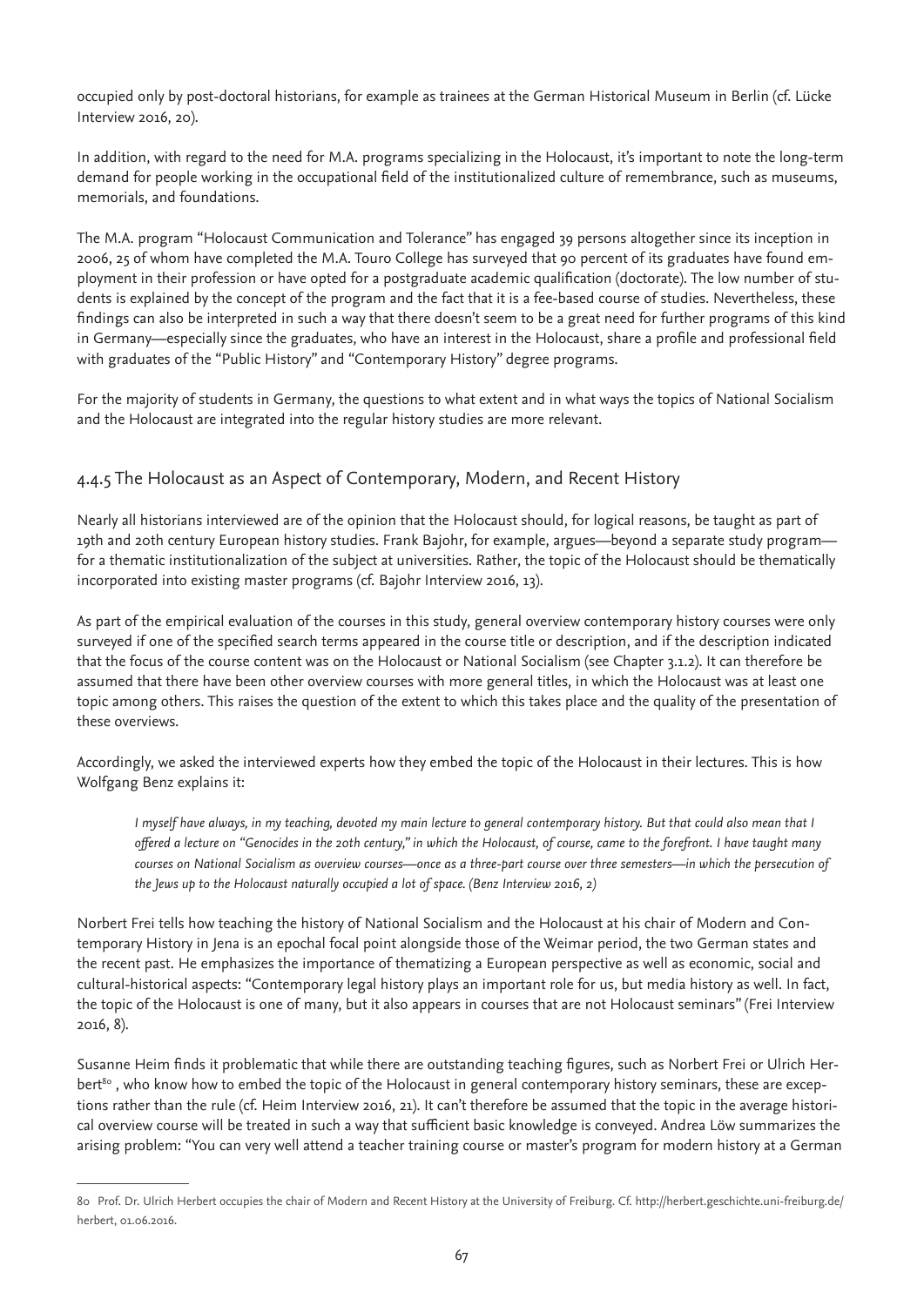occupied only by post-doctoral historians, for example as trainees at the German Historical Museum in Berlin (cf. Lücke Interview 2016, 20).

In addition, with regard to the need for M.A. programs specializing in the Holocaust, it's important to note the long-term demand for people working in the occupational field of the institutionalized culture of remembrance, such as museums, memorials, and foundations.

The M.A. program "Holocaust Communication and Tolerance" has engaged 39 persons altogether since its inception in 2006, 25 of whom have completed the M.A. Touro College has surveyed that 90 percent of its graduates have found employment in their profession or have opted for a postgraduate academic qualification (doctorate). The low number of students is explained by the concept of the program and the fact that it is a fee-based course of studies. Nevertheless, these findings can also be interpreted in such a way that there doesn't seem to be a great need for further programs of this kind in Germany—especially since the graduates, who have an interest in the Holocaust, share a profile and professional field with graduates of the "Public History" and "Contemporary History" degree programs.

For the majority of students in Germany, the questions to what extent and in what ways the topics of National Socialism and the Holocaust are integrated into the regular history studies are more relevant.

## 4.4.5 The Holocaust as an Aspect of Contemporary, Modern, and Recent History

Nearly all historians interviewed are of the opinion that the Holocaust should, for logical reasons, be taught as part of 19th and 20th century European history studies. Frank Bajohr, for example, argues—beyond a separate study program—for a thematic institutionalization of the subject at universities. Rather, the topic of the Holocaust should be thematically incorporated into existing master programs (cf. Bajohr Interview 2016, 13).

As part of the empirical evaluation of the courses in this study, general overview contemporary history courses were only surveyed if one of the specified search terms appeared in the course title or description, and if the description indicated that the focus of the course content was on the Holocaust or National Socialism (see Chapter 3.1.2). It can therefore be assumed that there have been other overview courses with more general titles, in which the Holocaust was at least one topic among others. This raises the question of the extent to which this takes place and the quality of the presentation of these overviews.

Accordingly, we asked the interviewed experts how they embed the topic of the Holocaust in their lectures. This is how Wolfgang Benz explains it:

> *I myself have always, in my teaching, devoted my main lecture to general contemporary history. But that could also mean that I offered a lecture on "Genocides in the 20th century," in which the Holocaust, of course, came to the forefront. I have taught many courses on National Socialism as overview courses—once as a three-part course over three semesters—in which the persecution of the Jews up to the Holocaust naturally occupied a lot of space. (Benz Interview 2016, 2)*

Norbert Frei tells how teaching the history of National Socialism and the Holocaust at his chair of Modern and Contemporary History in Jena is an epochal focal point alongside those of the Weimar period, the two German states and the recent past. He emphasizes the importance of thematizing a European perspective as well as economic, social and cultural-historical aspects: "Contemporary legal history plays an important role for us, but media history as well. In fact, the topic of the Holocaust is one of many, but it also appears in courses that are not Holocaust seminars" (Frei Interview 2016, 8).

Susanne Heim finds it problematic that while there are outstanding teaching figures, such as Norbert Frei or Ulrich Herbert[80], who know how to embed the topic of the Holocaust in general contemporary history seminars, these are exceptions rather than the rule (cf. Heim Interview 2016, 21). It can't therefore be assumed that the topic in the average historical overview course will be treated in such a way that sufficient basic knowledge is conveyed. Andrea Löw summarizes the arising problem: "You can very well attend a teacher training course or master's program for modern history at a German

80 Prof. Dr. Ulrich Herbert occupies the chair of Modern and Recent History at the University of Freiburg. Cf. http://herbert.geschichte.uni-freiburg.de/herbert, 01.06.2016.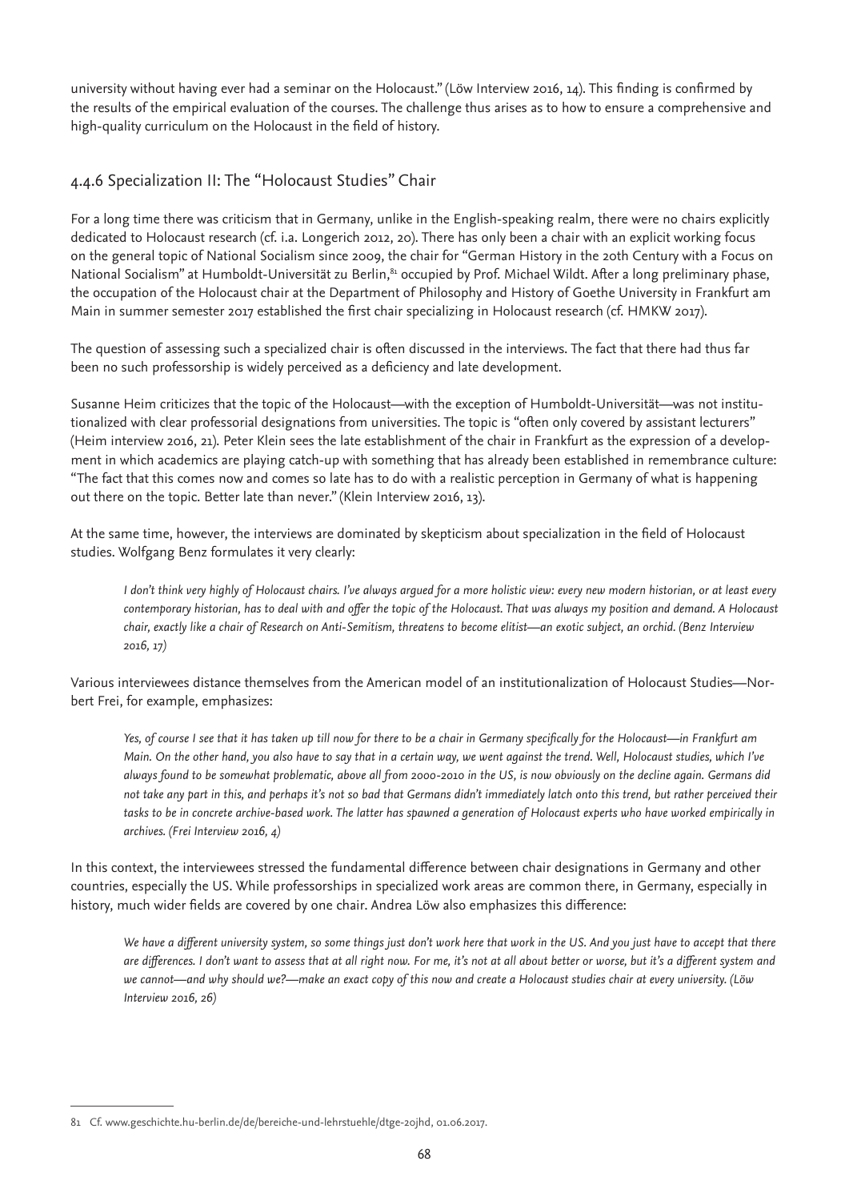university without having ever had a seminar on the Holocaust." (Löw Interview 2016, 14). This finding is confirmed by the results of the empirical evaluation of the courses. The challenge thus arises as to how to ensure a comprehensive and high-quality curriculum on the Holocaust in the field of history.

### 4.4.6 Specialization II: The "Holocaust Studies" Chair

For a long time there was criticism that in Germany, unlike in the English-speaking realm, there were no chairs explicitly dedicated to Holocaust research (cf. i.a. Longerich 2012, 20). There has only been a chair with an explicit working focus on the general topic of National Socialism since 2009, the chair for "German History in the 20th Century with a Focus on National Socialism" at Humboldt-Universität zu Berlin,[81] occupied by Prof. Michael Wildt. After a long preliminary phase, the occupation of the Holocaust chair at the Department of Philosophy and History of Goethe University in Frankfurt am Main in summer semester 2017 established the first chair specializing in Holocaust research (cf. HMKW 2017).

The question of assessing such a specialized chair is often discussed in the interviews. The fact that there had thus far been no such professorship is widely perceived as a deficiency and late development.

Susanne Heim criticizes that the topic of the Holocaust—with the exception of Humboldt-Universität—was not institutionalized with clear professorial designations from universities. The topic is "often only covered by assistant lecturers" (Heim interview 2016, 21). Peter Klein sees the late establishment of the chair in Frankfurt as the expression of a development in which academics are playing catch-up with something that has already been established in remembrance culture: "The fact that this comes now and comes so late has to do with a realistic perception in Germany of what is happening out there on the topic. Better late than never." (Klein Interview 2016, 13).

At the same time, however, the interviews are dominated by skepticism about specialization in the field of Holocaust studies. Wolfgang Benz formulates it very clearly:

> *I don't think very highly of Holocaust chairs. I've always argued for a more holistic view: every new modern historian, or at least every contemporary historian, has to deal with and offer the topic of the Holocaust. That was always my position and demand. A Holocaust chair, exactly like a chair of Research on Anti-Semitism, threatens to become elitist—an exotic subject, an orchid. (Benz Interview 2016, 17)*

Various interviewees distance themselves from the American model of an institutionalization of Holocaust Studies—Norbert Frei, for example, emphasizes:

> *Yes, of course I see that it has taken up till now for there to be a chair in Germany specifically for the Holocaust—in Frankfurt am Main. On the other hand, you also have to say that in a certain way, we went against the trend. Well, Holocaust studies, which I've always found to be somewhat problematic, above all from 2000-2010 in the US, is now obviously on the decline again. Germans did not take any part in this, and perhaps it's not so bad that Germans didn't immediately latch onto this trend, but rather perceived their tasks to be in concrete archive-based work. The latter has spawned a generation of Holocaust experts who have worked empirically in archives. (Frei Interview 2016, 4)*

In this context, the interviewees stressed the fundamental difference between chair designations in Germany and other countries, especially the US. While professorships in specialized work areas are common there, in Germany, especially in history, much wider fields are covered by one chair. Andrea Löw also emphasizes this difference:

> *We have a different university system, so some things just don't work here that work in the US. And you just have to accept that there are differences. I don't want to assess that at all right now. For me, it's not at all about better or worse, but it's a different system and we cannot—and why should we?—make an exact copy of this now and create a Holocaust studies chair at every university. (Löw Interview 2016, 26)*

---

81 Cf. www.geschichte.hu-berlin.de/de/bereiche-und-lehrstuehle/dtge-20jhd, 01.06.2017.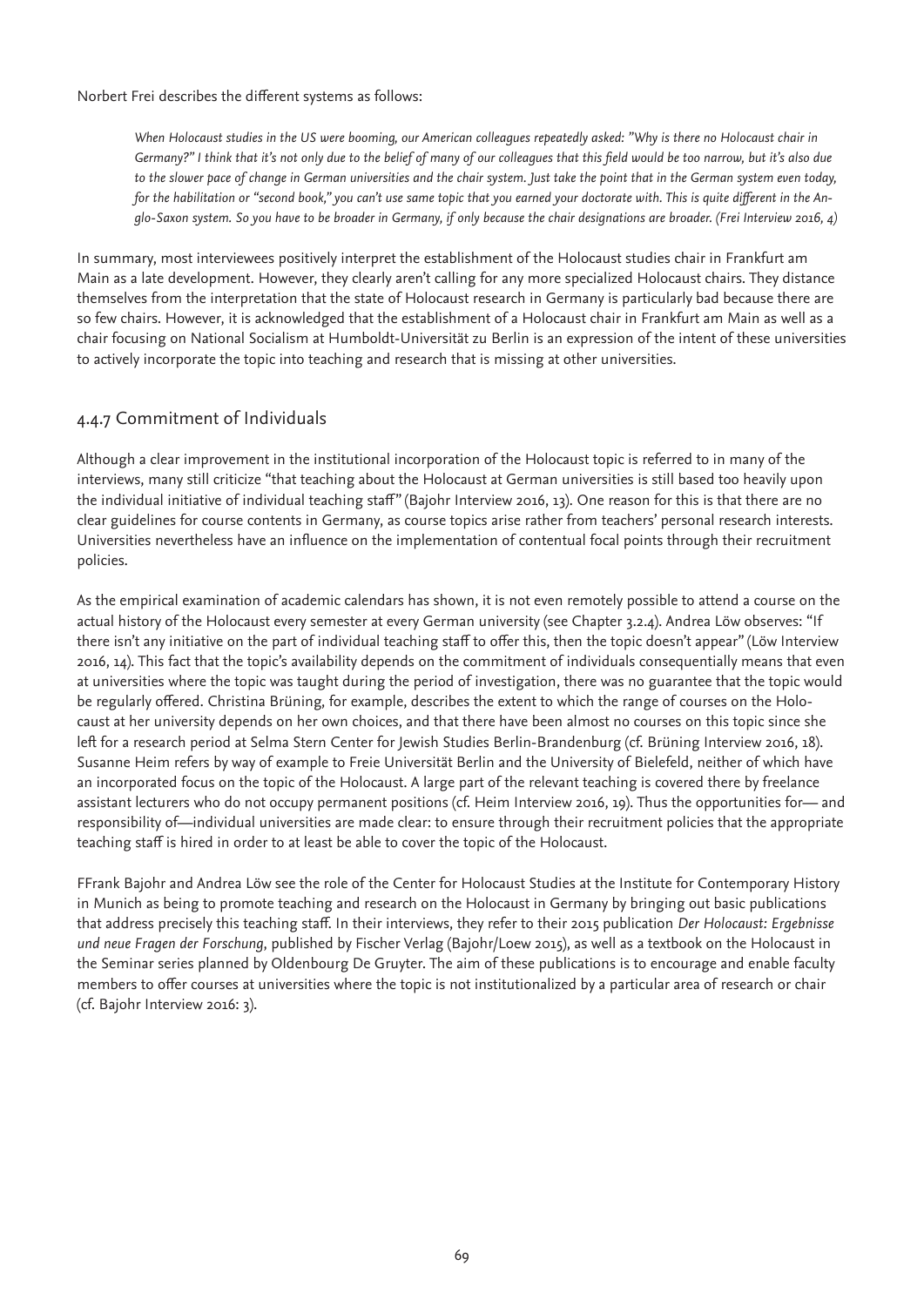Norbert Frei describes the different systems as follows:

> *When Holocaust studies in the US were booming, our American colleagues repeatedly asked: "Why is there no Holocaust chair in Germany?" I think that it's not only due to the belief of many of our colleagues that this field would be too narrow, but it's also due to the slower pace of change in German universities and the chair system. Just take the point that in the German system even today, for the habilitation or "second book," you can't use same topic that you earned your doctorate with. This is quite different in the Anglo-Saxon system. So you have to be broader in Germany, if only because the chair designations are broader. (Frei Interview 2016, 4)*

In summary, most interviewees positively interpret the establishment of the Holocaust studies chair in Frankfurt am Main as a late development. However, they clearly aren't calling for any more specialized Holocaust chairs. They distance themselves from the interpretation that the state of Holocaust research in Germany is particularly bad because there are so few chairs. However, it is acknowledged that the establishment of a Holocaust chair in Frankfurt am Main as well as a chair focusing on National Socialism at Humboldt-Universität zu Berlin is an expression of the intent of these universities to actively incorporate the topic into teaching and research that is missing at other universities.

### 4.4.7 Commitment of Individuals

Although a clear improvement in the institutional incorporation of the Holocaust topic is referred to in many of the interviews, many still criticize "that teaching about the Holocaust at German universities is still based too heavily upon the individual initiative of individual teaching staff" (Bajohr Interview 2016, 13). One reason for this is that there are no clear guidelines for course contents in Germany, as course topics arise rather from teachers' personal research interests. Universities nevertheless have an influence on the implementation of contentual focal points through their recruitment policies.

As the empirical examination of academic calendars has shown, it is not even remotely possible to attend a course on the actual history of the Holocaust every semester at every German university (see Chapter 3.2.4). Andrea Löw observes: "If there isn't any initiative on the part of individual teaching staff to offer this, then the topic doesn't appear" (Löw Interview 2016, 14). This fact that the topic's availability depends on the commitment of individuals consequentially means that even at universities where the topic was taught during the period of investigation, there was no guarantee that the topic would be regularly offered. Christina Brüning, for example, describes the extent to which the range of courses on the Holocaust at her university depends on her own choices, and that there have been almost no courses on this topic since she left for a research period at Selma Stern Center for Jewish Studies Berlin-Brandenburg (cf. Brüning Interview 2016, 18). Susanne Heim refers by way of example to Freie Universität Berlin and the University of Bielefeld, neither of which have an incorporated focus on the topic of the Holocaust. A large part of the relevant teaching is covered there by freelance assistant lecturers who do not occupy permanent positions (cf. Heim Interview 2016, 19). Thus the opportunities for— and responsibility of—individual universities are made clear: to ensure through their recruitment policies that the appropriate teaching staff is hired in order to at least be able to cover the topic of the Holocaust.

FFrank Bajohr and Andrea Löw see the role of the Center for Holocaust Studies at the Institute for Contemporary History in Munich as being to promote teaching and research on the Holocaust in Germany by bringing out basic publications that address precisely this teaching staff. In their interviews, they refer to their 2015 publication *Der Holocaust: Ergebnisse und neue Fragen der Forschung*, published by Fischer Verlag (Bajohr/Loew 2015), as well as a textbook on the Holocaust in the Seminar series planned by Oldenbourg De Gruyter. The aim of these publications is to encourage and enable faculty members to offer courses at universities where the topic is not institutionalized by a particular area of research or chair (cf. Bajohr Interview 2016: 3).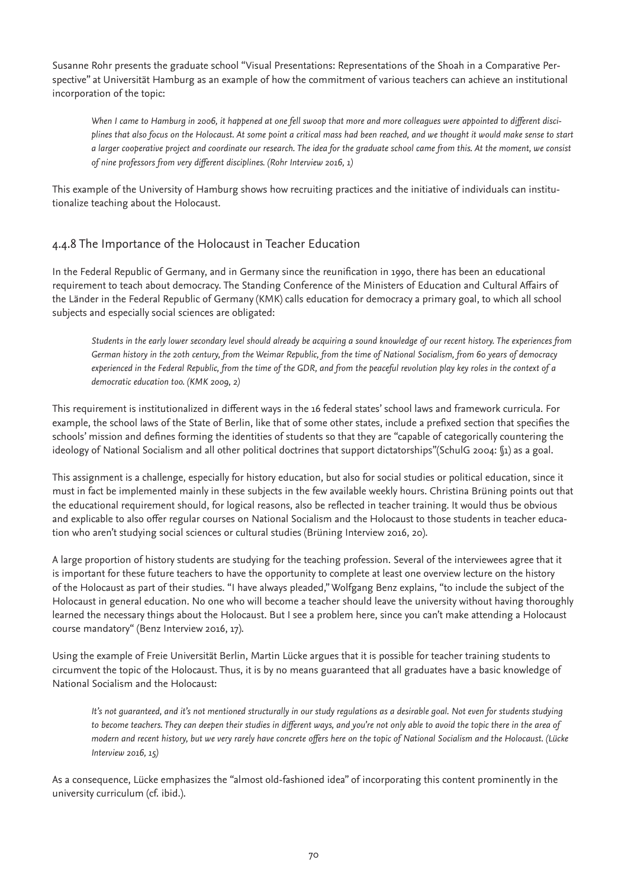Susanne Rohr presents the graduate school "Visual Presentations: Representations of the Shoah in a Comparative Perspective" at Universität Hamburg as an example of how the commitment of various teachers can achieve an institutional incorporation of the topic:

> *When I came to Hamburg in 2006, it happened at one fell swoop that more and more colleagues were appointed to different disciplines that also focus on the Holocaust. At some point a critical mass had been reached, and we thought it would make sense to start a larger cooperative project and coordinate our research. The idea for the graduate school came from this. At the moment, we consist of nine professors from very different disciplines. (Rohr Interview 2016, 1)*

This example of the University of Hamburg shows how recruiting practices and the initiative of individuals can institutionalize teaching about the Holocaust.

### 4.4.8 The Importance of the Holocaust in Teacher Education

In the Federal Republic of Germany, and in Germany since the reunification in 1990, there has been an educational requirement to teach about democracy. The Standing Conference of the Ministers of Education and Cultural Affairs of the Länder in the Federal Republic of Germany (KMK) calls education for democracy a primary goal, to which all school subjects and especially social sciences are obligated:

> *Students in the early lower secondary level should already be acquiring a sound knowledge of our recent history. The experiences from German history in the 20th century, from the Weimar Republic, from the time of National Socialism, from 60 years of democracy experienced in the Federal Republic, from the time of the GDR, and from the peaceful revolution play key roles in the context of a democratic education too. (KMK 2009, 2)*

This requirement is institutionalized in different ways in the 16 federal states' school laws and framework curricula. For example, the school laws of the State of Berlin, like that of some other states, include a prefixed section that specifies the schools' mission and defines forming the identities of students so that they are "capable of categorically countering the ideology of National Socialism and all other political doctrines that support dictatorships"(SchulG 2004: §1) as a goal.

This assignment is a challenge, especially for history education, but also for social studies or political education, since it must in fact be implemented mainly in these subjects in the few available weekly hours. Christina Brüning points out that the educational requirement should, for logical reasons, also be reflected in teacher training. It would thus be obvious and explicable to also offer regular courses on National Socialism and the Holocaust to those students in teacher education who aren't studying social sciences or cultural studies (Brüning Interview 2016, 20).

A large proportion of history students are studying for the teaching profession. Several of the interviewees agree that it is important for these future teachers to have the opportunity to complete at least one overview lecture on the history of the Holocaust as part of their studies. "I have always pleaded," Wolfgang Benz explains, "to include the subject of the Holocaust in general education. No one who will become a teacher should leave the university without having thoroughly learned the necessary things about the Holocaust. But I see a problem here, since you can't make attending a Holocaust course mandatory" (Benz Interview 2016, 17).

Using the example of Freie Universität Berlin, Martin Lücke argues that it is possible for teacher training students to circumvent the topic of the Holocaust. Thus, it is by no means guaranteed that all graduates have a basic knowledge of National Socialism and the Holocaust:

> *It's not guaranteed, and it's not mentioned structurally in our study regulations as a desirable goal. Not even for students studying to become teachers. They can deepen their studies in different ways, and you're not only able to avoid the topic there in the area of modern and recent history, but we very rarely have concrete offers here on the topic of National Socialism and the Holocaust. (Lücke Interview 2016, 15)*

As a consequence, Lücke emphasizes the "almost old-fashioned idea" of incorporating this content prominently in the university curriculum (cf. ibid.).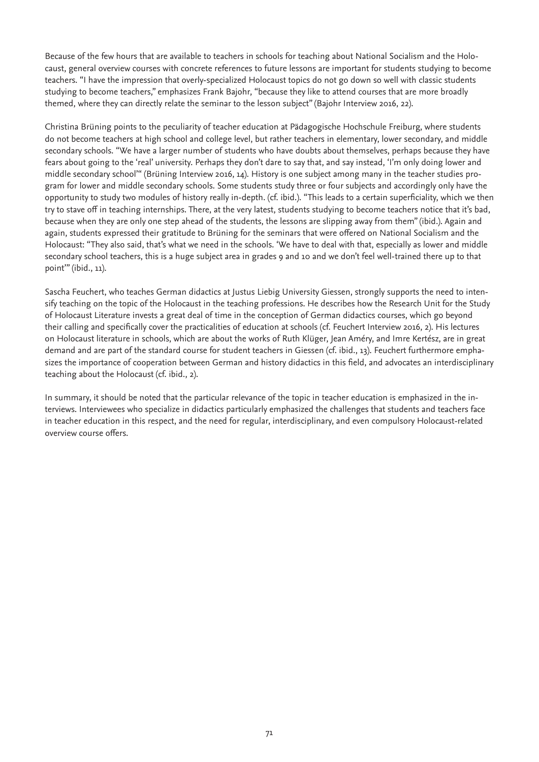Because of the few hours that are available to teachers in schools for teaching about National Socialism and the Holocaust, general overview courses with concrete references to future lessons are important for students studying to become teachers. "I have the impression that overly-specialized Holocaust topics do not go down so well with classic students studying to become teachers," emphasizes Frank Bajohr, "because they like to attend courses that are more broadly themed, where they can directly relate the seminar to the lesson subject" (Bajohr Interview 2016, 22).

Christina Brüning points to the peculiarity of teacher education at Pädagogische Hochschule Freiburg, where students do not become teachers at high school and college level, but rather teachers in elementary, lower secondary, and middle secondary schools. "We have a larger number of students who have doubts about themselves, perhaps because they have fears about going to the 'real' university. Perhaps they don't dare to say that, and say instead, 'I'm only doing lower and middle secondary school'" (Brüning Interview 2016, 14). History is one subject among many in the teacher studies program for lower and middle secondary schools. Some students study three or four subjects and accordingly only have the opportunity to study two modules of history really in-depth. (cf. ibid.). "This leads to a certain superficiality, which we then try to stave off in teaching internships. There, at the very latest, students studying to become teachers notice that it's bad, because when they are only one step ahead of the students, the lessons are slipping away from them" (ibid.). Again and again, students expressed their gratitude to Brüning for the seminars that were offered on National Socialism and the Holocaust: "They also said, that's what we need in the schools. 'We have to deal with that, especially as lower and middle secondary school teachers, this is a huge subject area in grades 9 and 10 and we don't feel well-trained there up to that point'" (ibid., 11).

Sascha Feuchert, who teaches German didactics at Justus Liebig University Giessen, strongly supports the need to intensify teaching on the topic of the Holocaust in the teaching professions. He describes how the Research Unit for the Study of Holocaust Literature invests a great deal of time in the conception of German didactics courses, which go beyond their calling and specifically cover the practicalities of education at schools (cf. Feuchert Interview 2016, 2). His lectures on Holocaust literature in schools, which are about the works of Ruth Klüger, Jean Améry, and Imre Kertész, are in great demand and are part of the standard course for student teachers in Giessen (cf. ibid., 13). Feuchert furthermore emphasizes the importance of cooperation between German and history didactics in this field, and advocates an interdisciplinary teaching about the Holocaust (cf. ibid., 2).

In summary, it should be noted that the particular relevance of the topic in teacher education is emphasized in the interviews. Interviewees who specialize in didactics particularly emphasized the challenges that students and teachers face in teacher education in this respect, and the need for regular, interdisciplinary, and even compulsory Holocaust-related overview course offers.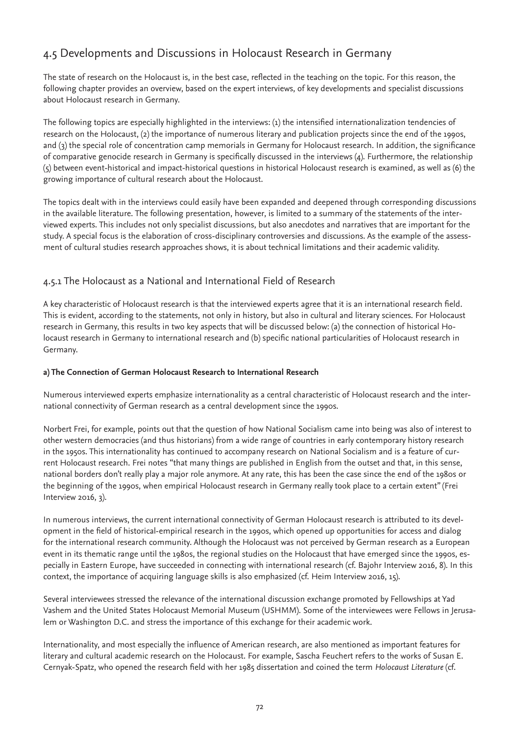## 4.5 Developments and Discussions in Holocaust Research in Germany

The state of research on the Holocaust is, in the best case, reflected in the teaching on the topic. For this reason, the following chapter provides an overview, based on the expert interviews, of key developments and specialist discussions about Holocaust research in Germany.

The following topics are especially highlighted in the interviews: (1) the intensified internationalization tendencies of research on the Holocaust, (2) the importance of numerous literary and publication projects since the end of the 1990s, and (3) the special role of concentration camp memorials in Germany for Holocaust research. In addition, the significance of comparative genocide research in Germany is specifically discussed in the interviews (4). Furthermore, the relationship (5) between event-historical and impact-historical questions in historical Holocaust research is examined, as well as (6) the growing importance of cultural research about the Holocaust.

The topics dealt with in the interviews could easily have been expanded and deepened through corresponding discussions in the available literature. The following presentation, however, is limited to a summary of the statements of the interviewed experts. This includes not only specialist discussions, but also anecdotes and narratives that are important for the study. A special focus is the elaboration of cross-disciplinary controversies and discussions. As the example of the assessment of cultural studies research approaches shows, it is about technical limitations and their academic validity.

### 4.5.1 The Holocaust as a National and International Field of Research

A key characteristic of Holocaust research is that the interviewed experts agree that it is an international research field. This is evident, according to the statements, not only in history, but also in cultural and literary sciences. For Holocaust research in Germany, this results in two key aspects that will be discussed below: (a) the connection of historical Holocaust research in Germany to international research and (b) specific national particularities of Holocaust research in Germany.

**a) The Connection of German Holocaust Research to International Research**

Numerous interviewed experts emphasize internationality as a central characteristic of Holocaust research and the international connectivity of German research as a central development since the 1990s.

Norbert Frei, for example, points out that the question of how National Socialism came into being was also of interest to other western democracies (and thus historians) from a wide range of countries in early contemporary history research in the 1950s. This internationality has continued to accompany research on National Socialism and is a feature of current Holocaust research. Frei notes "that many things are published in English from the outset and that, in this sense, national borders don't really play a major role anymore. At any rate, this has been the case since the end of the 1980s or the beginning of the 1990s, when empirical Holocaust research in Germany really took place to a certain extent" (Frei Interview 2016, 3).

In numerous interviews, the current international connectivity of German Holocaust research is attributed to its development in the field of historical-empirical research in the 1990s, which opened up opportunities for access and dialog for the international research community. Although the Holocaust was not perceived by German research as a European event in its thematic range until the 1980s, the regional studies on the Holocaust that have emerged since the 1990s, especially in Eastern Europe, have succeeded in connecting with international research (cf. Bajohr Interview 2016, 8). In this context, the importance of acquiring language skills is also emphasized (cf. Heim Interview 2016, 15).

Several interviewees stressed the relevance of the international discussion exchange promoted by Fellowships at Yad Vashem and the United States Holocaust Memorial Museum (USHMM). Some of the interviewees were Fellows in Jerusalem or Washington D.C. and stress the importance of this exchange for their academic work.

Internationality, and most especially the influence of American research, are also mentioned as important features for literary and cultural academic research on the Holocaust. For example, Sascha Feuchert refers to the works of Susan E. Cernyak-Spatz, who opened the research field with her 1985 dissertation and coined the term *Holocaust Literature* (cf.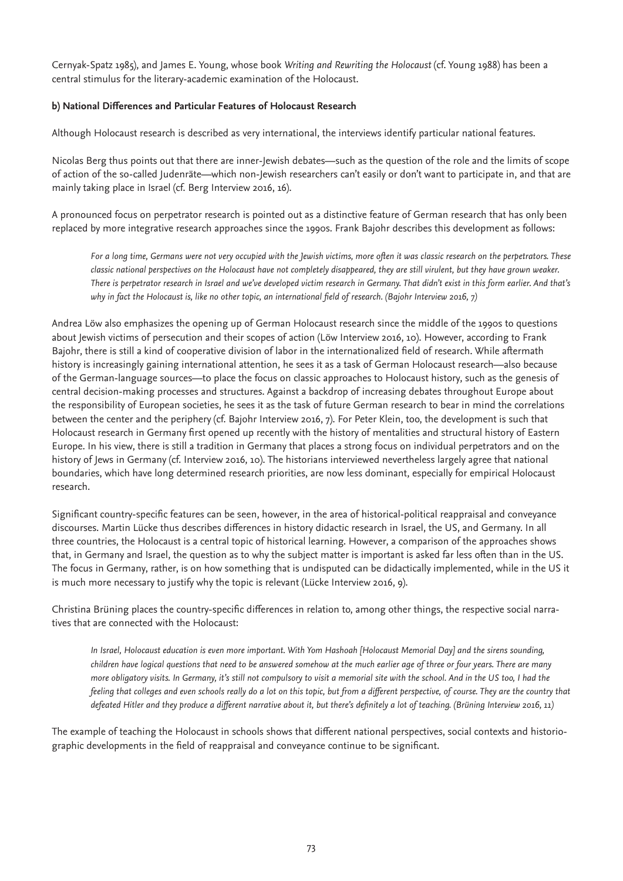Cernyak-Spatz 1985), and James E. Young, whose book *Writing and Rewriting the Holocaust* (cf. Young 1988) has been a central stimulus for the literary-academic examination of the Holocaust.

**b) National Differences and Particular Features of Holocaust Research**

Although Holocaust research is described as very international, the interviews identify particular national features.

Nicolas Berg thus points out that there are inner-Jewish debates—such as the question of the role and the limits of scope of action of the so-called Judenräte—which non-Jewish researchers can't easily or don't want to participate in, and that are mainly taking place in Israel (cf. Berg Interview 2016, 16).

A pronounced focus on perpetrator research is pointed out as a distinctive feature of German research that has only been replaced by more integrative research approaches since the 1990s. Frank Bajohr describes this development as follows:

> *For a long time, Germans were not very occupied with the Jewish victims, more often it was classic research on the perpetrators. These classic national perspectives on the Holocaust have not completely disappeared, they are still virulent, but they have grown weaker. There is perpetrator research in Israel and we've developed victim research in Germany. That didn't exist in this form earlier. And that's why in fact the Holocaust is, like no other topic, an international field of research. (Bajohr Interview 2016, 7)*

Andrea Löw also emphasizes the opening up of German Holocaust research since the middle of the 1990s to questions about Jewish victims of persecution and their scopes of action (Löw Interview 2016, 10). However, according to Frank Bajohr, there is still a kind of cooperative division of labor in the internationalized field of research. While aftermath history is increasingly gaining international attention, he sees it as a task of German Holocaust research—also because of the German-language sources—to place the focus on classic approaches to Holocaust history, such as the genesis of central decision-making processes and structures. Against a backdrop of increasing debates throughout Europe about the responsibility of European societies, he sees it as the task of future German research to bear in mind the correlations between the center and the periphery (cf. Bajohr Interview 2016, 7). For Peter Klein, too, the development is such that Holocaust research in Germany first opened up recently with the history of mentalities and structural history of Eastern Europe. In his view, there is still a tradition in Germany that places a strong focus on individual perpetrators and on the history of Jews in Germany (cf. Interview 2016, 10). The historians interviewed nevertheless largely agree that national boundaries, which have long determined research priorities, are now less dominant, especially for empirical Holocaust research.

Significant country-specific features can be seen, however, in the area of historical-political reappraisal and conveyance discourses. Martin Lücke thus describes differences in history didactic research in Israel, the US, and Germany. In all three countries, the Holocaust is a central topic of historical learning. However, a comparison of the approaches shows that, in Germany and Israel, the question as to why the subject matter is important is asked far less often than in the US. The focus in Germany, rather, is on how something that is undisputed can be didactically implemented, while in the US it is much more necessary to justify why the topic is relevant (Lücke Interview 2016, 9).

Christina Brüning places the country-specific differences in relation to, among other things, the respective social narratives that are connected with the Holocaust:

> *In Israel, Holocaust education is even more important. With Yom Hashoah [Holocaust Memorial Day] and the sirens sounding, children have logical questions that need to be answered somehow at the much earlier age of three or four years. There are many more obligatory visits. In Germany, it's still not compulsory to visit a memorial site with the school. And in the US too, I had the feeling that colleges and even schools really do a lot on this topic, but from a different perspective, of course. They are the country that defeated Hitler and they produce a different narrative about it, but there's definitely a lot of teaching. (Brüning Interview 2016, 11)*

The example of teaching the Holocaust in schools shows that different national perspectives, social contexts and historiographic developments in the field of reappraisal and conveyance continue to be significant.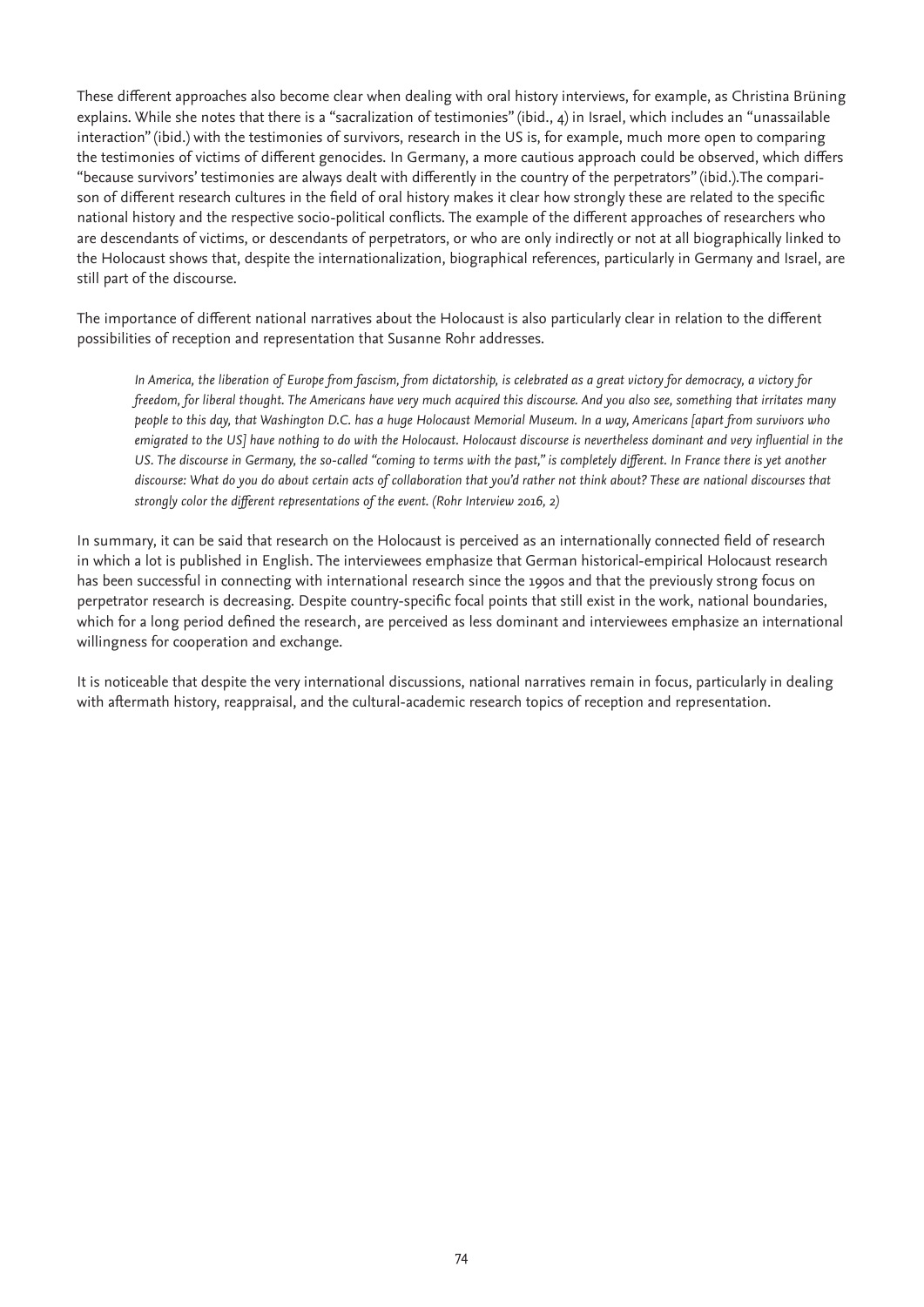These different approaches also become clear when dealing with oral history interviews, for example, as Christina Brüning explains. While she notes that there is a "sacralization of testimonies" (ibid., 4) in Israel, which includes an "unassailable interaction" (ibid.) with the testimonies of survivors, research in the US is, for example, much more open to comparing the testimonies of victims of different genocides. In Germany, a more cautious approach could be observed, which differs "because survivors' testimonies are always dealt with differently in the country of the perpetrators" (ibid.).The comparison of different research cultures in the field of oral history makes it clear how strongly these are related to the specific national history and the respective socio-political conflicts. The example of the different approaches of researchers who are descendants of victims, or descendants of perpetrators, or who are only indirectly or not at all biographically linked to the Holocaust shows that, despite the internationalization, biographical references, particularly in Germany and Israel, are still part of the discourse.

The importance of different national narratives about the Holocaust is also particularly clear in relation to the different possibilities of reception and representation that Susanne Rohr addresses.

> *In America, the liberation of Europe from fascism, from dictatorship, is celebrated as a great victory for democracy, a victory for freedom, for liberal thought. The Americans have very much acquired this discourse. And you also see, something that irritates many people to this day, that Washington D.C. has a huge Holocaust Memorial Museum. In a way, Americans [apart from survivors who emigrated to the US] have nothing to do with the Holocaust. Holocaust discourse is nevertheless dominant and very influential in the US. The discourse in Germany, the so-called "coming to terms with the past," is completely different. In France there is yet another discourse: What do you do about certain acts of collaboration that you'd rather not think about? These are national discourses that strongly color the different representations of the event. (Rohr Interview 2016, 2)*

In summary, it can be said that research on the Holocaust is perceived as an internationally connected field of research in which a lot is published in English. The interviewees emphasize that German historical-empirical Holocaust research has been successful in connecting with international research since the 1990s and that the previously strong focus on perpetrator research is decreasing. Despite country-specific focal points that still exist in the work, national boundaries, which for a long period defined the research, are perceived as less dominant and interviewees emphasize an international willingness for cooperation and exchange.

It is noticeable that despite the very international discussions, national narratives remain in focus, particularly in dealing with aftermath history, reappraisal, and the cultural-academic research topics of reception and representation.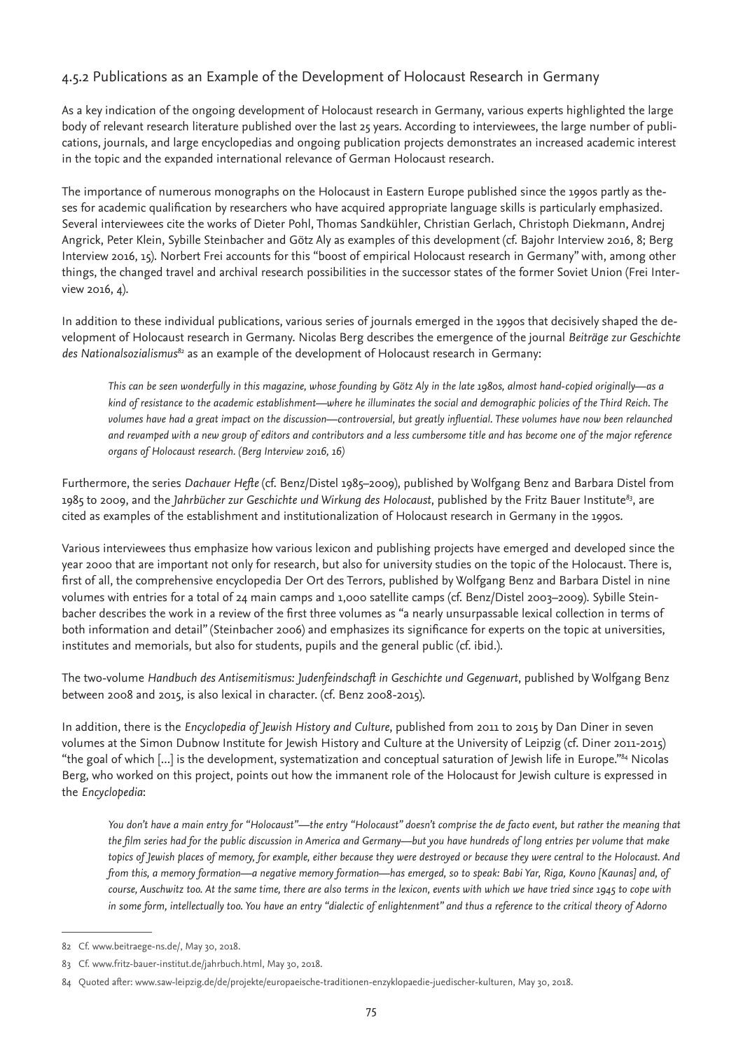### 4.5.2 Publications as an Example of the Development of Holocaust Research in Germany

As a key indication of the ongoing development of Holocaust research in Germany, various experts highlighted the large body of relevant research literature published over the last 25 years. According to interviewees, the large number of publications, journals, and large encyclopedias and ongoing publication projects demonstrates an increased academic interest in the topic and the expanded international relevance of German Holocaust research.

The importance of numerous monographs on the Holocaust in Eastern Europe published since the 1990s partly as theses for academic qualification by researchers who have acquired appropriate language skills is particularly emphasized. Several interviewees cite the works of Dieter Pohl, Thomas Sandkühler, Christian Gerlach, Christoph Diekmann, Andrej Angrick, Peter Klein, Sybille Steinbacher and Götz Aly as examples of this development (cf. Bajohr Interview 2016, 8; Berg Interview 2016, 15). Norbert Frei accounts for this "boost of empirical Holocaust research in Germany" with, among other things, the changed travel and archival research possibilities in the successor states of the former Soviet Union (Frei Interview 2016, 4).

In addition to these individual publications, various series of journals emerged in the 1990s that decisively shaped the development of Holocaust research in Germany. Nicolas Berg describes the emergence of the journal *Beiträge zur Geschichte des Nationalsozialismus*[82] as an example of the development of Holocaust research in Germany:

> *This can be seen wonderfully in this magazine, whose founding by Götz Aly in the late 1980s, almost hand-copied originally—as a kind of resistance to the academic establishment—where he illuminates the social and demographic policies of the Third Reich. The volumes have had a great impact on the discussion—controversial, but greatly influential. These volumes have now been relaunched and revamped with a new group of editors and contributors and a less cumbersome title and has become one of the major reference organs of Holocaust research. (Berg Interview 2016, 16)*

Furthermore, the series *Dachauer Hefte* (cf. Benz/Distel 1985–2009), published by Wolfgang Benz and Barbara Distel from 1985 to 2009, and the *Jahrbücher zur Geschichte und Wirkung des Holocaust*, published by the Fritz Bauer Institute[83], are cited as examples of the establishment and institutionalization of Holocaust research in Germany in the 1990s.

Various interviewees thus emphasize how various lexicon and publishing projects have emerged and developed since the year 2000 that are important not only for research, but also for university studies on the topic of the Holocaust. There is, first of all, the comprehensive encyclopedia Der Ort des Terrors, published by Wolfgang Benz and Barbara Distel in nine volumes with entries for a total of 24 main camps and 1,000 satellite camps (cf. Benz/Distel 2003–2009). Sybille Steinbacher describes the work in a review of the first three volumes as "a nearly unsurpassable lexical collection in terms of both information and detail" (Steinbacher 2006) and emphasizes its significance for experts on the topic at universities, institutes and memorials, but also for students, pupils and the general public (cf. ibid.).

The two-volume *Handbuch des Antisemitismus: Judenfeindschaft in Geschichte und Gegenwart*, published by Wolfgang Benz between 2008 and 2015, is also lexical in character. (cf. Benz 2008-2015).

In addition, there is the *Encyclopedia of Jewish History and Culture*, published from 2011 to 2015 by Dan Diner in seven volumes at the Simon Dubnow Institute for Jewish History and Culture at the University of Leipzig (cf. Diner 2011-2015) "the goal of which […] is the development, systematization and conceptual saturation of Jewish life in Europe."[84] Nicolas Berg, who worked on this project, points out how the immanent role of the Holocaust for Jewish culture is expressed in the *Encyclopedia*:

> *You don't have a main entry for "Holocaust"—the entry "Holocaust" doesn't comprise the de facto event, but rather the meaning that the film series had for the public discussion in America and Germany—but you have hundreds of long entries per volume that make topics of Jewish places of memory, for example, either because they were destroyed or because they were central to the Holocaust. And from this, a memory formation—a negative memory formation—has emerged, so to speak: Babi Yar, Riga, Kovno [Kaunas] and, of course, Auschwitz too. At the same time, there are also terms in the lexicon, events with which we have tried since 1945 to cope with in some form, intellectually too. You have an entry "dialectic of enlightenment" and thus a reference to the critical theory of Adorno*

---

82 Cf. www.beitraege-ns.de/, May 30, 2018.

83 Cf. www.fritz-bauer-institut.de/jahrbuch.html, May 30, 2018.

84 Quoted after: www.saw-leipzig.de/de/projekte/europaeische-traditionen-enzyklopaedie-juedischer-kulturen, May 30, 2018.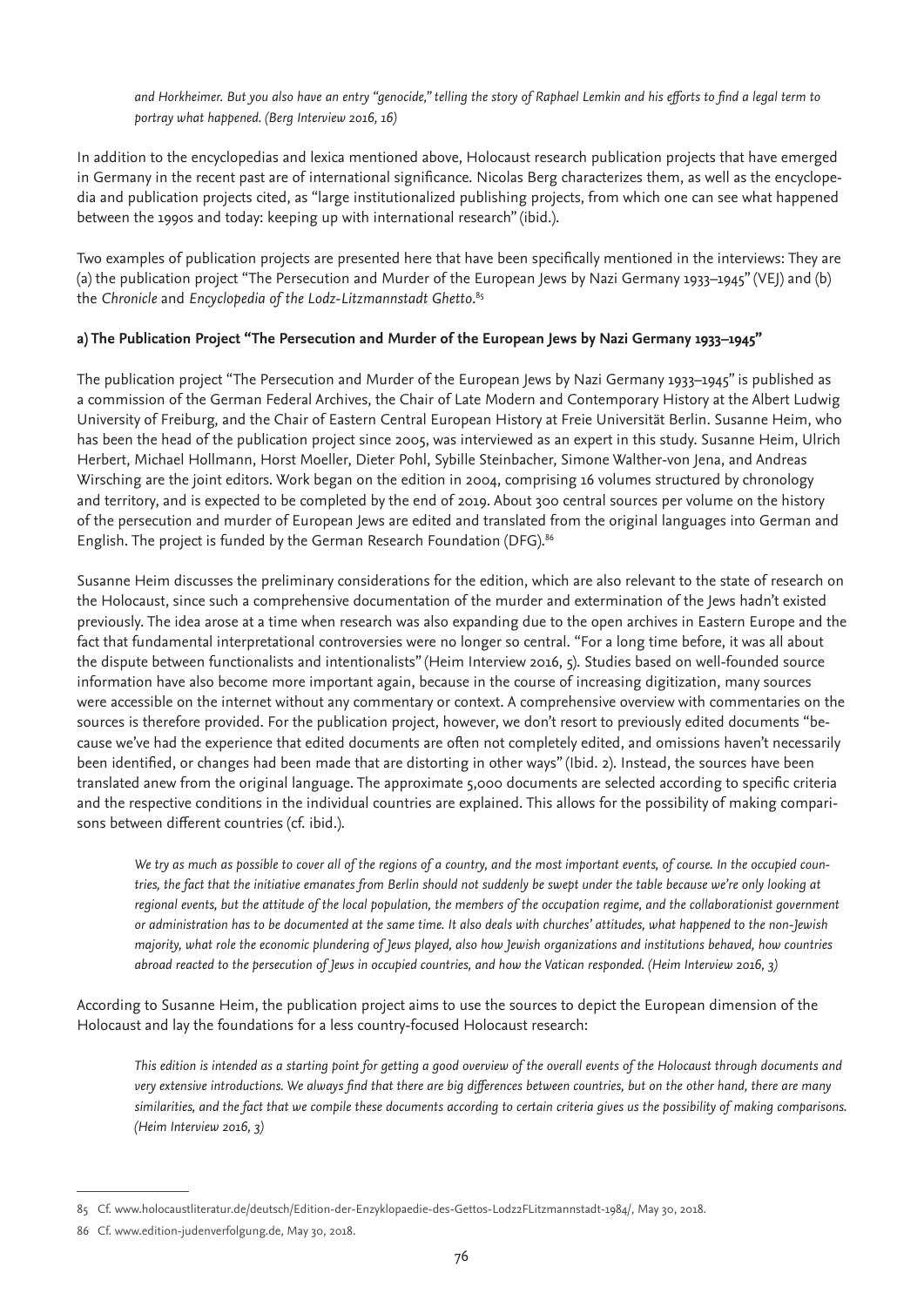*and Horkheimer. But you also have an entry "genocide," telling the story of Raphael Lemkin and his efforts to find a legal term to portray what happened. (Berg Interview 2016, 16)*

In addition to the encyclopedias and lexica mentioned above, Holocaust research publication projects that have emerged in Germany in the recent past are of international significance. Nicolas Berg characterizes them, as well as the encyclopedia and publication projects cited, as "large institutionalized publishing projects, from which one can see what happened between the 1990s and today: keeping up with international research" (ibid.).

Two examples of publication projects are presented here that have been specifically mentioned in the interviews: They are (a) the publication project "The Persecution and Murder of the European Jews by Nazi Germany 1933–1945" (VEJ) and (b) the *Chronicle* and *Encyclopedia of the Lodz-Litzmannstadt Ghetto*.[85]

#### a) The Publication Project "The Persecution and Murder of the European Jews by Nazi Germany 1933–1945"

The publication project "The Persecution and Murder of the European Jews by Nazi Germany 1933–1945" is published as a commission of the German Federal Archives, the Chair of Late Modern and Contemporary History at the Albert Ludwig University of Freiburg, and the Chair of Eastern Central European History at Freie Universität Berlin. Susanne Heim, who has been the head of the publication project since 2005, was interviewed as an expert in this study. Susanne Heim, Ulrich Herbert, Michael Hollmann, Horst Moeller, Dieter Pohl, Sybille Steinbacher, Simone Walther-von Jena, and Andreas Wirsching are the joint editors. Work began on the edition in 2004, comprising 16 volumes structured by chronology and territory, and is expected to be completed by the end of 2019. About 300 central sources per volume on the history of the persecution and murder of European Jews are edited and translated from the original languages into German and English. The project is funded by the German Research Foundation (DFG).[86]

Susanne Heim discusses the preliminary considerations for the edition, which are also relevant to the state of research on the Holocaust, since such a comprehensive documentation of the murder and extermination of the Jews hadn't existed previously. The idea arose at a time when research was also expanding due to the open archives in Eastern Europe and the fact that fundamental interpretational controversies were no longer so central. "For a long time before, it was all about the dispute between functionalists and intentionalists" (Heim Interview 2016, 5). Studies based on well-founded source information have also become more important again, because in the course of increasing digitization, many sources were accessible on the internet without any commentary or context. A comprehensive overview with commentaries on the sources is therefore provided. For the publication project, however, we don't resort to previously edited documents "because we've had the experience that edited documents are often not completely edited, and omissions haven't necessarily been identified, or changes had been made that are distorting in other ways" (Ibid. 2). Instead, the sources have been translated anew from the original language. The approximate 5,000 documents are selected according to specific criteria and the respective conditions in the individual countries are explained. This allows for the possibility of making comparisons between different countries (cf. ibid.).

> *We try as much as possible to cover all of the regions of a country, and the most important events, of course. In the occupied countries, the fact that the initiative emanates from Berlin should not suddenly be swept under the table because we're only looking at regional events, but the attitude of the local population, the members of the occupation regime, and the collaborationist government or administration has to be documented at the same time. It also deals with churches' attitudes, what happened to the non-Jewish majority, what role the economic plundering of Jews played, also how Jewish organizations and institutions behaved, how countries abroad reacted to the persecution of Jews in occupied countries, and how the Vatican responded. (Heim Interview 2016, 3)*

According to Susanne Heim, the publication project aims to use the sources to depict the European dimension of the Holocaust and lay the foundations for a less country-focused Holocaust research:

> *This edition is intended as a starting point for getting a good overview of the overall events of the Holocaust through documents and very extensive introductions. We always find that there are big differences between countries, but on the other hand, there are many similarities, and the fact that we compile these documents according to certain criteria gives us the possibility of making comparisons. (Heim Interview 2016, 3)*

---

85 Cf. www.holocaustliteratur.de/deutsch/Edition-der-Enzyklopaedie-des-Gettos-Lodz2FLitzmannstadt-1984/, May 30, 2018.

86 Cf. www.edition-judenverfolgung.de, May 30, 2018.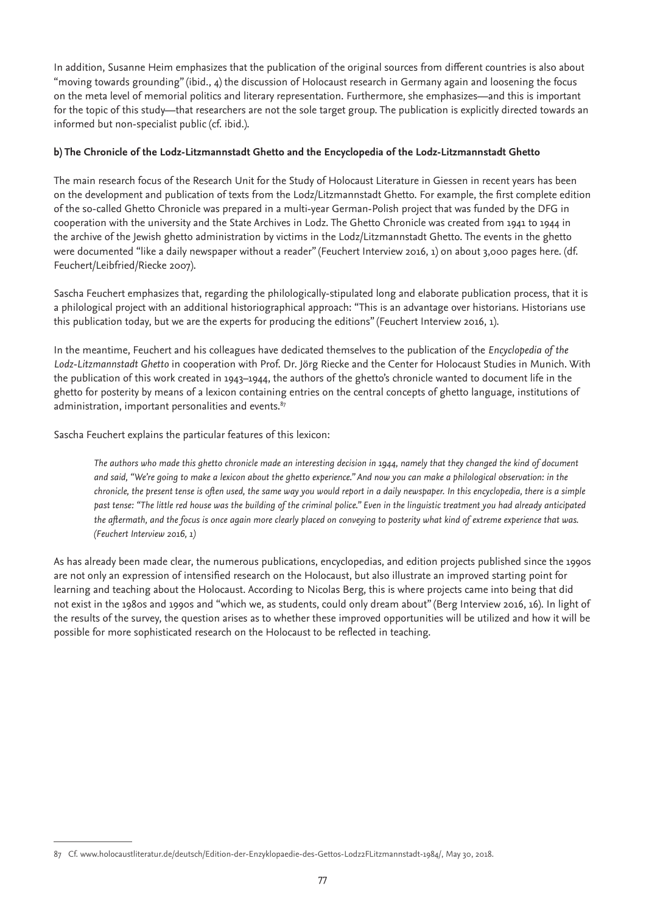In addition, Susanne Heim emphasizes that the publication of the original sources from different countries is also about "moving towards grounding" (ibid., 4) the discussion of Holocaust research in Germany again and loosening the focus on the meta level of memorial politics and literary representation. Furthermore, she emphasizes—and this is important for the topic of this study—that researchers are not the sole target group. The publication is explicitly directed towards an informed but non-specialist public (cf. ibid.).

**b) The Chronicle of the Lodz-Litzmannstadt Ghetto and the Encyclopedia of the Lodz-Litzmannstadt Ghetto**

The main research focus of the Research Unit for the Study of Holocaust Literature in Giessen in recent years has been on the development and publication of texts from the Lodz/Litzmannstadt Ghetto. For example, the first complete edition of the so-called Ghetto Chronicle was prepared in a multi-year German-Polish project that was funded by the DFG in cooperation with the university and the State Archives in Lodz. The Ghetto Chronicle was created from 1941 to 1944 in the archive of the Jewish ghetto administration by victims in the Lodz/Litzmannstadt Ghetto. The events in the ghetto were documented "like a daily newspaper without a reader" (Feuchert Interview 2016, 1) on about 3,000 pages here. (df. Feuchert/Leibfried/Riecke 2007).

Sascha Feuchert emphasizes that, regarding the philologically-stipulated long and elaborate publication process, that it is a philological project with an additional historiographical approach: "This is an advantage over historians. Historians use this publication today, but we are the experts for producing the editions" (Feuchert Interview 2016, 1).

In the meantime, Feuchert and his colleagues have dedicated themselves to the publication of the *Encyclopedia of the Lodz-Litzmannstadt Ghetto* in cooperation with Prof. Dr. Jörg Riecke and the Center for Holocaust Studies in Munich. With the publication of this work created in 1943–1944, the authors of the ghetto's chronicle wanted to document life in the ghetto for posterity by means of a lexicon containing entries on the central concepts of ghetto language, institutions of administration, important personalities and events.[87]

Sascha Feuchert explains the particular features of this lexicon:

> *The authors who made this ghetto chronicle made an interesting decision in 1944, namely that they changed the kind of document and said, "We're going to make a lexicon about the ghetto experience." And now you can make a philological observation: in the chronicle, the present tense is often used, the same way you would report in a daily newspaper. In this encyclopedia, there is a simple past tense: "The little red house was the building of the criminal police." Even in the linguistic treatment you had already anticipated the aftermath, and the focus is once again more clearly placed on conveying to posterity what kind of extreme experience that was. (Feuchert Interview 2016, 1)*

As has already been made clear, the numerous publications, encyclopedias, and edition projects published since the 1990s are not only an expression of intensified research on the Holocaust, but also illustrate an improved starting point for learning and teaching about the Holocaust. According to Nicolas Berg, this is where projects came into being that did not exist in the 1980s and 1990s and "which we, as students, could only dream about" (Berg Interview 2016, 16). In light of the results of the survey, the question arises as to whether these improved opportunities will be utilized and how it will be possible for more sophisticated research on the Holocaust to be reflected in teaching.

---

87 Cf. www.holocaustliteratur.de/deutsch/Edition-der-Enzyklopaedie-des-Gettos-Lodz2FLitzmannstadt-1984/, May 30, 2018.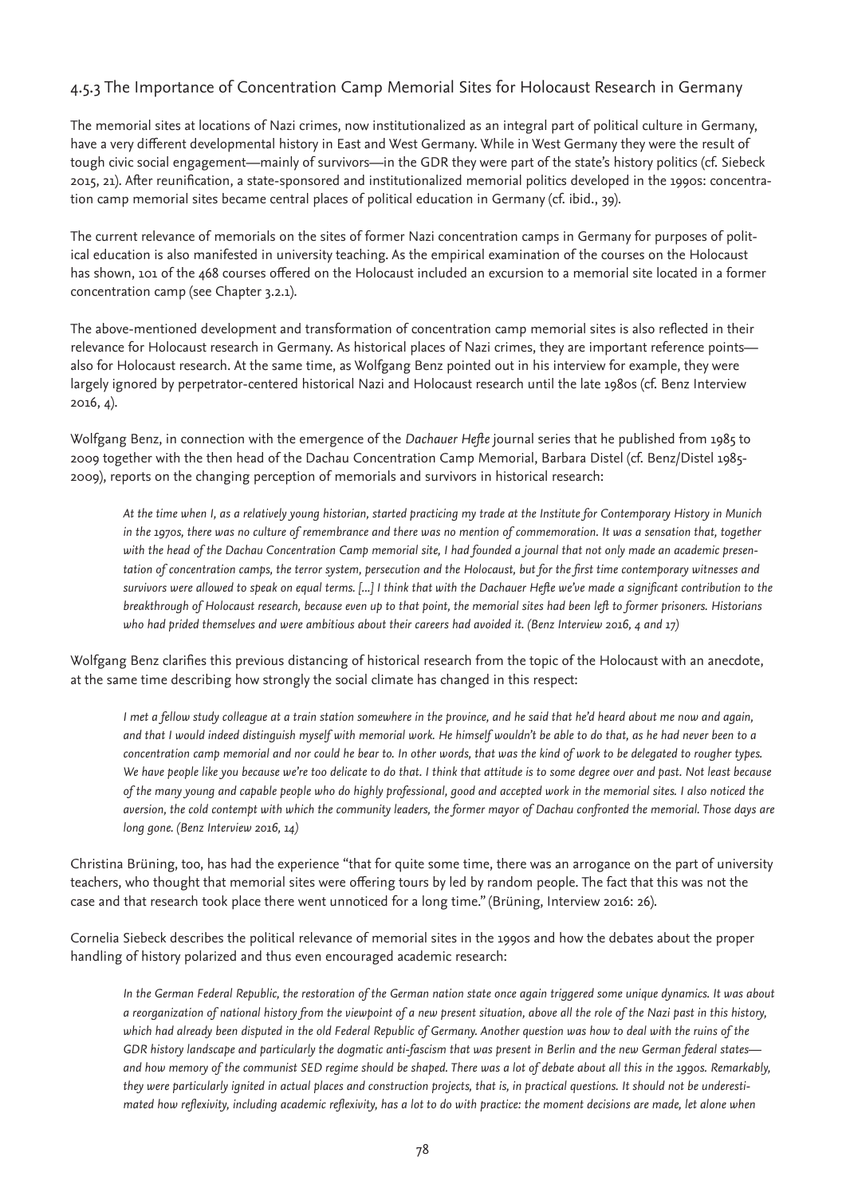### 4.5.3 The Importance of Concentration Camp Memorial Sites for Holocaust Research in Germany

The memorial sites at locations of Nazi crimes, now institutionalized as an integral part of political culture in Germany, have a very different developmental history in East and West Germany. While in West Germany they were the result of tough civic social engagement—mainly of survivors—in the GDR they were part of the state's history politics (cf. Siebeck 2015, 21). After reunification, a state-sponsored and institutionalized memorial politics developed in the 1990s: concentration camp memorial sites became central places of political education in Germany (cf. ibid., 39).

The current relevance of memorials on the sites of former Nazi concentration camps in Germany for purposes of political education is also manifested in university teaching. As the empirical examination of the courses on the Holocaust has shown, 101 of the 468 courses offered on the Holocaust included an excursion to a memorial site located in a former concentration camp (see Chapter 3.2.1).

The above-mentioned development and transformation of concentration camp memorial sites is also reflected in their relevance for Holocaust research in Germany. As historical places of Nazi crimes, they are important reference points—also for Holocaust research. At the same time, as Wolfgang Benz pointed out in his interview for example, they were largely ignored by perpetrator-centered historical Nazi and Holocaust research until the late 1980s (cf. Benz Interview 2016, 4).

Wolfgang Benz, in connection with the emergence of the *Dachauer Hefte* journal series that he published from 1985 to 2009 together with the then head of the Dachau Concentration Camp Memorial, Barbara Distel (cf. Benz/Distel 1985-2009), reports on the changing perception of memorials and survivors in historical research:

> *At the time when I, as a relatively young historian, started practicing my trade at the Institute for Contemporary History in Munich in the 1970s, there was no culture of remembrance and there was no mention of commemoration. It was a sensation that, together with the head of the Dachau Concentration Camp memorial site, I had founded a journal that not only made an academic presentation of concentration camps, the terror system, persecution and the Holocaust, but for the first time contemporary witnesses and survivors were allowed to speak on equal terms. [...] I think that with the Dachauer Hefte we've made a significant contribution to the breakthrough of Holocaust research, because even up to that point, the memorial sites had been left to former prisoners. Historians who had prided themselves and were ambitious about their careers had avoided it. (Benz Interview 2016, 4 and 17)*

Wolfgang Benz clarifies this previous distancing of historical research from the topic of the Holocaust with an anecdote, at the same time describing how strongly the social climate has changed in this respect:

> *I met a fellow study colleague at a train station somewhere in the province, and he said that he'd heard about me now and again, and that I would indeed distinguish myself with memorial work. He himself wouldn't be able to do that, as he had never been to a concentration camp memorial and nor could he bear to. In other words, that was the kind of work to be delegated to rougher types. We have people like you because we're too delicate to do that. I think that attitude is to some degree over and past. Not least because of the many young and capable people who do highly professional, good and accepted work in the memorial sites. I also noticed the aversion, the cold contempt with which the community leaders, the former mayor of Dachau confronted the memorial. Those days are long gone. (Benz Interview 2016, 14)*

Christina Brüning, too, has had the experience "that for quite some time, there was an arrogance on the part of university teachers, who thought that memorial sites were offering tours by led by random people. The fact that this was not the case and that research took place there went unnoticed for a long time." (Brüning, Interview 2016: 26).

Cornelia Siebeck describes the political relevance of memorial sites in the 1990s and how the debates about the proper handling of history polarized and thus even encouraged academic research:

> *In the German Federal Republic, the restoration of the German nation state once again triggered some unique dynamics. It was about a reorganization of national history from the viewpoint of a new present situation, above all the role of the Nazi past in this history, which had already been disputed in the old Federal Republic of Germany. Another question was how to deal with the ruins of the GDR history landscape and particularly the dogmatic anti-fascism that was present in Berlin and the new German federal states—and how memory of the communist SED regime should be shaped. There was a lot of debate about all this in the 1990s. Remarkably, they were particularly ignited in actual places and construction projects, that is, in practical questions. It should not be underestimated how reflexivity, including academic reflexivity, has a lot to do with practice: the moment decisions are made, let alone when*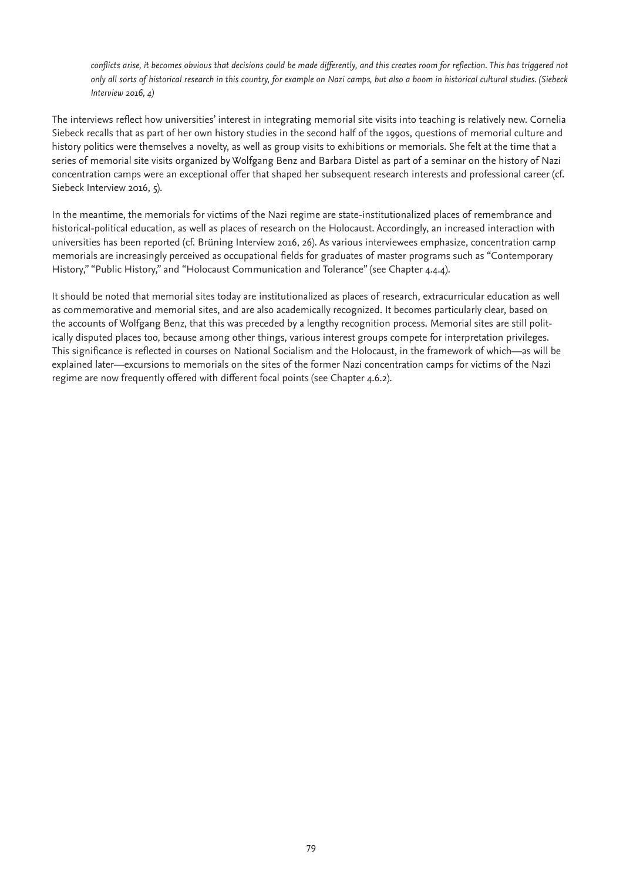*conflicts arise, it becomes obvious that decisions could be made differently, and this creates room for reflection. This has triggered not only all sorts of historical research in this country, for example on Nazi camps, but also a boom in historical cultural studies. (Siebeck Interview 2016, 4)*

The interviews reflect how universities' interest in integrating memorial site visits into teaching is relatively new. Cornelia Siebeck recalls that as part of her own history studies in the second half of the 1990s, questions of memorial culture and history politics were themselves a novelty, as well as group visits to exhibitions or memorials. She felt at the time that a series of memorial site visits organized by Wolfgang Benz and Barbara Distel as part of a seminar on the history of Nazi concentration camps were an exceptional offer that shaped her subsequent research interests and professional career (cf. Siebeck Interview 2016, 5).

In the meantime, the memorials for victims of the Nazi regime are state-institutionalized places of remembrance and historical-political education, as well as places of research on the Holocaust. Accordingly, an increased interaction with universities has been reported (cf. Brüning Interview 2016, 26). As various interviewees emphasize, concentration camp memorials are increasingly perceived as occupational fields for graduates of master programs such as "Contemporary History," "Public History," and "Holocaust Communication and Tolerance" (see Chapter 4.4.4).

It should be noted that memorial sites today are institutionalized as places of research, extracurricular education as well as commemorative and memorial sites, and are also academically recognized. It becomes particularly clear, based on the accounts of Wolfgang Benz, that this was preceded by a lengthy recognition process. Memorial sites are still politically disputed places too, because among other things, various interest groups compete for interpretation privileges. This significance is reflected in courses on National Socialism and the Holocaust, in the framework of which—as will be explained later—excursions to memorials on the sites of the former Nazi concentration camps for victims of the Nazi regime are now frequently offered with different focal points (see Chapter 4.6.2).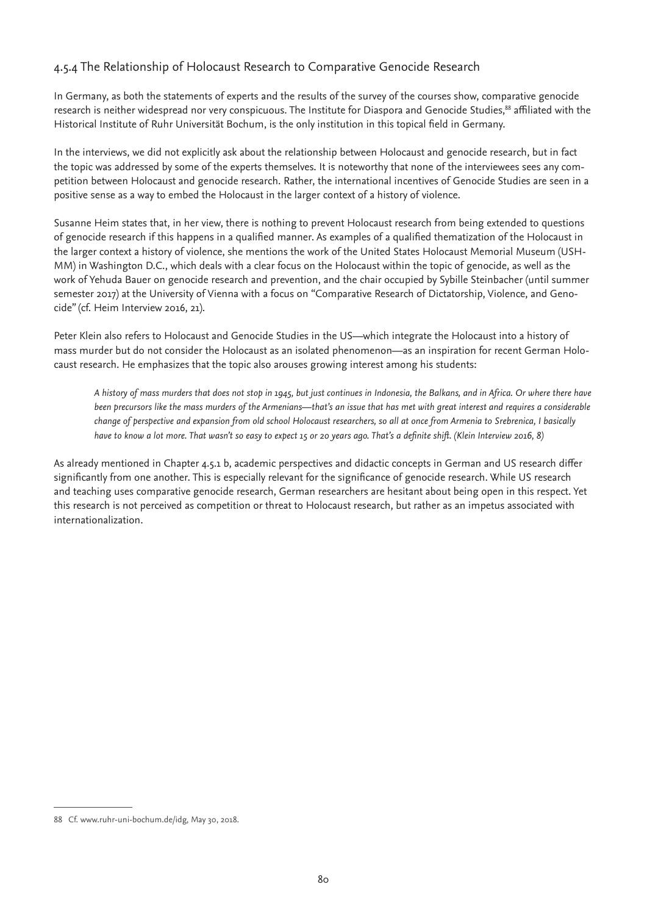### 4.5.4 The Relationship of Holocaust Research to Comparative Genocide Research

In Germany, as both the statements of experts and the results of the survey of the courses show, comparative genocide research is neither widespread nor very conspicuous. The Institute for Diaspora and Genocide Studies,[88] affiliated with the Historical Institute of Ruhr Universität Bochum, is the only institution in this topical field in Germany.

In the interviews, we did not explicitly ask about the relationship between Holocaust and genocide research, but in fact the topic was addressed by some of the experts themselves. It is noteworthy that none of the interviewees sees any competition between Holocaust and genocide research. Rather, the international incentives of Genocide Studies are seen in a positive sense as a way to embed the Holocaust in the larger context of a history of violence.

Susanne Heim states that, in her view, there is nothing to prevent Holocaust research from being extended to questions of genocide research if this happens in a qualified manner. As examples of a qualified thematization of the Holocaust in the larger context a history of violence, she mentions the work of the United States Holocaust Memorial Museum (USHMM) in Washington D.C., which deals with a clear focus on the Holocaust within the topic of genocide, as well as the work of Yehuda Bauer on genocide research and prevention, and the chair occupied by Sybille Steinbacher (until summer semester 2017) at the University of Vienna with a focus on "Comparative Research of Dictatorship, Violence, and Genocide" (cf. Heim Interview 2016, 21).

Peter Klein also refers to Holocaust and Genocide Studies in the US—which integrate the Holocaust into a history of mass murder but do not consider the Holocaust as an isolated phenomenon—as an inspiration for recent German Holocaust research. He emphasizes that the topic also arouses growing interest among his students:

> *A history of mass murders that does not stop in 1945, but just continues in Indonesia, the Balkans, and in Africa. Or where there have been precursors like the mass murders of the Armenians—that's an issue that has met with great interest and requires a considerable change of perspective and expansion from old school Holocaust researchers, so all at once from Armenia to Srebrenica, I basically have to know a lot more. That wasn't so easy to expect 15 or 20 years ago. That's a definite shift. (Klein Interview 2016, 8)*

As already mentioned in Chapter 4.5.1 b, academic perspectives and didactic concepts in German and US research differ significantly from one another. This is especially relevant for the significance of genocide research. While US research and teaching uses comparative genocide research, German researchers are hesitant about being open in this respect. Yet this research is not perceived as competition or threat to Holocaust research, but rather as an impetus associated with internationalization.

---

88 Cf. www.ruhr-uni-bochum.de/idg, May 30, 2018.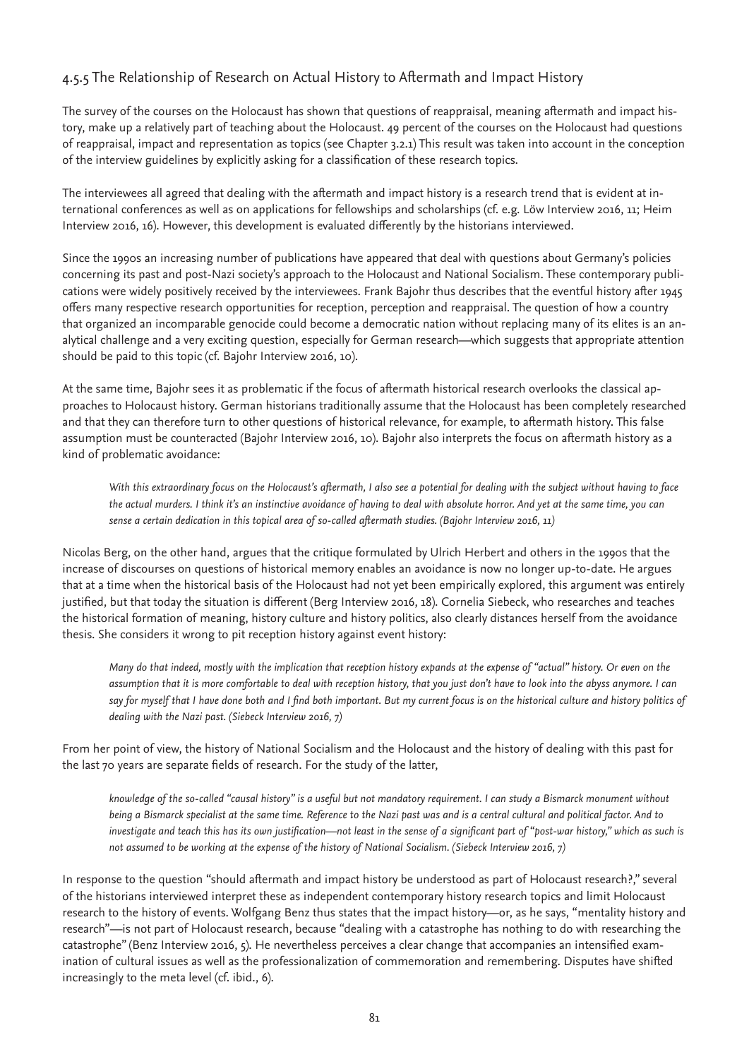### 4.5.5 The Relationship of Research on Actual History to Aftermath and Impact History

The survey of the courses on the Holocaust has shown that questions of reappraisal, meaning aftermath and impact history, make up a relatively part of teaching about the Holocaust. 49 percent of the courses on the Holocaust had questions of reappraisal, impact and representation as topics (see Chapter 3.2.1) This result was taken into account in the conception of the interview guidelines by explicitly asking for a classification of these research topics.

The interviewees all agreed that dealing with the aftermath and impact history is a research trend that is evident at international conferences as well as on applications for fellowships and scholarships (cf. e.g. Löw Interview 2016, 11; Heim Interview 2016, 16). However, this development is evaluated differently by the historians interviewed.

Since the 1990s an increasing number of publications have appeared that deal with questions about Germany's policies concerning its past and post-Nazi society's approach to the Holocaust and National Socialism. These contemporary publications were widely positively received by the interviewees. Frank Bajohr thus describes that the eventful history after 1945 offers many respective research opportunities for reception, perception and reappraisal. The question of how a country that organized an incomparable genocide could become a democratic nation without replacing many of its elites is an analytical challenge and a very exciting question, especially for German research—which suggests that appropriate attention should be paid to this topic (cf. Bajohr Interview 2016, 10).

At the same time, Bajohr sees it as problematic if the focus of aftermath historical research overlooks the classical approaches to Holocaust history. German historians traditionally assume that the Holocaust has been completely researched and that they can therefore turn to other questions of historical relevance, for example, to aftermath history. This false assumption must be counteracted (Bajohr Interview 2016, 10). Bajohr also interprets the focus on aftermath history as a kind of problematic avoidance:

> *With this extraordinary focus on the Holocaust's aftermath, I also see a potential for dealing with the subject without having to face the actual murders. I think it's an instinctive avoidance of having to deal with absolute horror. And yet at the same time, you can sense a certain dedication in this topical area of so-called aftermath studies. (Bajohr Interview 2016, 11)*

Nicolas Berg, on the other hand, argues that the critique formulated by Ulrich Herbert and others in the 1990s that the increase of discourses on questions of historical memory enables an avoidance is now no longer up-to-date. He argues that at a time when the historical basis of the Holocaust had not yet been empirically explored, this argument was entirely justified, but that today the situation is different (Berg Interview 2016, 18). Cornelia Siebeck, who researches and teaches the historical formation of meaning, history culture and history politics, also clearly distances herself from the avoidance thesis. She considers it wrong to pit reception history against event history:

> *Many do that indeed, mostly with the implication that reception history expands at the expense of "actual" history. Or even on the assumption that it is more comfortable to deal with reception history, that you just don't have to look into the abyss anymore. I can say for myself that I have done both and I find both important. But my current focus is on the historical culture and history politics of dealing with the Nazi past. (Siebeck Interview 2016, 7)*

From her point of view, the history of National Socialism and the Holocaust and the history of dealing with this past for the last 70 years are separate fields of research. For the study of the latter,

> *knowledge of the so-called "causal history" is a useful but not mandatory requirement. I can study a Bismarck monument without being a Bismarck specialist at the same time. Reference to the Nazi past was and is a central cultural and political factor. And to investigate and teach this has its own justification—not least in the sense of a significant part of "post-war history," which as such is not assumed to be working at the expense of the history of National Socialism. (Siebeck Interview 2016, 7)*

In response to the question "should aftermath and impact history be understood as part of Holocaust research?," several of the historians interviewed interpret these as independent contemporary history research topics and limit Holocaust research to the history of events. Wolfgang Benz thus states that the impact history—or, as he says, "mentality history and research"—is not part of Holocaust research, because "dealing with a catastrophe has nothing to do with researching the catastrophe" (Benz Interview 2016, 5). He nevertheless perceives a clear change that accompanies an intensified examination of cultural issues as well as the professionalization of commemoration and remembering. Disputes have shifted increasingly to the meta level (cf. ibid., 6).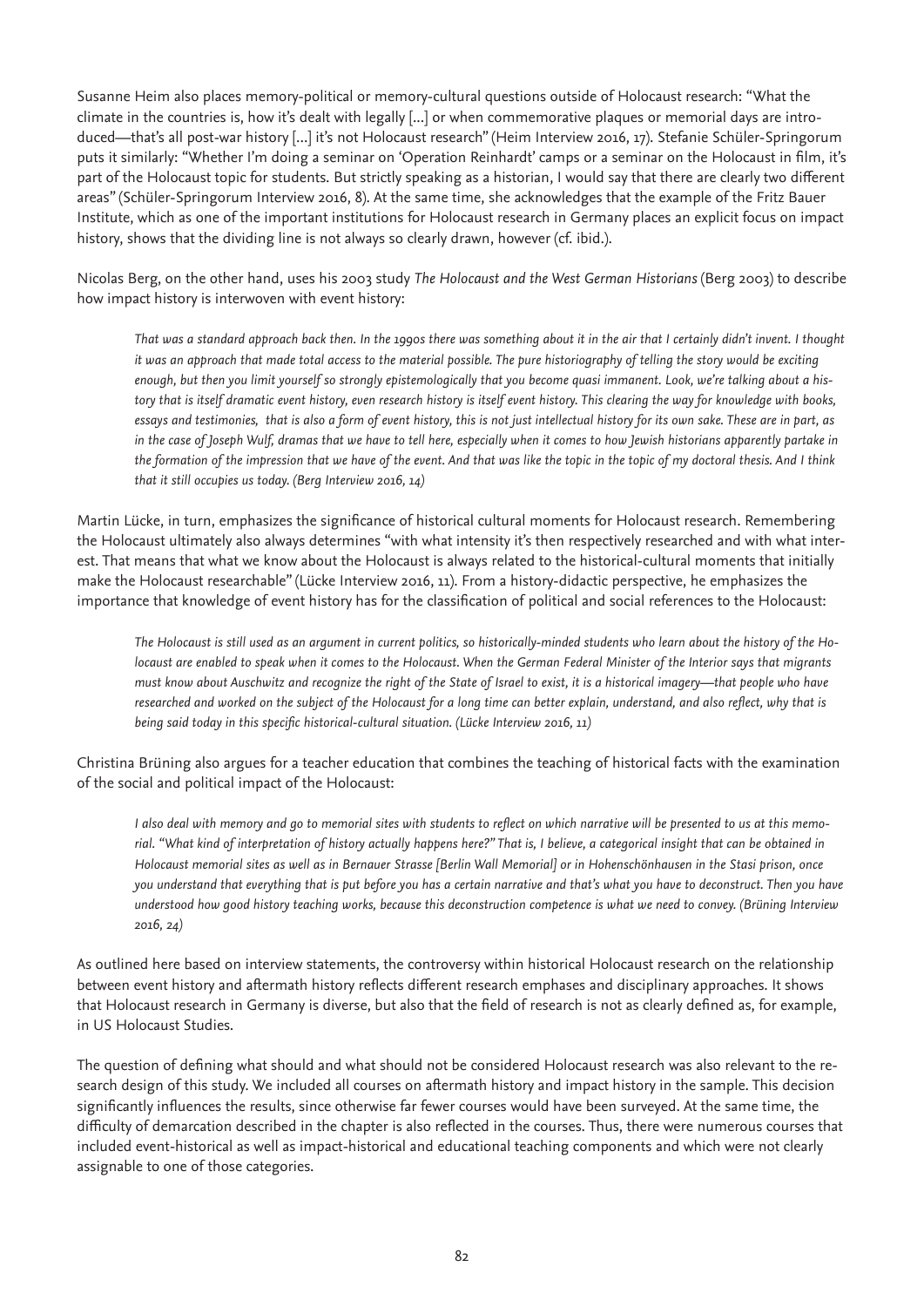Susanne Heim also places memory-political or memory-cultural questions outside of Holocaust research: "What the climate in the countries is, how it's dealt with legally [...] or when commemorative plaques or memorial days are introduced—that's all post-war history [...] it's not Holocaust research" (Heim Interview 2016, 17). Stefanie Schüler-Springorum puts it similarly: "Whether I'm doing a seminar on 'Operation Reinhardt' camps or a seminar on the Holocaust in film, it's part of the Holocaust topic for students. But strictly speaking as a historian, I would say that there are clearly two different areas" (Schüler-Springorum Interview 2016, 8). At the same time, she acknowledges that the example of the Fritz Bauer Institute, which as one of the important institutions for Holocaust research in Germany places an explicit focus on impact history, shows that the dividing line is not always so clearly drawn, however (cf. ibid.).

Nicolas Berg, on the other hand, uses his 2003 study *The Holocaust and the West German Historians* (Berg 2003) to describe how impact history is interwoven with event history:

> *That was a standard approach back then. In the 1990s there was something about it in the air that I certainly didn't invent. I thought it was an approach that made total access to the material possible. The pure historiography of telling the story would be exciting enough, but then you limit yourself so strongly epistemologically that you become quasi immanent. Look, we're talking about a history that is itself dramatic event history, even research history is itself event history. This clearing the way for knowledge with books, essays and testimonies, that is also a form of event history, this is not just intellectual history for its own sake. These are in part, as in the case of Joseph Wulf, dramas that we have to tell here, especially when it comes to how Jewish historians apparently partake in the formation of the impression that we have of the event. And that was like the topic in the topic of my doctoral thesis. And I think that it still occupies us today. (Berg Interview 2016, 14)*

Martin Lücke, in turn, emphasizes the significance of historical cultural moments for Holocaust research. Remembering the Holocaust ultimately also always determines "with what intensity it's then respectively researched and with what interest. That means that what we know about the Holocaust is always related to the historical-cultural moments that initially make the Holocaust researchable" (Lücke Interview 2016, 11). From a history-didactic perspective, he emphasizes the importance that knowledge of event history has for the classification of political and social references to the Holocaust:

> *The Holocaust is still used as an argument in current politics, so historically-minded students who learn about the history of the Holocaust are enabled to speak when it comes to the Holocaust. When the German Federal Minister of the Interior says that migrants must know about Auschwitz and recognize the right of the State of Israel to exist, it is a historical imagery—that people who have researched and worked on the subject of the Holocaust for a long time can better explain, understand, and also reflect, why that is being said today in this specific historical-cultural situation. (Lücke Interview 2016, 11)*

Christina Brüning also argues for a teacher education that combines the teaching of historical facts with the examination of the social and political impact of the Holocaust:

> *I also deal with memory and go to memorial sites with students to reflect on which narrative will be presented to us at this memorial. "What kind of interpretation of history actually happens here?" That is, I believe, a categorical insight that can be obtained in Holocaust memorial sites as well as in Bernauer Strasse [Berlin Wall Memorial] or in Hohenschönhausen in the Stasi prison, once you understand that everything that is put before you has a certain narrative and that's what you have to deconstruct. Then you have understood how good history teaching works, because this deconstruction competence is what we need to convey. (Brüning Interview 2016, 24)*

As outlined here based on interview statements, the controversy within historical Holocaust research on the relationship between event history and aftermath history reflects different research emphases and disciplinary approaches. It shows that Holocaust research in Germany is diverse, but also that the field of research is not as clearly defined as, for example, in US Holocaust Studies.

The question of defining what should and what should not be considered Holocaust research was also relevant to the research design of this study. We included all courses on aftermath history and impact history in the sample. This decision significantly influences the results, since otherwise far fewer courses would have been surveyed. At the same time, the difficulty of demarcation described in the chapter is also reflected in the courses. Thus, there were numerous courses that included event-historical as well as impact-historical and educational teaching components and which were not clearly assignable to one of those categories.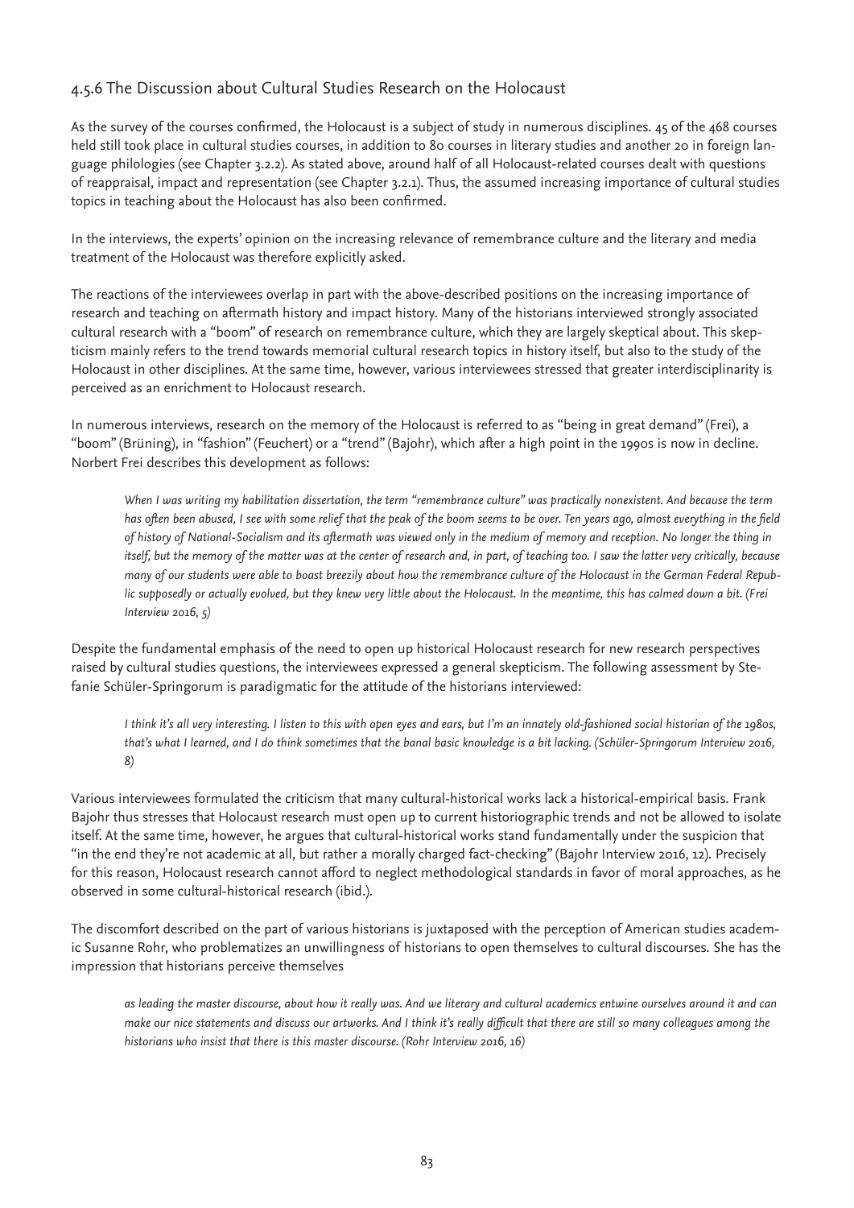### 4.5.6 The Discussion about Cultural Studies Research on the Holocaust

As the survey of the courses confirmed, the Holocaust is a subject of study in numerous disciplines. 45 of the 468 courses held still took place in cultural studies courses, in addition to 80 courses in literary studies and another 20 in foreign language philologies (see Chapter 3.2.2). As stated above, around half of all Holocaust-related courses dealt with questions of reappraisal, impact and representation (see Chapter 3.2.1). Thus, the assumed increasing importance of cultural studies topics in teaching about the Holocaust has also been confirmed.

In the interviews, the experts' opinion on the increasing relevance of remembrance culture and the literary and media treatment of the Holocaust was therefore explicitly asked.

The reactions of the interviewees overlap in part with the above-described positions on the increasing importance of research and teaching on aftermath history and impact history. Many of the historians interviewed strongly associated cultural research with a "boom" of research on remembrance culture, which they are largely skeptical about. This skepticism mainly refers to the trend towards memorial cultural research topics in history itself, but also to the study of the Holocaust in other disciplines. At the same time, however, various interviewees stressed that greater interdisciplinarity is perceived as an enrichment to Holocaust research.

In numerous interviews, research on the memory of the Holocaust is referred to as "being in great demand" (Frei), a "boom" (Brüning), in "fashion" (Feuchert) or a "trend" (Bajohr), which after a high point in the 1990s is now in decline. Norbert Frei describes this development as follows:

> *When I was writing my habilitation dissertation, the term "remembrance culture" was practically nonexistent. And because the term has often been abused, I see with some relief that the peak of the boom seems to be over. Ten years ago, almost everything in the field of history of National-Socialism and its aftermath was viewed only in the medium of memory and reception. No longer the thing in itself, but the memory of the matter was at the center of research and, in part, of teaching too. I saw the latter very critically, because many of our students were able to boast breezily about how the remembrance culture of the Holocaust in the German Federal Republic supposedly or actually evolved, but they knew very little about the Holocaust. In the meantime, this has calmed down a bit. (Frei Interview 2016, 5)*

Despite the fundamental emphasis of the need to open up historical Holocaust research for new research perspectives raised by cultural studies questions, the interviewees expressed a general skepticism. The following assessment by Stefanie Schüler-Springorum is paradigmatic for the attitude of the historians interviewed:

> *I think it's all very interesting. I listen to this with open eyes and ears, but I'm an innately old-fashioned social historian of the 1980s, that's what I learned, and I do think sometimes that the banal basic knowledge is a bit lacking. (Schüler-Springorum Interview 2016, 8)*

Various interviewees formulated the criticism that many cultural-historical works lack a historical-empirical basis. Frank Bajohr thus stresses that Holocaust research must open up to current historiographic trends and not be allowed to isolate itself. At the same time, however, he argues that cultural-historical works stand fundamentally under the suspicion that "in the end they're not academic at all, but rather a morally charged fact-checking" (Bajohr Interview 2016, 12). Precisely for this reason, Holocaust research cannot afford to neglect methodological standards in favor of moral approaches, as he observed in some cultural-historical research (ibid.).

The discomfort described on the part of various historians is juxtaposed with the perception of American studies academic Susanne Rohr, who problematizes an unwillingness of historians to open themselves to cultural discourses. She has the impression that historians perceive themselves

> *as leading the master discourse, about how it really was. And we literary and cultural academics entwine ourselves around it and can make our nice statements and discuss our artworks. And I think it's really difficult that there are still so many colleagues among the historians who insist that there is this master discourse. (Rohr Interview 2016, 16)*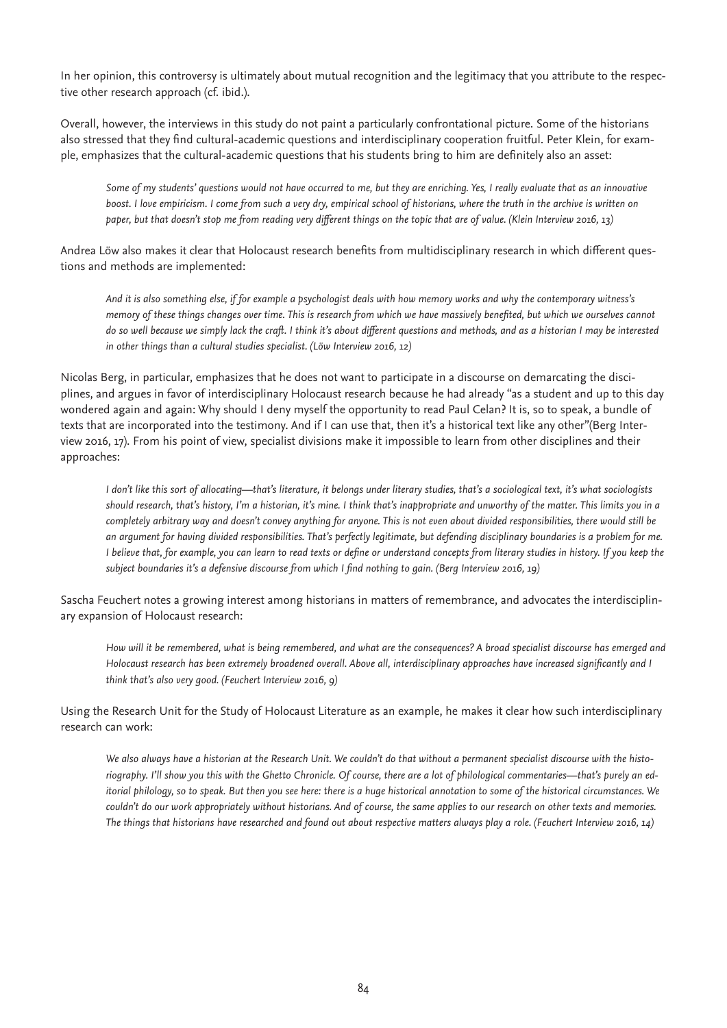In her opinion, this controversy is ultimately about mutual recognition and the legitimacy that you attribute to the respective other research approach (cf. ibid.).

Overall, however, the interviews in this study do not paint a particularly confrontational picture. Some of the historians also stressed that they find cultural-academic questions and interdisciplinary cooperation fruitful. Peter Klein, for example, emphasizes that the cultural-academic questions that his students bring to him are definitely also an asset:

> *Some of my students' questions would not have occurred to me, but they are enriching. Yes, I really evaluate that as an innovative boost. I love empiricism. I come from such a very dry, empirical school of historians, where the truth in the archive is written on paper, but that doesn't stop me from reading very different things on the topic that are of value. (Klein Interview 2016, 13)*

Andrea Löw also makes it clear that Holocaust research benefits from multidisciplinary research in which different questions and methods are implemented:

> *And it is also something else, if for example a psychologist deals with how memory works and why the contemporary witness's memory of these things changes over time. This is research from which we have massively benefited, but which we ourselves cannot do so well because we simply lack the craft. I think it's about different questions and methods, and as a historian I may be interested in other things than a cultural studies specialist. (Löw Interview 2016, 12)*

Nicolas Berg, in particular, emphasizes that he does not want to participate in a discourse on demarcating the disciplines, and argues in favor of interdisciplinary Holocaust research because he had already "as a student and up to this day wondered again and again: Why should I deny myself the opportunity to read Paul Celan? It is, so to speak, a bundle of texts that are incorporated into the testimony. And if I can use that, then it's a historical text like any other"(Berg Interview 2016, 17). From his point of view, specialist divisions make it impossible to learn from other disciplines and their approaches:

> *I don't like this sort of allocating—that's literature, it belongs under literary studies, that's a sociological text, it's what sociologists should research, that's history, I'm a historian, it's mine. I think that's inappropriate and unworthy of the matter. This limits you in a completely arbitrary way and doesn't convey anything for anyone. This is not even about divided responsibilities, there would still be an argument for having divided responsibilities. That's perfectly legitimate, but defending disciplinary boundaries is a problem for me. I believe that, for example, you can learn to read texts or define or understand concepts from literary studies in history. If you keep the subject boundaries it's a defensive discourse from which I find nothing to gain. (Berg Interview 2016, 19)*

Sascha Feuchert notes a growing interest among historians in matters of remembrance, and advocates the interdisciplinary expansion of Holocaust research:

> *How will it be remembered, what is being remembered, and what are the consequences? A broad specialist discourse has emerged and Holocaust research has been extremely broadened overall. Above all, interdisciplinary approaches have increased significantly and I think that's also very good. (Feuchert Interview 2016, 9)*

Using the Research Unit for the Study of Holocaust Literature as an example, he makes it clear how such interdisciplinary research can work:

> *We also always have a historian at the Research Unit. We couldn't do that without a permanent specialist discourse with the historiography. I'll show you this with the Ghetto Chronicle. Of course, there are a lot of philological commentaries—that's purely an editorial philology, so to speak. But then you see here: there is a huge historical annotation to some of the historical circumstances. We couldn't do our work appropriately without historians. And of course, the same applies to our research on other texts and memories. The things that historians have researched and found out about respective matters always play a role. (Feuchert Interview 2016, 14)*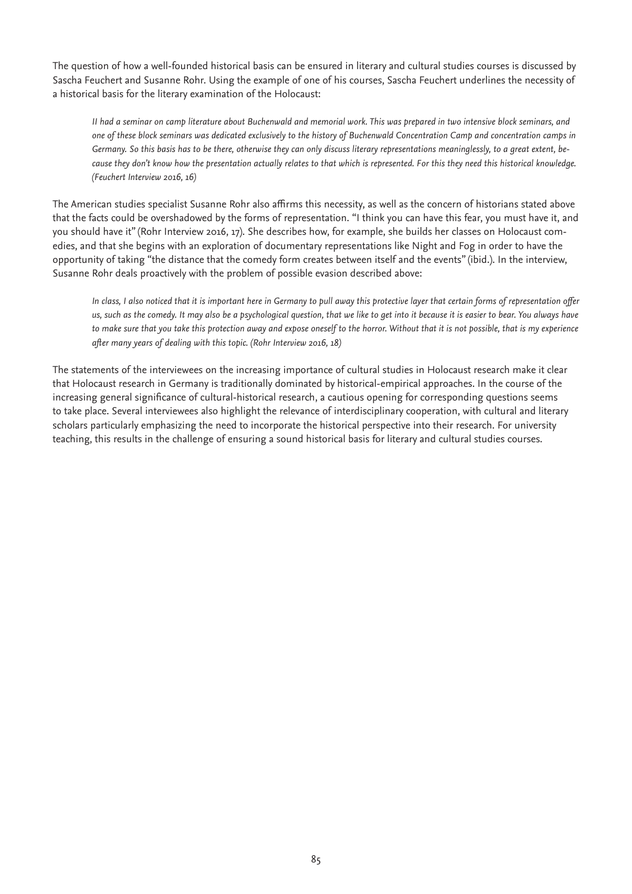The question of how a well-founded historical basis can be ensured in literary and cultural studies courses is discussed by Sascha Feuchert and Susanne Rohr. Using the example of one of his courses, Sascha Feuchert underlines the necessity of a historical basis for the literary examination of the Holocaust:

> *II had a seminar on camp literature about Buchenwald and memorial work. This was prepared in two intensive block seminars, and one of these block seminars was dedicated exclusively to the history of Buchenwald Concentration Camp and concentration camps in Germany. So this basis has to be there, otherwise they can only discuss literary representations meaninglessly, to a great extent, because they don't know how the presentation actually relates to that which is represented. For this they need this historical knowledge. (Feuchert Interview 2016, 16)*

The American studies specialist Susanne Rohr also affirms this necessity, as well as the concern of historians stated above that the facts could be overshadowed by the forms of representation. "I think you can have this fear, you must have it, and you should have it" (Rohr Interview 2016, 17). She describes how, for example, she builds her classes on Holocaust comedies, and that she begins with an exploration of documentary representations like Night and Fog in order to have the opportunity of taking "the distance that the comedy form creates between itself and the events" (ibid.). In the interview, Susanne Rohr deals proactively with the problem of possible evasion described above:

> *In class, I also noticed that it is important here in Germany to pull away this protective layer that certain forms of representation offer us, such as the comedy. It may also be a psychological question, that we like to get into it because it is easier to bear. You always have to make sure that you take this protection away and expose oneself to the horror. Without that it is not possible, that is my experience after many years of dealing with this topic. (Rohr Interview 2016, 18)*

The statements of the interviewees on the increasing importance of cultural studies in Holocaust research make it clear that Holocaust research in Germany is traditionally dominated by historical-empirical approaches. In the course of the increasing general significance of cultural-historical research, a cautious opening for corresponding questions seems to take place. Several interviewees also highlight the relevance of interdisciplinary cooperation, with cultural and literary scholars particularly emphasizing the need to incorporate the historical perspective into their research. For university teaching, this results in the challenge of ensuring a sound historical basis for literary and cultural studies courses.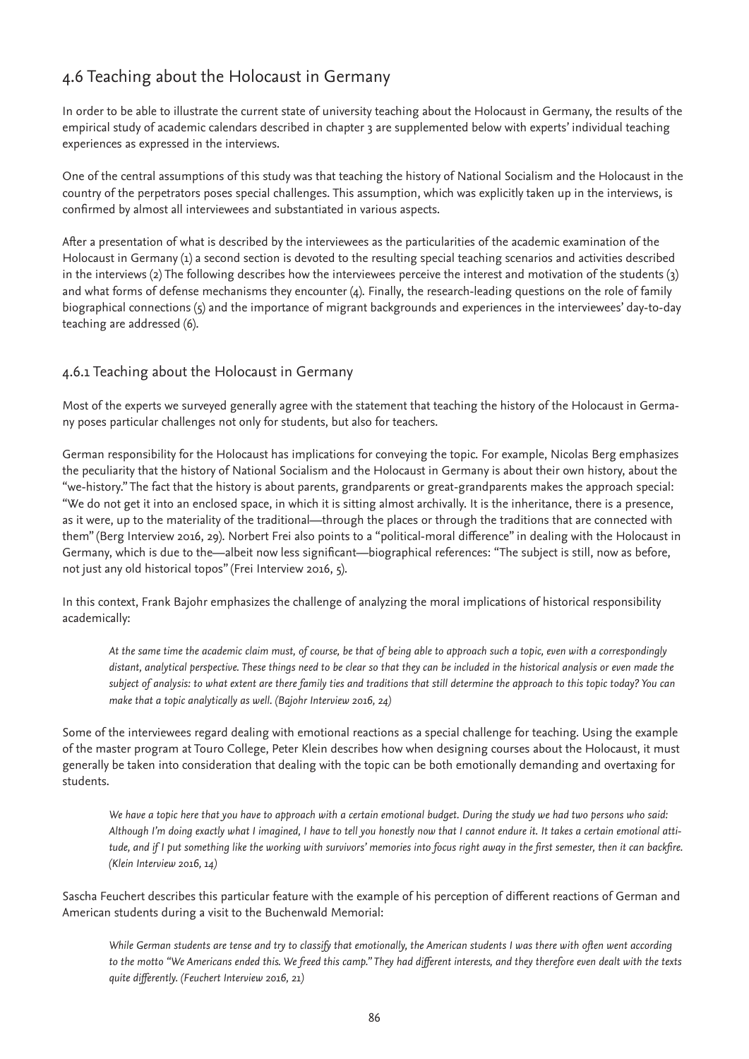## 4.6 Teaching about the Holocaust in Germany

In order to be able to illustrate the current state of university teaching about the Holocaust in Germany, the results of the empirical study of academic calendars described in chapter 3 are supplemented below with experts' individual teaching experiences as expressed in the interviews.

One of the central assumptions of this study was that teaching the history of National Socialism and the Holocaust in the country of the perpetrators poses special challenges. This assumption, which was explicitly taken up in the interviews, is confirmed by almost all interviewees and substantiated in various aspects.

After a presentation of what is described by the interviewees as the particularities of the academic examination of the Holocaust in Germany (1) a second section is devoted to the resulting special teaching scenarios and activities described in the interviews (2) The following describes how the interviewees perceive the interest and motivation of the students (3) and what forms of defense mechanisms they encounter (4). Finally, the research-leading questions on the role of family biographical connections (5) and the importance of migrant backgrounds and experiences in the interviewees' day-to-day teaching are addressed (6).

### 4.6.1 Teaching about the Holocaust in Germany

Most of the experts we surveyed generally agree with the statement that teaching the history of the Holocaust in Germany poses particular challenges not only for students, but also for teachers.

German responsibility for the Holocaust has implications for conveying the topic. For example, Nicolas Berg emphasizes the peculiarity that the history of National Socialism and the Holocaust in Germany is about their own history, about the "we-history." The fact that the history is about parents, grandparents or great-grandparents makes the approach special: "We do not get it into an enclosed space, in which it is sitting almost archivally. It is the inheritance, there is a presence, as it were, up to the materiality of the traditional—through the places or through the traditions that are connected with them" (Berg Interview 2016, 29). Norbert Frei also points to a "political-moral difference" in dealing with the Holocaust in Germany, which is due to the—albeit now less significant—biographical references: "The subject is still, now as before, not just any old historical topos" (Frei Interview 2016, 5).

In this context, Frank Bajohr emphasizes the challenge of analyzing the moral implications of historical responsibility academically:

> *At the same time the academic claim must, of course, be that of being able to approach such a topic, even with a correspondingly distant, analytical perspective. These things need to be clear so that they can be included in the historical analysis or even made the subject of analysis: to what extent are there family ties and traditions that still determine the approach to this topic today? You can make that a topic analytically as well. (Bajohr Interview 2016, 24)*

Some of the interviewees regard dealing with emotional reactions as a special challenge for teaching. Using the example of the master program at Touro College, Peter Klein describes how when designing courses about the Holocaust, it must generally be taken into consideration that dealing with the topic can be both emotionally demanding and overtaxing for students.

> *We have a topic here that you have to approach with a certain emotional budget. During the study we had two persons who said: Although I'm doing exactly what I imagined, I have to tell you honestly now that I cannot endure it. It takes a certain emotional attitude, and if I put something like the working with survivors' memories into focus right away in the first semester, then it can backfire. (Klein Interview 2016, 14)*

Sascha Feuchert describes this particular feature with the example of his perception of different reactions of German and American students during a visit to the Buchenwald Memorial:

> *While German students are tense and try to classify that emotionally, the American students I was there with often went according to the motto "We Americans ended this. We freed this camp." They had different interests, and they therefore even dealt with the texts quite differently. (Feuchert Interview 2016, 21)*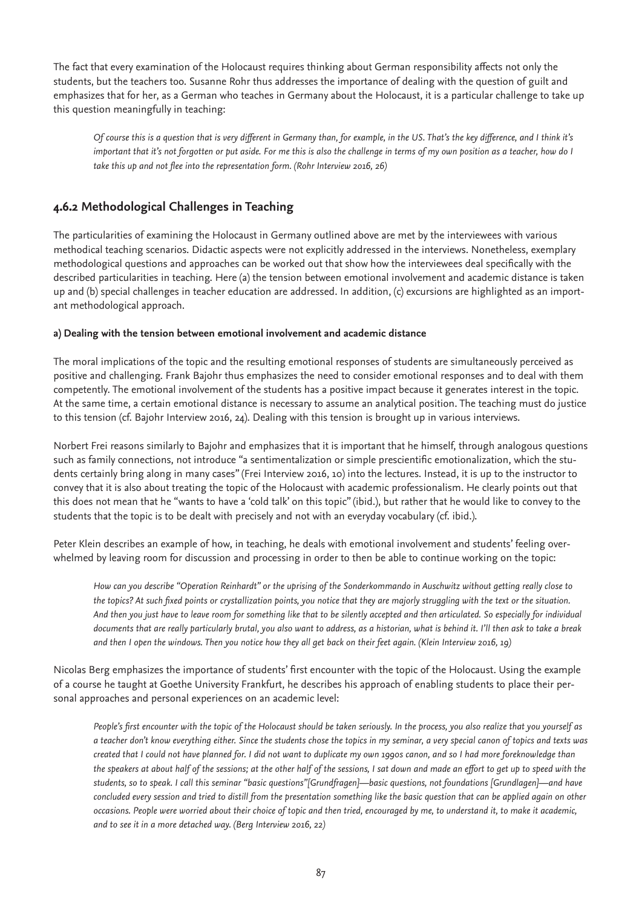The fact that every examination of the Holocaust requires thinking about German responsibility affects not only the students, but the teachers too. Susanne Rohr thus addresses the importance of dealing with the question of guilt and emphasizes that for her, as a German who teaches in Germany about the Holocaust, it is a particular challenge to take up this question meaningfully in teaching:

> *Of course this is a question that is very different in Germany than, for example, in the US. That's the key difference, and I think it's important that it's not forgotten or put aside. For me this is also the challenge in terms of my own position as a teacher, how do I take this up and not flee into the representation form. (Rohr Interview 2016, 26)*

## 4.6.2 Methodological Challenges in Teaching

The particularities of examining the Holocaust in Germany outlined above are met by the interviewees with various methodical teaching scenarios. Didactic aspects were not explicitly addressed in the interviews. Nonetheless, exemplary methodological questions and approaches can be worked out that show how the interviewees deal specifically with the described particularities in teaching. Here (a) the tension between emotional involvement and academic distance is taken up and (b) special challenges in teacher education are addressed. In addition, (c) excursions are highlighted as an important methodological approach.

**a) Dealing with the tension between emotional involvement and academic distance**

The moral implications of the topic and the resulting emotional responses of students are simultaneously perceived as positive and challenging. Frank Bajohr thus emphasizes the need to consider emotional responses and to deal with them competently. The emotional involvement of the students has a positive impact because it generates interest in the topic. At the same time, a certain emotional distance is necessary to assume an analytical position. The teaching must do justice to this tension (cf. Bajohr Interview 2016, 24). Dealing with this tension is brought up in various interviews.

Norbert Frei reasons similarly to Bajohr and emphasizes that it is important that he himself, through analogous questions such as family connections, not introduce "a sentimentalization or simple prescientific emotionalization, which the students certainly bring along in many cases" (Frei Interview 2016, 10) into the lectures. Instead, it is up to the instructor to convey that it is also about treating the topic of the Holocaust with academic professionalism. He clearly points out that this does not mean that he "wants to have a 'cold talk' on this topic" (ibid.), but rather that he would like to convey to the students that the topic is to be dealt with precisely and not with an everyday vocabulary (cf. ibid.).

Peter Klein describes an example of how, in teaching, he deals with emotional involvement and students' feeling overwhelmed by leaving room for discussion and processing in order to then be able to continue working on the topic:

> *How can you describe "Operation Reinhardt" or the uprising of the Sonderkommando in Auschwitz without getting really close to the topics? At such fixed points or crystallization points, you notice that they are majorly struggling with the text or the situation. And then you just have to leave room for something like that to be silently accepted and then articulated. So especially for individual documents that are really particularly brutal, you also want to address, as a historian, what is behind it. I'll then ask to take a break and then I open the windows. Then you notice how they all get back on their feet again. (Klein Interview 2016, 19)*

Nicolas Berg emphasizes the importance of students' first encounter with the topic of the Holocaust. Using the example of a course he taught at Goethe University Frankfurt, he describes his approach of enabling students to place their personal approaches and personal experiences on an academic level:

> *People's first encounter with the topic of the Holocaust should be taken seriously. In the process, you also realize that you yourself as a teacher don't know everything either. Since the students chose the topics in my seminar, a very special canon of topics and texts was created that I could not have planned for. I did not want to duplicate my own 1990s canon, and so I had more foreknowledge than the speakers at about half of the sessions; at the other half of the sessions, I sat down and made an effort to get up to speed with the students, so to speak. I call this seminar "basic questions"[Grundfragen]—basic questions, not foundations [Grundlagen]—and have concluded every session and tried to distill from the presentation something like the basic question that can be applied again on other occasions. People were worried about their choice of topic and then tried, encouraged by me, to understand it, to make it academic, and to see it in a more detached way. (Berg Interview 2016, 22)*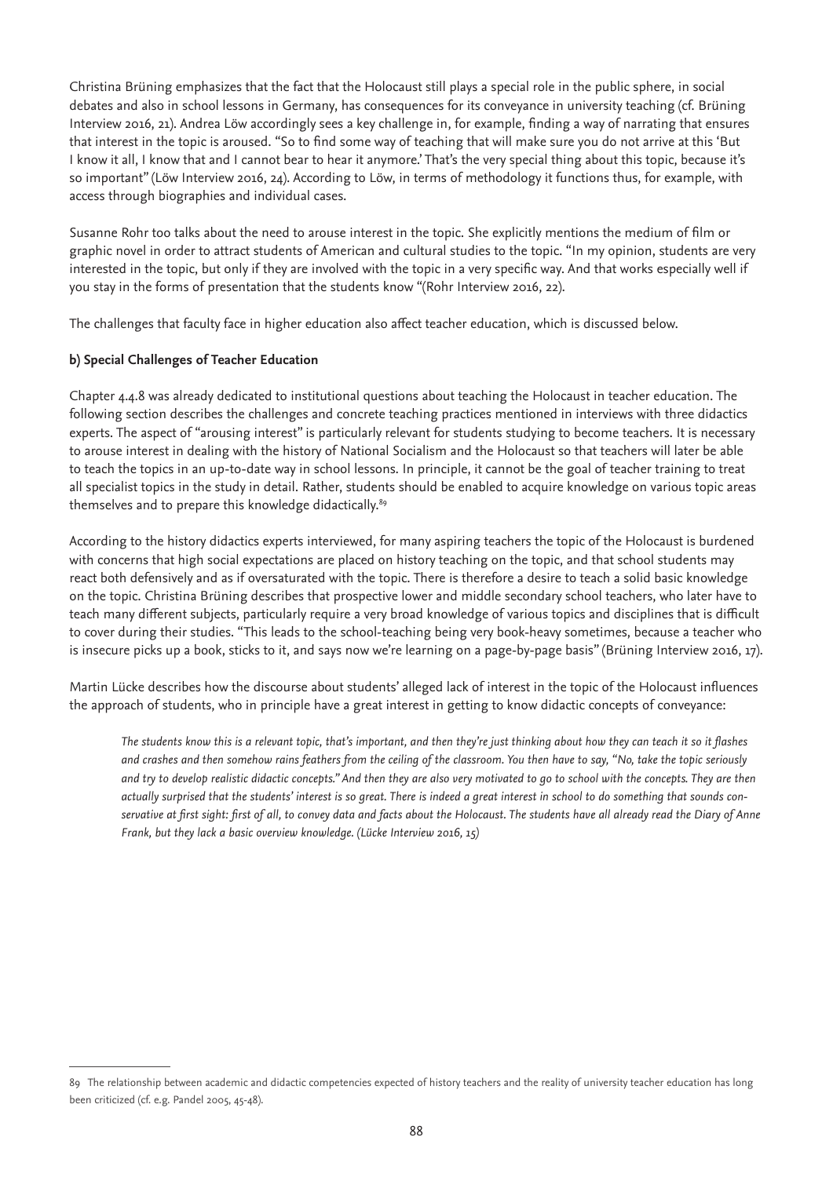Christina Brüning emphasizes that the fact that the Holocaust still plays a special role in the public sphere, in social debates and also in school lessons in Germany, has consequences for its conveyance in university teaching (cf. Brüning Interview 2016, 21). Andrea Löw accordingly sees a key challenge in, for example, finding a way of narrating that ensures that interest in the topic is aroused. "So to find some way of teaching that will make sure you do not arrive at this 'But I know it all, I know that and I cannot bear to hear it anymore.' That's the very special thing about this topic, because it's so important" (Löw Interview 2016, 24). According to Löw, in terms of methodology it functions thus, for example, with access through biographies and individual cases.

Susanne Rohr too talks about the need to arouse interest in the topic. She explicitly mentions the medium of film or graphic novel in order to attract students of American and cultural studies to the topic. "In my opinion, students are very interested in the topic, but only if they are involved with the topic in a very specific way. And that works especially well if you stay in the forms of presentation that the students know "(Rohr Interview 2016, 22).

The challenges that faculty face in higher education also affect teacher education, which is discussed below.

**b) Special Challenges of Teacher Education**

Chapter 4.4.8 was already dedicated to institutional questions about teaching the Holocaust in teacher education. The following section describes the challenges and concrete teaching practices mentioned in interviews with three didactics experts. The aspect of "arousing interest" is particularly relevant for students studying to become teachers. It is necessary to arouse interest in dealing with the history of National Socialism and the Holocaust so that teachers will later be able to teach the topics in an up-to-date way in school lessons. In principle, it cannot be the goal of teacher training to treat all specialist topics in the study in detail. Rather, students should be enabled to acquire knowledge on various topic areas themselves and to prepare this knowledge didactically.[89]

According to the history didactics experts interviewed, for many aspiring teachers the topic of the Holocaust is burdened with concerns that high social expectations are placed on history teaching on the topic, and that school students may react both defensively and as if oversaturated with the topic. There is therefore a desire to teach a solid basic knowledge on the topic. Christina Brüning describes that prospective lower and middle secondary school teachers, who later have to teach many different subjects, particularly require a very broad knowledge of various topics and disciplines that is difficult to cover during their studies. "This leads to the school-teaching being very book-heavy sometimes, because a teacher who is insecure picks up a book, sticks to it, and says now we're learning on a page-by-page basis" (Brüning Interview 2016, 17).

Martin Lücke describes how the discourse about students' alleged lack of interest in the topic of the Holocaust influences the approach of students, who in principle have a great interest in getting to know didactic concepts of conveyance:

> *The students know this is a relevant topic, that's important, and then they're just thinking about how they can teach it so it flashes and crashes and then somehow rains feathers from the ceiling of the classroom. You then have to say, "No, take the topic seriously and try to develop realistic didactic concepts." And then they are also very motivated to go to school with the concepts. They are then actually surprised that the students' interest is so great. There is indeed a great interest in school to do something that sounds conservative at first sight: first of all, to convey data and facts about the Holocaust. The students have all already read the Diary of Anne Frank, but they lack a basic overview knowledge. (Lücke Interview 2016, 15)*

---

89 The relationship between academic and didactic competencies expected of history teachers and the reality of university teacher education has long been criticized (cf. e.g. Pandel 2005, 45-48).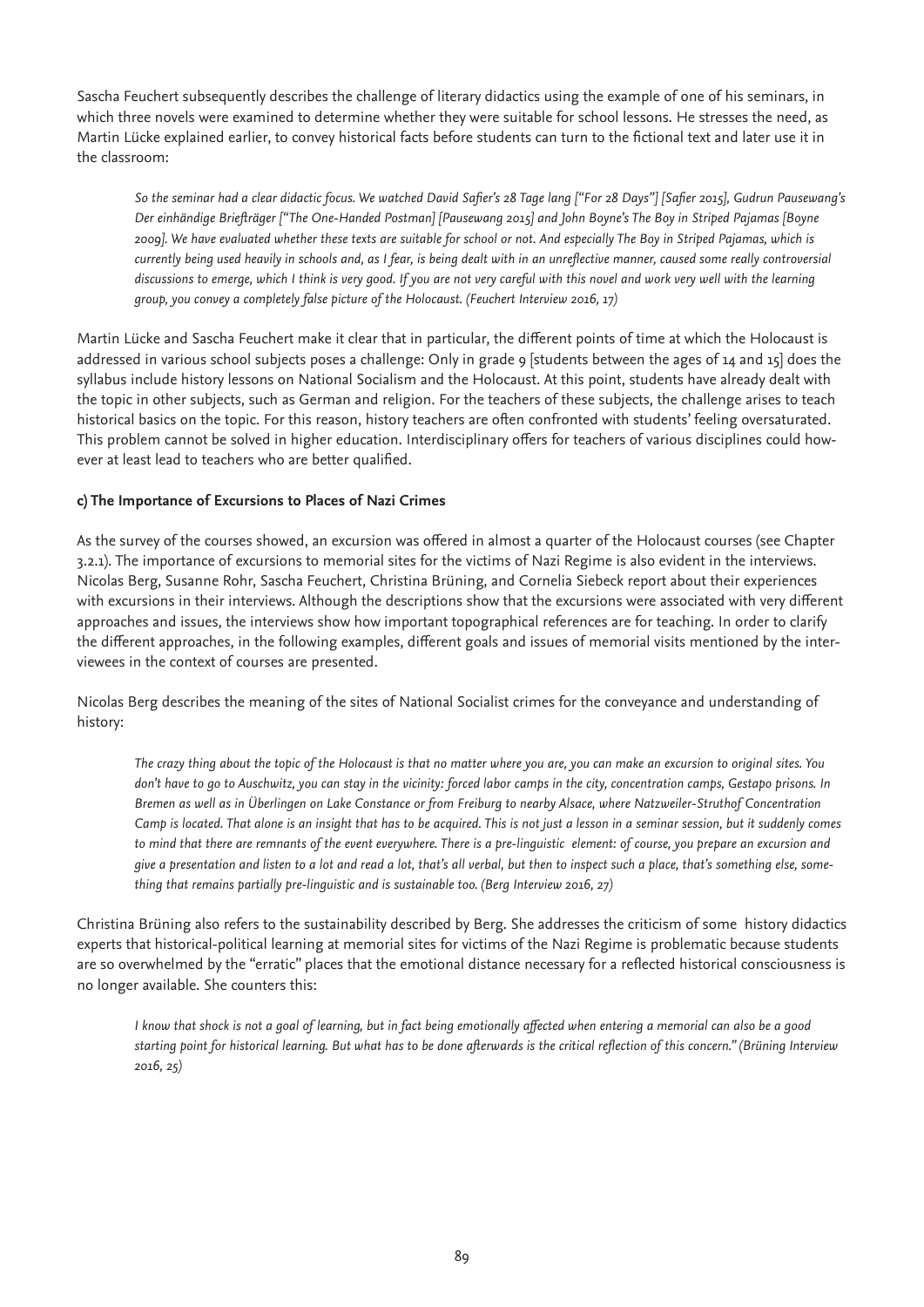Sascha Feuchert subsequently describes the challenge of literary didactics using the example of one of his seminars, in which three novels were examined to determine whether they were suitable for school lessons. He stresses the need, as Martin Lücke explained earlier, to convey historical facts before students can turn to the fictional text and later use it in the classroom:

> *So the seminar had a clear didactic focus. We watched David Safier's 28 Tage lang ["For 28 Days"] [Safier 2015], Gudrun Pausewang's Der einhändige Briefträger ["The One-Handed Postman] [Pausewang 2015] and John Boyne's The Boy in Striped Pajamas [Boyne 2009]. We have evaluated whether these texts are suitable for school or not. And especially The Boy in Striped Pajamas, which is currently being used heavily in schools and, as I fear, is being dealt with in an unreflective manner, caused some really controversial discussions to emerge, which I think is very good. If you are not very careful with this novel and work very well with the learning group, you convey a completely false picture of the Holocaust. (Feuchert Interview 2016, 17)*

Martin Lücke and Sascha Feuchert make it clear that in particular, the different points of time at which the Holocaust is addressed in various school subjects poses a challenge: Only in grade 9 [students between the ages of 14 and 15] does the syllabus include history lessons on National Socialism and the Holocaust. At this point, students have already dealt with the topic in other subjects, such as German and religion. For the teachers of these subjects, the challenge arises to teach historical basics on the topic. For this reason, history teachers are often confronted with students' feeling oversaturated. This problem cannot be solved in higher education. Interdisciplinary offers for teachers of various disciplines could however at least lead to teachers who are better qualified.

#### c) The Importance of Excursions to Places of Nazi Crimes

As the survey of the courses showed, an excursion was offered in almost a quarter of the Holocaust courses (see Chapter 3.2.1). The importance of excursions to memorial sites for the victims of Nazi Regime is also evident in the interviews. Nicolas Berg, Susanne Rohr, Sascha Feuchert, Christina Brüning, and Cornelia Siebeck report about their experiences with excursions in their interviews. Although the descriptions show that the excursions were associated with very different approaches and issues, the interviews show how important topographical references are for teaching. In order to clarify the different approaches, in the following examples, different goals and issues of memorial visits mentioned by the interviewees in the context of courses are presented.

Nicolas Berg describes the meaning of the sites of National Socialist crimes for the conveyance and understanding of history:

> *The crazy thing about the topic of the Holocaust is that no matter where you are, you can make an excursion to original sites. You don't have to go to Auschwitz, you can stay in the vicinity: forced labor camps in the city, concentration camps, Gestapo prisons. In Bremen as well as in Überlingen on Lake Constance or from Freiburg to nearby Alsace, where Natzweiler-Struthof Concentration Camp is located. That alone is an insight that has to be acquired. This is not just a lesson in a seminar session, but it suddenly comes to mind that there are remnants of the event everywhere. There is a pre-linguistic element: of course, you prepare an excursion and give a presentation and listen to a lot and read a lot, that's all verbal, but then to inspect such a place, that's something else, something that remains partially pre-linguistic and is sustainable too. (Berg Interview 2016, 27)*

Christina Brüning also refers to the sustainability described by Berg. She addresses the criticism of some history didactics experts that historical-political learning at memorial sites for victims of the Nazi Regime is problematic because students are so overwhelmed by the "erratic" places that the emotional distance necessary for a reflected historical consciousness is no longer available. She counters this:

> *I know that shock is not a goal of learning, but in fact being emotionally affected when entering a memorial can also be a good starting point for historical learning. But what has to be done afterwards is the critical reflection of this concern." (Brüning Interview 2016, 25)*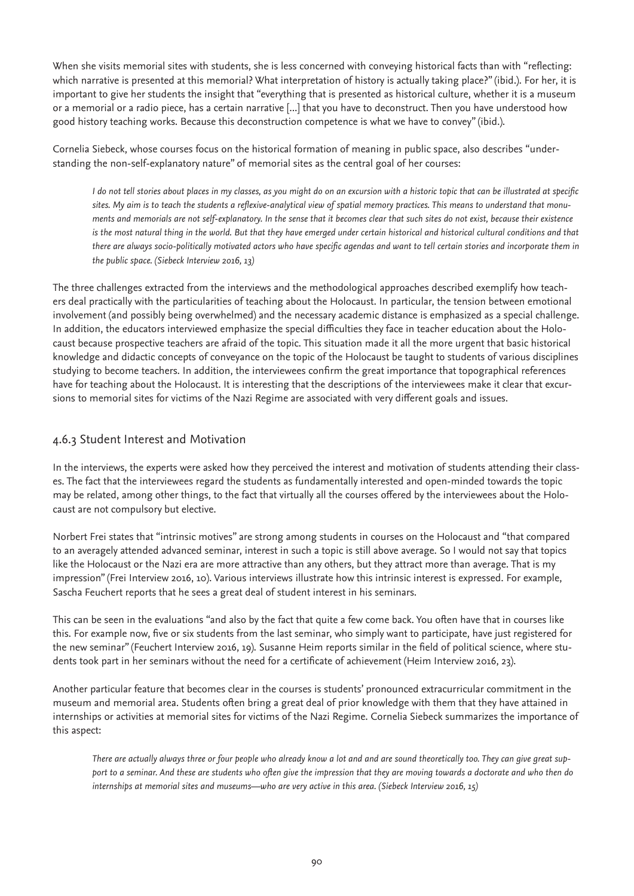When she visits memorial sites with students, she is less concerned with conveying historical facts than with "reflecting: which narrative is presented at this memorial? What interpretation of history is actually taking place?" (ibid.). For her, it is important to give her students the insight that "everything that is presented as historical culture, whether it is a museum or a memorial or a radio piece, has a certain narrative [...] that you have to deconstruct. Then you have understood how good history teaching works. Because this deconstruction competence is what we have to convey" (ibid.).

Cornelia Siebeck, whose courses focus on the historical formation of meaning in public space, also describes "understanding the non-self-explanatory nature" of memorial sites as the central goal of her courses:

> *I do not tell stories about places in my classes, as you might do on an excursion with a historic topic that can be illustrated at specific sites. My aim is to teach the students a reflexive-analytical view of spatial memory practices. This means to understand that monuments and memorials are not self-explanatory. In the sense that it becomes clear that such sites do not exist, because their existence is the most natural thing in the world. But that they have emerged under certain historical and historical cultural conditions and that there are always socio-politically motivated actors who have specific agendas and want to tell certain stories and incorporate them in the public space. (Siebeck Interview 2016, 13)*

The three challenges extracted from the interviews and the methodological approaches described exemplify how teachers deal practically with the particularities of teaching about the Holocaust. In particular, the tension between emotional involvement (and possibly being overwhelmed) and the necessary academic distance is emphasized as a special challenge. In addition, the educators interviewed emphasize the special difficulties they face in teacher education about the Holocaust because prospective teachers are afraid of the topic. This situation made it all the more urgent that basic historical knowledge and didactic concepts of conveyance on the topic of the Holocaust be taught to students of various disciplines studying to become teachers. In addition, the interviewees confirm the great importance that topographical references have for teaching about the Holocaust. It is interesting that the descriptions of the interviewees make it clear that excursions to memorial sites for victims of the Nazi Regime are associated with very different goals and issues.

### 4.6.3 Student Interest and Motivation

In the interviews, the experts were asked how they perceived the interest and motivation of students attending their classes. The fact that the interviewees regard the students as fundamentally interested and open-minded towards the topic may be related, among other things, to the fact that virtually all the courses offered by the interviewees about the Holocaust are not compulsory but elective.

Norbert Frei states that "intrinsic motives" are strong among students in courses on the Holocaust and "that compared to an averagely attended advanced seminar, interest in such a topic is still above average. So I would not say that topics like the Holocaust or the Nazi era are more attractive than any others, but they attract more than average. That is my impression" (Frei Interview 2016, 10). Various interviews illustrate how this intrinsic interest is expressed. For example, Sascha Feuchert reports that he sees a great deal of student interest in his seminars.

This can be seen in the evaluations "and also by the fact that quite a few come back. You often have that in courses like this. For example now, five or six students from the last seminar, who simply want to participate, have just registered for the new seminar" (Feuchert Interview 2016, 19). Susanne Heim reports similar in the field of political science, where students took part in her seminars without the need for a certificate of achievement (Heim Interview 2016, 23).

Another particular feature that becomes clear in the courses is students' pronounced extracurricular commitment in the museum and memorial area. Students often bring a great deal of prior knowledge with them that they have attained in internships or activities at memorial sites for victims of the Nazi Regime. Cornelia Siebeck summarizes the importance of this aspect:

> *There are actually always three or four people who already know a lot and and are sound theoretically too. They can give great support to a seminar. And these are students who often give the impression that they are moving towards a doctorate and who then do internships at memorial sites and museums—who are very active in this area. (Siebeck Interview 2016, 15)*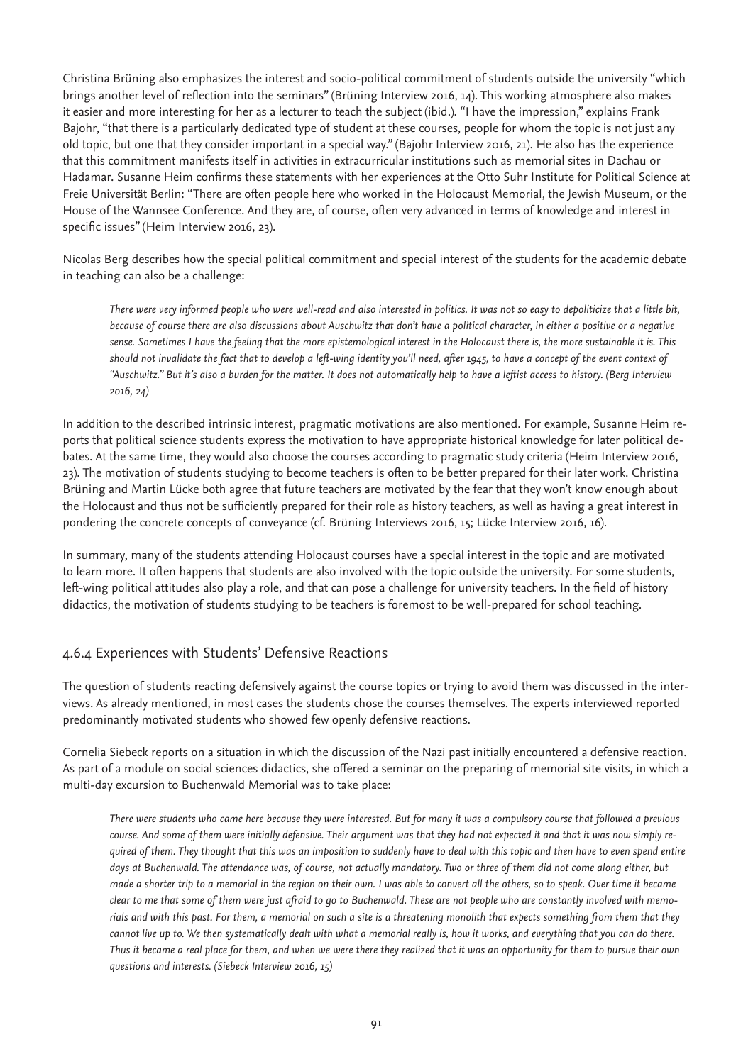Christina Brüning also emphasizes the interest and socio-political commitment of students outside the university "which brings another level of reflection into the seminars" (Brüning Interview 2016, 14). This working atmosphere also makes it easier and more interesting for her as a lecturer to teach the subject (ibid.). "I have the impression," explains Frank Bajohr, "that there is a particularly dedicated type of student at these courses, people for whom the topic is not just any old topic, but one that they consider important in a special way." (Bajohr Interview 2016, 21). He also has the experience that this commitment manifests itself in activities in extracurricular institutions such as memorial sites in Dachau or Hadamar. Susanne Heim confirms these statements with her experiences at the Otto Suhr Institute for Political Science at Freie Universität Berlin: "There are often people here who worked in the Holocaust Memorial, the Jewish Museum, or the House of the Wannsee Conference. And they are, of course, often very advanced in terms of knowledge and interest in specific issues" (Heim Interview 2016, 23).

Nicolas Berg describes how the special political commitment and special interest of the students for the academic debate in teaching can also be a challenge:

> *There were very informed people who were well-read and also interested in politics. It was not so easy to depoliticize that a little bit, because of course there are also discussions about Auschwitz that don't have a political character, in either a positive or a negative sense. Sometimes I have the feeling that the more epistemological interest in the Holocaust there is, the more sustainable it is. This should not invalidate the fact that to develop a left-wing identity you'll need, after 1945, to have a concept of the event context of "Auschwitz." But it's also a burden for the matter. It does not automatically help to have a leftist access to history. (Berg Interview 2016, 24)*

In addition to the described intrinsic interest, pragmatic motivations are also mentioned. For example, Susanne Heim reports that political science students express the motivation to have appropriate historical knowledge for later political debates. At the same time, they would also choose the courses according to pragmatic study criteria (Heim Interview 2016, 23). The motivation of students studying to become teachers is often to be better prepared for their later work. Christina Brüning and Martin Lücke both agree that future teachers are motivated by the fear that they won't know enough about the Holocaust and thus not be sufficiently prepared for their role as history teachers, as well as having a great interest in pondering the concrete concepts of conveyance (cf. Brüning Interviews 2016, 15; Lücke Interview 2016, 16).

In summary, many of the students attending Holocaust courses have a special interest in the topic and are motivated to learn more. It often happens that students are also involved with the topic outside the university. For some students, left-wing political attitudes also play a role, and that can pose a challenge for university teachers. In the field of history didactics, the motivation of students studying to be teachers is foremost to be well-prepared for school teaching.

### 4.6.4 Experiences with Students' Defensive Reactions

The question of students reacting defensively against the course topics or trying to avoid them was discussed in the interviews. As already mentioned, in most cases the students chose the courses themselves. The experts interviewed reported predominantly motivated students who showed few openly defensive reactions.

Cornelia Siebeck reports on a situation in which the discussion of the Nazi past initially encountered a defensive reaction. As part of a module on social sciences didactics, she offered a seminar on the preparing of memorial site visits, in which a multi-day excursion to Buchenwald Memorial was to take place:

> *There were students who came here because they were interested. But for many it was a compulsory course that followed a previous course. And some of them were initially defensive. Their argument was that they had not expected it and that it was now simply required of them. They thought that this was an imposition to suddenly have to deal with this topic and then have to even spend entire days at Buchenwald. The attendance was, of course, not actually mandatory. Two or three of them did not come along either, but made a shorter trip to a memorial in the region on their own. I was able to convert all the others, so to speak. Over time it became clear to me that some of them were just afraid to go to Buchenwald. These are not people who are constantly involved with memorials and with this past. For them, a memorial on such a site is a threatening monolith that expects something from them that they cannot live up to. We then systematically dealt with what a memorial really is, how it works, and everything that you can do there. Thus it became a real place for them, and when we were there they realized that it was an opportunity for them to pursue their own questions and interests. (Siebeck Interview 2016, 15)*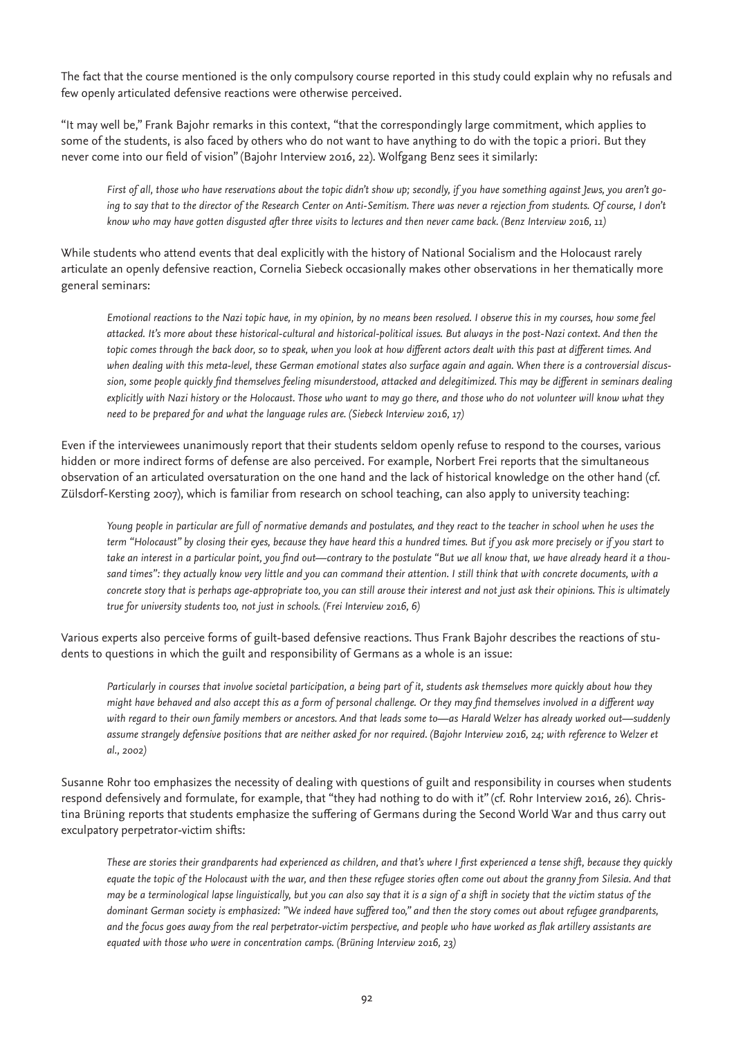The fact that the course mentioned is the only compulsory course reported in this study could explain why no refusals and few openly articulated defensive reactions were otherwise perceived.

"It may well be," Frank Bajohr remarks in this context, "that the correspondingly large commitment, which applies to some of the students, is also faced by others who do not want to have anything to do with the topic a priori. But they never come into our field of vision" (Bajohr Interview 2016, 22). Wolfgang Benz sees it similarly:

> *First of all, those who have reservations about the topic didn't show up; secondly, if you have something against Jews, you aren't going to say that to the director of the Research Center on Anti-Semitism. There was never a rejection from students. Of course, I don't know who may have gotten disgusted after three visits to lectures and then never came back. (Benz Interview 2016, 11)*

While students who attend events that deal explicitly with the history of National Socialism and the Holocaust rarely articulate an openly defensive reaction, Cornelia Siebeck occasionally makes other observations in her thematically more general seminars:

> *Emotional reactions to the Nazi topic have, in my opinion, by no means been resolved. I observe this in my courses, how some feel attacked. It's more about these historical-cultural and historical-political issues. But always in the post-Nazi context. And then the topic comes through the back door, so to speak, when you look at how different actors dealt with this past at different times. And when dealing with this meta-level, these German emotional states also surface again and again. When there is a controversial discussion, some people quickly find themselves feeling misunderstood, attacked and delegitimized. This may be different in seminars dealing explicitly with Nazi history or the Holocaust. Those who want to may go there, and those who do not volunteer will know what they need to be prepared for and what the language rules are. (Siebeck Interview 2016, 17)*

Even if the interviewees unanimously report that their students seldom openly refuse to respond to the courses, various hidden or more indirect forms of defense are also perceived. For example, Norbert Frei reports that the simultaneous observation of an articulated oversaturation on the one hand and the lack of historical knowledge on the other hand (cf. Zülsdorf-Kersting 2007), which is familiar from research on school teaching, can also apply to university teaching:

> *Young people in particular are full of normative demands and postulates, and they react to the teacher in school when he uses the term "Holocaust" by closing their eyes, because they have heard this a hundred times. But if you ask more precisely or if you start to take an interest in a particular point, you find out—contrary to the postulate "But we all know that, we have already heard it a thousand times": they actually know very little and you can command their attention. I still think that with concrete documents, with a concrete story that is perhaps age-appropriate too, you can still arouse their interest and not just ask their opinions. This is ultimately true for university students too, not just in schools. (Frei Interview 2016, 6)*

Various experts also perceive forms of guilt-based defensive reactions. Thus Frank Bajohr describes the reactions of students to questions in which the guilt and responsibility of Germans as a whole is an issue:

> *Particularly in courses that involve societal participation, a being part of it, students ask themselves more quickly about how they might have behaved and also accept this as a form of personal challenge. Or they may find themselves involved in a different way with regard to their own family members or ancestors. And that leads some to—as Harald Welzer has already worked out—suddenly assume strangely defensive positions that are neither asked for nor required. (Bajohr Interview 2016, 24; with reference to Welzer et al., 2002)*

Susanne Rohr too emphasizes the necessity of dealing with questions of guilt and responsibility in courses when students respond defensively and formulate, for example, that "they had nothing to do with it" (cf. Rohr Interview 2016, 26). Christina Brüning reports that students emphasize the suffering of Germans during the Second World War and thus carry out exculpatory perpetrator-victim shifts:

> *These are stories their grandparents had experienced as children, and that's where I first experienced a tense shift, because they quickly equate the topic of the Holocaust with the war, and then these refugee stories often come out about the granny from Silesia. And that may be a terminological lapse linguistically, but you can also say that it is a sign of a shift in society that the victim status of the dominant German society is emphasized: "We indeed have suffered too," and then the story comes out about refugee grandparents, and the focus goes away from the real perpetrator-victim perspective, and people who have worked as flak artillery assistants are equated with those who were in concentration camps. (Brüning Interview 2016, 23)*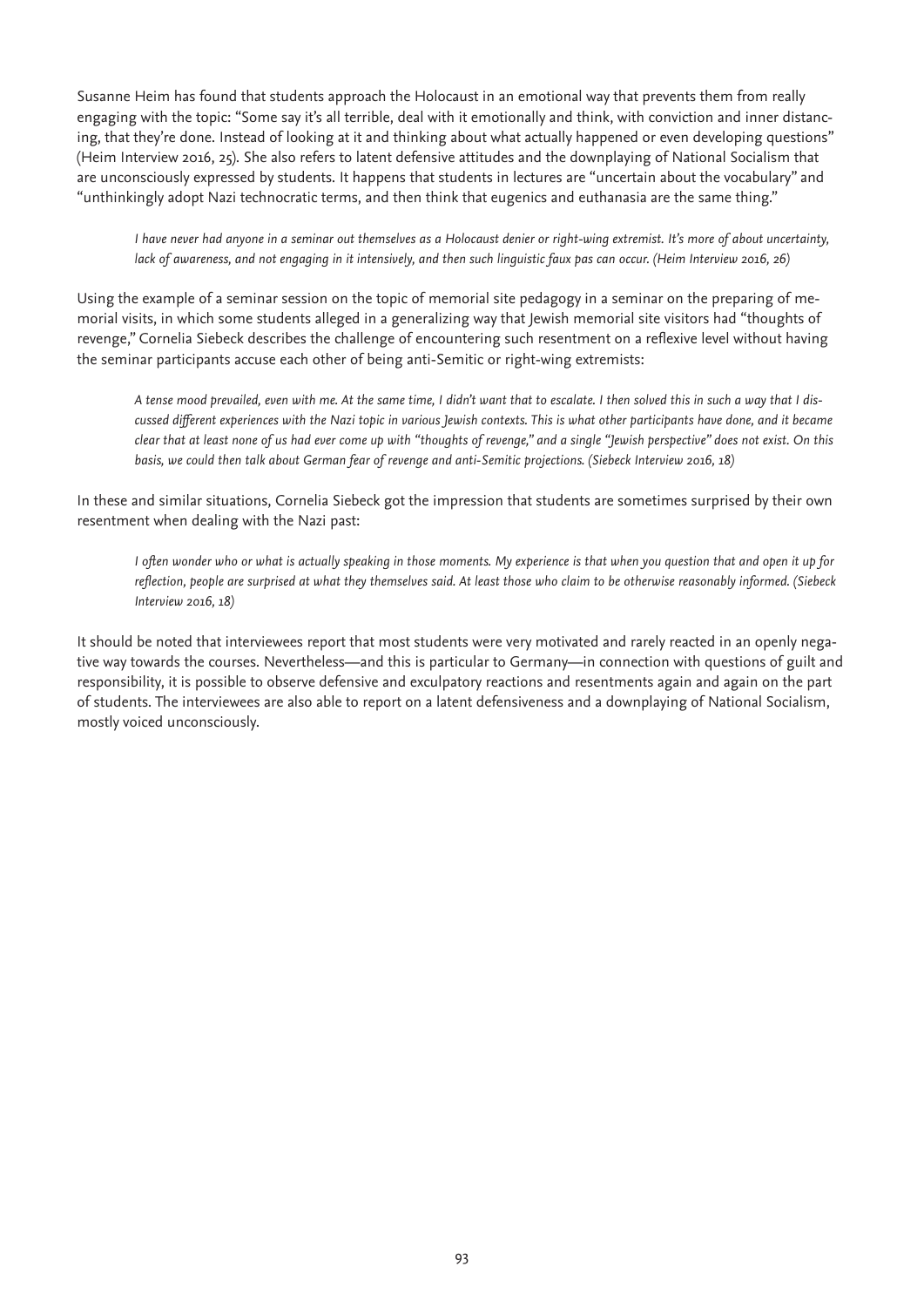Susanne Heim has found that students approach the Holocaust in an emotional way that prevents them from really engaging with the topic: "Some say it's all terrible, deal with it emotionally and think, with conviction and inner distancing, that they're done. Instead of looking at it and thinking about what actually happened or even developing questions" (Heim Interview 2016, 25). She also refers to latent defensive attitudes and the downplaying of National Socialism that are unconsciously expressed by students. It happens that students in lectures are "uncertain about the vocabulary" and "unthinkingly adopt Nazi technocratic terms, and then think that eugenics and euthanasia are the same thing."

> *I have never had anyone in a seminar out themselves as a Holocaust denier or right-wing extremist. It's more of about uncertainty, lack of awareness, and not engaging in it intensively, and then such linguistic faux pas can occur. (Heim Interview 2016, 26)*

Using the example of a seminar session on the topic of memorial site pedagogy in a seminar on the preparing of memorial visits, in which some students alleged in a generalizing way that Jewish memorial site visitors had "thoughts of revenge," Cornelia Siebeck describes the challenge of encountering such resentment on a reflexive level without having the seminar participants accuse each other of being anti-Semitic or right-wing extremists:

> *A tense mood prevailed, even with me. At the same time, I didn't want that to escalate. I then solved this in such a way that I discussed different experiences with the Nazi topic in various Jewish contexts. This is what other participants have done, and it became clear that at least none of us had ever come up with "thoughts of revenge," and a single "Jewish perspective" does not exist. On this basis, we could then talk about German fear of revenge and anti-Semitic projections. (Siebeck Interview 2016, 18)*

In these and similar situations, Cornelia Siebeck got the impression that students are sometimes surprised by their own resentment when dealing with the Nazi past:

> *I often wonder who or what is actually speaking in those moments. My experience is that when you question that and open it up for reflection, people are surprised at what they themselves said. At least those who claim to be otherwise reasonably informed. (Siebeck Interview 2016, 18)*

It should be noted that interviewees report that most students were very motivated and rarely reacted in an openly negative way towards the courses. Nevertheless—and this is particular to Germany—in connection with questions of guilt and responsibility, it is possible to observe defensive and exculpatory reactions and resentments again and again on the part of students. The interviewees are also able to report on a latent defensiveness and a downplaying of National Socialism, mostly voiced unconsciously.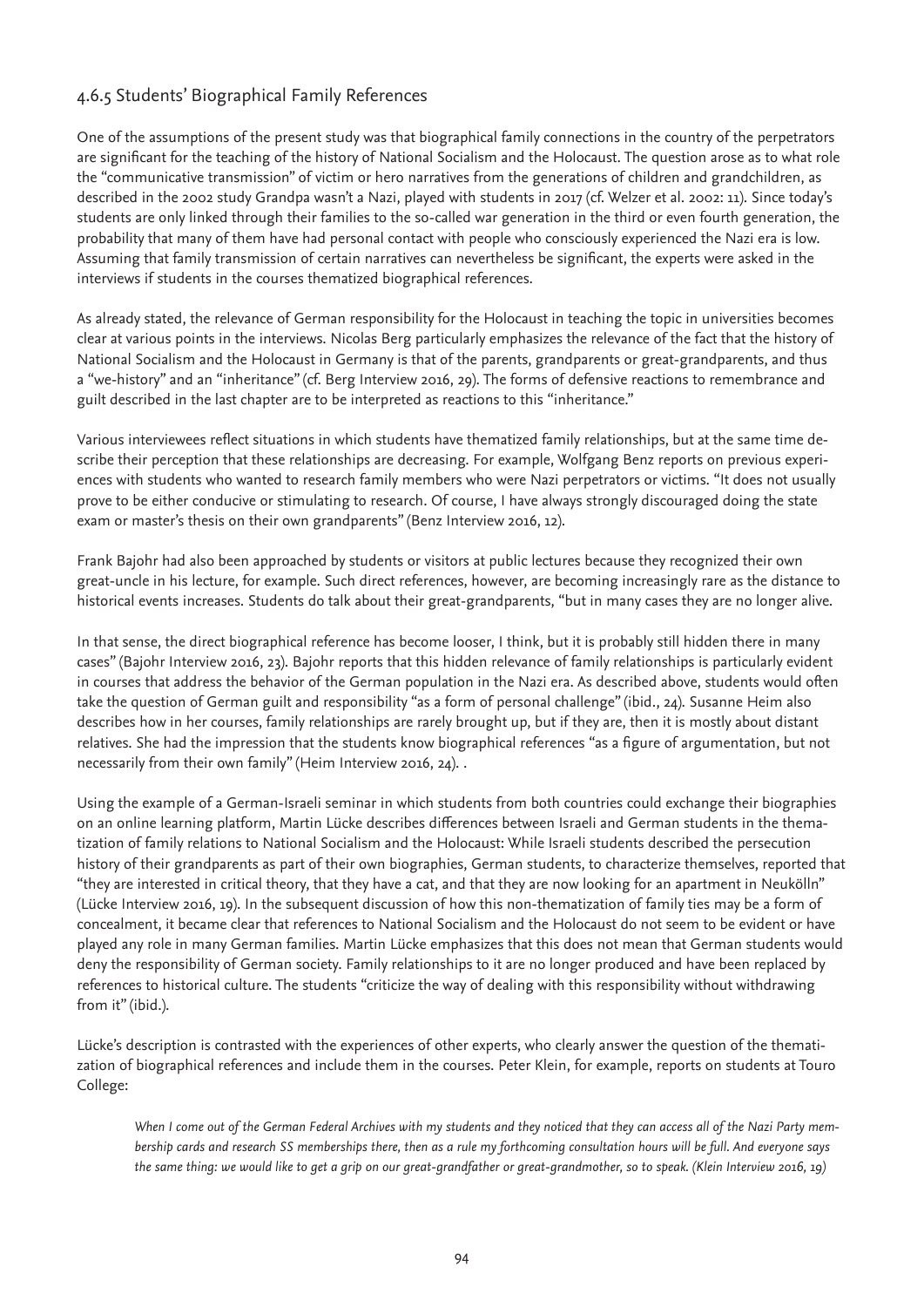### 4.6.5 Students' Biographical Family References

One of the assumptions of the present study was that biographical family connections in the country of the perpetrators are significant for the teaching of the history of National Socialism and the Holocaust. The question arose as to what role the "communicative transmission" of victim or hero narratives from the generations of children and grandchildren, as described in the 2002 study Grandpa wasn't a Nazi, played with students in 2017 (cf. Welzer et al. 2002: 11). Since today's students are only linked through their families to the so-called war generation in the third or even fourth generation, the probability that many of them have had personal contact with people who consciously experienced the Nazi era is low. Assuming that family transmission of certain narratives can nevertheless be significant, the experts were asked in the interviews if students in the courses thematized biographical references.

As already stated, the relevance of German responsibility for the Holocaust in teaching the topic in universities becomes clear at various points in the interviews. Nicolas Berg particularly emphasizes the relevance of the fact that the history of National Socialism and the Holocaust in Germany is that of the parents, grandparents or great-grandparents, and thus a "we-history" and an "inheritance" (cf. Berg Interview 2016, 29). The forms of defensive reactions to remembrance and guilt described in the last chapter are to be interpreted as reactions to this "inheritance."

Various interviewees reflect situations in which students have thematized family relationships, but at the same time describe their perception that these relationships are decreasing. For example, Wolfgang Benz reports on previous experiences with students who wanted to research family members who were Nazi perpetrators or victims. "It does not usually prove to be either conducive or stimulating to research. Of course, I have always strongly discouraged doing the state exam or master's thesis on their own grandparents" (Benz Interview 2016, 12).

Frank Bajohr had also been approached by students or visitors at public lectures because they recognized their own great-uncle in his lecture, for example. Such direct references, however, are becoming increasingly rare as the distance to historical events increases. Students do talk about their great-grandparents, "but in many cases they are no longer alive.

In that sense, the direct biographical reference has become looser, I think, but it is probably still hidden there in many cases" (Bajohr Interview 2016, 23). Bajohr reports that this hidden relevance of family relationships is particularly evident in courses that address the behavior of the German population in the Nazi era. As described above, students would often take the question of German guilt and responsibility "as a form of personal challenge" (ibid., 24). Susanne Heim also describes how in her courses, family relationships are rarely brought up, but if they are, then it is mostly about distant relatives. She had the impression that the students know biographical references "as a figure of argumentation, but not necessarily from their own family" (Heim Interview 2016, 24). .

Using the example of a German-Israeli seminar in which students from both countries could exchange their biographies on an online learning platform, Martin Lücke describes differences between Israeli and German students in the thematization of family relations to National Socialism and the Holocaust: While Israeli students described the persecution history of their grandparents as part of their own biographies, German students, to characterize themselves, reported that "they are interested in critical theory, that they have a cat, and that they are now looking for an apartment in Neukölln" (Lücke Interview 2016, 19). In the subsequent discussion of how this non-thematization of family ties may be a form of concealment, it became clear that references to National Socialism and the Holocaust do not seem to be evident or have played any role in many German families. Martin Lücke emphasizes that this does not mean that German students would deny the responsibility of German society. Family relationships to it are no longer produced and have been replaced by references to historical culture. The students "criticize the way of dealing with this responsibility without withdrawing from it" (ibid.).

Lücke's description is contrasted with the experiences of other experts, who clearly answer the question of the thematization of biographical references and include them in the courses. Peter Klein, for example, reports on students at Touro College:

> *When I come out of the German Federal Archives with my students and they noticed that they can access all of the Nazi Party membership cards and research SS memberships there, then as a rule my forthcoming consultation hours will be full. And everyone says the same thing: we would like to get a grip on our great-grandfather or great-grandmother, so to speak. (Klein Interview 2016, 19)*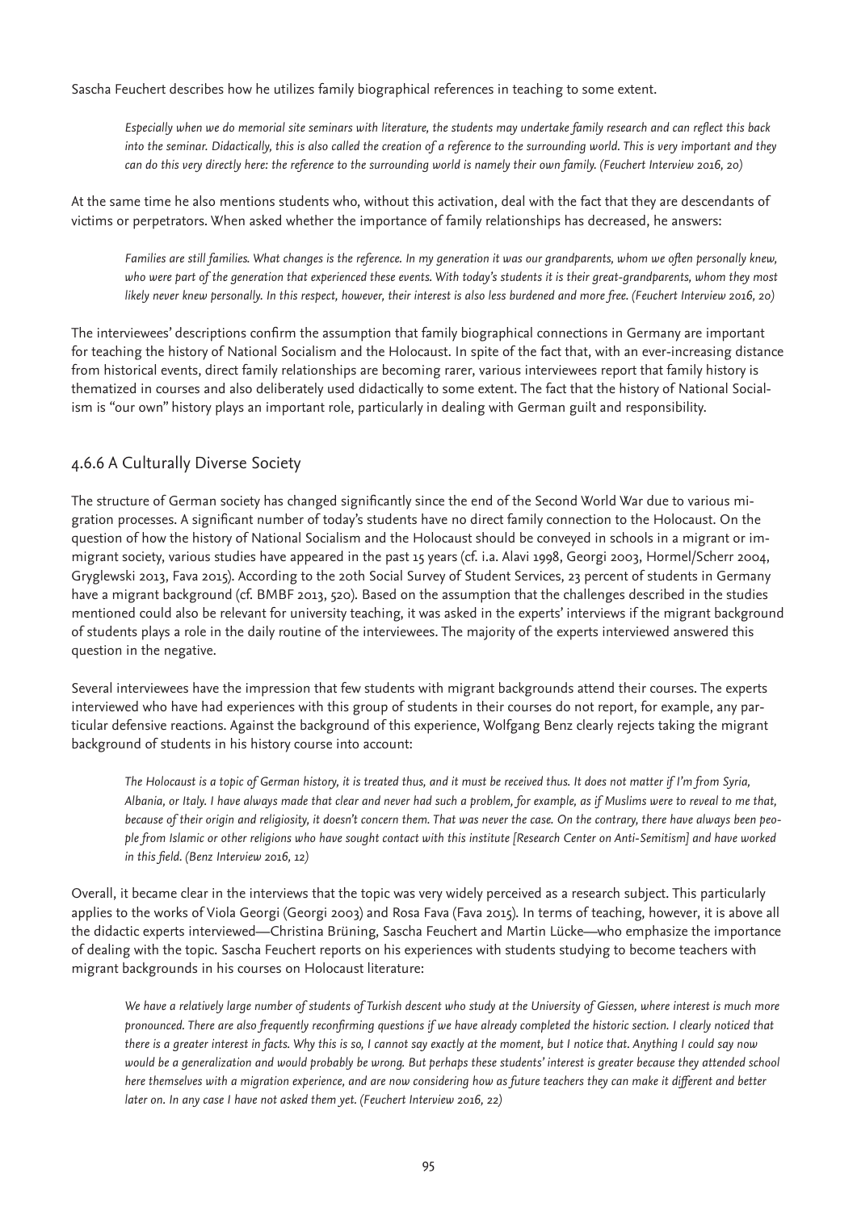Sascha Feuchert describes how he utilizes family biographical references in teaching to some extent.

> *Especially when we do memorial site seminars with literature, the students may undertake family research and can reflect this back into the seminar. Didactically, this is also called the creation of a reference to the surrounding world. This is very important and they can do this very directly here: the reference to the surrounding world is namely their own family. (Feuchert Interview 2016, 20)*

At the same time he also mentions students who, without this activation, deal with the fact that they are descendants of victims or perpetrators. When asked whether the importance of family relationships has decreased, he answers:

> *Families are still families. What changes is the reference. In my generation it was our grandparents, whom we often personally knew, who were part of the generation that experienced these events. With today's students it is their great-grandparents, whom they most likely never knew personally. In this respect, however, their interest is also less burdened and more free. (Feuchert Interview 2016, 20)*

The interviewees' descriptions confirm the assumption that family biographical connections in Germany are important for teaching the history of National Socialism and the Holocaust. In spite of the fact that, with an ever-increasing distance from historical events, direct family relationships are becoming rarer, various interviewees report that family history is thematized in courses and also deliberately used didactically to some extent. The fact that the history of National Socialism is "our own" history plays an important role, particularly in dealing with German guilt and responsibility.

### 4.6.6 A Culturally Diverse Society

The structure of German society has changed significantly since the end of the Second World War due to various migration processes. A significant number of today's students have no direct family connection to the Holocaust. On the question of how the history of National Socialism and the Holocaust should be conveyed in schools in a migrant or immigrant society, various studies have appeared in the past 15 years (cf. i.a. Alavi 1998, Georgi 2003, Hormel/Scherr 2004, Gryglewski 2013, Fava 2015). According to the 20th Social Survey of Student Services, 23 percent of students in Germany have a migrant background (cf. BMBF 2013, 520). Based on the assumption that the challenges described in the studies mentioned could also be relevant for university teaching, it was asked in the experts' interviews if the migrant background of students plays a role in the daily routine of the interviewees. The majority of the experts interviewed answered this question in the negative.

Several interviewees have the impression that few students with migrant backgrounds attend their courses. The experts interviewed who have had experiences with this group of students in their courses do not report, for example, any particular defensive reactions. Against the background of this experience, Wolfgang Benz clearly rejects taking the migrant background of students in his history course into account:

> *The Holocaust is a topic of German history, it is treated thus, and it must be received thus. It does not matter if I'm from Syria, Albania, or Italy. I have always made that clear and never had such a problem, for example, as if Muslims were to reveal to me that, because of their origin and religiosity, it doesn't concern them. That was never the case. On the contrary, there have always been people from Islamic or other religions who have sought contact with this institute [Research Center on Anti-Semitism] and have worked in this field. (Benz Interview 2016, 12)*

Overall, it became clear in the interviews that the topic was very widely perceived as a research subject. This particularly applies to the works of Viola Georgi (Georgi 2003) and Rosa Fava (Fava 2015). In terms of teaching, however, it is above all the didactic experts interviewed—Christina Brüning, Sascha Feuchert and Martin Lücke—who emphasize the importance of dealing with the topic. Sascha Feuchert reports on his experiences with students studying to become teachers with migrant backgrounds in his courses on Holocaust literature:

> *We have a relatively large number of students of Turkish descent who study at the University of Giessen, where interest is much more pronounced. There are also frequently reconfirming questions if we have already completed the historic section. I clearly noticed that there is a greater interest in facts. Why this is so, I cannot say exactly at the moment, but I notice that. Anything I could say now would be a generalization and would probably be wrong. But perhaps these students' interest is greater because they attended school here themselves with a migration experience, and are now considering how as future teachers they can make it different and better later on. In any case I have not asked them yet. (Feuchert Interview 2016, 22)*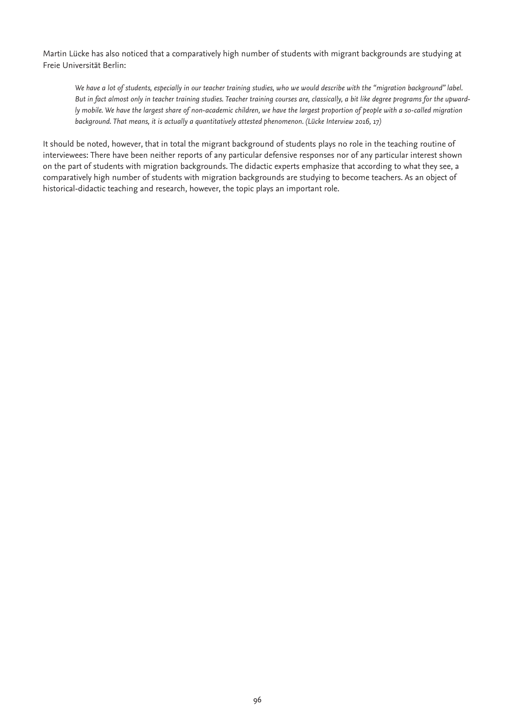Martin Lücke has also noticed that a comparatively high number of students with migrant backgrounds are studying at Freie Universität Berlin:

> *We have a lot of students, especially in our teacher training studies, who we would describe with the "migration background" label. But in fact almost only in teacher training studies. Teacher training courses are, classically, a bit like degree programs for the upwardly mobile. We have the largest share of non-academic children, we have the largest proportion of people with a so-called migration background. That means, it is actually a quantitatively attested phenomenon. (Lücke Interview 2016, 17)*

It should be noted, however, that in total the migrant background of students plays no role in the teaching routine of interviewees: There have been neither reports of any particular defensive responses nor of any particular interest shown on the part of students with migration backgrounds. The didactic experts emphasize that according to what they see, a comparatively high number of students with migration backgrounds are studying to become teachers. As an object of historical-didactic teaching and research, however, the topic plays an important role.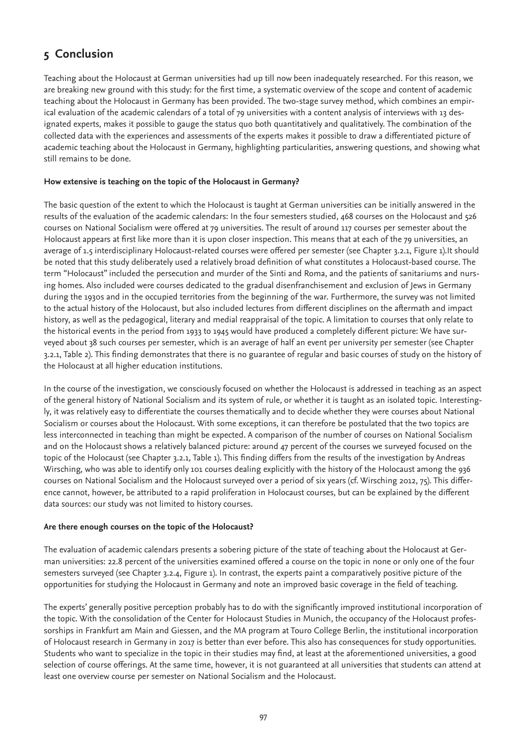## 5 Conclusion

Teaching about the Holocaust at German universities had up till now been inadequately researched. For this reason, we are breaking new ground with this study: for the first time, a systematic overview of the scope and content of academic teaching about the Holocaust in Germany has been provided. The two-stage survey method, which combines an empirical evaluation of the academic calendars of a total of 79 universities with a content analysis of interviews with 13 designated experts, makes it possible to gauge the status quo both quantitatively and qualitatively. The combination of the collected data with the experiences and assessments of the experts makes it possible to draw a differentiated picture of academic teaching about the Holocaust in Germany, highlighting particularities, answering questions, and showing what still remains to be done.

**How extensive is teaching on the topic of the Holocaust in Germany?**

The basic question of the extent to which the Holocaust is taught at German universities can be initially answered in the results of the evaluation of the academic calendars: In the four semesters studied, 468 courses on the Holocaust and 526 courses on National Socialism were offered at 79 universities. The result of around 117 courses per semester about the Holocaust appears at first like more than it is upon closer inspection. This means that at each of the 79 universities, an average of 1.5 interdisciplinary Holocaust-related courses were offered per semester (see Chapter 3.2.1, Figure 1).It should be noted that this study deliberately used a relatively broad definition of what constitutes a Holocaust-based course. The term "Holocaust" included the persecution and murder of the Sinti and Roma, and the patients of sanitariums and nursing homes. Also included were courses dedicated to the gradual disenfranchisement and exclusion of Jews in Germany during the 1930s and in the occupied territories from the beginning of the war. Furthermore, the survey was not limited to the actual history of the Holocaust, but also included lectures from different disciplines on the aftermath and impact history, as well as the pedagogical, literary and medial reappraisal of the topic. A limitation to courses that only relate to the historical events in the period from 1933 to 1945 would have produced a completely different picture: We have surveyed about 38 such courses per semester, which is an average of half an event per university per semester (see Chapter 3.2.1, Table 2). This finding demonstrates that there is no guarantee of regular and basic courses of study on the history of the Holocaust at all higher education institutions.

In the course of the investigation, we consciously focused on whether the Holocaust is addressed in teaching as an aspect of the general history of National Socialism and its system of rule, or whether it is taught as an isolated topic. Interestingly, it was relatively easy to differentiate the courses thematically and to decide whether they were courses about National Socialism or courses about the Holocaust. With some exceptions, it can therefore be postulated that the two topics are less interconnected in teaching than might be expected. A comparison of the number of courses on National Socialism and on the Holocaust shows a relatively balanced picture: around 47 percent of the courses we surveyed focused on the topic of the Holocaust (see Chapter 3.2.1, Table 1). This finding differs from the results of the investigation by Andreas Wirsching, who was able to identify only 101 courses dealing explicitly with the history of the Holocaust among the 936 courses on National Socialism and the Holocaust surveyed over a period of six years (cf. Wirsching 2012, 75). This difference cannot, however, be attributed to a rapid proliferation in Holocaust courses, but can be explained by the different data sources: our study was not limited to history courses.

**Are there enough courses on the topic of the Holocaust?**

The evaluation of academic calendars presents a sobering picture of the state of teaching about the Holocaust at German universities: 22.8 percent of the universities examined offered a course on the topic in none or only one of the four semesters surveyed (see Chapter 3.2.4, Figure 1). In contrast, the experts paint a comparatively positive picture of the opportunities for studying the Holocaust in Germany and note an improved basic coverage in the field of teaching.

The experts' generally positive perception probably has to do with the significantly improved institutional incorporation of the topic. With the consolidation of the Center for Holocaust Studies in Munich, the occupancy of the Holocaust professorships in Frankfurt am Main and Giessen, and the MA program at Touro College Berlin, the institutional incorporation of Holocaust research in Germany in 2017 is better than ever before. This also has consequences for study opportunities. Students who want to specialize in the topic in their studies may find, at least at the aforementioned universities, a good selection of course offerings. At the same time, however, it is not guaranteed at all universities that students can attend at least one overview course per semester on National Socialism and the Holocaust.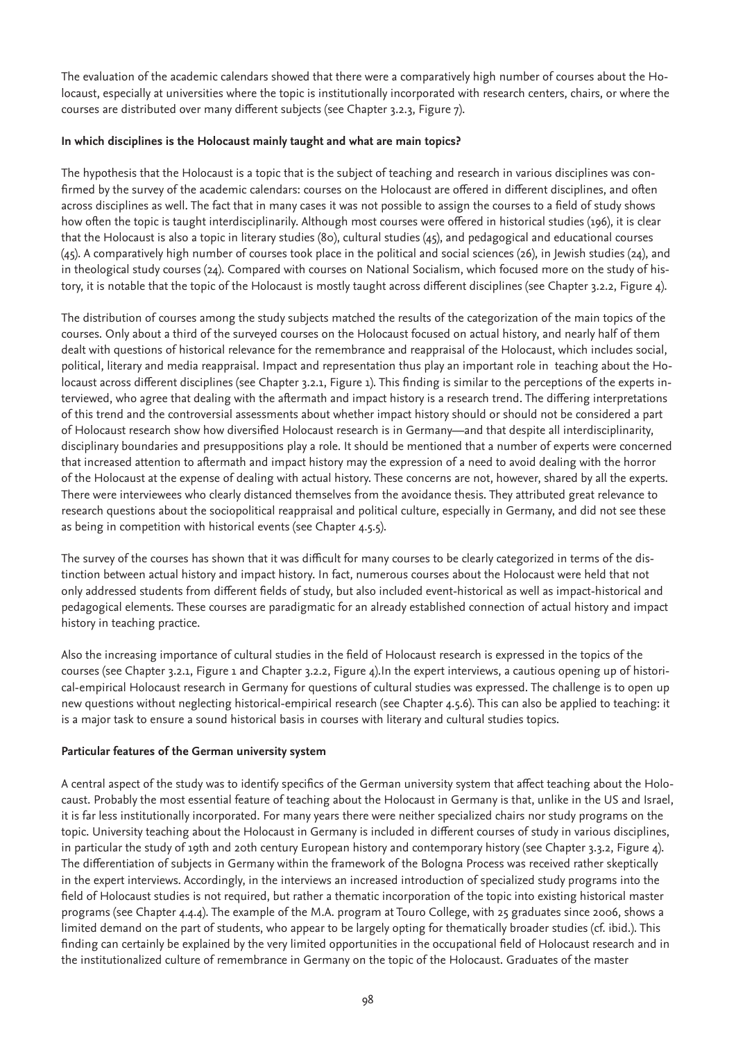The evaluation of the academic calendars showed that there were a comparatively high number of courses about the Holocaust, especially at universities where the topic is institutionally incorporated with research centers, chairs, or where the courses are distributed over many different subjects (see Chapter 3.2.3, Figure 7).

**In which disciplines is the Holocaust mainly taught and what are main topics?**

The hypothesis that the Holocaust is a topic that is the subject of teaching and research in various disciplines was confirmed by the survey of the academic calendars: courses on the Holocaust are offered in different disciplines, and often across disciplines as well. The fact that in many cases it was not possible to assign the courses to a field of study shows how often the topic is taught interdisciplinarily. Although most courses were offered in historical studies (196), it is clear that the Holocaust is also a topic in literary studies (80), cultural studies (45), and pedagogical and educational courses (45). A comparatively high number of courses took place in the political and social sciences (26), in Jewish studies (24), and in theological study courses (24). Compared with courses on National Socialism, which focused more on the study of history, it is notable that the topic of the Holocaust is mostly taught across different disciplines (see Chapter 3.2.2, Figure 4).

The distribution of courses among the study subjects matched the results of the categorization of the main topics of the courses. Only about a third of the surveyed courses on the Holocaust focused on actual history, and nearly half of them dealt with questions of historical relevance for the remembrance and reappraisal of the Holocaust, which includes social, political, literary and media reappraisal. Impact and representation thus play an important role in teaching about the Holocaust across different disciplines (see Chapter 3.2.1, Figure 1). This finding is similar to the perceptions of the experts interviewed, who agree that dealing with the aftermath and impact history is a research trend. The differing interpretations of this trend and the controversial assessments about whether impact history should or should not be considered a part of Holocaust research show how diversified Holocaust research is in Germany—and that despite all interdisciplinarity, disciplinary boundaries and presuppositions play a role. It should be mentioned that a number of experts were concerned that increased attention to aftermath and impact history may the expression of a need to avoid dealing with the horror of the Holocaust at the expense of dealing with actual history. These concerns are not, however, shared by all the experts. There were interviewees who clearly distanced themselves from the avoidance thesis. They attributed great relevance to research questions about the sociopolitical reappraisal and political culture, especially in Germany, and did not see these as being in competition with historical events (see Chapter 4.5.5).

The survey of the courses has shown that it was difficult for many courses to be clearly categorized in terms of the distinction between actual history and impact history. In fact, numerous courses about the Holocaust were held that not only addressed students from different fields of study, but also included event-historical as well as impact-historical and pedagogical elements. These courses are paradigmatic for an already established connection of actual history and impact history in teaching practice.

Also the increasing importance of cultural studies in the field of Holocaust research is expressed in the topics of the courses (see Chapter 3.2.1, Figure 1 and Chapter 3.2.2, Figure 4).In the expert interviews, a cautious opening up of historical-empirical Holocaust research in Germany for questions of cultural studies was expressed. The challenge is to open up new questions without neglecting historical-empirical research (see Chapter 4.5.6). This can also be applied to teaching: it is a major task to ensure a sound historical basis in courses with literary and cultural studies topics.

**Particular features of the German university system**

A central aspect of the study was to identify specifics of the German university system that affect teaching about the Holocaust. Probably the most essential feature of teaching about the Holocaust in Germany is that, unlike in the US and Israel, it is far less institutionally incorporated. For many years there were neither specialized chairs nor study programs on the topic. University teaching about the Holocaust in Germany is included in different courses of study in various disciplines, in particular the study of 19th and 20th century European history and contemporary history (see Chapter 3.3.2, Figure 4). The differentiation of subjects in Germany within the framework of the Bologna Process was received rather skeptically in the expert interviews. Accordingly, in the interviews an increased introduction of specialized study programs into the field of Holocaust studies is not required, but rather a thematic incorporation of the topic into existing historical master programs (see Chapter 4.4.4). The example of the M.A. program at Touro College, with 25 graduates since 2006, shows a limited demand on the part of students, who appear to be largely opting for thematically broader studies (cf. ibid.). This finding can certainly be explained by the very limited opportunities in the occupational field of Holocaust research and in the institutionalized culture of remembrance in Germany on the topic of the Holocaust. Graduates of the master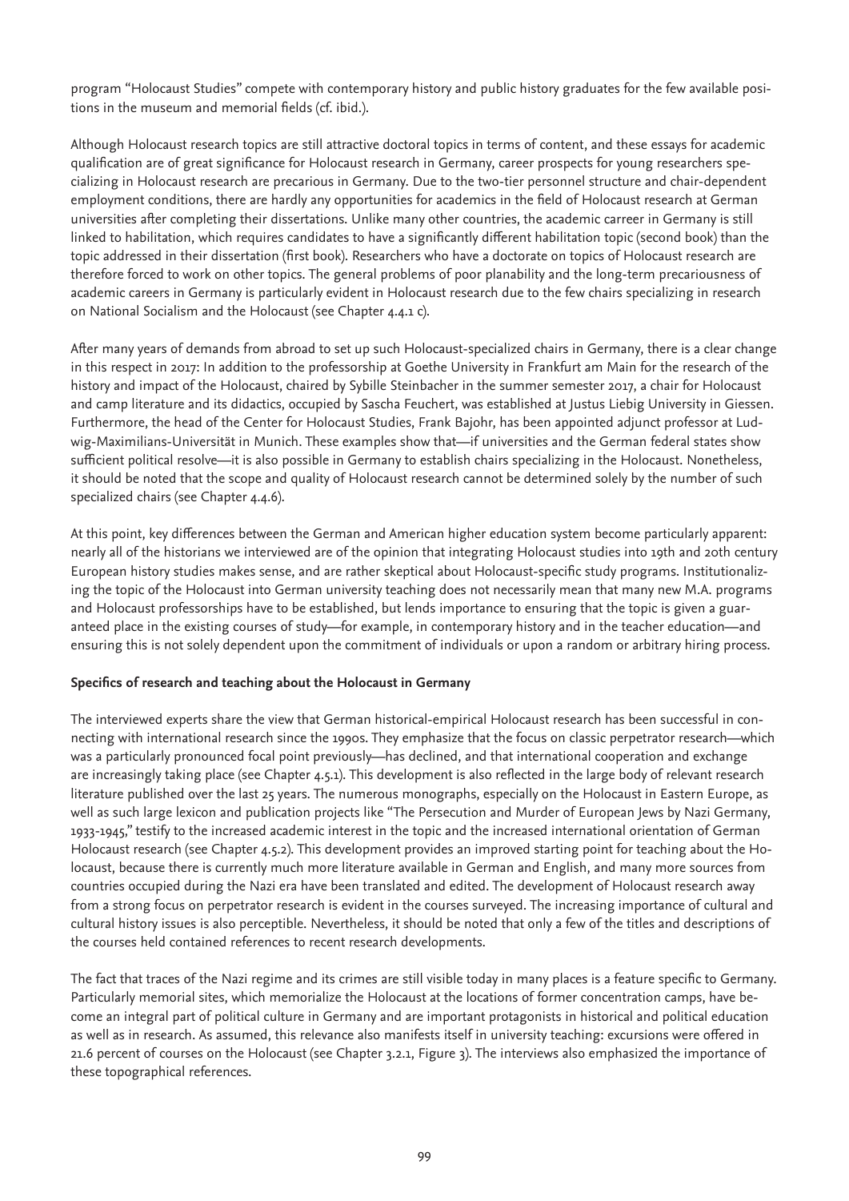program "Holocaust Studies" compete with contemporary history and public history graduates for the few available positions in the museum and memorial fields (cf. ibid.).

Although Holocaust research topics are still attractive doctoral topics in terms of content, and these essays for academic qualification are of great significance for Holocaust research in Germany, career prospects for young researchers specializing in Holocaust research are precarious in Germany. Due to the two-tier personnel structure and chair-dependent employment conditions, there are hardly any opportunities for academics in the field of Holocaust research at German universities after completing their dissertations. Unlike many other countries, the academic carreer in Germany is still linked to habilitation, which requires candidates to have a significantly different habilitation topic (second book) than the topic addressed in their dissertation (first book). Researchers who have a doctorate on topics of Holocaust research are therefore forced to work on other topics. The general problems of poor planability and the long-term precariousness of academic careers in Germany is particularly evident in Holocaust research due to the few chairs specializing in research on National Socialism and the Holocaust (see Chapter 4.4.1 c).

After many years of demands from abroad to set up such Holocaust-specialized chairs in Germany, there is a clear change in this respect in 2017: In addition to the professorship at Goethe University in Frankfurt am Main for the research of the history and impact of the Holocaust, chaired by Sybille Steinbacher in the summer semester 2017, a chair for Holocaust and camp literature and its didactics, occupied by Sascha Feuchert, was established at Justus Liebig University in Giessen. Furthermore, the head of the Center for Holocaust Studies, Frank Bajohr, has been appointed adjunct professor at Ludwig-Maximilians-Universität in Munich. These examples show that—if universities and the German federal states show sufficient political resolve—it is also possible in Germany to establish chairs specializing in the Holocaust. Nonetheless, it should be noted that the scope and quality of Holocaust research cannot be determined solely by the number of such specialized chairs (see Chapter 4.4.6).

At this point, key differences between the German and American higher education system become particularly apparent: nearly all of the historians we interviewed are of the opinion that integrating Holocaust studies into 19th and 20th century European history studies makes sense, and are rather skeptical about Holocaust-specific study programs. Institutionalizing the topic of the Holocaust into German university teaching does not necessarily mean that many new M.A. programs and Holocaust professorships have to be established, but lends importance to ensuring that the topic is given a guaranteed place in the existing courses of study—for example, in contemporary history and in the teacher education—and ensuring this is not solely dependent upon the commitment of individuals or upon a random or arbitrary hiring process.

**Specifics of research and teaching about the Holocaust in Germany**

The interviewed experts share the view that German historical-empirical Holocaust research has been successful in connecting with international research since the 1990s. They emphasize that the focus on classic perpetrator research—which was a particularly pronounced focal point previously—has declined, and that international cooperation and exchange are increasingly taking place (see Chapter 4.5.1). This development is also reflected in the large body of relevant research literature published over the last 25 years. The numerous monographs, especially on the Holocaust in Eastern Europe, as well as such large lexicon and publication projects like "The Persecution and Murder of European Jews by Nazi Germany, 1933-1945," testify to the increased academic interest in the topic and the increased international orientation of German Holocaust research (see Chapter 4.5.2). This development provides an improved starting point for teaching about the Holocaust, because there is currently much more literature available in German and English, and many more sources from countries occupied during the Nazi era have been translated and edited. The development of Holocaust research away from a strong focus on perpetrator research is evident in the courses surveyed. The increasing importance of cultural and cultural history issues is also perceptible. Nevertheless, it should be noted that only a few of the titles and descriptions of the courses held contained references to recent research developments.

The fact that traces of the Nazi regime and its crimes are still visible today in many places is a feature specific to Germany. Particularly memorial sites, which memorialize the Holocaust at the locations of former concentration camps, have become an integral part of political culture in Germany and are important protagonists in historical and political education as well as in research. As assumed, this relevance also manifests itself in university teaching: excursions were offered in 21.6 percent of courses on the Holocaust (see Chapter 3.2.1, Figure 3). The interviews also emphasized the importance of these topographical references.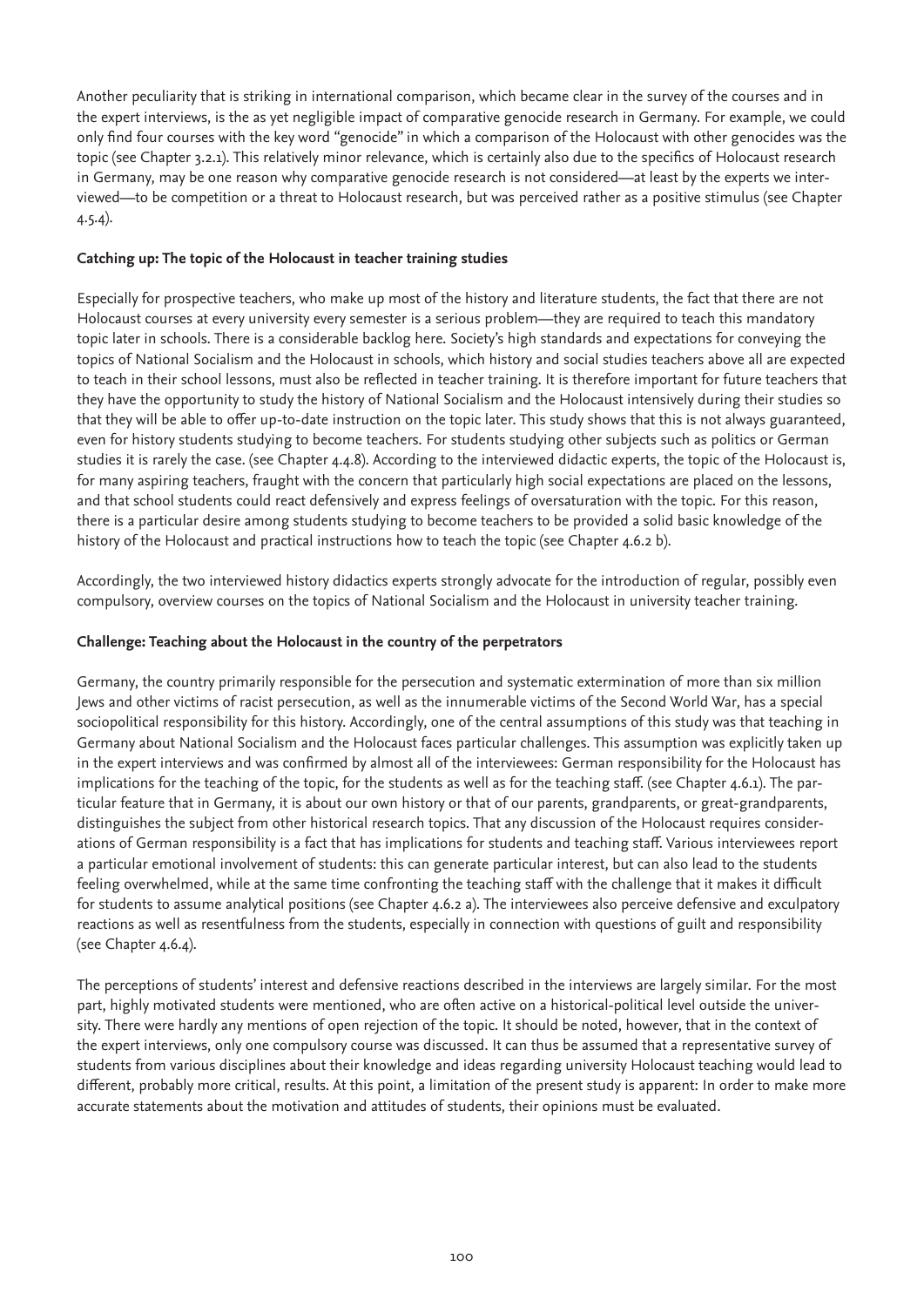Another peculiarity that is striking in international comparison, which became clear in the survey of the courses and in the expert interviews, is the as yet negligible impact of comparative genocide research in Germany. For example, we could only find four courses with the key word "genocide" in which a comparison of the Holocaust with other genocides was the topic (see Chapter 3.2.1). This relatively minor relevance, which is certainly also due to the specifics of Holocaust research in Germany, may be one reason why comparative genocide research is not considered—at least by the experts we interviewed—to be competition or a threat to Holocaust research, but was perceived rather as a positive stimulus (see Chapter 4.5.4).

**Catching up: The topic of the Holocaust in teacher training studies**

Especially for prospective teachers, who make up most of the history and literature students, the fact that there are not Holocaust courses at every university every semester is a serious problem—they are required to teach this mandatory topic later in schools. There is a considerable backlog here. Society's high standards and expectations for conveying the topics of National Socialism and the Holocaust in schools, which history and social studies teachers above all are expected to teach in their school lessons, must also be reflected in teacher training. It is therefore important for future teachers that they have the opportunity to study the history of National Socialism and the Holocaust intensively during their studies so that they will be able to offer up-to-date instruction on the topic later. This study shows that this is not always guaranteed, even for history students studying to become teachers. For students studying other subjects such as politics or German studies it is rarely the case. (see Chapter 4.4.8). According to the interviewed didactic experts, the topic of the Holocaust is, for many aspiring teachers, fraught with the concern that particularly high social expectations are placed on the lessons, and that school students could react defensively and express feelings of oversaturation with the topic. For this reason, there is a particular desire among students studying to become teachers to be provided a solid basic knowledge of the history of the Holocaust and practical instructions how to teach the topic (see Chapter 4.6.2 b).

Accordingly, the two interviewed history didactics experts strongly advocate for the introduction of regular, possibly even compulsory, overview courses on the topics of National Socialism and the Holocaust in university teacher training.

**Challenge: Teaching about the Holocaust in the country of the perpetrators**

Germany, the country primarily responsible for the persecution and systematic extermination of more than six million Jews and other victims of racist persecution, as well as the innumerable victims of the Second World War, has a special sociopolitical responsibility for this history. Accordingly, one of the central assumptions of this study was that teaching in Germany about National Socialism and the Holocaust faces particular challenges. This assumption was explicitly taken up in the expert interviews and was confirmed by almost all of the interviewees: German responsibility for the Holocaust has implications for the teaching of the topic, for the students as well as for the teaching staff. (see Chapter 4.6.1). The particular feature that in Germany, it is about our own history or that of our parents, grandparents, or great-grandparents, distinguishes the subject from other historical research topics. That any discussion of the Holocaust requires considerations of German responsibility is a fact that has implications for students and teaching staff. Various interviewees report a particular emotional involvement of students: this can generate particular interest, but can also lead to the students feeling overwhelmed, while at the same time confronting the teaching staff with the challenge that it makes it difficult for students to assume analytical positions (see Chapter 4.6.2 a). The interviewees also perceive defensive and exculpatory reactions as well as resentfulness from the students, especially in connection with questions of guilt and responsibility (see Chapter 4.6.4).

The perceptions of students' interest and defensive reactions described in the interviews are largely similar. For the most part, highly motivated students were mentioned, who are often active on a historical-political level outside the university. There were hardly any mentions of open rejection of the topic. It should be noted, however, that in the context of the expert interviews, only one compulsory course was discussed. It can thus be assumed that a representative survey of students from various disciplines about their knowledge and ideas regarding university Holocaust teaching would lead to different, probably more critical, results. At this point, a limitation of the present study is apparent: In order to make more accurate statements about the motivation and attitudes of students, their opinions must be evaluated.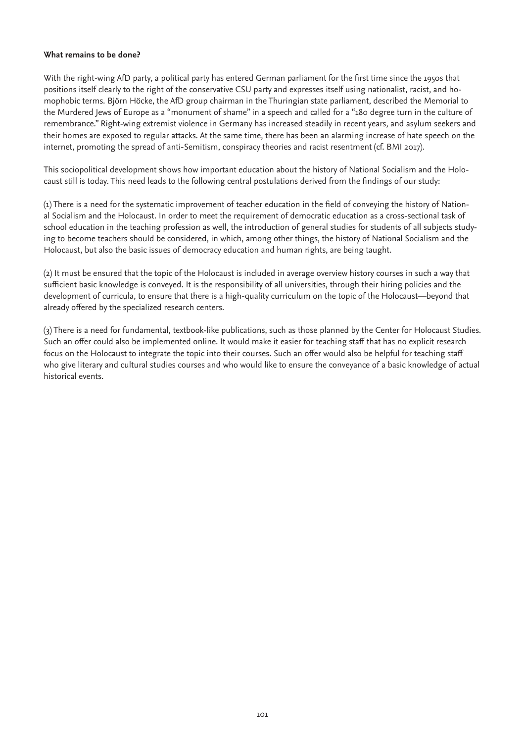**What remains to be done?**

With the right-wing AfD party, a political party has entered German parliament for the first time since the 1950s that positions itself clearly to the right of the conservative CSU party and expresses itself using nationalist, racist, and homophobic terms. Björn Höcke, the AfD group chairman in the Thuringian state parliament, described the Memorial to the Murdered Jews of Europe as a "monument of shame" in a speech and called for a "180 degree turn in the culture of remembrance." Right-wing extremist violence in Germany has increased steadily in recent years, and asylum seekers and their homes are exposed to regular attacks. At the same time, there has been an alarming increase of hate speech on the internet, promoting the spread of anti-Semitism, conspiracy theories and racist resentment (cf. BMI 2017).

This sociopolitical development shows how important education about the history of National Socialism and the Holocaust still is today. This need leads to the following central postulations derived from the findings of our study:

(1) There is a need for the systematic improvement of teacher education in the field of conveying the history of National Socialism and the Holocaust. In order to meet the requirement of democratic education as a cross-sectional task of school education in the teaching profession as well, the introduction of general studies for students of all subjects studying to become teachers should be considered, in which, among other things, the history of National Socialism and the Holocaust, but also the basic issues of democracy education and human rights, are being taught.

(2) It must be ensured that the topic of the Holocaust is included in average overview history courses in such a way that sufficient basic knowledge is conveyed. It is the responsibility of all universities, through their hiring policies and the development of curricula, to ensure that there is a high-quality curriculum on the topic of the Holocaust—beyond that already offered by the specialized research centers.

(3) There is a need for fundamental, textbook-like publications, such as those planned by the Center for Holocaust Studies. Such an offer could also be implemented online. It would make it easier for teaching staff that has no explicit research focus on the Holocaust to integrate the topic into their courses. Such an offer would also be helpful for teaching staff who give literary and cultural studies courses and who would like to ensure the conveyance of a basic knowledge of actual historical events.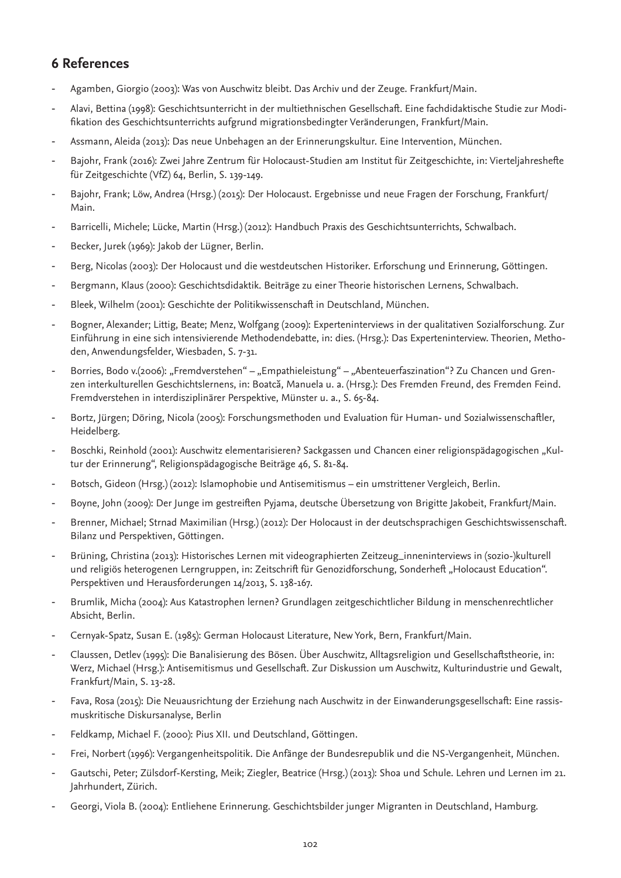## 6 References

- Agamben, Giorgio (2003): Was von Auschwitz bleibt. Das Archiv und der Zeuge. Frankfurt/Main.
- Alavi, Bettina (1998): Geschichtsunterricht in der multiethnischen Gesellschaft. Eine fachdidaktische Studie zur Modifikation des Geschichtsunterrichts aufgrund migrationsbedingter Veränderungen, Frankfurt/Main.
- Assmann, Aleida (2013): Das neue Unbehagen an der Erinnerungskultur. Eine Intervention, München.
- Bajohr, Frank (2016): Zwei Jahre Zentrum für Holocaust-Studien am Institut für Zeitgeschichte, in: Vierteljahreshefte für Zeitgeschichte (VfZ) 64, Berlin, S. 139-149.
- Bajohr, Frank; Löw, Andrea (Hrsg.) (2015): Der Holocaust. Ergebnisse und neue Fragen der Forschung, Frankfurt/Main.
- Barricelli, Michele; Lücke, Martin (Hrsg.) (2012): Handbuch Praxis des Geschichtsunterrichts, Schwalbach.
- Becker, Jurek (1969): Jakob der Lügner, Berlin.
- Berg, Nicolas (2003): Der Holocaust und die westdeutschen Historiker. Erforschung und Erinnerung, Göttingen.
- Bergmann, Klaus (2000): Geschichtsdidaktik. Beiträge zu einer Theorie historischen Lernens, Schwalbach.
- Bleek, Wilhelm (2001): Geschichte der Politikwissenschaft in Deutschland, München.
- Bogner, Alexander; Littig, Beate; Menz, Wolfgang (2009): Experteninterviews in der qualitativen Sozialforschung. Zur Einführung in eine sich intensivierende Methodendebatte, in: dies. (Hrsg.): Das Experteninterview. Theorien, Methoden, Anwendungsfelder, Wiesbaden, S. 7-31.
- Borries, Bodo v.(2006): „Fremdverstehen" – „Empathieleistung" – „Abenteuerfaszination"? Zu Chancen und Grenzen interkulturellen Geschichtslernens, in: Boatcă, Manuela u. a. (Hrsg.): Des Fremden Freund, des Fremden Feind. Fremdverstehen in interdisziplinärer Perspektive, Münster u. a., S. 65-84.
- Bortz, Jürgen; Döring, Nicola (2005): Forschungsmethoden und Evaluation für Human- und Sozialwissenschaftler, Heidelberg.
- Boschki, Reinhold (2001): Auschwitz elementarisieren? Sackgassen und Chancen einer religionspädagogischen „Kultur der Erinnerung", Religionspädagogische Beiträge 46, S. 81-84.
- Botsch, Gideon (Hrsg.) (2012): Islamophobie und Antisemitismus – ein umstrittener Vergleich, Berlin.
- Boyne, John (2009): Der Junge im gestreiften Pyjama, deutsche Übersetzung von Brigitte Jakobeit, Frankfurt/Main.
- Brenner, Michael; Strnad Maximilian (Hrsg.) (2012): Der Holocaust in der deutschsprachigen Geschichtswissenschaft. Bilanz und Perspektiven, Göttingen.
- Brüning, Christina (2013): Historisches Lernen mit videographierten Zeitzeug_inneninterviews in (sozio-)kulturell und religiös heterogenen Lerngruppen, in: Zeitschrift für Genozidforschung, Sonderheft „Holocaust Education". Perspektiven und Herausforderungen 14/2013, S. 138-167.
- Brumlik, Micha (2004): Aus Katastrophen lernen? Grundlagen zeitgeschichtlicher Bildung in menschenrechtlicher Absicht, Berlin.
- Cernyak-Spatz, Susan E. (1985): German Holocaust Literature, New York, Bern, Frankfurt/Main.
- Claussen, Detlev (1995): Die Banalisierung des Bösen. Über Auschwitz, Alltagsreligion und Gesellschaftstheorie, in: Werz, Michael (Hrsg.): Antisemitismus und Gesellschaft. Zur Diskussion um Auschwitz, Kulturindustrie und Gewalt, Frankfurt/Main, S. 13-28.
- Fava, Rosa (2015): Die Neuausrichtung der Erziehung nach Auschwitz in der Einwanderungsgesellschaft: Eine rassismuskritische Diskursanalyse, Berlin
- Feldkamp, Michael F. (2000): Pius XII. und Deutschland, Göttingen.
- Frei, Norbert (1996): Vergangenheitspolitik. Die Anfänge der Bundesrepublik und die NS-Vergangenheit, München.
- Gautschi, Peter; Zülsdorf-Kersting, Meik; Ziegler, Beatrice (Hrsg.) (2013): Shoa und Schule. Lehren und Lernen im 21. Jahrhundert, Zürich.
- Georgi, Viola B. (2004): Entliehene Erinnerung. Geschichtsbilder junger Migranten in Deutschland, Hamburg.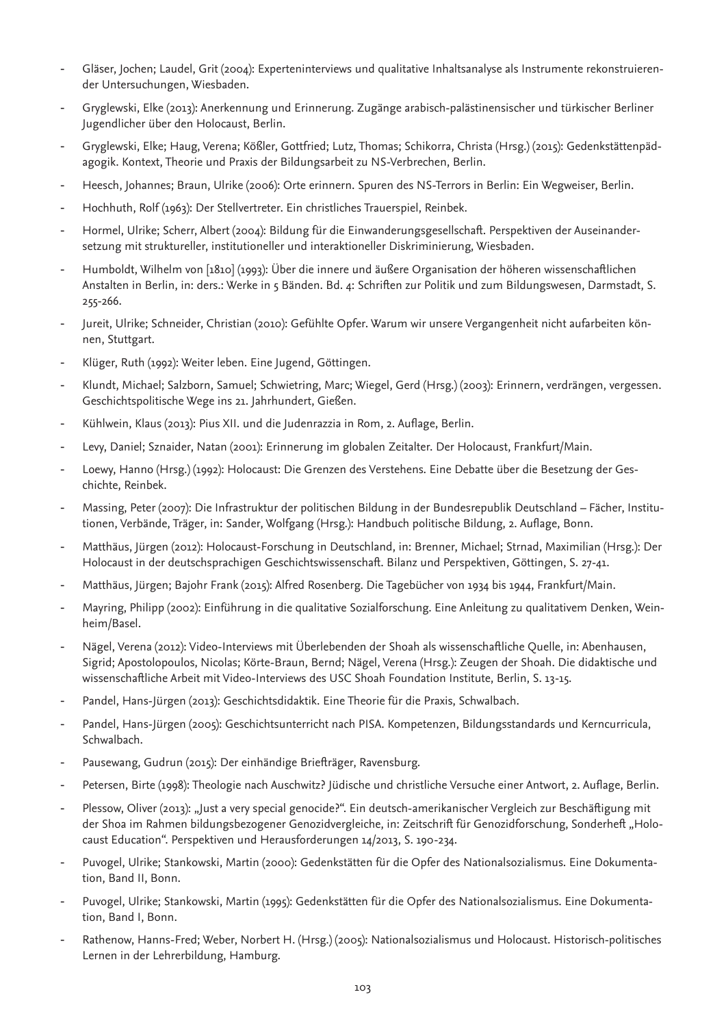- Gläser, Jochen; Laudel, Grit (2004): Experteninterviews und qualitative Inhaltsanalyse als Instrumente rekonstruierender Untersuchungen, Wiesbaden.
- Gryglewski, Elke (2013): Anerkennung und Erinnerung. Zugänge arabisch-palästinensischer und türkischer Berliner Jugendlicher über den Holocaust, Berlin.
- Gryglewski, Elke; Haug, Verena; Kößler, Gottfried; Lutz, Thomas; Schikorra, Christa (Hrsg.) (2015): Gedenkstättenpädagogik. Kontext, Theorie und Praxis der Bildungsarbeit zu NS-Verbrechen, Berlin.
- Heesch, Johannes; Braun, Ulrike (2006): Orte erinnern. Spuren des NS-Terrors in Berlin: Ein Wegweiser, Berlin.
- Hochhuth, Rolf (1963): Der Stellvertreter. Ein christliches Trauerspiel, Reinbek.
- Hormel, Ulrike; Scherr, Albert (2004): Bildung für die Einwanderungsgesellschaft. Perspektiven der Auseinandersetzung mit struktureller, institutioneller und interaktioneller Diskriminierung, Wiesbaden.
- Humboldt, Wilhelm von [1810] (1993): Über die innere und äußere Organisation der höheren wissenschaftlichen Anstalten in Berlin, in: ders.: Werke in 5 Bänden. Bd. 4: Schriften zur Politik und zum Bildungswesen, Darmstadt, S. 255-266.
- Jureit, Ulrike; Schneider, Christian (2010): Gefühlte Opfer. Warum wir unsere Vergangenheit nicht aufarbeiten können, Stuttgart.
- Klüger, Ruth (1992): Weiter leben. Eine Jugend, Göttingen.
- Klundt, Michael; Salzborn, Samuel; Schwietring, Marc; Wiegel, Gerd (Hrsg.) (2003): Erinnern, verdrängen, vergessen. Geschichtspolitische Wege ins 21. Jahrhundert, Gießen.
- Kühlwein, Klaus (2013): Pius XII. und die Judenrazzia in Rom, 2. Auflage, Berlin.
- Levy, Daniel; Sznaider, Natan (2001): Erinnerung im globalen Zeitalter. Der Holocaust, Frankfurt/Main.
- Loewy, Hanno (Hrsg.) (1992): Holocaust: Die Grenzen des Verstehens. Eine Debatte über die Besetzung der Geschichte, Reinbek.
- Massing, Peter (2007): Die Infrastruktur der politischen Bildung in der Bundesrepublik Deutschland – Fächer, Institutionen, Verbände, Träger, in: Sander, Wolfgang (Hrsg.): Handbuch politische Bildung, 2. Auflage, Bonn.
- Matthäus, Jürgen (2012): Holocaust-Forschung in Deutschland, in: Brenner, Michael; Strnad, Maximilian (Hrsg.): Der Holocaust in der deutschsprachigen Geschichtswissenschaft. Bilanz und Perspektiven, Göttingen, S. 27-41.
- Matthäus, Jürgen; Bajohr Frank (2015): Alfred Rosenberg. Die Tagebücher von 1934 bis 1944, Frankfurt/Main.
- Mayring, Philipp (2002): Einführung in die qualitative Sozialforschung. Eine Anleitung zu qualitativem Denken, Weinheim/Basel.
- Nägel, Verena (2012): Video-Interviews mit Überlebenden der Shoah als wissenschaftliche Quelle, in: Abenhausen, Sigrid; Apostolopoulos, Nicolas; Körte-Braun, Bernd; Nägel, Verena (Hrsg.): Zeugen der Shoah. Die didaktische und wissenschaftliche Arbeit mit Video-Interviews des USC Shoah Foundation Institute, Berlin, S. 13-15.
- Pandel, Hans-Jürgen (2013): Geschichtsdidaktik. Eine Theorie für die Praxis, Schwalbach.
- Pandel, Hans-Jürgen (2005): Geschichtsunterricht nach PISA. Kompetenzen, Bildungsstandards und Kerncurricula, Schwalbach.
- Pausewang, Gudrun (2015): Der einhändige Briefträger, Ravensburg.
- Petersen, Birte (1998): Theologie nach Auschwitz? Jüdische und christliche Versuche einer Antwort, 2. Auflage, Berlin.
- Plessow, Oliver (2013): „Just a very special genocide?". Ein deutsch-amerikanischer Vergleich zur Beschäftigung mit der Shoa im Rahmen bildungsbezogener Genozidvergleiche, in: Zeitschrift für Genozidforschung, Sonderheft „Holocaust Education". Perspektiven und Herausforderungen 14/2013, S. 190-234.
- Puvogel, Ulrike; Stankowski, Martin (2000): Gedenkstätten für die Opfer des Nationalsozialismus. Eine Dokumentation, Band II, Bonn.
- Puvogel, Ulrike; Stankowski, Martin (1995): Gedenkstätten für die Opfer des Nationalsozialismus. Eine Dokumentation, Band I, Bonn.
- Rathenow, Hanns-Fred; Weber, Norbert H. (Hrsg.) (2005): Nationalsozialismus und Holocaust. Historisch-politisches Lernen in der Lehrerbildung, Hamburg.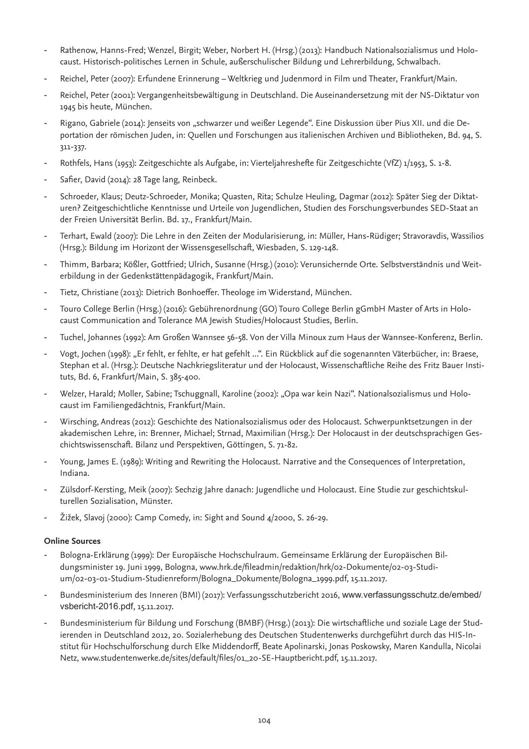- Rathenow, Hanns-Fred; Wenzel, Birgit; Weber, Norbert H. (Hrsg.) (2013): Handbuch Nationalsozialismus und Holocaust. Historisch-politisches Lernen in Schule, außerschulischer Bildung und Lehrerbildung, Schwalbach.
- Reichel, Peter (2007): Erfundene Erinnerung – Weltkrieg und Judenmord in Film und Theater, Frankfurt/Main.
- Reichel, Peter (2001): Vergangenheitsbewältigung in Deutschland. Die Auseinandersetzung mit der NS-Diktatur von 1945 bis heute, München.
- Rigano, Gabriele (2014): Jenseits von „schwarzer und weißer Legende". Eine Diskussion über Pius XII. und die Deportation der römischen Juden, in: Quellen und Forschungen aus italienischen Archiven und Bibliotheken, Bd. 94, S. 311-337.
- Rothfels, Hans (1953): Zeitgeschichte als Aufgabe, in: Vierteljahreshefte für Zeitgeschichte (VfZ) 1/1953, S. 1-8.
- Safier, David (2014): 28 Tage lang, Reinbeck.
- Schroeder, Klaus; Deutz-Schroeder, Monika; Quasten, Rita; Schulze Heuling, Dagmar (2012): Später Sieg der Diktaturen? Zeitgeschichtliche Kenntnisse und Urteile von Jugendlichen, Studien des Forschungsverbundes SED-Staat an der Freien Universität Berlin. Bd. 17., Frankfurt/Main.
- Terhart, Ewald (2007): Die Lehre in den Zeiten der Modularisierung, in: Müller, Hans-Rüdiger; Stravoravdis, Wassilios (Hrsg.): Bildung im Horizont der Wissensgesellschaft, Wiesbaden, S. 129-148.
- Thimm, Barbara; Kößler, Gottfried; Ulrich, Susanne (Hrsg.) (2010): Verunsichernde Orte. Selbstverständnis und Weiterbildung in der Gedenkstättenpädagogik, Frankfurt/Main.
- Tietz, Christiane (2013): Dietrich Bonhoeffer. Theologe im Widerstand, München.
- Touro College Berlin (Hrsg.) (2016): Gebührenordnung (GO) Touro College Berlin gGmbH Master of Arts in Holocaust Communication and Tolerance MA Jewish Studies/Holocaust Studies, Berlin.
- Tuchel, Johannes (1992): Am Großen Wannsee 56-58. Von der Villa Minoux zum Haus der Wannsee-Konferenz, Berlin.
- Vogt, Jochen (1998): „Er fehlt, er fehlte, er hat gefehlt ...". Ein Rückblick auf die sogenannten Väterbücher, in: Braese, Stephan et al. (Hrsg.): Deutsche Nachkriegsliteratur und der Holocaust, Wissenschaftliche Reihe des Fritz Bauer Instituts, Bd. 6, Frankfurt/Main, S. 385-400.
- Welzer, Harald; Moller, Sabine; Tschuggnall, Karoline (2002): „Opa war kein Nazi". Nationalsozialismus und Holocaust im Familiengedächtnis, Frankfurt/Main.
- Wirsching, Andreas (2012): Geschichte des Nationalsozialismus oder des Holocaust. Schwerpunktsetzungen in der akademischen Lehre, in: Brenner, Michael; Strnad, Maximilian (Hrsg.): Der Holocaust in der deutschsprachigen Geschichtswissenschaft. Bilanz und Perspektiven, Göttingen, S. 71-82.
- Young, James E. (1989): Writing and Rewriting the Holocaust. Narrative and the Consequences of Interpretation, Indiana.
- Zülsdorf-Kersting, Meik (2007): Sechzig Jahre danach: Jugendliche und Holocaust. Eine Studie zur geschichtskulturellen Sozialisation, Münster.
- Žižek, Slavoj (2000): Camp Comedy, in: Sight and Sound 4/2000, S. 26-29.

**Online Sources**

- Bologna-Erklärung (1999): Der Europäische Hochschulraum. Gemeinsame Erklärung der Europäischen Bildungsminister 19. Juni 1999, Bologna, www.hrk.de/fileadmin/redaktion/hrk/02-Dokumente/02-03-Studium/02-03-01-Studium-Studienreform/Bologna_Dokumente/Bologna_1999.pdf, 15.11.2017.
- Bundesministerium des Inneren (BMI) (2017): Verfassungsschutzbericht 2016, www.verfassungsschutz.de/embed/vsbericht-2016.pdf, 15.11.2017.
- Bundesministerium für Bildung und Forschung (BMBF) (Hrsg.) (2013): Die wirtschaftliche und soziale Lage der Studierenden in Deutschland 2012, 20. Sozialerhebung des Deutschen Studentenwerks durchgeführt durch das HIS-Institut für Hochschulforschung durch Elke Middendorff, Beate Apolinarski, Jonas Poskowsky, Maren Kandulla, Nicolai Netz, www.studentenwerke.de/sites/default/files/01_20-SE-Hauptbericht.pdf, 15.11.2017.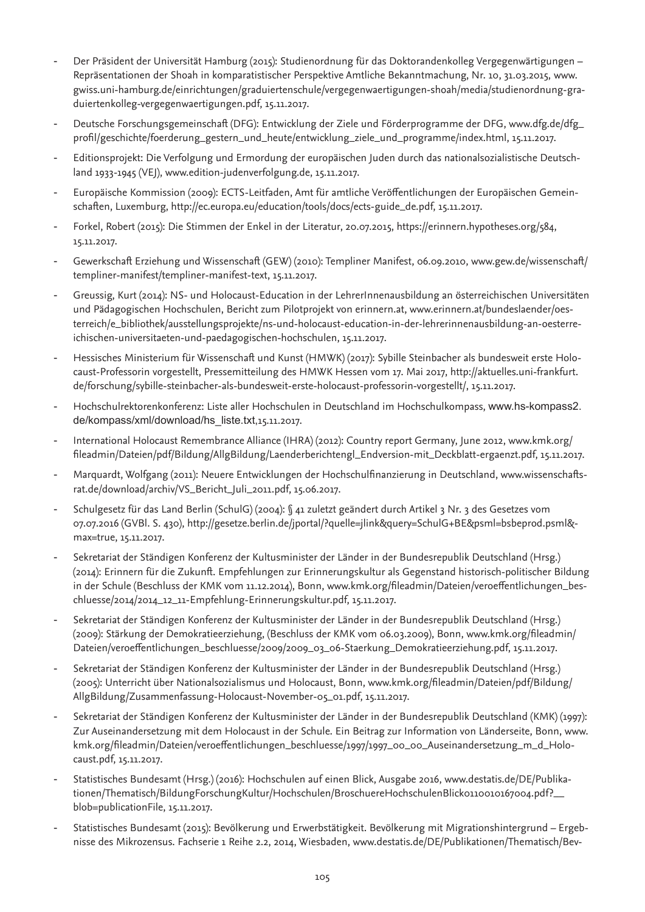- Der Präsident der Universität Hamburg (2015): Studienordnung für das Doktorandenkolleg Vergegenwärtigungen – Repräsentationen der Shoah in komparatistischer Perspektive Amtliche Bekanntmachung, Nr. 10, 31.03.2015, www.gwiss.uni-hamburg.de/einrichtungen/graduiertenschule/vergegenwaertigungen-shoah/media/studienordnung-graduiertenkolleg-vergegenwaertigungen.pdf, 15.11.2017.
- Deutsche Forschungsgemeinschaft (DFG): Entwicklung der Ziele und Förderprogramme der DFG, www.dfg.de/dfg_profil/geschichte/foerderung_gestern_und_heute/entwicklung_ziele_und_programme/index.html, 15.11.2017.
- Editionsprojekt: Die Verfolgung und Ermordung der europäischen Juden durch das nationalsozialistische Deutschland 1933-1945 (VEJ), www.edition-judenverfolgung.de, 15.11.2017.
- Europäische Kommission (2009): ECTS-Leitfaden, Amt für amtliche Veröffentlichungen der Europäischen Gemeinschaften, Luxemburg, http://ec.europa.eu/education/tools/docs/ects-guide_de.pdf, 15.11.2017.
- Forkel, Robert (2015): Die Stimmen der Enkel in der Literatur, 20.07.2015, https://erinnern.hypotheses.org/584, 15.11.2017.
- Gewerkschaft Erziehung und Wissenschaft (GEW) (2010): Templiner Manifest, 06.09.2010, www.gew.de/wissenschaft/templiner-manifest/templiner-manifest-text, 15.11.2017.
- Greussig, Kurt (2014): NS- und Holocaust-Education in der LehrerInnenausbildung an österreichischen Universitäten und Pädagogischen Hochschulen, Bericht zum Pilotprojekt von erinnern.at, www.erinnern.at/bundeslaender/oesterreich/e_bibliothek/ausstellungsprojekte/ns-und-holocaust-education-in-der-lehrerinnenausbildung-an-oesterreichischen-universitaeten-und-paedagogischen-hochschulen, 15.11.2017.
- Hessisches Ministerium für Wissenschaft und Kunst (HMWK) (2017): Sybille Steinbacher als bundesweit erste Holocaust-Professorin vorgestellt, Pressemitteilung des HMWK Hessen vom 17. Mai 2017, http://aktuelles.uni-frankfurt.de/forschung/sybille-steinbacher-als-bundesweit-erste-holocaust-professorin-vorgestellt/, 15.11.2017.
- Hochschulrektorenkonferenz: Liste aller Hochschulen in Deutschland im Hochschulkompass, www.hs-kompass2.de/kompass/xml/download/hs_liste.txt,15.11.2017.
- International Holocaust Remembrance Alliance (IHRA) (2012): Country report Germany, June 2012, www.kmk.org/fileadmin/Dateien/pdf/Bildung/AllgBildung/Laenderberichtengl_Endversion-mit_Deckblatt-ergaenzt.pdf, 15.11.2017.
- Marquardt, Wolfgang (2011): Neuere Entwicklungen der Hochschulfinanzierung in Deutschland, www.wissenschaftsrat.de/download/archiv/VS_Bericht_Juli_2011.pdf, 15.06.2017.
- Schulgesetz für das Land Berlin (SchulG) (2004): § 41 zuletzt geändert durch Artikel 3 Nr. 3 des Gesetzes vom 07.07.2016 (GVBl. S. 430), http://gesetze.berlin.de/jportal/?quelle=jlink&query=SchulG+BE&psml=bsbeprod.psml&max=true, 15.11.2017.
- Sekretariat der Ständigen Konferenz der Kultusminister der Länder in der Bundesrepublik Deutschland (Hrsg.) (2014): Erinnern für die Zukunft. Empfehlungen zur Erinnerungskultur als Gegenstand historisch-politischer Bildung in der Schule (Beschluss der KMK vom 11.12.2014), Bonn, www.kmk.org/fileadmin/Dateien/veroeffentlichungen_beschluesse/2014/2014_12_11-Empfehlung-Erinnerungskultur.pdf, 15.11.2017.
- Sekretariat der Ständigen Konferenz der Kultusminister der Länder in der Bundesrepublik Deutschland (Hrsg.) (2009): Stärkung der Demokratieerziehung, (Beschluss der KMK vom 06.03.2009), Bonn, www.kmk.org/fileadmin/Dateien/veroeffentlichungen_beschluesse/2009/2009_03_06-Staerkung_Demokratieerziehung.pdf, 15.11.2017.
- Sekretariat der Ständigen Konferenz der Kultusminister der Länder in der Bundesrepublik Deutschland (Hrsg.) (2005): Unterricht über Nationalsozialismus und Holocaust, Bonn, www.kmk.org/fileadmin/Dateien/pdf/Bildung/AllgBildung/Zusammenfassung-Holocaust-November-05_01.pdf, 15.11.2017.
- Sekretariat der Ständigen Konferenz der Kultusminister der Länder in der Bundesrepublik Deutschland (KMK) (1997): Zur Auseinandersetzung mit dem Holocaust in der Schule. Ein Beitrag zur Information von Länderseite, Bonn, www.kmk.org/fileadmin/Dateien/veroeffentlichungen_beschluesse/1997/1997_00_00_Auseinandersetzung_m_d_Holocaust.pdf, 15.11.2017.
- Statistisches Bundesamt (Hrsg.) (2016): Hochschulen auf einen Blick, Ausgabe 2016, www.destatis.de/DE/Publikationen/Thematisch/BildungForschungKultur/Hochschulen/BroschuereHochschulenBlick0110010167004.pdf?__blob=publicationFile, 15.11.2017.
- Statistisches Bundesamt (2015): Bevölkerung und Erwerbstätigkeit. Bevölkerung mit Migrationshintergrund – Ergebnisse des Mikrozensus. Fachserie 1 Reihe 2.2, 2014, Wiesbaden, www.destatis.de/DE/Publikationen/Thematisch/Bev-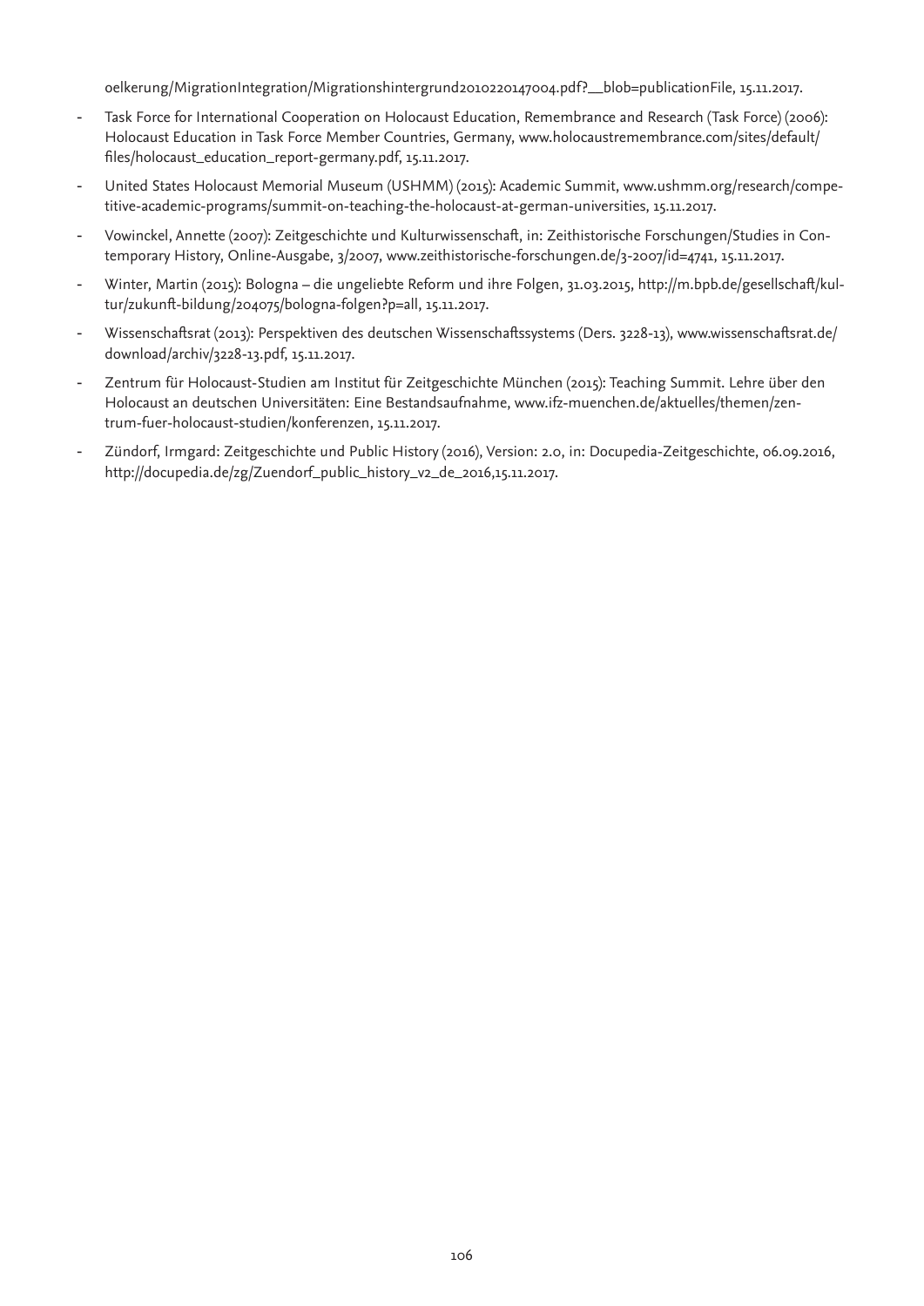oelkerung/MigrationIntegration/Migrationshintergrund2010220147004.pdf?__blob=publicationFile, 15.11.2017.

- Task Force for International Cooperation on Holocaust Education, Remembrance and Research (Task Force) (2006): Holocaust Education in Task Force Member Countries, Germany, www.holocaustremembrance.com/sites/default/files/holocaust_education_report-germany.pdf, 15.11.2017.
- United States Holocaust Memorial Museum (USHMM) (2015): Academic Summit, www.ushmm.org/research/competitive-academic-programs/summit-on-teaching-the-holocaust-at-german-universities, 15.11.2017.
- Vowinckel, Annette (2007): Zeitgeschichte und Kulturwissenschaft, in: Zeithistorische Forschungen/Studies in Contemporary History, Online-Ausgabe, 3/2007, www.zeithistorische-forschungen.de/3-2007/id=4741, 15.11.2017.
- Winter, Martin (2015): Bologna – die ungeliebte Reform und ihre Folgen, 31.03.2015, http://m.bpb.de/gesellschaft/kultur/zukunft-bildung/204075/bologna-folgen?p=all, 15.11.2017.
- Wissenschaftsrat (2013): Perspektiven des deutschen Wissenschaftssystems (Ders. 3228-13), www.wissenschaftsrat.de/download/archiv/3228-13.pdf, 15.11.2017.
- Zentrum für Holocaust-Studien am Institut für Zeitgeschichte München (2015): Teaching Summit. Lehre über den Holocaust an deutschen Universitäten: Eine Bestandsaufnahme, www.ifz-muenchen.de/aktuelles/themen/zentrum-fuer-holocaust-studien/konferenzen, 15.11.2017.
- Zündorf, Irmgard: Zeitgeschichte und Public History (2016), Version: 2.0, in: Docupedia-Zeitgeschichte, 06.09.2016, http://docupedia.de/zg/Zuendorf_public_history_v2_de_2016,15.11.2017.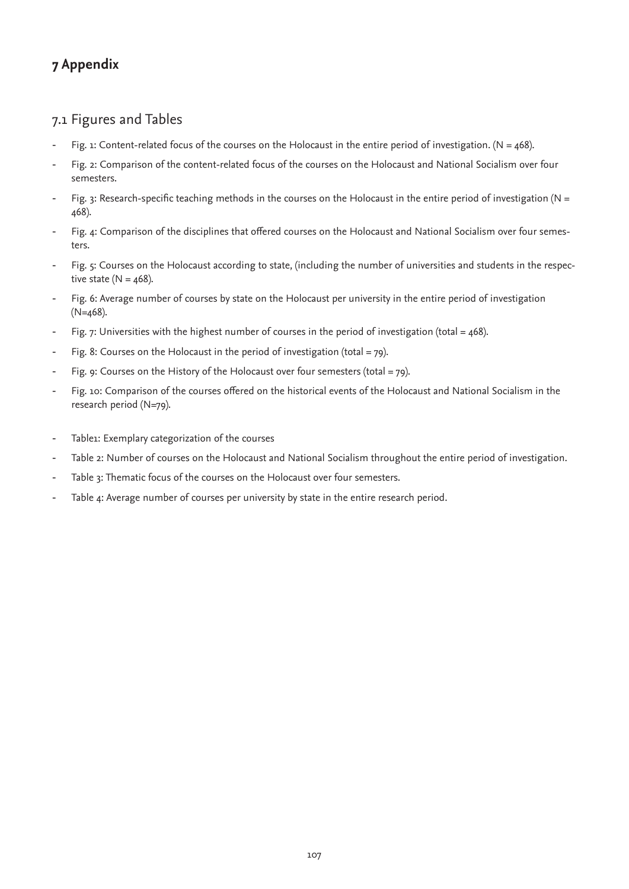# 7 Appendix

## 7.1 Figures and Tables

- Fig. 1: Content-related focus of the courses on the Holocaust in the entire period of investigation. (N = 468).
- Fig. 2: Comparison of the content-related focus of the courses on the Holocaust and National Socialism over four semesters.
- Fig. 3: Research-specific teaching methods in the courses on the Holocaust in the entire period of investigation (N = 468).
- Fig. 4: Comparison of the disciplines that offered courses on the Holocaust and National Socialism over four semesters.
- Fig. 5: Courses on the Holocaust according to state, (including the number of universities and students in the respective state (N = 468).
- Fig. 6: Average number of courses by state on the Holocaust per university in the entire period of investigation (N=468).
- Fig. 7: Universities with the highest number of courses in the period of investigation (total = 468).
- Fig. 8: Courses on the Holocaust in the period of investigation (total = 79).
- Fig. 9: Courses on the History of the Holocaust over four semesters (total = 79).
- Fig. 10: Comparison of the courses offered on the historical events of the Holocaust and National Socialism in the research period (N=79).
- Table1: Exemplary categorization of the courses
- Table 2: Number of courses on the Holocaust and National Socialism throughout the entire period of investigation.
- Table 3: Thematic focus of the courses on the Holocaust over four semesters.
- Table 4: Average number of courses per university by state in the entire research period.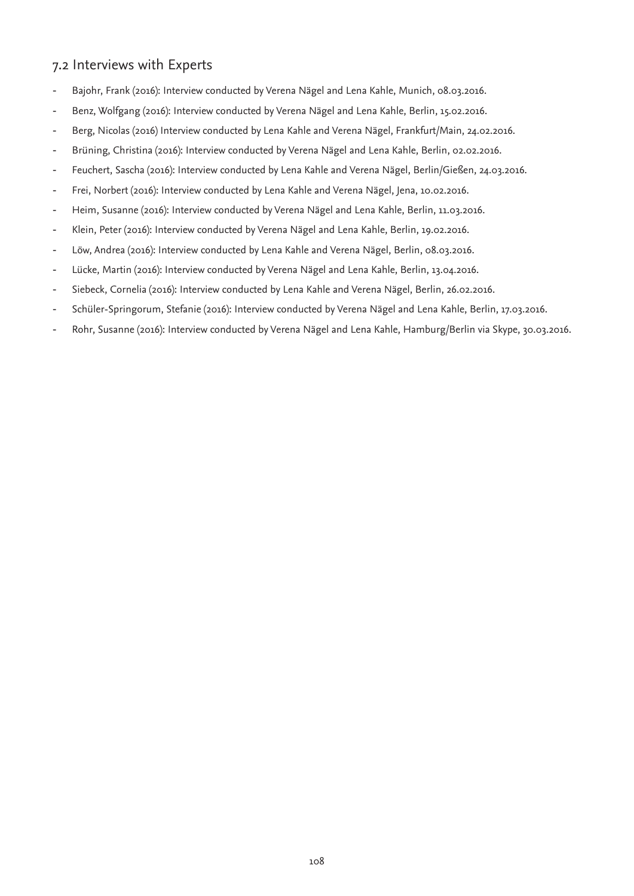## 7.2 Interviews with Experts

- Bajohr, Frank (2016): Interview conducted by Verena Nägel and Lena Kahle, Munich, 08.03.2016.
- Benz, Wolfgang (2016): Interview conducted by Verena Nägel and Lena Kahle, Berlin, 15.02.2016.
- Berg, Nicolas (2016) Interview conducted by Lena Kahle and Verena Nägel, Frankfurt/Main, 24.02.2016.
- Brüning, Christina (2016): Interview conducted by Verena Nägel and Lena Kahle, Berlin, 02.02.2016.
- Feuchert, Sascha (2016): Interview conducted by Lena Kahle and Verena Nägel, Berlin/Gießen, 24.03.2016.
- Frei, Norbert (2016): Interview conducted by Lena Kahle and Verena Nägel, Jena, 10.02.2016.
- Heim, Susanne (2016): Interview conducted by Verena Nägel and Lena Kahle, Berlin, 11.03.2016.
- Klein, Peter (2016): Interview conducted by Verena Nägel and Lena Kahle, Berlin, 19.02.2016.
- Löw, Andrea (2016): Interview conducted by Lena Kahle and Verena Nägel, Berlin, 08.03.2016.
- Lücke, Martin (2016): Interview conducted by Verena Nägel and Lena Kahle, Berlin, 13.04.2016.
- Siebeck, Cornelia (2016): Interview conducted by Lena Kahle and Verena Nägel, Berlin, 26.02.2016.
- Schüler-Springorum, Stefanie (2016): Interview conducted by Verena Nägel and Lena Kahle, Berlin, 17.03.2016.
- Rohr, Susanne (2016): Interview conducted by Verena Nägel and Lena Kahle, Hamburg/Berlin via Skype, 30.03.2016.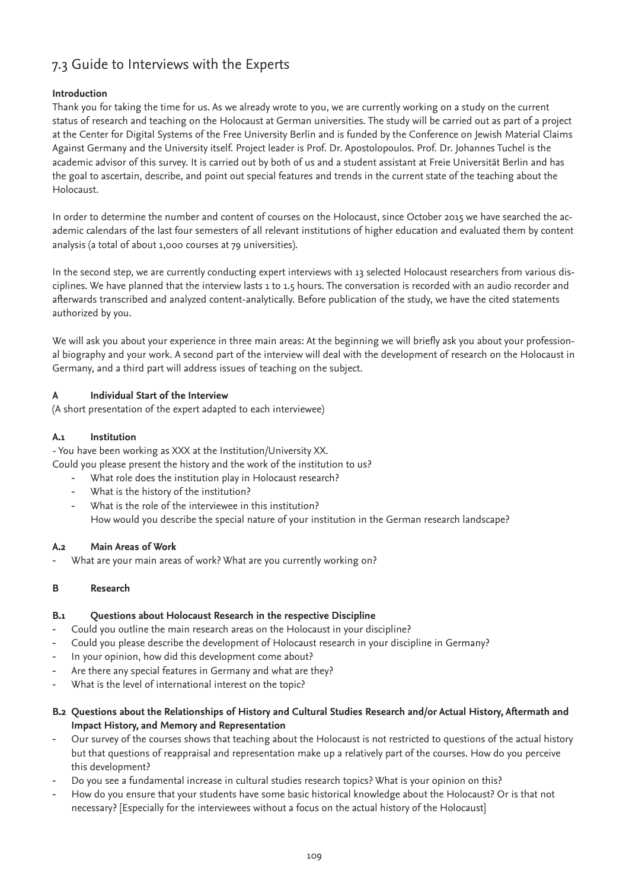## 7.3 Guide to Interviews with the Experts

**Introduction**

Thank you for taking the time for us. As we already wrote to you, we are currently working on a study on the current status of research and teaching on the Holocaust at German universities. The study will be carried out as part of a project at the Center for Digital Systems of the Free University Berlin and is funded by the Conference on Jewish Material Claims Against Germany and the University itself. Project leader is Prof. Dr. Apostolopoulos. Prof. Dr. Johannes Tuchel is the academic advisor of this survey. It is carried out by both of us and a student assistant at Freie Universität Berlin and has the goal to ascertain, describe, and point out special features and trends in the current state of the teaching about the Holocaust.

In order to determine the number and content of courses on the Holocaust, since October 2015 we have searched the academic calendars of the last four semesters of all relevant institutions of higher education and evaluated them by content analysis (a total of about 1,000 courses at 79 universities).

In the second step, we are currently conducting expert interviews with 13 selected Holocaust researchers from various disciplines. We have planned that the interview lasts 1 to 1.5 hours. The conversation is recorded with an audio recorder and afterwards transcribed and analyzed content-analytically. Before publication of the study, we have the cited statements authorized by you.

We will ask you about your experience in three main areas: At the beginning we will briefly ask you about your professional biography and your work. A second part of the interview will deal with the development of research on the Holocaust in Germany, and a third part will address issues of teaching on the subject.

### A Individual Start of the Interview

(A short presentation of the expert adapted to each interviewee)

#### A.1 Institution

- You have been working as XXX at the Institution/University XX.

Could you please present the history and the work of the institution to us?

- What role does the institution play in Holocaust research?
- What is the history of the institution?
- What is the role of the interviewee in this institution?
  How would you describe the special nature of your institution in the German research landscape?

#### A.2 Main Areas of Work

- What are your main areas of work? What are you currently working on?

### B Research

#### B.1 Questions about Holocaust Research in the respective Discipline

- Could you outline the main research areas on the Holocaust in your discipline?
- Could you please describe the development of Holocaust research in your discipline in Germany?
- In your opinion, how did this development come about?
- Are there any special features in Germany and what are they?
- What is the level of international interest on the topic?

#### B.2 Questions about the Relationships of History and Cultural Studies Research and/or Actual History, Aftermath and Impact History, and Memory and Representation

- Our survey of the courses shows that teaching about the Holocaust is not restricted to questions of the actual history but that questions of reappraisal and representation make up a relatively part of the courses. How do you perceive this development?
- Do you see a fundamental increase in cultural studies research topics? What is your opinion on this?
- How do you ensure that your students have some basic historical knowledge about the Holocaust? Or is that not necessary? [Especially for the interviewees without a focus on the actual history of the Holocaust]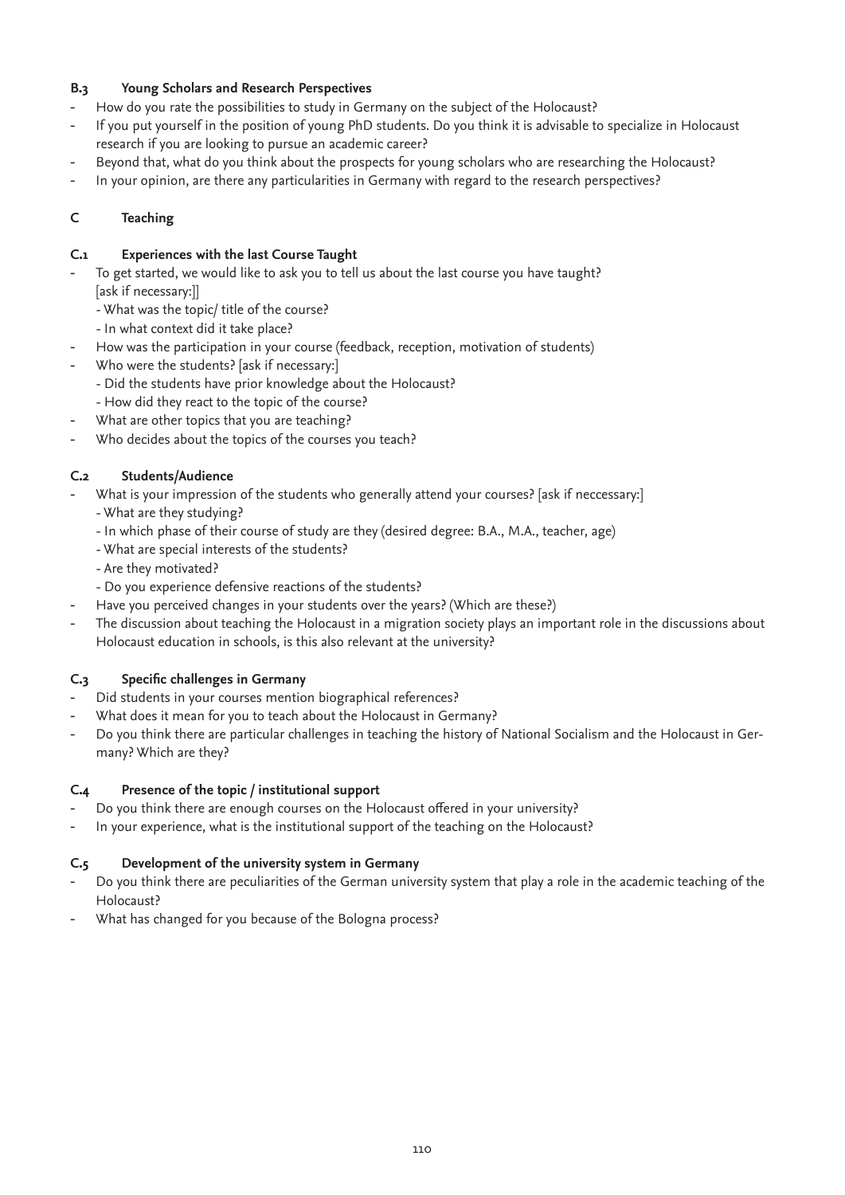### B.3 Young Scholars and Research Perspectives

- How do you rate the possibilities to study in Germany on the subject of the Holocaust?
- If you put yourself in the position of young PhD students. Do you think it is advisable to specialize in Holocaust research if you are looking to pursue an academic career?
- Beyond that, what do you think about the prospects for young scholars who are researching the Holocaust?
- In your opinion, are there any particularities in Germany with regard to the research perspectives?

## C Teaching

### C.1 Experiences with the last Course Taught

- To get started, we would like to ask you to tell us about the last course you have taught?
  [ask if necessary:]]
  - What was the topic/ title of the course?
  - In what context did it take place?
- How was the participation in your course (feedback, reception, motivation of students)
- Who were the students? [ask if necessary:]
  - Did the students have prior knowledge about the Holocaust?
  - How did they react to the topic of the course?
- What are other topics that you are teaching?
- Who decides about the topics of the courses you teach?

### C.2 Students/Audience

- What is your impression of the students who generally attend your courses? [ask if neccessary:]
  - What are they studying?
  - In which phase of their course of study are they (desired degree: B.A., M.A., teacher, age)
  - What are special interests of the students?
  - Are they motivated?
  - Do you experience defensive reactions of the students?
- Have you perceived changes in your students over the years? (Which are these?)
- The discussion about teaching the Holocaust in a migration society plays an important role in the discussions about Holocaust education in schools, is this also relevant at the university?

### C.3 Specific challenges in Germany

- Did students in your courses mention biographical references?
- What does it mean for you to teach about the Holocaust in Germany?
- Do you think there are particular challenges in teaching the history of National Socialism and the Holocaust in Germany? Which are they?

### C.4 Presence of the topic / institutional support

- Do you think there are enough courses on the Holocaust offered in your university?
- In your experience, what is the institutional support of the teaching on the Holocaust?

### C.5 Development of the university system in Germany

- Do you think there are peculiarities of the German university system that play a role in the academic teaching of the Holocaust?
- What has changed for you because of the Bologna process?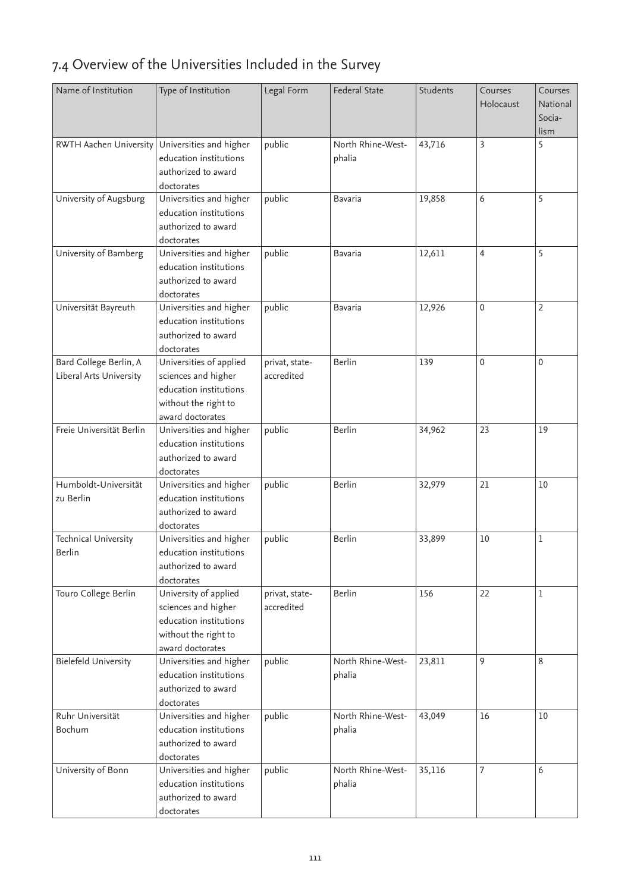## 7.4 Overview of the Universities Included in the Survey

| Name of Institution | Type of Institution | Legal Form | Federal State | Students | Courses Holocaust | Courses National Socia-lism |
|---|---|---|---|---|---|---|
| RWTH Aachen University | Universities and higher education institutions authorized to award doctorates | public | North Rhine-West-phalia | 43,716 | 3 | 5 |
| University of Augsburg | Universities and higher education institutions authorized to award doctorates | public | Bavaria | 19,858 | 6 | 5 |
| University of Bamberg | Universities and higher education institutions authorized to award doctorates | public | Bavaria | 12,611 | 4 | 5 |
| Universität Bayreuth | Universities and higher education institutions authorized to award doctorates | public | Bavaria | 12,926 | 0 | 2 |
| Bard College Berlin, A Liberal Arts University | Universities of applied sciences and higher education institutions without the right to award doctorates | privat, state-accredited | Berlin | 139 | 0 | 0 |
| Freie Universität Berlin | Universities and higher education institutions authorized to award doctorates | public | Berlin | 34,962 | 23 | 19 |
| Humboldt-Universität zu Berlin | Universities and higher education institutions authorized to award doctorates | public | Berlin | 32,979 | 21 | 10 |
| Technical University Berlin | Universities and higher education institutions authorized to award doctorates | public | Berlin | 33,899 | 10 | 1 |
| Touro College Berlin | University of applied sciences and higher education institutions without the right to award doctorates | privat, state-accredited | Berlin | 156 | 22 | 1 |
| Bielefeld University | Universities and higher education institutions authorized to award doctorates | public | North Rhine-West-phalia | 23,811 | 9 | 8 |
| Ruhr Universität Bochum | Universities and higher education institutions authorized to award doctorates | public | North Rhine-West-phalia | 43,049 | 16 | 10 |
| University of Bonn | Universities and higher education institutions authorized to award doctorates | public | North Rhine-West-phalia | 35,116 | 7 | 6 |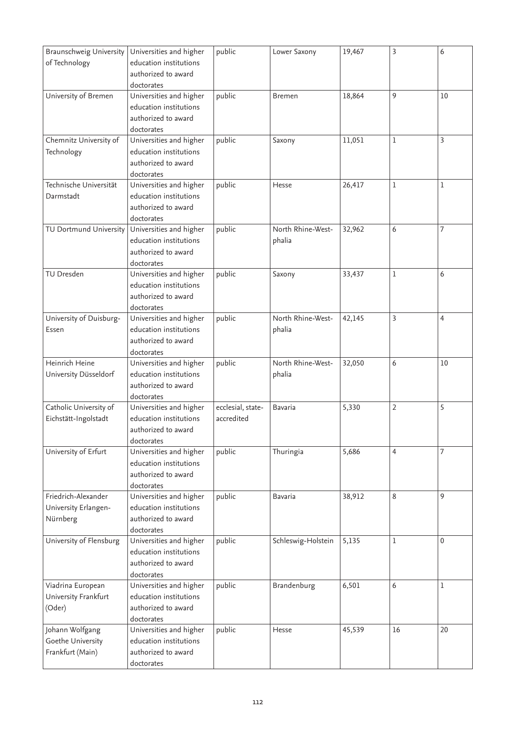| | | | | | | |
|---|---|---|---|---|---|---|
| Braunschweig University of Technology | Universities and higher education institutions authorized to award doctorates | public | Lower Saxony | 19,467 | 3 | 6 |
| University of Bremen | Universities and higher education institutions authorized to award doctorates | public | Bremen | 18,864 | 9 | 10 |
| Chemnitz University of Technology | Universities and higher education institutions authorized to award doctorates | public | Saxony | 11,051 | 1 | 3 |
| Technische Universität Darmstadt | Universities and higher education institutions authorized to award doctorates | public | Hesse | 26,417 | 1 | 1 |
| TU Dortmund University | Universities and higher education institutions authorized to award doctorates | public | North Rhine-Westphalia | 32,962 | 6 | 7 |
| TU Dresden | Universities and higher education institutions authorized to award doctorates | public | Saxony | 33,437 | 1 | 6 |
| University of Duisburg-Essen | Universities and higher education institutions authorized to award doctorates | public | North Rhine-Westphalia | 42,145 | 3 | 4 |
| Heinrich Heine University Düsseldorf | Universities and higher education institutions authorized to award doctorates | public | North Rhine-Westphalia | 32,050 | 6 | 10 |
| Catholic University of Eichstätt-Ingolstadt | Universities and higher education institutions authorized to award doctorates | ecclesial, state-accredited | Bavaria | 5,330 | 2 | 5 |
| University of Erfurt | Universities and higher education institutions authorized to award doctorates | public | Thuringia | 5,686 | 4 | 7 |
| Friedrich-Alexander University Erlangen-Nürnberg | Universities and higher education institutions authorized to award doctorates | public | Bavaria | 38,912 | 8 | 9 |
| University of Flensburg | Universities and higher education institutions authorized to award doctorates | public | Schleswig-Holstein | 5,135 | 1 | 0 |
| Viadrina European University Frankfurt (Oder) | Universities and higher education institutions authorized to award doctorates | public | Brandenburg | 6,501 | 6 | 1 |
| Johann Wolfgang Goethe University Frankfurt (Main) | Universities and higher education institutions authorized to award doctorates | public | Hesse | 45,539 | 16 | 20 |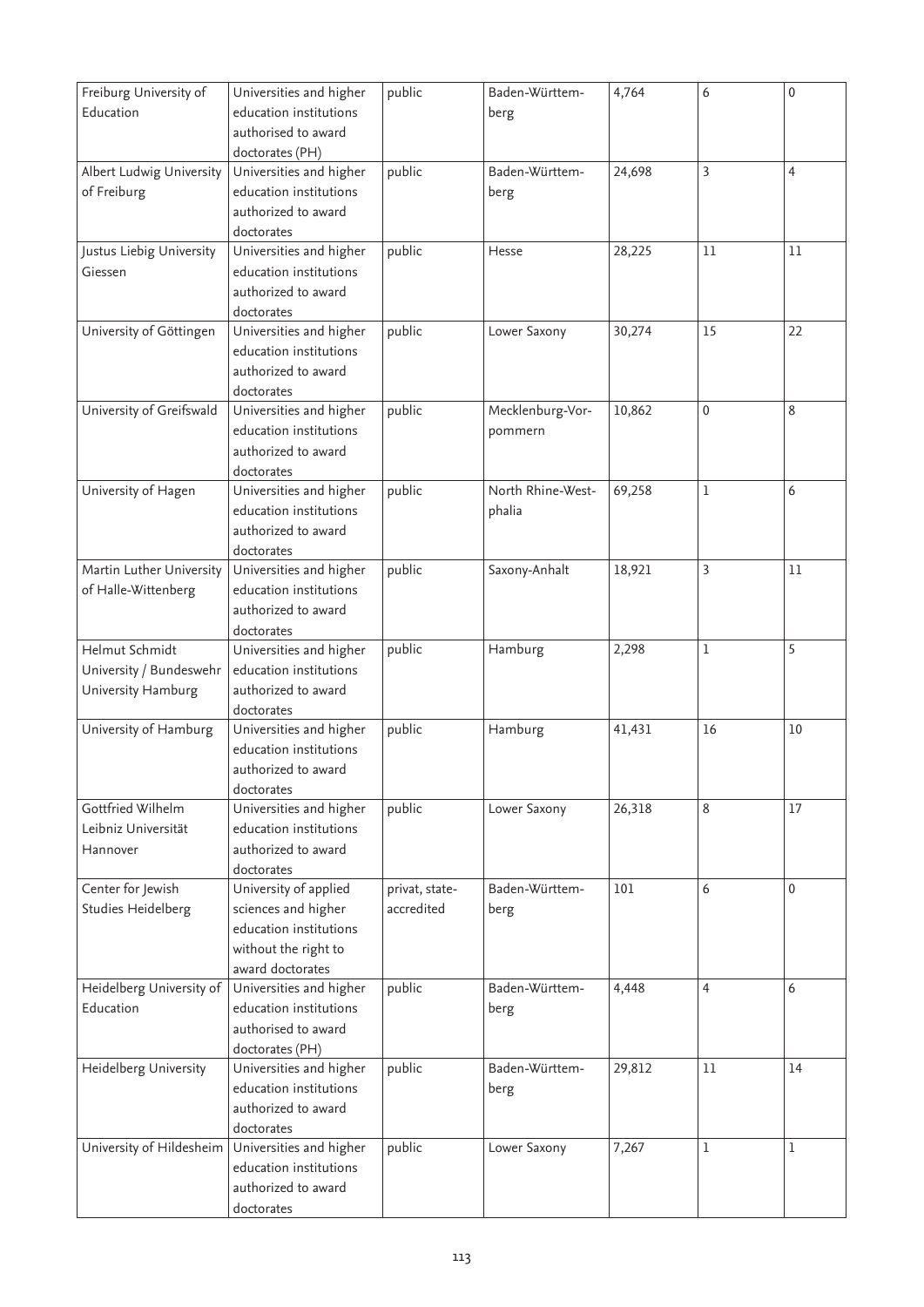| Freiburg University of Education | Universities and higher education institutions authorised to award doctorates (PH) | public | Baden-Württemberg | 4,764 | 6 | 0 |
|---|---|---|---|---|---|---|
| Albert Ludwig University of Freiburg | Universities and higher education institutions authorized to award doctorates | public | Baden-Württemberg | 24,698 | 3 | 4 |
| Justus Liebig University Giessen | Universities and higher education institutions authorized to award doctorates | public | Hesse | 28,225 | 11 | 11 |
| University of Göttingen | Universities and higher education institutions authorized to award doctorates | public | Lower Saxony | 30,274 | 15 | 22 |
| University of Greifswald | Universities and higher education institutions authorized to award doctorates | public | Mecklenburg-Vorpommern | 10,862 | 0 | 8 |
| University of Hagen | Universities and higher education institutions authorized to award doctorates | public | North Rhine-Westphalia | 69,258 | 1 | 6 |
| Martin Luther University of Halle-Wittenberg | Universities and higher education institutions authorized to award doctorates | public | Saxony-Anhalt | 18,921 | 3 | 11 |
| Helmut Schmidt University / Bundeswehr University Hamburg | Universities and higher education institutions authorized to award doctorates | public | Hamburg | 2,298 | 1 | 5 |
| University of Hamburg | Universities and higher education institutions authorized to award doctorates | public | Hamburg | 41,431 | 16 | 10 |
| Gottfried Wilhelm Leibniz Universität Hannover | Universities and higher education institutions authorized to award doctorates | public | Lower Saxony | 26,318 | 8 | 17 |
| Center for Jewish Studies Heidelberg | University of applied sciences and higher education institutions without the right to award doctorates | privat, state-accredited | Baden-Württemberg | 101 | 6 | 0 |
| Heidelberg University of Education | Universities and higher education institutions authorised to award doctorates (PH) | public | Baden-Württemberg | 4,448 | 4 | 6 |
| Heidelberg University | Universities and higher education institutions authorized to award doctorates | public | Baden-Württemberg | 29,812 | 11 | 14 |
| University of Hildesheim | Universities and higher education institutions authorized to award doctorates | public | Lower Saxony | 7,267 | 1 | 1 |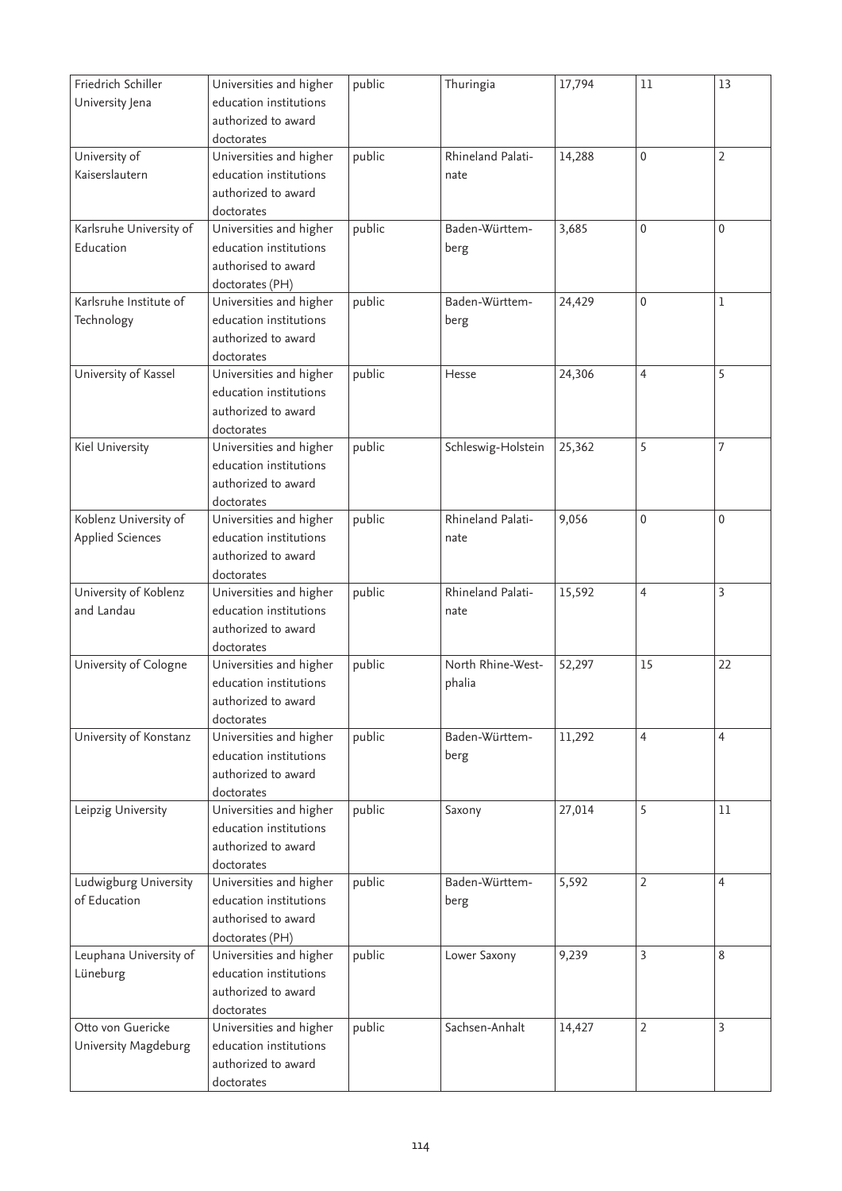| | | | | | | |
|---|---|---|---|---|---|---|
| Friedrich Schiller University Jena | Universities and higher education institutions authorized to award doctorates | public | Thuringia | 17,794 | 11 | 13 |
| University of Kaiserslautern | Universities and higher education institutions authorized to award doctorates | public | Rhineland Palatinate | 14,288 | 0 | 2 |
| Karlsruhe University of Education | Universities and higher education institutions authorised to award doctorates (PH) | public | Baden-Württemberg | 3,685 | 0 | 0 |
| Karlsruhe Institute of Technology | Universities and higher education institutions authorized to award doctorates | public | Baden-Württemberg | 24,429 | 0 | 1 |
| University of Kassel | Universities and higher education institutions authorized to award doctorates | public | Hesse | 24,306 | 4 | 5 |
| Kiel University | Universities and higher education institutions authorized to award doctorates | public | Schleswig-Holstein | 25,362 | 5 | 7 |
| Koblenz University of Applied Sciences | Universities and higher education institutions authorized to award doctorates | public | Rhineland Palatinate | 9,056 | 0 | 0 |
| University of Koblenz and Landau | Universities and higher education institutions authorized to award doctorates | public | Rhineland Palatinate | 15,592 | 4 | 3 |
| University of Cologne | Universities and higher education institutions authorized to award doctorates | public | North Rhine-Westphalia | 52,297 | 15 | 22 |
| University of Konstanz | Universities and higher education institutions authorized to award doctorates | public | Baden-Württemberg | 11,292 | 4 | 4 |
| Leipzig University | Universities and higher education institutions authorized to award doctorates | public | Saxony | 27,014 | 5 | 11 |
| Ludwigburg University of Education | Universities and higher education institutions authorised to award doctorates (PH) | public | Baden-Württemberg | 5,592 | 2 | 4 |
| Leuphana University of Lüneburg | Universities and higher education institutions authorized to award doctorates | public | Lower Saxony | 9,239 | 3 | 8 |
| Otto von Guericke University Magdeburg | Universities and higher education institutions authorized to award doctorates | public | Sachsen-Anhalt | 14,427 | 2 | 3 |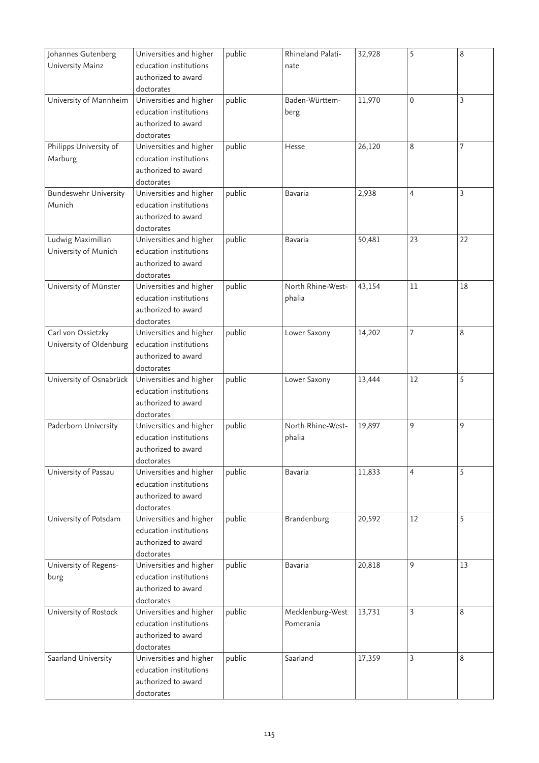| Johannes Gutenberg University Mainz | Universities and higher education institutions authorized to award doctorates | public | Rhineland Palatinate | 32,928 | 5 | 8 |
|---|---|---|---|---|---|---|
| University of Mannheim | Universities and higher education institutions authorized to award doctorates | public | Baden-Württemberg | 11,970 | 0 | 3 |
| Philipps University of Marburg | Universities and higher education institutions authorized to award doctorates | public | Hesse | 26,120 | 8 | 7 |
| Bundeswehr University Munich | Universities and higher education institutions authorized to award doctorates | public | Bavaria | 2,938 | 4 | 3 |
| Ludwig Maximilian University of Munich | Universities and higher education institutions authorized to award doctorates | public | Bavaria | 50,481 | 23 | 22 |
| University of Münster | Universities and higher education institutions authorized to award doctorates | public | North Rhine-Westphalia | 43,154 | 11 | 18 |
| Carl von Ossietzky University of Oldenburg | Universities and higher education institutions authorized to award doctorates | public | Lower Saxony | 14,202 | 7 | 8 |
| University of Osnabrück | Universities and higher education institutions authorized to award doctorates | public | Lower Saxony | 13,444 | 12 | 5 |
| Paderborn University | Universities and higher education institutions authorized to award doctorates | public | North Rhine-Westphalia | 19,897 | 9 | 9 |
| University of Passau | Universities and higher education institutions authorized to award doctorates | public | Bavaria | 11,833 | 4 | 5 |
| University of Potsdam | Universities and higher education institutions authorized to award doctorates | public | Brandenburg | 20,592 | 12 | 5 |
| University of Regensburg | Universities and higher education institutions authorized to award doctorates | public | Bavaria | 20,818 | 9 | 13 |
| University of Rostock | Universities and higher education institutions authorized to award doctorates | public | Mecklenburg-West Pomerania | 13,731 | 3 | 8 |
| Saarland University | Universities and higher education institutions authorized to award doctorates | public | Saarland | 17,359 | 3 | 8 |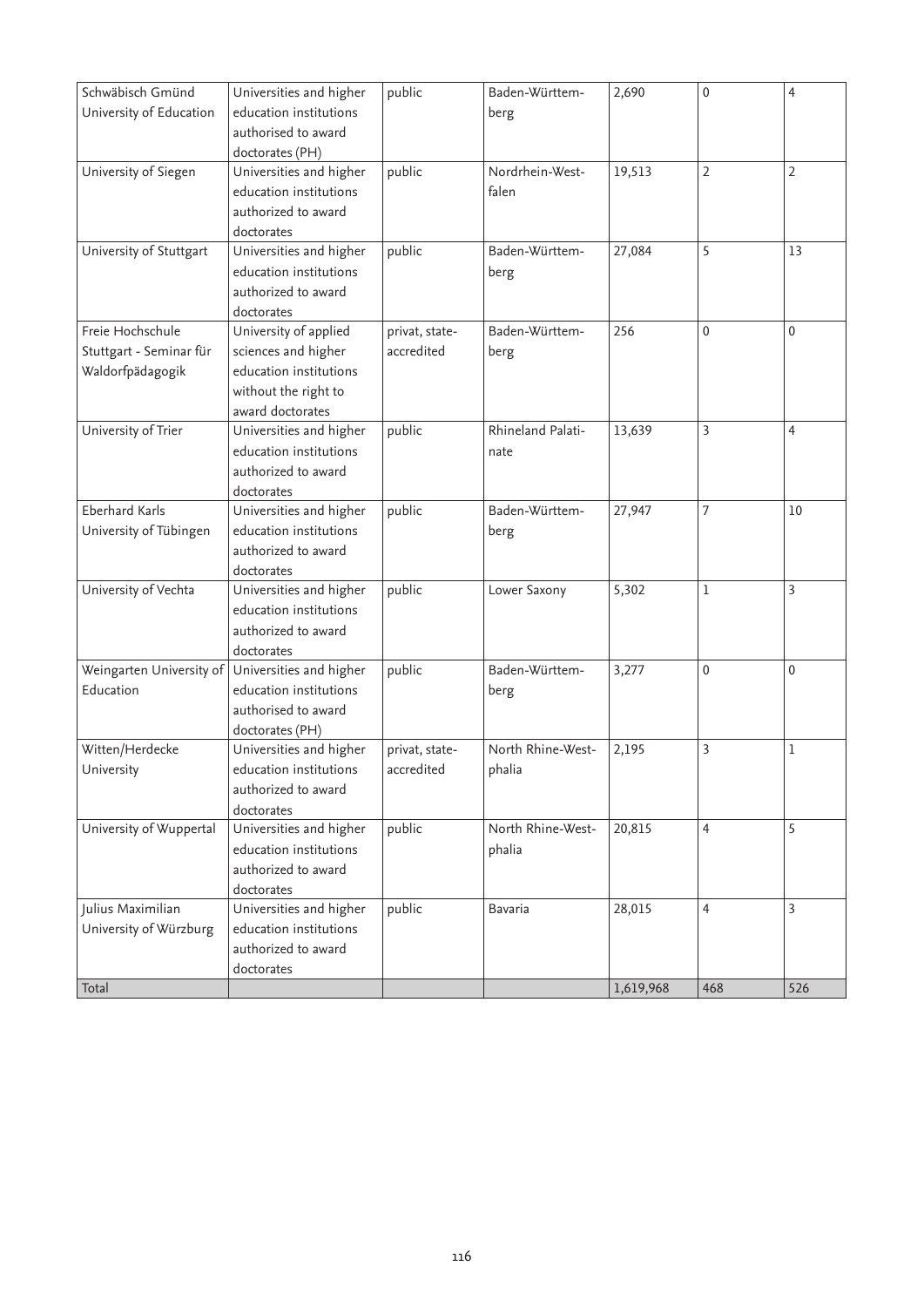| | | | | | | |
|---|---|---|---|---|---|---|
| Schwäbisch Gmünd University of Education | Universities and higher education institutions authorised to award doctorates (PH) | public | Baden-Württem-berg | 2,690 | 0 | 4 |
| University of Siegen | Universities and higher education institutions authorized to award doctorates | public | Nordrhein-West-falen | 19,513 | 2 | 2 |
| University of Stuttgart | Universities and higher education institutions authorized to award doctorates | public | Baden-Württem-berg | 27,084 | 5 | 13 |
| Freie Hochschule Stuttgart - Seminar für Waldorfpädagogik | University of applied sciences and higher education institutions without the right to award doctorates | privat, state-accredited | Baden-Württem-berg | 256 | 0 | 0 |
| University of Trier | Universities and higher education institutions authorized to award doctorates | public | Rhineland Palati-nate | 13,639 | 3 | 4 |
| Eberhard Karls University of Tübingen | Universities and higher education institutions authorized to award doctorates | public | Baden-Württem-berg | 27,947 | 7 | 10 |
| University of Vechta | Universities and higher education institutions authorized to award doctorates | public | Lower Saxony | 5,302 | 1 | 3 |
| Weingarten University of Education | Universities and higher education institutions authorised to award doctorates (PH) | public | Baden-Württem-berg | 3,277 | 0 | 0 |
| Witten/Herdecke University | Universities and higher education institutions authorized to award doctorates | privat, state-accredited | North Rhine-West-phalia | 2,195 | 3 | 1 |
| University of Wuppertal | Universities and higher education institutions authorized to award doctorates | public | North Rhine-West-phalia | 20,815 | 4 | 5 |
| Julius Maximilian University of Würzburg | Universities and higher education institutions authorized to award doctorates | public | Bavaria | 28,015 | 4 | 3 |
| Total | | | | 1,619,968 | 468 | 526 |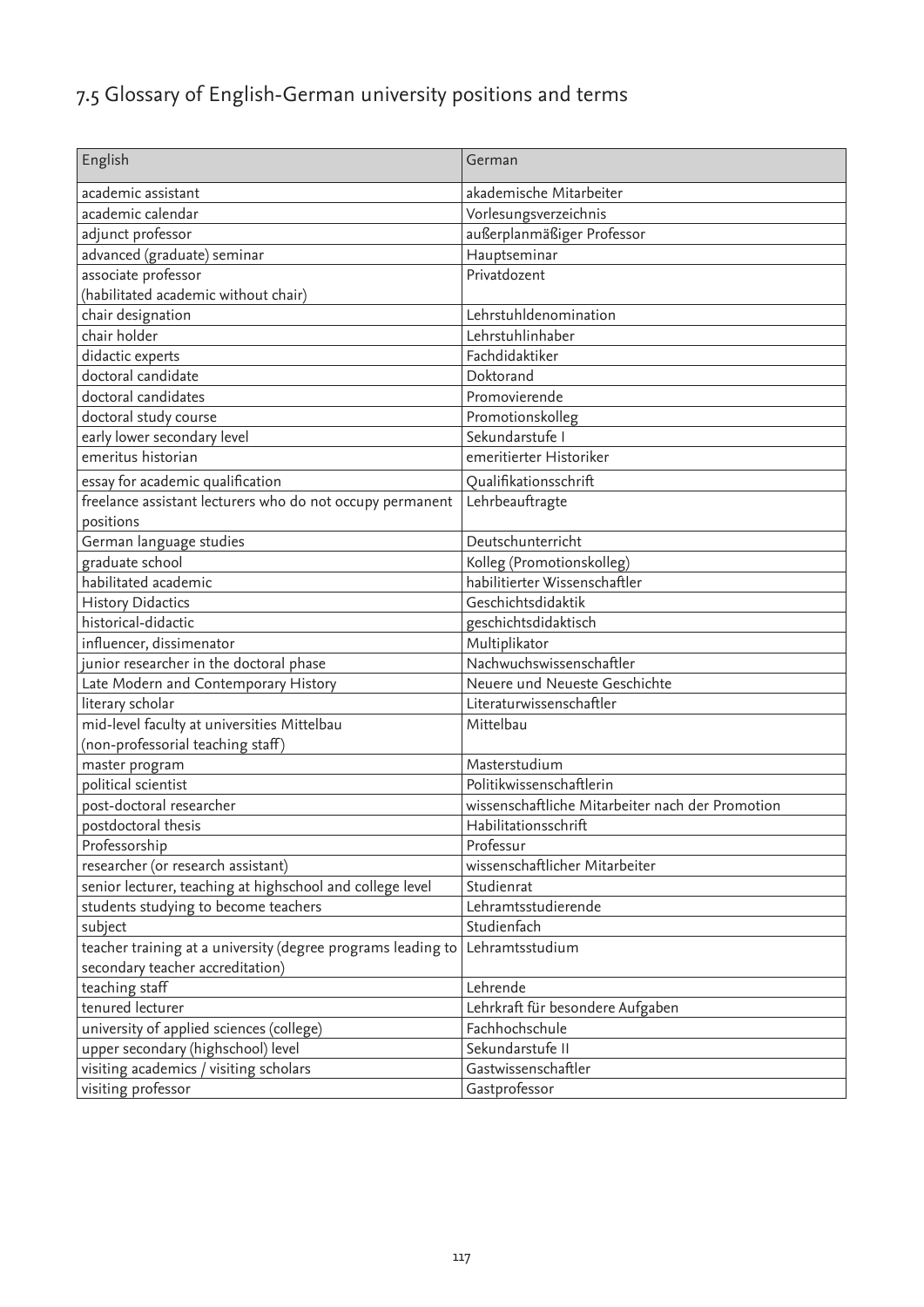## 7.5 Glossary of English-German university positions and terms

| English | German |
|---|---|
| academic assistant | akademische Mitarbeiter |
| academic calendar | Vorlesungsverzeichnis |
| adjunct professor | außerplanmäßiger Professor |
| advanced (graduate) seminar | Hauptseminar |
| associate professor (habilitated academic without chair) | Privatdozent |
| chair designation | Lehrstuhldenomination |
| chair holder | Lehrstuhlinhaber |
| didactic experts | Fachdidaktiker |
| doctoral candidate | Doktorand |
| doctoral candidates | Promovierende |
| doctoral study course | Promotionskolleg |
| early lower secondary level | Sekundarstufe I |
| emeritus historian | emeritierter Historiker |
| essay for academic qualification | Qualifikationsschrift |
| freelance assistant lecturers who do not occupy permanent positions | Lehrbeauftragte |
| German language studies | Deutschunterricht |
| graduate school | Kolleg (Promotionskolleg) |
| habilitated academic | habilitierter Wissenschaftler |
| History Didactics | Geschichtsdidaktik |
| historical-didactic | geschichtsdidaktisch |
| influencer, dissimenator | Multiplikator |
| junior researcher in the doctoral phase | Nachwuchswissenschaftler |
| Late Modern and Contemporary History | Neuere und Neueste Geschichte |
| literary scholar | Literaturwissenschaftler |
| mid-level faculty at universities Mittelbau (non-professorial teaching staff) | Mittelbau |
| master program | Masterstudium |
| political scientist | Politikwissenschaftlerin |
| post-doctoral researcher | wissenschaftliche Mitarbeiter nach der Promotion |
| postdoctoral thesis | Habilitationsschrift |
| Professorship | Professur |
| researcher (or research assistant) | wissenschaftlicher Mitarbeiter |
| senior lecturer, teaching at highschool and college level | Studienrat |
| students studying to become teachers | Lehramtsstudierende |
| subject | Studienfach |
| teacher training at a university (degree programs leading to secondary teacher accreditation) | Lehramtsstudium |
| teaching staff | Lehrende |
| tenured lecturer | Lehrkraft für besondere Aufgaben |
| university of applied sciences (college) | Fachhochschule |
| upper secondary (highschool) level | Sekundarstufe II |
| visiting academics / visiting scholars | Gastwissenschaftler |
| visiting professor | Gastprofessor |